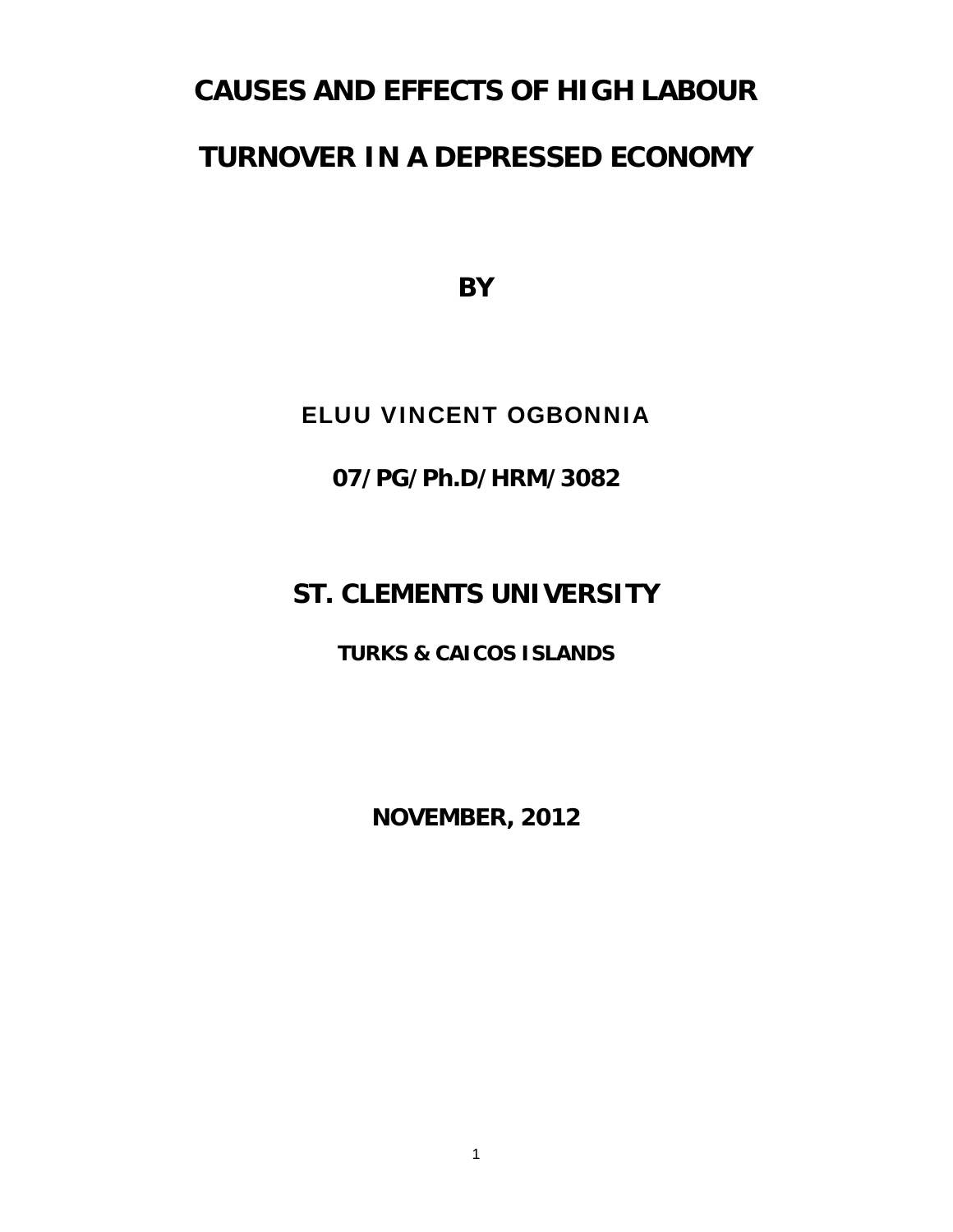# CAUSES AND EFFECTS OF HIGH LABOUR TURNOVER IN A DEPRESSED ECONOMY

**BY**

ELUU VINCENT OGBONNIA

**07/PG/Ph.D/HRM/3082**

## ST. CLEMENTS UNIVERSITY

**TURKS & CAICOS ISLANDS**

**NOVEMBER, 2012**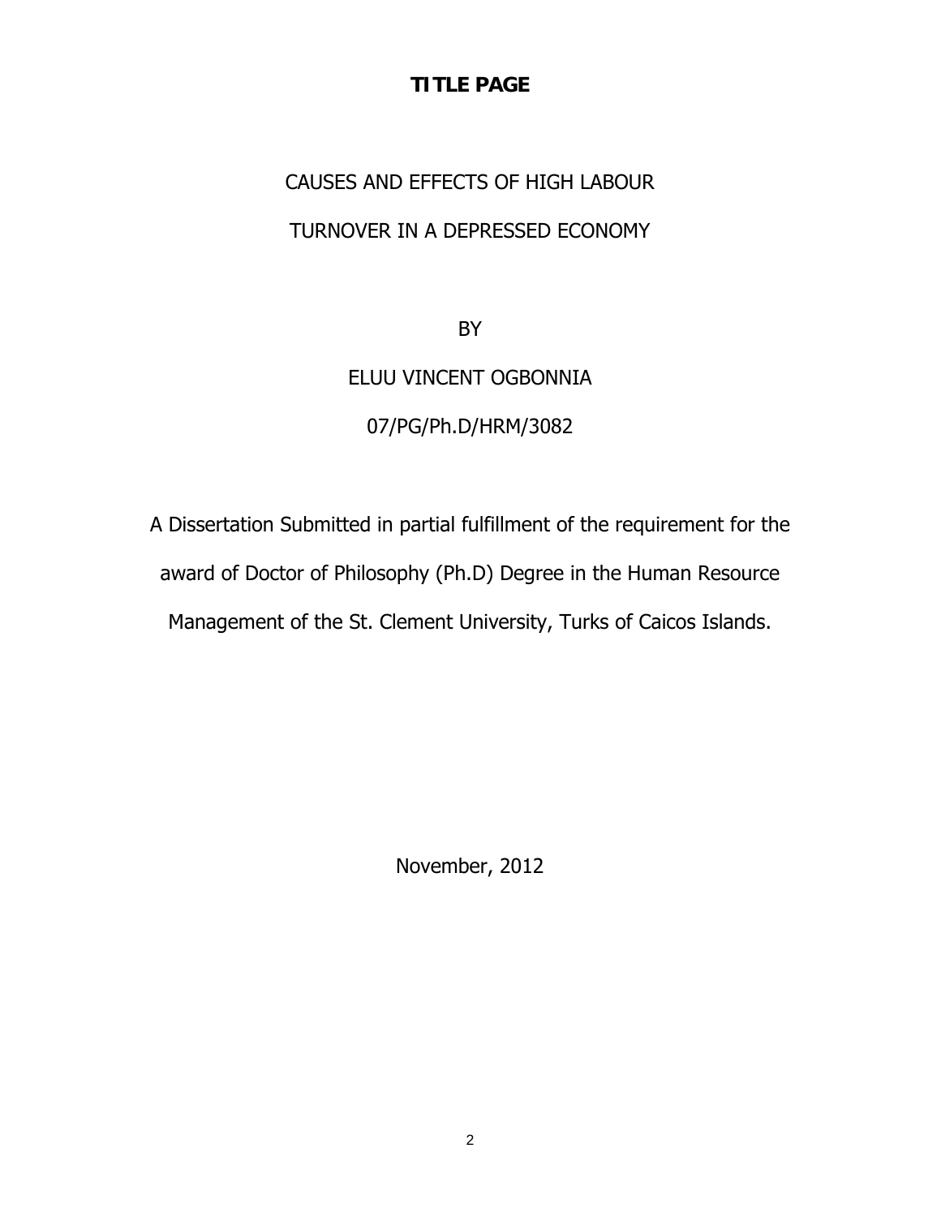# TITLE PAGE

CAUSES AND EFFECTS OF HIGH LABOUR

TURNOVER IN A DEPRESSED ECONOMY

BY

ELUU VINCENT OGBONNIA

07/PG/Ph.D/HRM/3082

A Dissertation Submitted in partial fulfillment of the requirement for the award of Doctor of Philosophy (Ph.D) Degree in the Human Resource Management of the St. Clement University, Turks of Caicos Islands.

November, 2012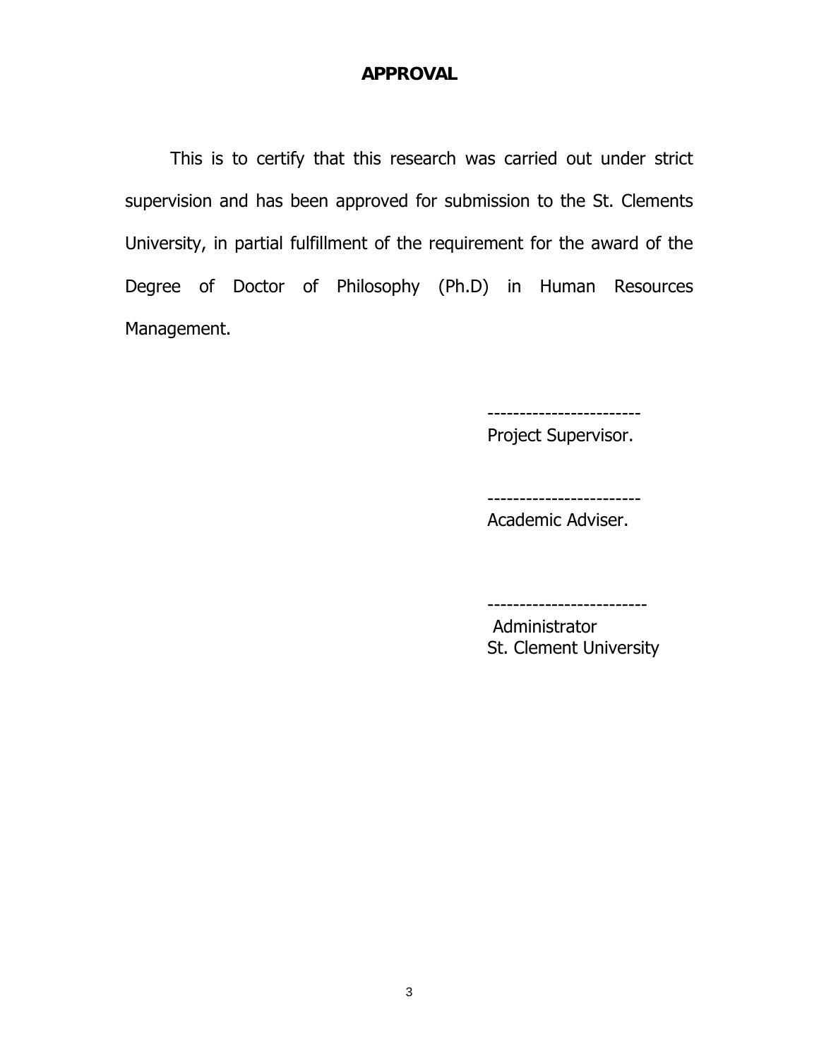# APPROVAL

This is to certify that this research was carried out under strict supervision and has been approved for submission to the St. Clements University, in partial fulfillment of the requirement for the award of the Degree of Doctor of Philosophy (Ph.D) in Human Resources Management.

------------------------
Project Supervisor.

------------------------
Academic Adviser.

-------------------------
Administrator
St. Clement University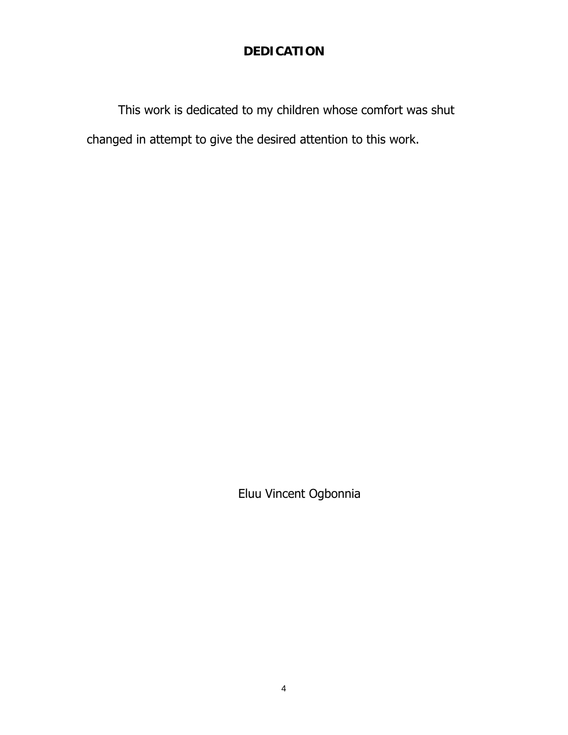# DEDICATION

This work is dedicated to my children whose comfort was shut changed in attempt to give the desired attention to this work.

Eluu Vincent Ogbonnia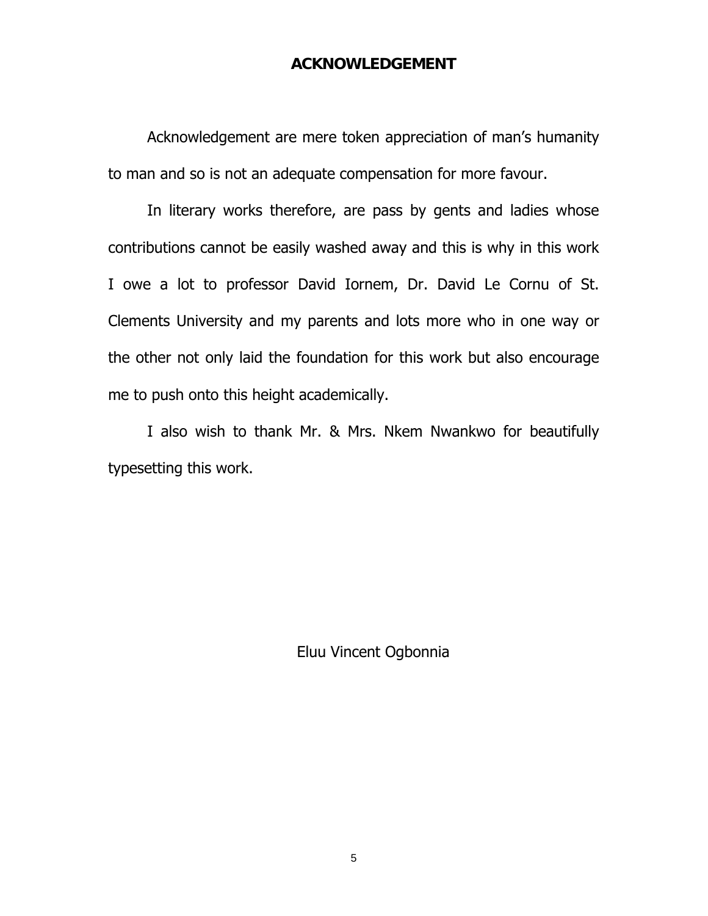## ACKNOWLEDGEMENT

Acknowledgement are mere token appreciation of man's humanity to man and so is not an adequate compensation for more favour.

In literary works therefore, are pass by gents and ladies whose contributions cannot be easily washed away and this is why in this work I owe a lot to professor David Iornem, Dr. David Le Cornu of St. Clements University and my parents and lots more who in one way or the other not only laid the foundation for this work but also encourage me to push onto this height academically.

I also wish to thank Mr. & Mrs. Nkem Nwankwo for beautifully typesetting this work.

Eluu Vincent Ogbonnia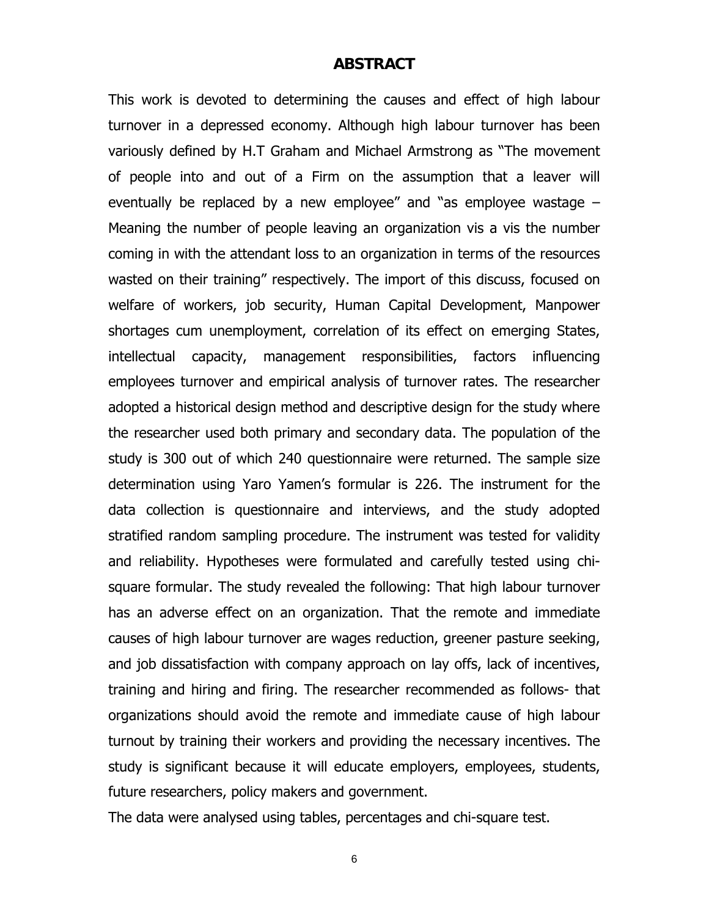# ABSTRACT

This work is devoted to determining the causes and effect of high labour turnover in a depressed economy. Although high labour turnover has been variously defined by H.T Graham and Michael Armstrong as "The movement of people into and out of a Firm on the assumption that a leaver will eventually be replaced by a new employee" and "as employee wastage – Meaning the number of people leaving an organization vis a vis the number coming in with the attendant loss to an organization in terms of the resources wasted on their training" respectively. The import of this discuss, focused on welfare of workers, job security, Human Capital Development, Manpower shortages cum unemployment, correlation of its effect on emerging States, intellectual capacity, management responsibilities, factors influencing employees turnover and empirical analysis of turnover rates. The researcher adopted a historical design method and descriptive design for the study where the researcher used both primary and secondary data. The population of the study is 300 out of which 240 questionnaire were returned. The sample size determination using Yaro Yamen's formular is 226. The instrument for the data collection is questionnaire and interviews, and the study adopted stratified random sampling procedure. The instrument was tested for validity and reliability. Hypotheses were formulated and carefully tested using chi-square formular. The study revealed the following: That high labour turnover has an adverse effect on an organization. That the remote and immediate causes of high labour turnover are wages reduction, greener pasture seeking, and job dissatisfaction with company approach on lay offs, lack of incentives, training and hiring and firing. The researcher recommended as follows- that organizations should avoid the remote and immediate cause of high labour turnout by training their workers and providing the necessary incentives. The study is significant because it will educate employers, employees, students, future researchers, policy makers and government.

The data were analysed using tables, percentages and chi-square test.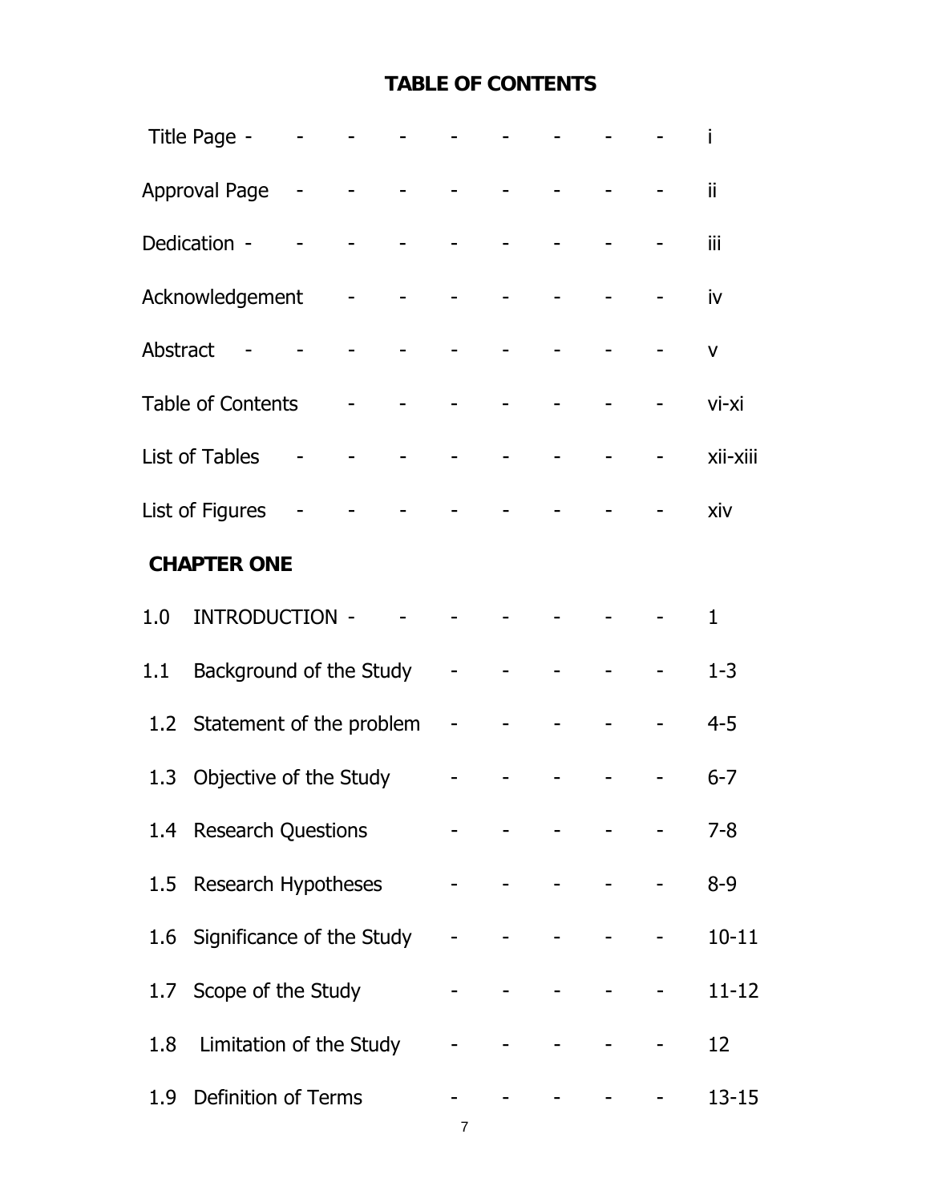# TABLE OF CONTENTS

| | |
|---|---|
| Title Page | i |
| Approval Page | ii |
| Dedication | iii |
| Acknowledgement | iv |
| Abstract | v |
| Table of Contents | vi-xi |
| List of Tables | xii-xiii |
| List of Figures | xiv |

## CHAPTER ONE

| | | |
|---|---|---|
| 1.0 | INTRODUCTION | 1 |
| 1.1 | Background of the Study | 1-3 |
| 1.2 | Statement of the problem | 4-5 |
| 1.3 | Objective of the Study | 6-7 |
| 1.4 | Research Questions | 7-8 |
| 1.5 | Research Hypotheses | 8-9 |
| 1.6 | Significance of the Study | 10-11 |
| 1.7 | Scope of the Study | 11-12 |
| 1.8 | Limitation of the Study | 12 |
| 1.9 | Definition of Terms | 13-15 |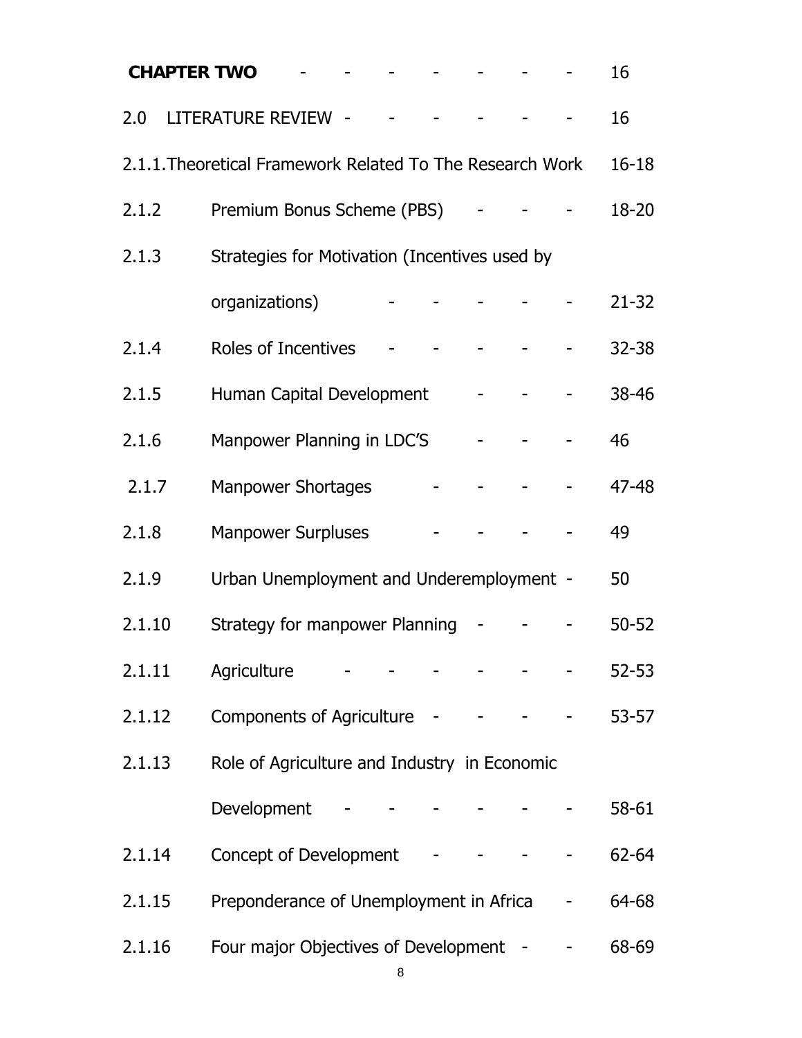**CHAPTER TWO** - - - - - - - 16

2.0 LITERATURE REVIEW - - - - - - - 16

2.1.1. Theoretical Framework Related To The Research Work 16-18

2.1.2 Premium Bonus Scheme (PBS) - - - 18-20

2.1.3 Strategies for Motivation (Incentives used by organizations) - - - - - 21-32

2.1.4 Roles of Incentives - - - - - - 32-38

2.1.5 Human Capital Development - - - 38-46

2.1.6 Manpower Planning in LDC'S - - - 46

2.1.7 Manpower Shortages - - - - 47-48

2.1.8 Manpower Surpluses - - - - 49

2.1.9 Urban Unemployment and Underemployment - 50

2.1.10 Strategy for manpower Planning - - - 50-52

2.1.11 Agriculture - - - - - - - 52-53

2.1.12 Components of Agriculture - - - - 53-57

2.1.13 Role of Agriculture and Industry in Economic Development - - - - - - - 58-61

2.1.14 Concept of Development - - - - 62-64

2.1.15 Preponderance of Unemployment in Africa - 64-68

2.1.16 Four major Objectives of Development - - 68-69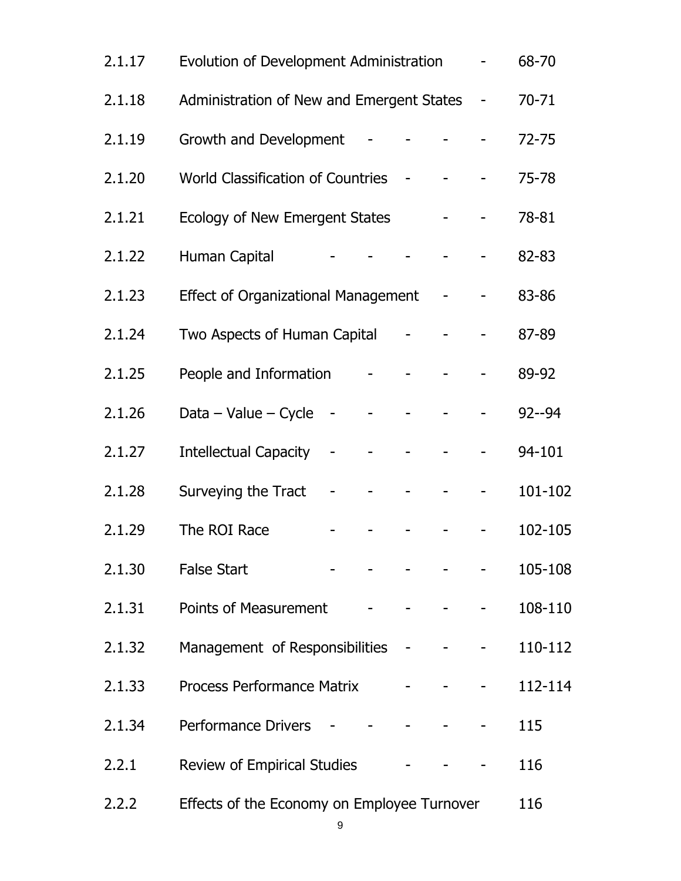| | | |
|---|---|---|
| 2.1.17 | Evolution of Development Administration | 68-70 |
| 2.1.18 | Administration of New and Emergent States | 70-71 |
| 2.1.19 | Growth and Development | 72-75 |
| 2.1.20 | World Classification of Countries | 75-78 |
| 2.1.21 | Ecology of New Emergent States | 78-81 |
| 2.1.22 | Human Capital | 82-83 |
| 2.1.23 | Effect of Organizational Management | 83-86 |
| 2.1.24 | Two Aspects of Human Capital | 87-89 |
| 2.1.25 | People and Information | 89-92 |
| 2.1.26 | Data – Value – Cycle | 92--94 |
| 2.1.27 | Intellectual Capacity | 94-101 |
| 2.1.28 | Surveying the Tract | 101-102 |
| 2.1.29 | The ROI Race | 102-105 |
| 2.1.30 | False Start | 105-108 |
| 2.1.31 | Points of Measurement | 108-110 |
| 2.1.32 | Management of Responsibilities | 110-112 |
| 2.1.33 | Process Performance Matrix | 112-114 |
| 2.1.34 | Performance Drivers | 115 |
| 2.2.1 | Review of Empirical Studies | 116 |
| 2.2.2 | Effects of the Economy on Employee Turnover | 116 |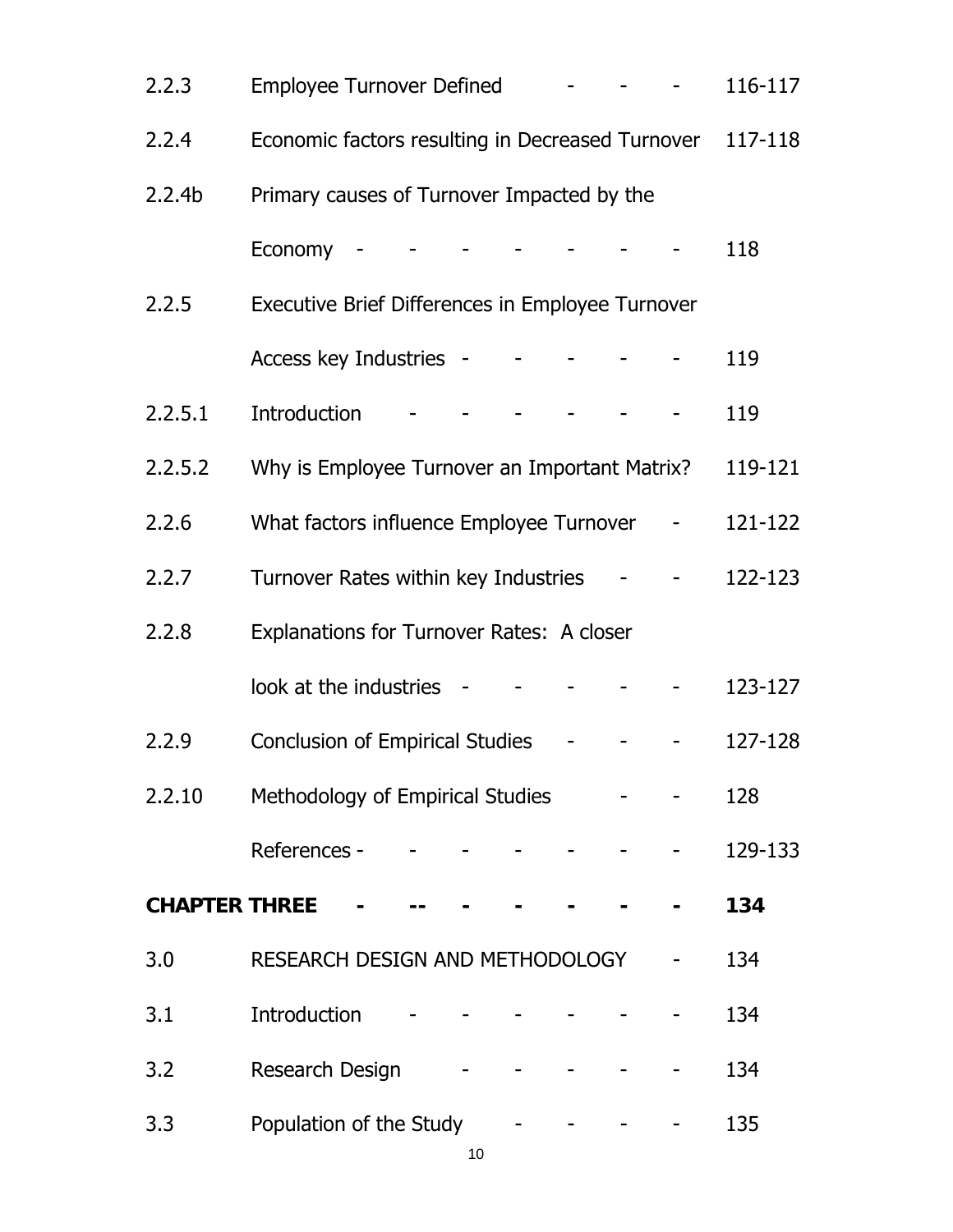| | | |
|---|---|---|
| 2.2.3 | Employee Turnover Defined - - - | 116-117 |
| 2.2.4 | Economic factors resulting in Decreased Turnover | 117-118 |
| 2.2.4b | Primary causes of Turnover Impacted by the Economy - - - - - - - - | 118 |
| 2.2.5 | Executive Brief Differences in Employee Turnover Access key Industries - - - - - - | 119 |
| 2.2.5.1 | Introduction - - - - - - - | 119 |
| 2.2.5.2 | Why is Employee Turnover an Important Matrix? | 119-121 |
| 2.2.6 | What factors influence Employee Turnover - | 121-122 |
| 2.2.7 | Turnover Rates within key Industries - - | 122-123 |
| 2.2.8 | Explanations for Turnover Rates: A closer look at the industries - - - - - - | 123-127 |
| 2.2.9 | Conclusion of Empirical Studies - - - | 127-128 |
| 2.2.10 | Methodology of Empirical Studies - - | 128 |
| | References - - - - - - - - | 129-133 |
| **CHAPTER THREE** | **- -- - - - - -** | **134** |
| 3.0 | RESEARCH DESIGN AND METHODOLOGY - | 134 |
| 3.1 | Introduction - - - - - - - | 134 |
| 3.2 | Research Design - - - - - - | 134 |
| 3.3 | Population of the Study - - - - | 135 |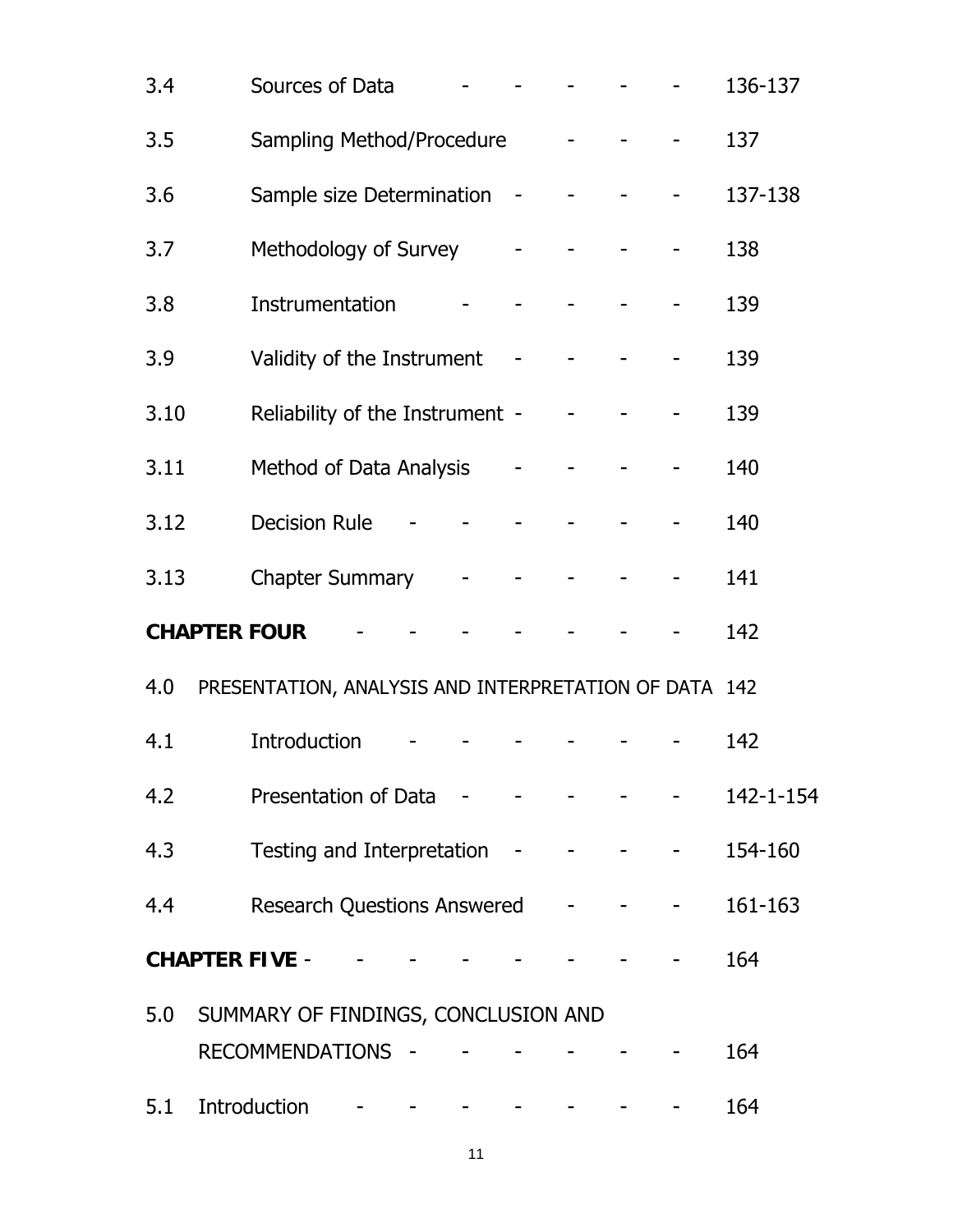| | | |
|---|---|---|
| 3.4 | Sources of Data - - - - - | 136-137 |
| 3.5 | Sampling Method/Procedure - - - | 137 |
| 3.6 | Sample size Determination - - - - | 137-138 |
| 3.7 | Methodology of Survey - - - - | 138 |
| 3.8 | Instrumentation - - - - - | 139 |
| 3.9 | Validity of the Instrument - - - - | 139 |
| 3.10 | Reliability of the Instrument - - - - | 139 |
| 3.11 | Method of Data Analysis - - - - | 140 |
| 3.12 | Decision Rule - - - - - - | 140 |
| 3.13 | Chapter Summary - - - - - | 141 |
| **CHAPTER FOUR** | - - - - - - - | 142 |
| 4.0 | PRESENTATION, ANALYSIS AND INTERPRETATION OF DATA | 142 |
| 4.1 | Introduction - - - - - - | 142 |
| 4.2 | Presentation of Data - - - - - | 142-1-154 |
| 4.3 | Testing and Interpretation - - - - | 154-160 |
| 4.4 | Research Questions Answered - - - | 161-163 |
| **CHAPTER FIVE** | - - - - - - - - | 164 |
| 5.0 | SUMMARY OF FINDINGS, CONCLUSION AND RECOMMENDATIONS - - - - - - | 164 |
| 5.1 | Introduction - - - - - - - | 164 |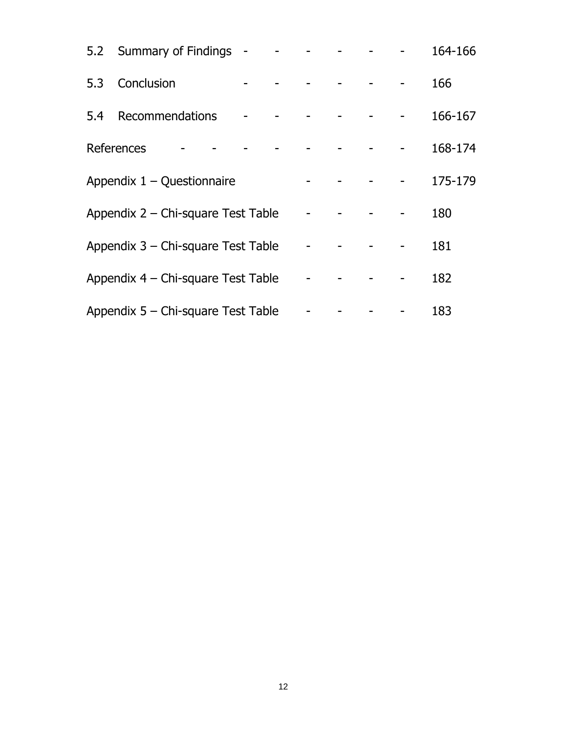5.2 Summary of Findings - - - - - - 164-166

5.3 Conclusion - - - - - - 166

5.4 Recommendations - - - - - - 166-167

References - - - - - - - - 168-174

Appendix 1 – Questionnaire - - - - 175-179

Appendix 2 – Chi-square Test Table - - - - 180

Appendix 3 – Chi-square Test Table - - - - 181

Appendix 4 – Chi-square Test Table - - - - 182

Appendix 5 – Chi-square Test Table - - - - 183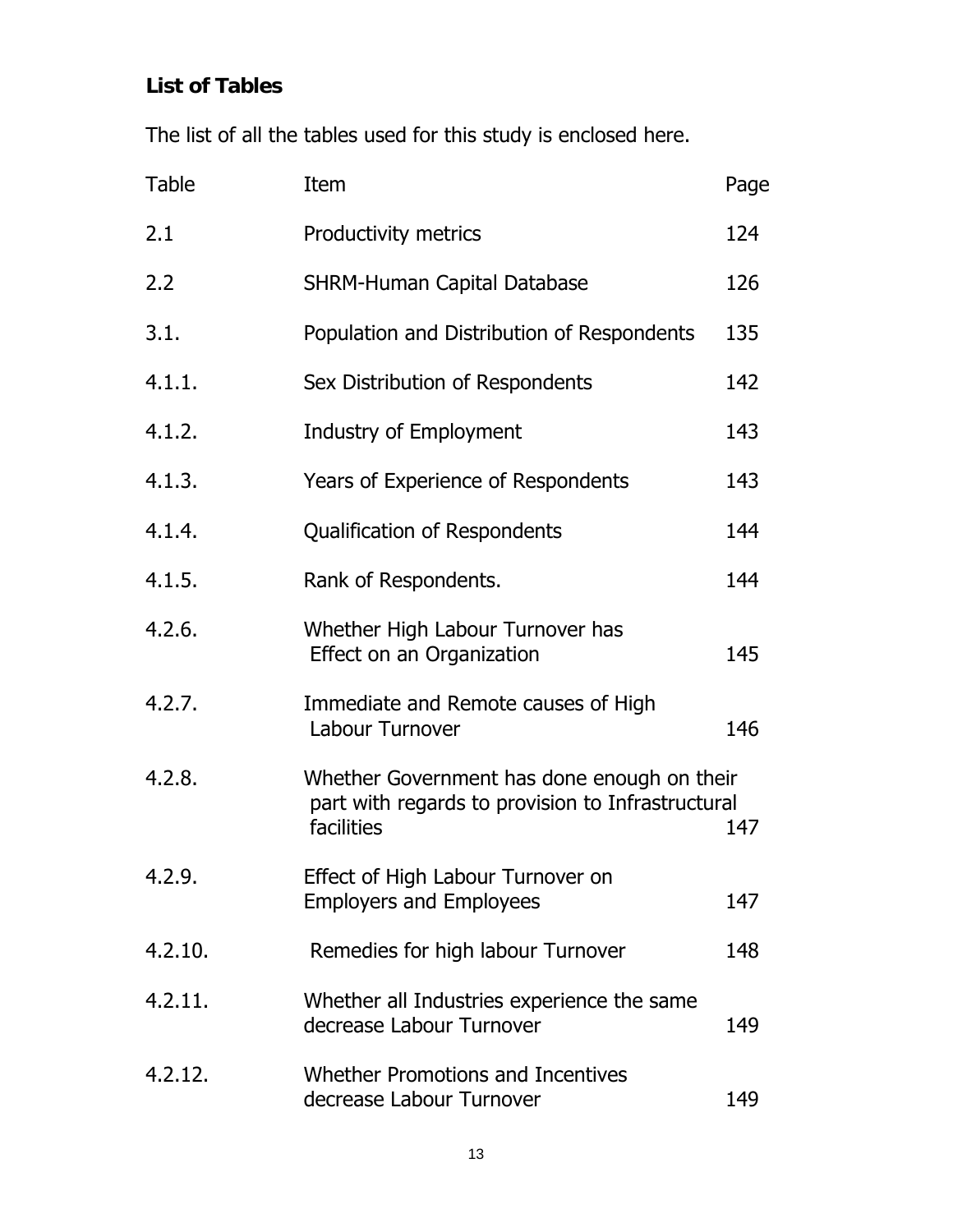**List of Tables**

The list of all the tables used for this study is enclosed here.

| Table | Item | Page |
|---|---|---|
| 2.1 | Productivity metrics | 124 |
| 2.2 | SHRM-Human Capital Database | 126 |
| 3.1. | Population and Distribution of Respondents | 135 |
| 4.1.1. | Sex Distribution of Respondents | 142 |
| 4.1.2. | Industry of Employment | 143 |
| 4.1.3. | Years of Experience of Respondents | 143 |
| 4.1.4. | Qualification of Respondents | 144 |
| 4.1.5. | Rank of Respondents. | 144 |
| 4.2.6. | Whether High Labour Turnover has Effect on an Organization | 145 |
| 4.2.7. | Immediate and Remote causes of High Labour Turnover | 146 |
| 4.2.8. | Whether Government has done enough on their part with regards to provision to Infrastructural facilities | 147 |
| 4.2.9. | Effect of High Labour Turnover on Employers and Employees | 147 |
| 4.2.10. | Remedies for high labour Turnover | 148 |
| 4.2.11. | Whether all Industries experience the same decrease Labour Turnover | 149 |
| 4.2.12. | Whether Promotions and Incentives decrease Labour Turnover | 149 |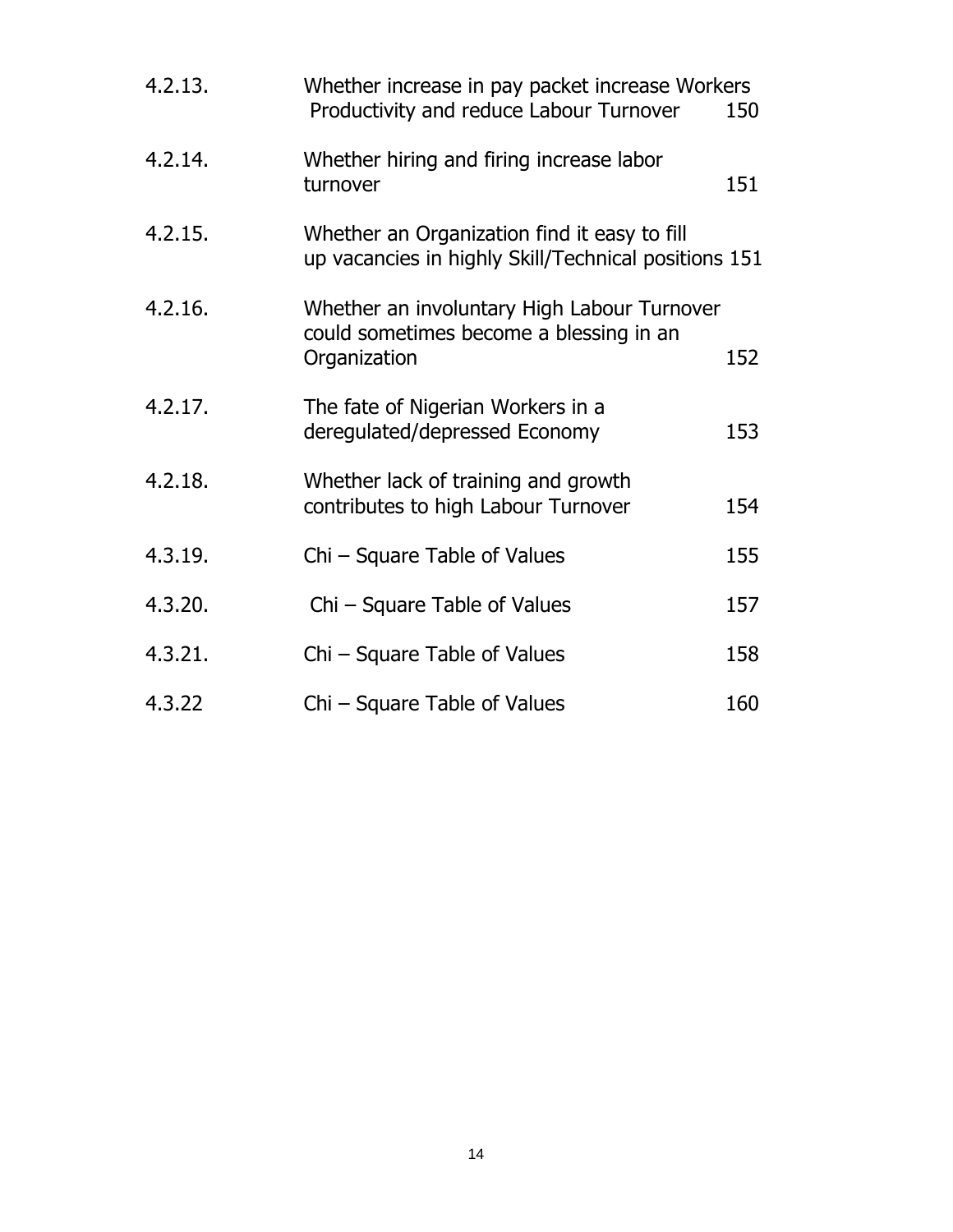| | | |
|---|---|---|
| 4.2.13. | Whether increase in pay packet increase Workers Productivity and reduce Labour Turnover | 150 |
| 4.2.14. | Whether hiring and firing increase labor turnover | 151 |
| 4.2.15. | Whether an Organization find it easy to fill up vacancies in highly Skill/Technical positions | 151 |
| 4.2.16. | Whether an involuntary High Labour Turnover could sometimes become a blessing in an Organization | 152 |
| 4.2.17. | The fate of Nigerian Workers in a deregulated/depressed Economy | 153 |
| 4.2.18. | Whether lack of training and growth contributes to high Labour Turnover | 154 |
| 4.3.19. | Chi – Square Table of Values | 155 |
| 4.3.20. | Chi – Square Table of Values | 157 |
| 4.3.21. | Chi – Square Table of Values | 158 |
| 4.3.22 | Chi – Square Table of Values | 160 |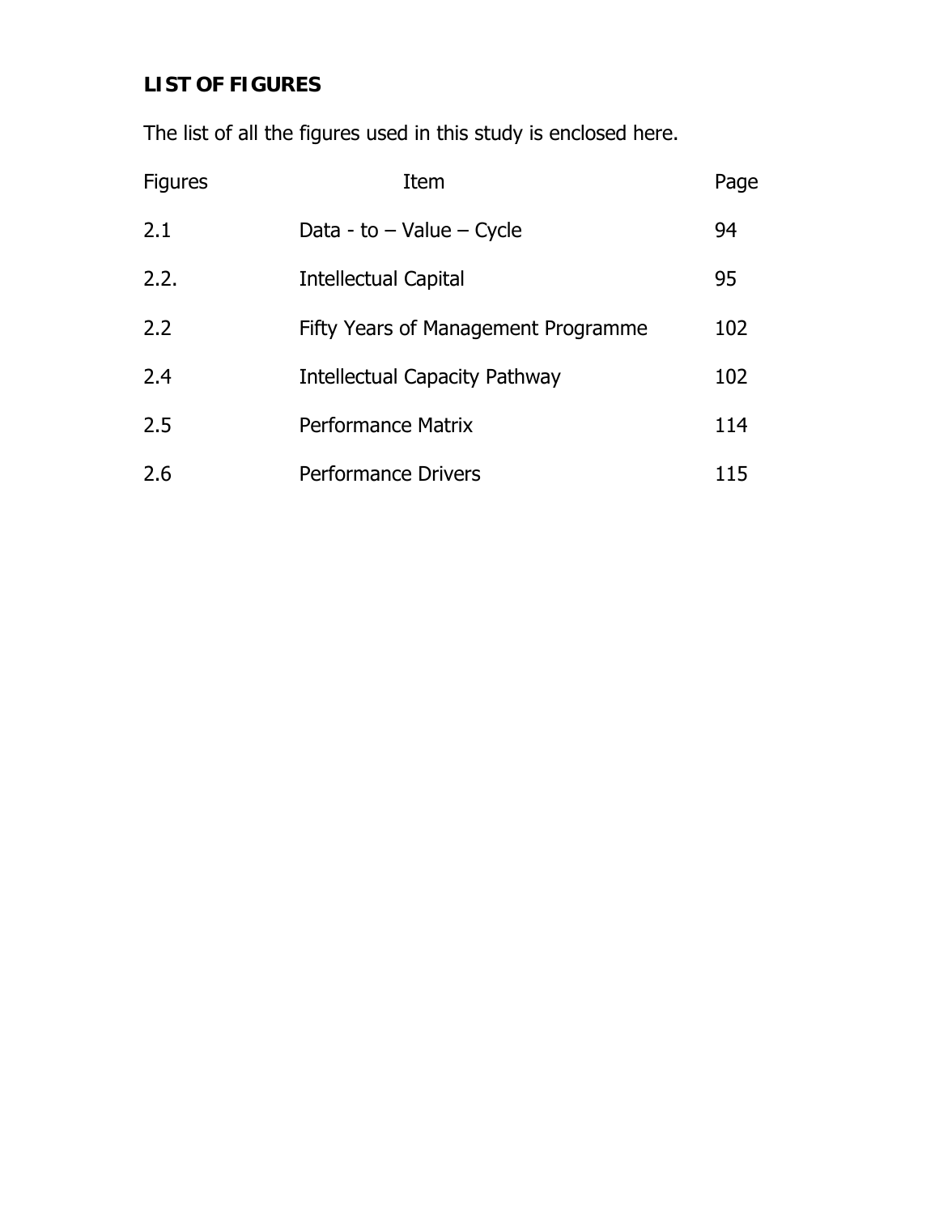**LIST OF FIGURES**

The list of all the figures used in this study is enclosed here.

| Figures | Item | Page |
|---|---|---|
| 2.1 | Data - to – Value – Cycle | 94 |
| 2.2. | Intellectual Capital | 95 |
| 2.2 | Fifty Years of Management Programme | 102 |
| 2.4 | Intellectual Capacity Pathway | 102 |
| 2.5 | Performance Matrix | 114 |
| 2.6 | Performance Drivers | 115 |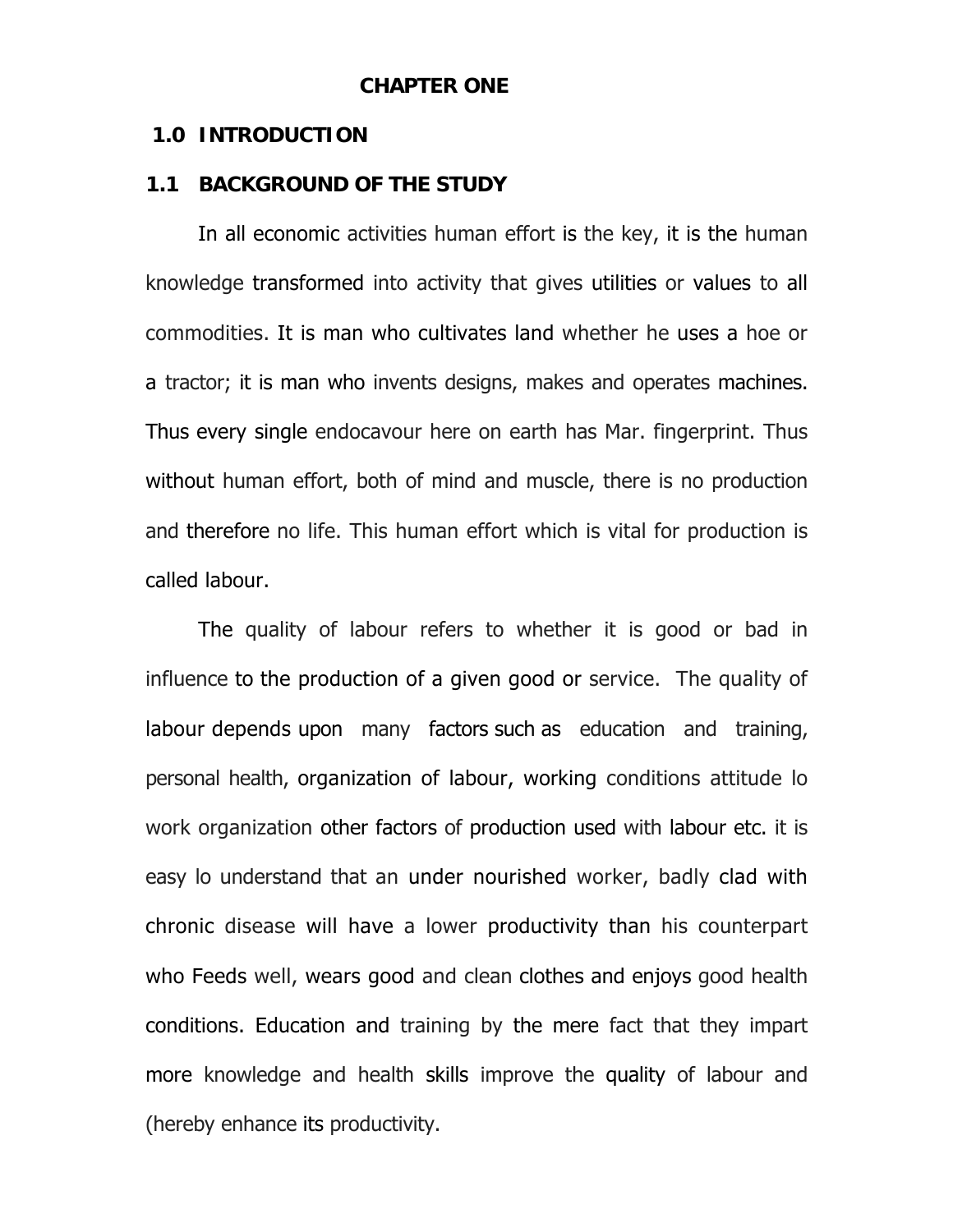# CHAPTER ONE

## 1.0 INTRODUCTION

## 1.1 BACKGROUND OF THE STUDY

In all economic activities human effort is the key, it is the human knowledge transformed into activity that gives utilities or values to all commodities. It is man who cultivates land whether he uses a hoe or a tractor; it is man who invents designs, makes and operates machines. Thus every single endocavour here on earth has Mar. fingerprint. Thus without human effort, both of mind and muscle, there is no production and therefore no life. This human effort which is vital for production is called labour.

The quality of labour refers to whether it is good or bad in influence to the production of a given good or service. The quality of labour depends upon many factors such as education and training, personal health, organization of labour, working conditions attitude lo work organization other factors of production used with labour etc. it is easy lo understand that an under nourished worker, badly clad with chronic disease will have a lower productivity than his counterpart who Feeds well, wears good and clean clothes and enjoys good health conditions. Education and training by the mere fact that they impart more knowledge and health skills improve the quality of labour and (hereby enhance its productivity.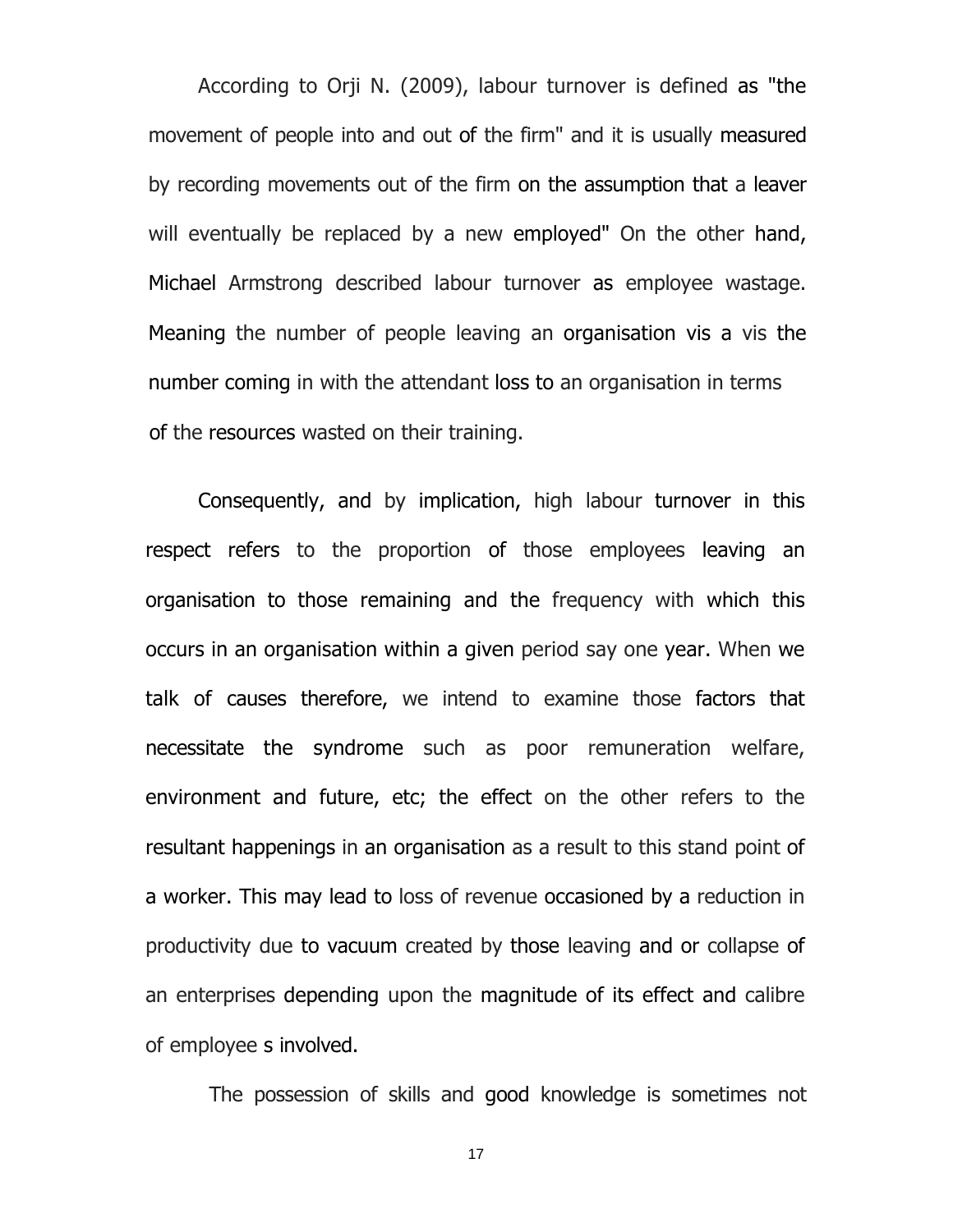According to Orji N. (2009), labour turnover is defined as "the movement of people into and out of the firm" and it is usually measured by recording movements out of the firm on the assumption that a leaver will eventually be replaced by a new employed" On the other hand, Michael Armstrong described labour turnover as employee wastage. Meaning the number of people leaving an organisation vis a vis the number coming in with the attendant loss to an organisation in terms of the resources wasted on their training.

Consequently, and by implication, high labour turnover in this respect refers to the proportion of those employees leaving an organisation to those remaining and the frequency with which this occurs in an organisation within a given period say one year. When we talk of causes therefore, we intend to examine those factors that necessitate the syndrome such as poor remuneration welfare, environment and future, etc; the effect on the other refers to the resultant happenings in an organisation as a result to this stand point of a worker. This may lead to loss of revenue occasioned by a reduction in productivity due to vacuum created by those leaving and or collapse of an enterprises depending upon the magnitude of its effect and calibre of employee s involved.

The possession of skills and good knowledge is sometimes not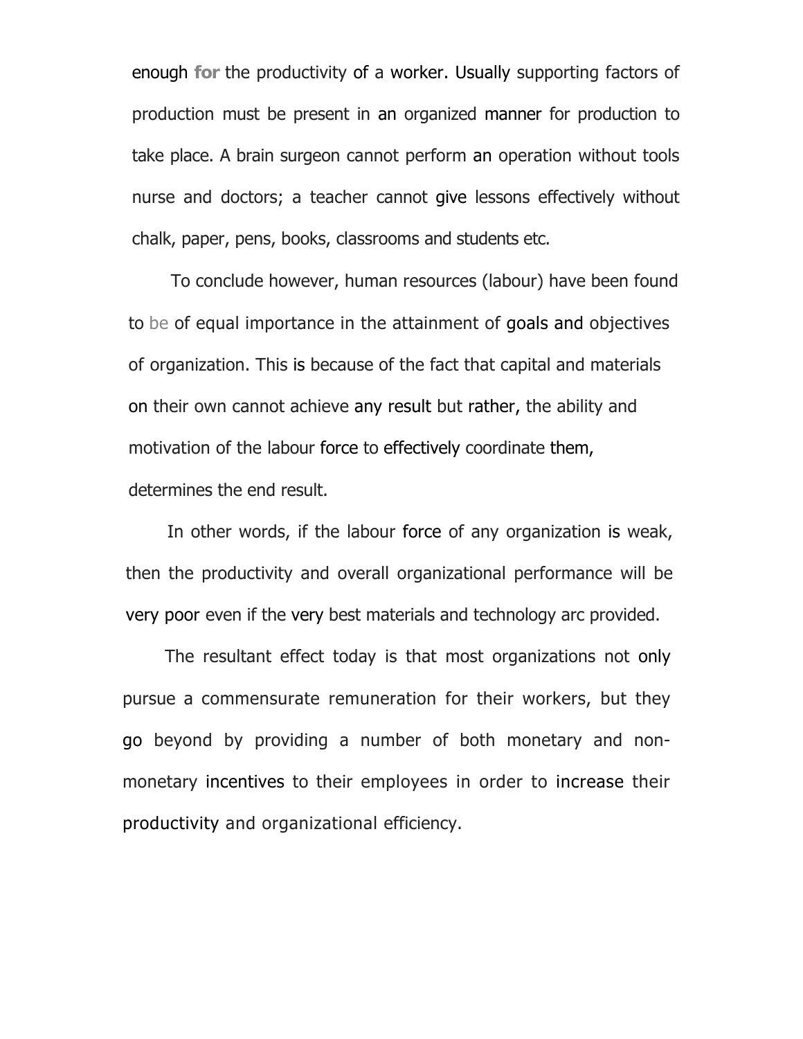enough for the productivity of a worker. Usually supporting factors of production must be present in an organized manner for production to take place. A brain surgeon cannot perform an operation without tools nurse and doctors; a teacher cannot give lessons effectively without chalk, paper, pens, books, classrooms and students etc.

To conclude however, human resources (labour) have been found to be of equal importance in the attainment of goals and objectives of organization. This is because of the fact that capital and materials on their own cannot achieve any result but rather, the ability and motivation of the labour force to effectively coordinate them, determines the end result.

In other words, if the labour force of any organization is weak, then the productivity and overall organizational performance will be very poor even if the very best materials and technology arc provided.

The resultant effect today is that most organizations not only pursue a commensurate remuneration for their workers, but they go beyond by providing a number of both monetary and non-monetary incentives to their employees in order to increase their productivity and organizational efficiency.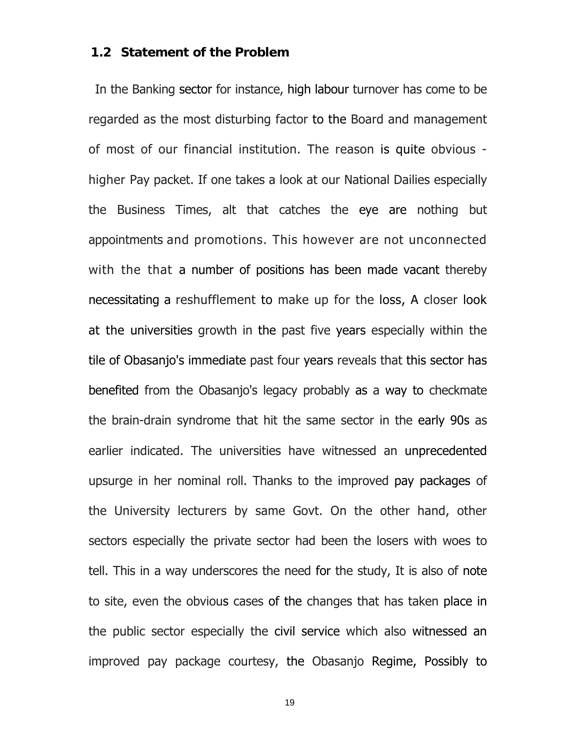## 1.2 Statement of the Problem

In the Banking sector for instance, high labour turnover has come to be regarded as the most disturbing factor to the Board and management of most of our financial institution. The reason is quite obvious - higher Pay packet. If one takes a look at our National Dailies especially the Business Times, alt that catches the eye are nothing but appointments and promotions. This however are not unconnected with the that a number of positions has been made vacant thereby necessitating a reshufflement to make up for the loss, A closer look at the universities growth in the past five years especially within the tile of Obasanjo's immediate past four years reveals that this sector has benefited from the Obasanjo's legacy probably as a way to checkmate the brain-drain syndrome that hit the same sector in the early 90s as earlier indicated. The universities have witnessed an unprecedented upsurge in her nominal roll. Thanks to the improved pay packages of the University lecturers by same Govt. On the other hand, other sectors especially the private sector had been the losers with woes to tell. This in a way underscores the need for the study, It is also of note to site, even the obvious cases of the changes that has taken place in the public sector especially the civil service which also witnessed an improved pay package courtesy, the Obasanjo Regime, Possibly to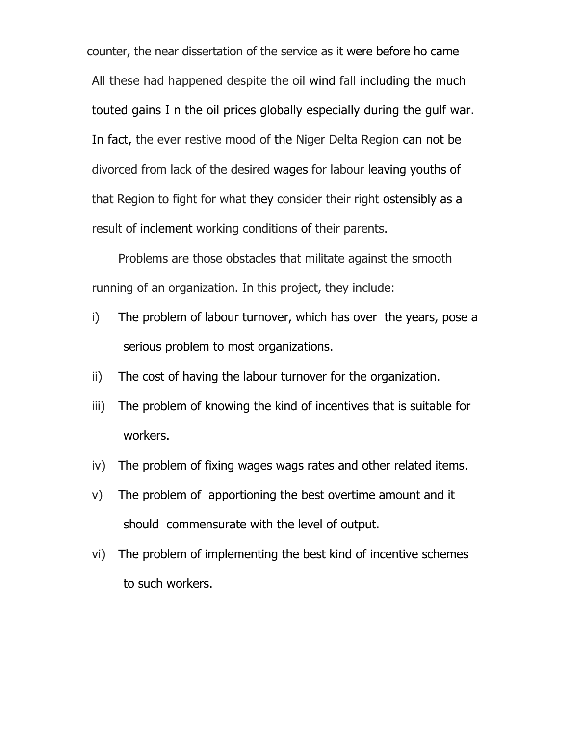counter, the near dissertation of the service as it were before ho came All these had happened despite the oil wind fall including the much touted gains I n the oil prices globally especially during the gulf war. In fact, the ever restive mood of the Niger Delta Region can not be divorced from lack of the desired wages for labour leaving youths of that Region to fight for what they consider their right ostensibly as a result of inclement working conditions of their parents.

Problems are those obstacles that militate against the smooth running of an organization. In this project, they include:

i) The problem of labour turnover, which has over the years, pose a serious problem to most organizations.

ii) The cost of having the labour turnover for the organization.

iii) The problem of knowing the kind of incentives that is suitable for workers.

iv) The problem of fixing wages wags rates and other related items.

v) The problem of apportioning the best overtime amount and it should commensurate with the level of output.

vi) The problem of implementing the best kind of incentive schemes to such workers.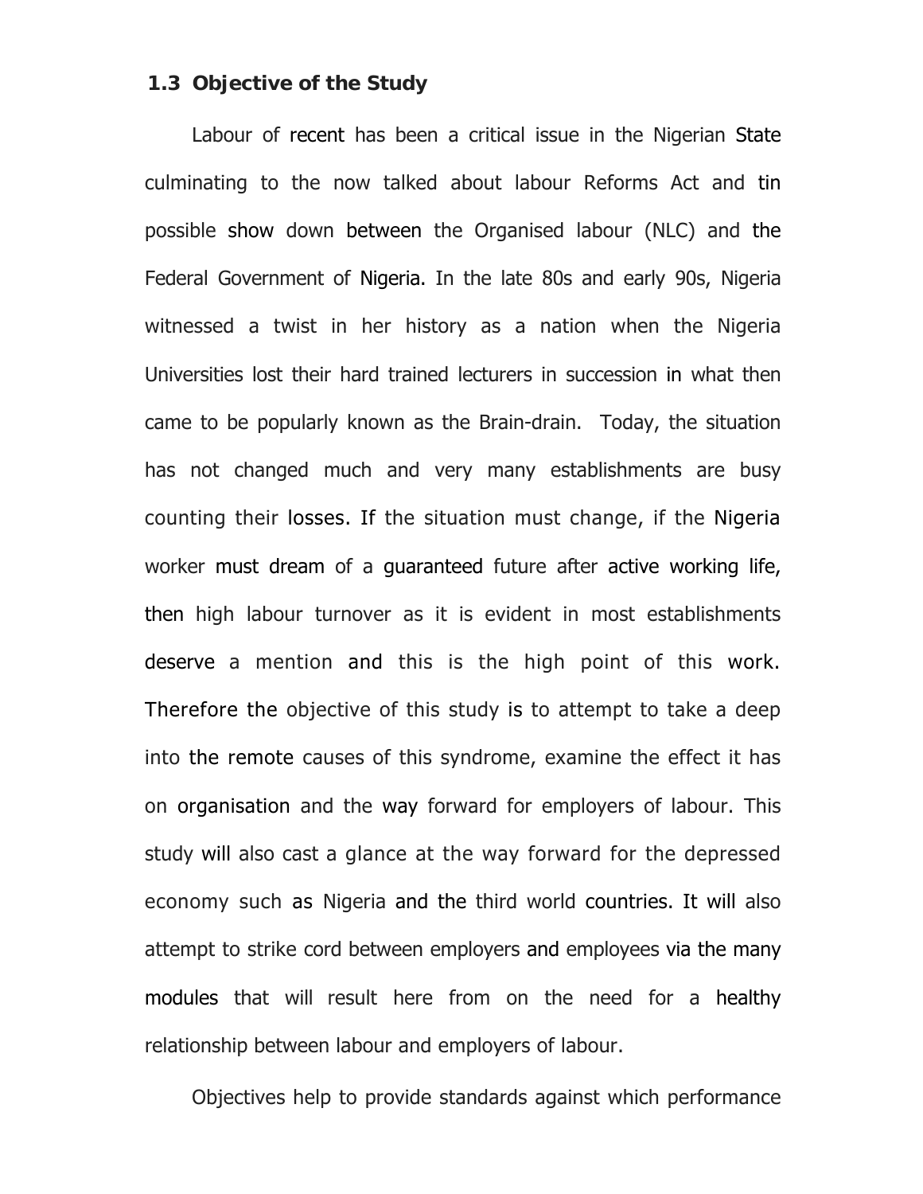### 1.3 Objective of the Study

Labour of recent has been a critical issue in the Nigerian State culminating to the now talked about labour Reforms Act and tin possible show down between the Organised labour (NLC) and the Federal Government of Nigeria. In the late 80s and early 90s, Nigeria witnessed a twist in her history as a nation when the Nigeria Universities lost their hard trained lecturers in succession in what then came to be popularly known as the Brain-drain. Today, the situation has not changed much and very many establishments are busy counting their losses. If the situation must change, if the Nigeria worker must dream of a guaranteed future after active working life, then high labour turnover as it is evident in most establishments deserve a mention and this is the high point of this work. Therefore the objective of this study is to attempt to take a deep into the remote causes of this syndrome, examine the effect it has on organisation and the way forward for employers of labour. This study will also cast a glance at the way forward for the depressed economy such as Nigeria and the third world countries. It will also attempt to strike cord between employers and employees via the many modules that will result here from on the need for a healthy relationship between labour and employers of labour.

Objectives help to provide standards against which performance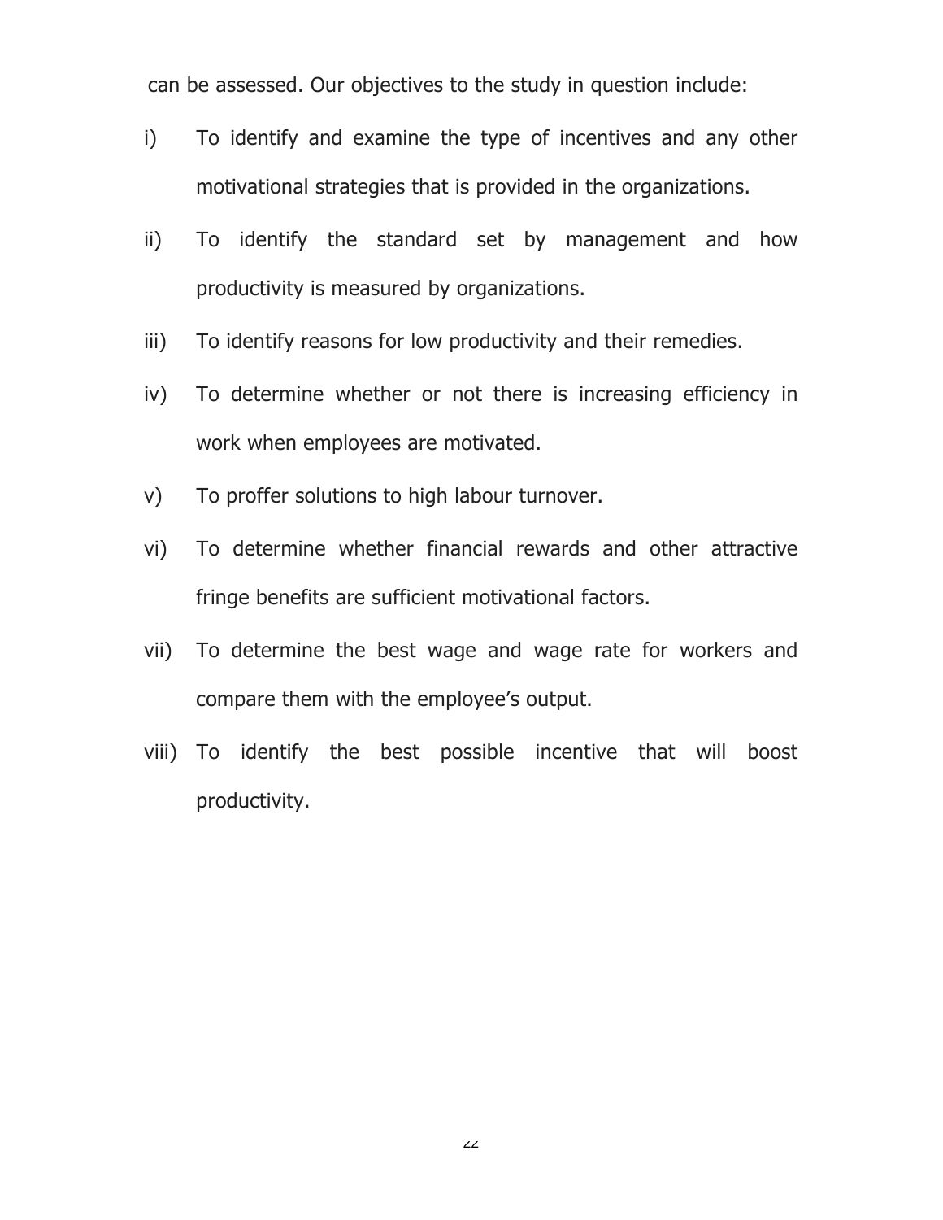can be assessed. Our objectives to the study in question include:

i) To identify and examine the type of incentives and any other motivational strategies that is provided in the organizations.

ii) To identify the standard set by management and how productivity is measured by organizations.

iii) To identify reasons for low productivity and their remedies.

iv) To determine whether or not there is increasing efficiency in work when employees are motivated.

v) To proffer solutions to high labour turnover.

vi) To determine whether financial rewards and other attractive fringe benefits are sufficient motivational factors.

vii) To determine the best wage and wage rate for workers and compare them with the employee's output.

viii) To identify the best possible incentive that will boost productivity.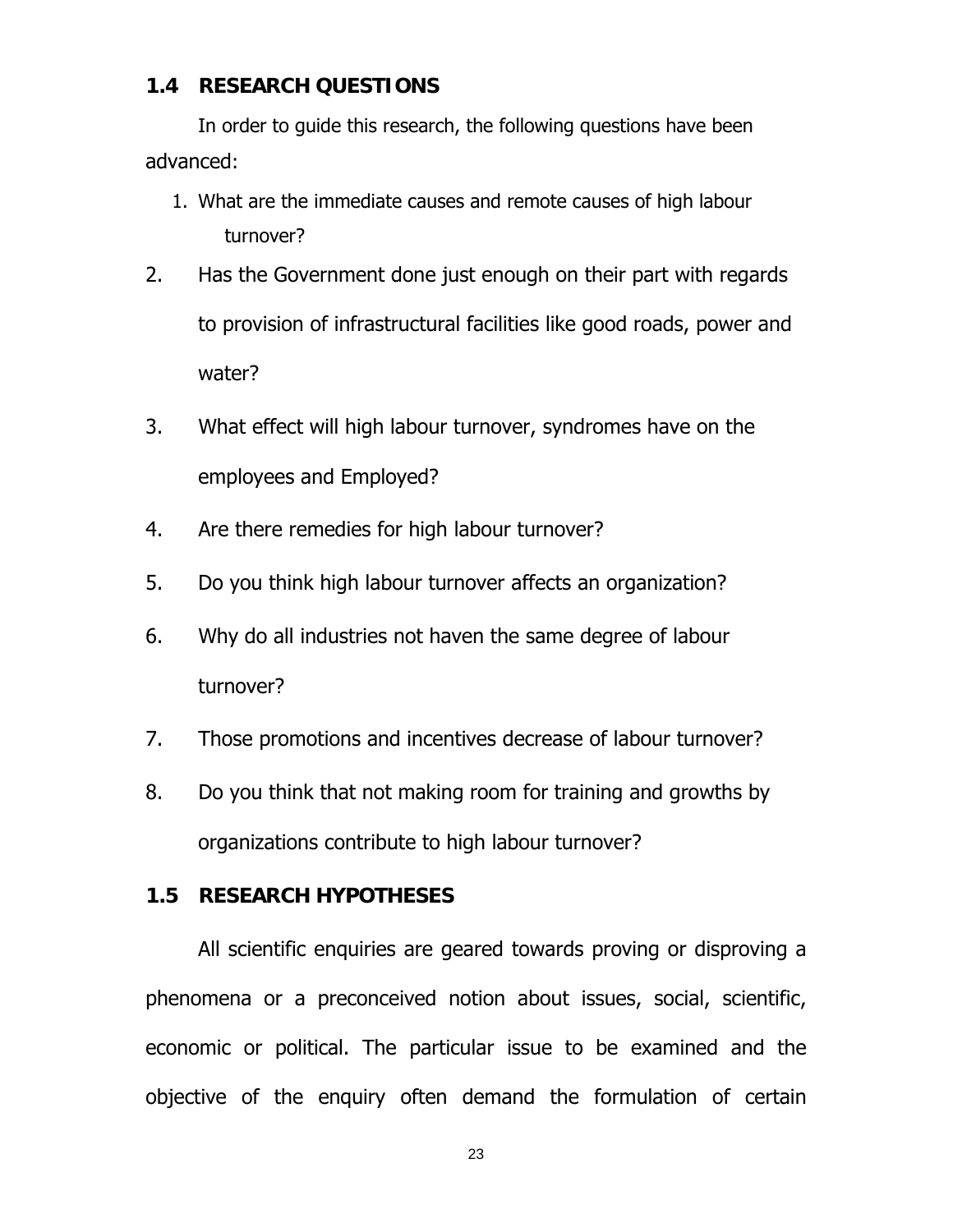## 1.4 RESEARCH QUESTIONS

In order to guide this research, the following questions have been advanced:

1. What are the immediate causes and remote causes of high labour turnover?
2. Has the Government done just enough on their part with regards to provision of infrastructural facilities like good roads, power and water?
3. What effect will high labour turnover, syndromes have on the employees and Employed?
4. Are there remedies for high labour turnover?
5. Do you think high labour turnover affects an organization?
6. Why do all industries not haven the same degree of labour turnover?
7. Those promotions and incentives decrease of labour turnover?
8. Do you think that not making room for training and growths by organizations contribute to high labour turnover?

## 1.5 RESEARCH HYPOTHESES

All scientific enquiries are geared towards proving or disproving a phenomena or a preconceived notion about issues, social, scientific, economic or political. The particular issue to be examined and the objective of the enquiry often demand the formulation of certain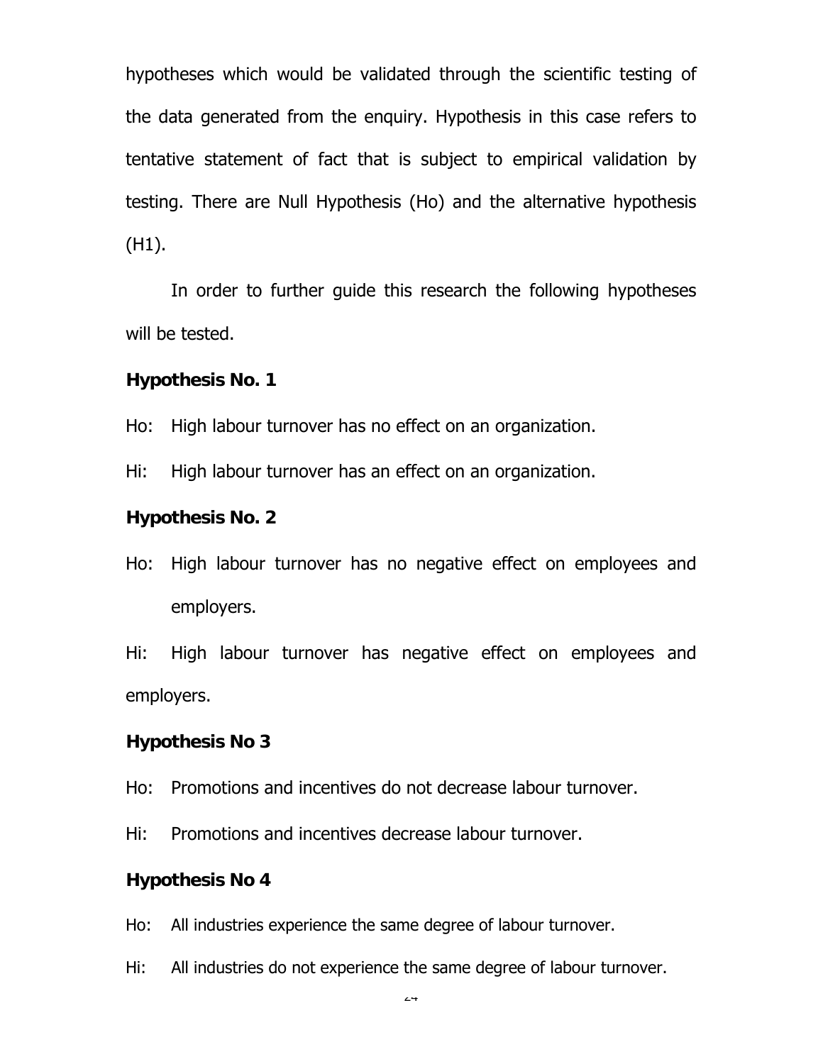hypotheses which would be validated through the scientific testing of the data generated from the enquiry. Hypothesis in this case refers to tentative statement of fact that is subject to empirical validation by testing. There are Null Hypothesis (Ho) and the alternative hypothesis (H1).

In order to further guide this research the following hypotheses will be tested.

**Hypothesis No. 1**

Ho: High labour turnover has no effect on an organization.

Hi: High labour turnover has an effect on an organization.

**Hypothesis No. 2**

Ho: High labour turnover has no negative effect on employees and employers.

Hi: High labour turnover has negative effect on employees and employers.

**Hypothesis No 3**

Ho: Promotions and incentives do not decrease labour turnover.

Hi: Promotions and incentives decrease labour turnover.

**Hypothesis No 4**

Ho: All industries experience the same degree of labour turnover.

Hi: All industries do not experience the same degree of labour turnover.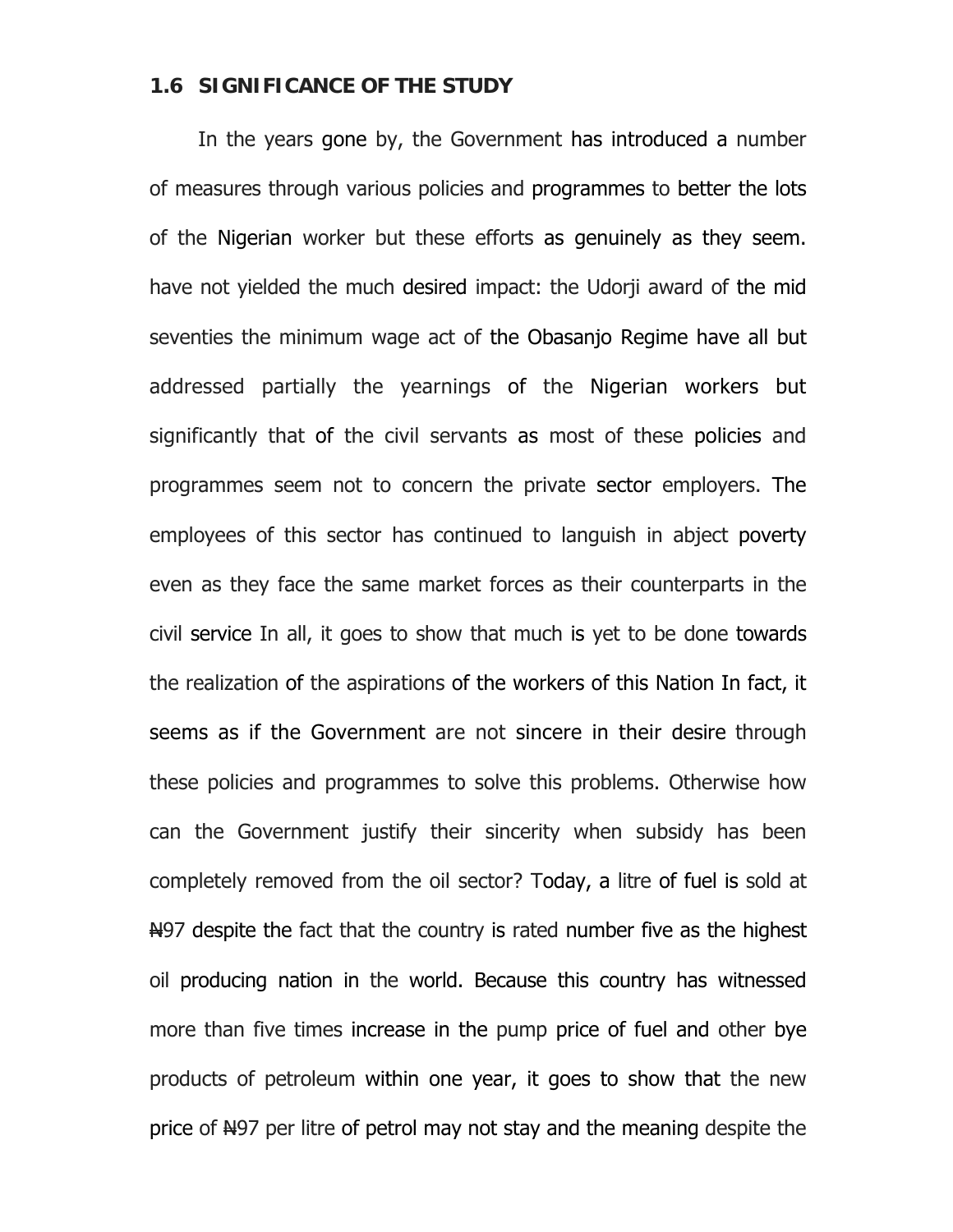## 1.6 SIGNIFICANCE OF THE STUDY

In the years gone by, the Government has introduced a number of measures through various policies and programmes to better the lots of the Nigerian worker but these efforts as genuinely as they seem. have not yielded the much desired impact: the Udorji award of the mid seventies the minimum wage act of the Obasanjo Regime have all but addressed partially the yearnings of the Nigerian workers but significantly that of the civil servants as most of these policies and programmes seem not to concern the private sector employers. The employees of this sector has continued to languish in abject poverty even as they face the same market forces as their counterparts in the civil service In all, it goes to show that much is yet to be done towards the realization of the aspirations of the workers of this Nation In fact, it seems as if the Government are not sincere in their desire through these policies and programmes to solve this problems. Otherwise how can the Government justify their sincerity when subsidy has been completely removed from the oil sector? Today, a litre of fuel is sold at ₦97 despite the fact that the country is rated number five as the highest oil producing nation in the world. Because this country has witnessed more than five times increase in the pump price of fuel and other bye products of petroleum within one year, it goes to show that the new price of ₦97 per litre of petrol may not stay and the meaning despite the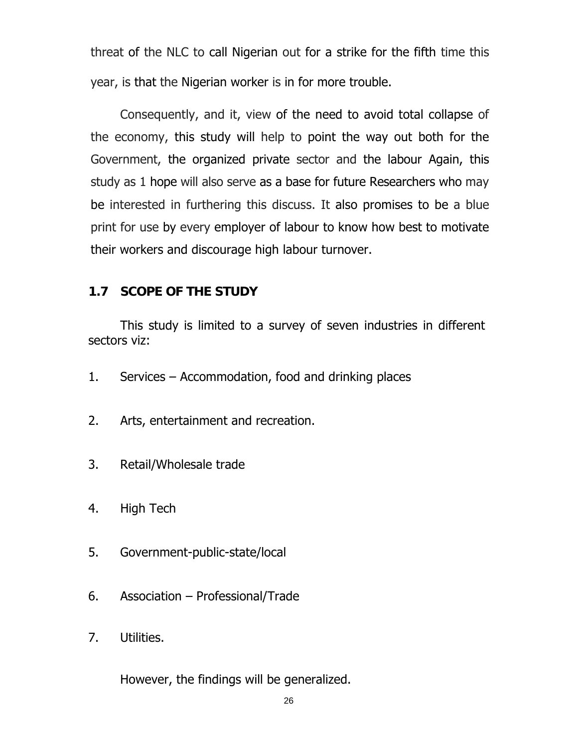threat of the NLC to call Nigerian out for a strike for the fifth time this year, is that the Nigerian worker is in for more trouble.

Consequently, and it, view of the need to avoid total collapse of the economy, this study will help to point the way out both for the Government, the organized private sector and the labour Again, this study as 1 hope will also serve as a base for future Researchers who may be interested in furthering this discuss. It also promises to be a blue print for use by every employer of labour to know how best to motivate their workers and discourage high labour turnover.

## 1.7 SCOPE OF THE STUDY

This study is limited to a survey of seven industries in different sectors viz:

1. Services – Accommodation, food and drinking places
2. Arts, entertainment and recreation.
3. Retail/Wholesale trade
4. High Tech
5. Government-public-state/local
6. Association – Professional/Trade
7. Utilities.

However, the findings will be generalized.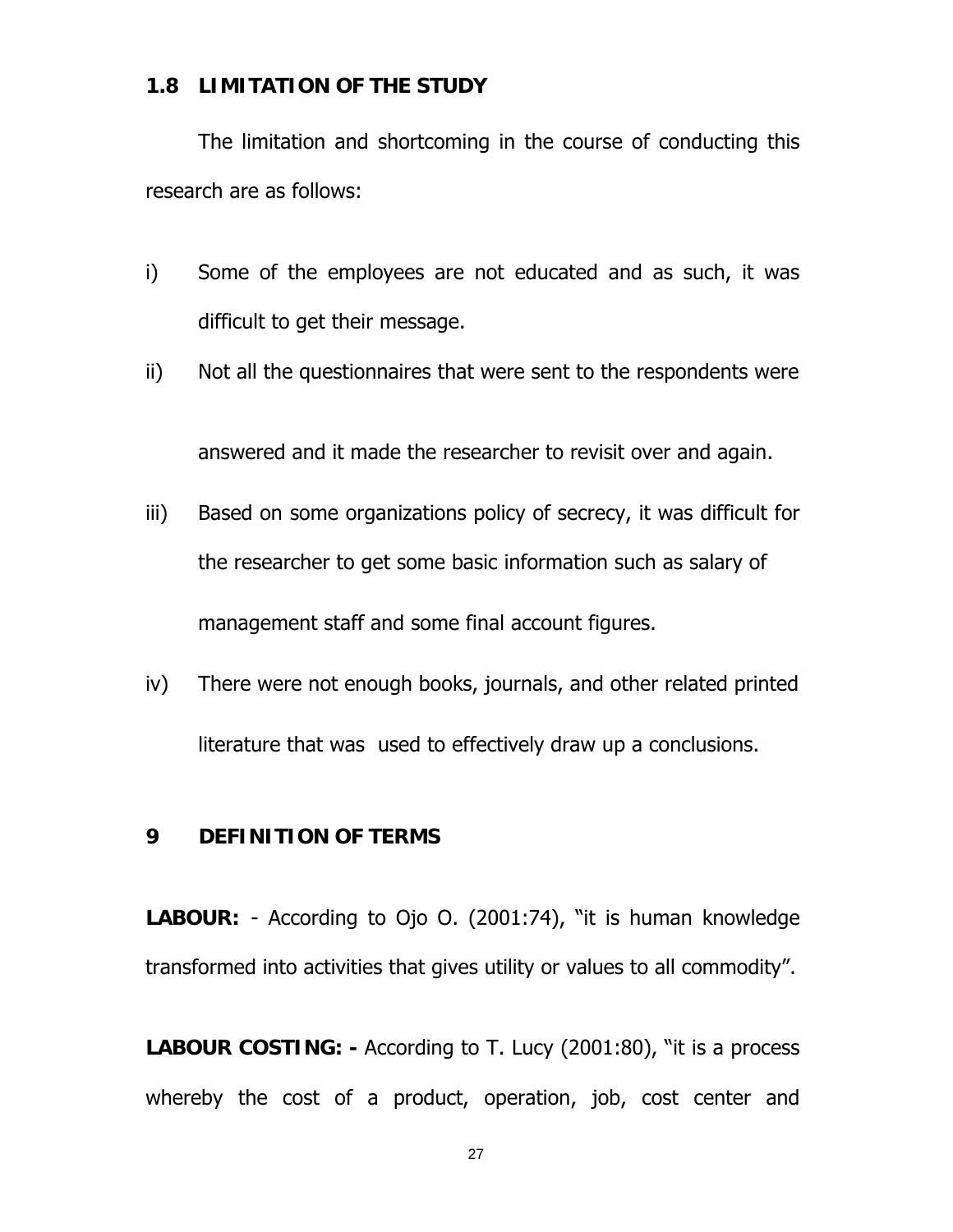## 1.8 LIMITATION OF THE STUDY

The limitation and shortcoming in the course of conducting this research are as follows:

i) Some of the employees are not educated and as such, it was difficult to get their message.

ii) Not all the questionnaires that were sent to the respondents were answered and it made the researcher to revisit over and again.

iii) Based on some organizations policy of secrecy, it was difficult for the researcher to get some basic information such as salary of management staff and some final account figures.

iv) There were not enough books, journals, and other related printed literature that was used to effectively draw up a conclusions.

## 9 DEFINITION OF TERMS

**LABOUR:** - According to Ojo O. (2001:74), "it is human knowledge transformed into activities that gives utility or values to all commodity".

**LABOUR COSTING: -** According to T. Lucy (2001:80), "it is a process whereby the cost of a product, operation, job, cost center and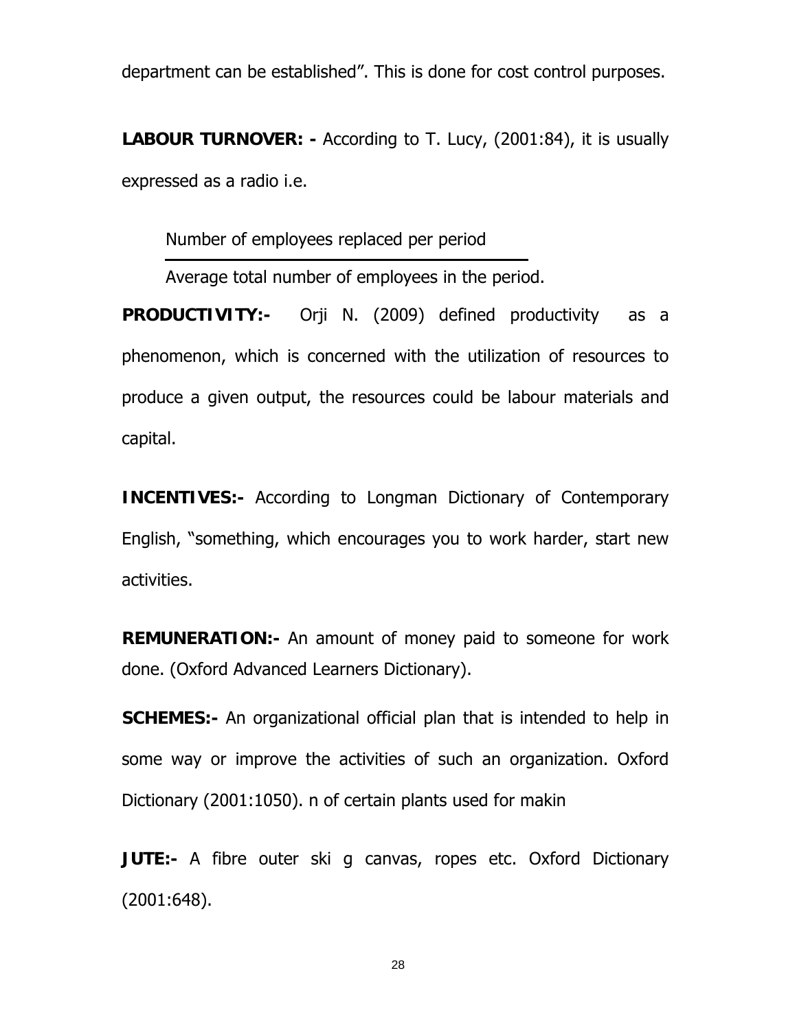department can be established". This is done for cost control purposes.

**LABOUR TURNOVER: -** According to T. Lucy, (2001:84), it is usually expressed as a radio i.e.

$$\frac{\text{Number of employees replaced per period}}{\text{Average total number of employees in the period.}}$$

**PRODUCTIVITY:-** Orji N. (2009) defined productivity as a phenomenon, which is concerned with the utilization of resources to produce a given output, the resources could be labour materials and capital.

**INCENTIVES:-** According to Longman Dictionary of Contemporary English, "something, which encourages you to work harder, start new activities.

**REMUNERATION:-** An amount of money paid to someone for work done. (Oxford Advanced Learners Dictionary).

**SCHEMES:-** An organizational official plan that is intended to help in some way or improve the activities of such an organization. Oxford Dictionary (2001:1050). n of certain plants used for makin

**JUTE:-** A fibre outer ski g canvas, ropes etc. Oxford Dictionary (2001:648).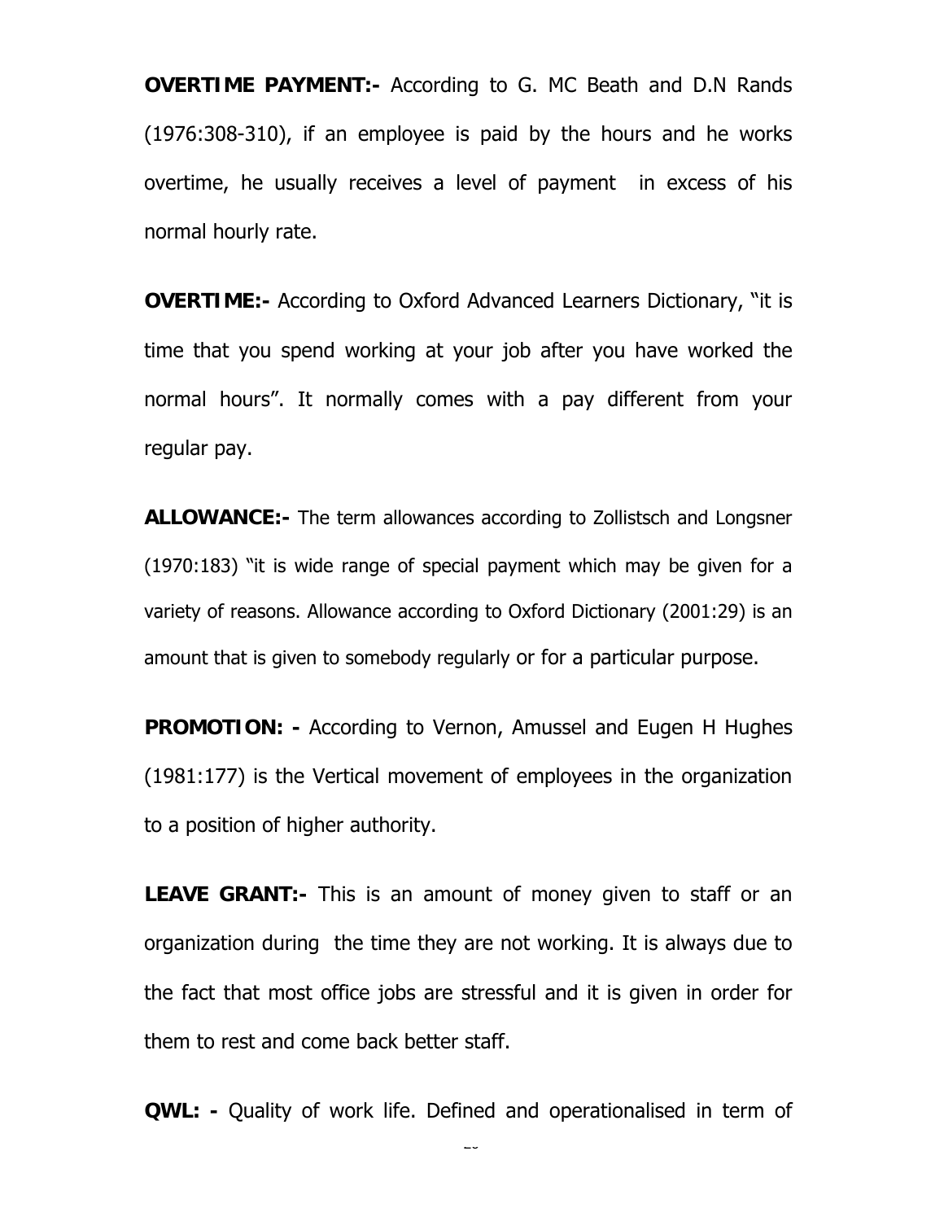**OVERTIME PAYMENT:-** According to G. MC Beath and D.N Rands (1976:308-310), if an employee is paid by the hours and he works overtime, he usually receives a level of payment in excess of his normal hourly rate.

**OVERTIME:-** According to Oxford Advanced Learners Dictionary, "it is time that you spend working at your job after you have worked the normal hours". It normally comes with a pay different from your regular pay.

**ALLOWANCE:-** The term allowances according to Zollistsch and Longsner (1970:183) "it is wide range of special payment which may be given for a variety of reasons. Allowance according to Oxford Dictionary (2001:29) is an amount that is given to somebody regularly or for a particular purpose.

**PROMOTION: -** According to Vernon, Amussel and Eugen H Hughes (1981:177) is the Vertical movement of employees in the organization to a position of higher authority.

**LEAVE GRANT:-** This is an amount of money given to staff or an organization during the time they are not working. It is always due to the fact that most office jobs are stressful and it is given in order for them to rest and come back better staff.

**QWL: -** Quality of work life. Defined and operationalised in term of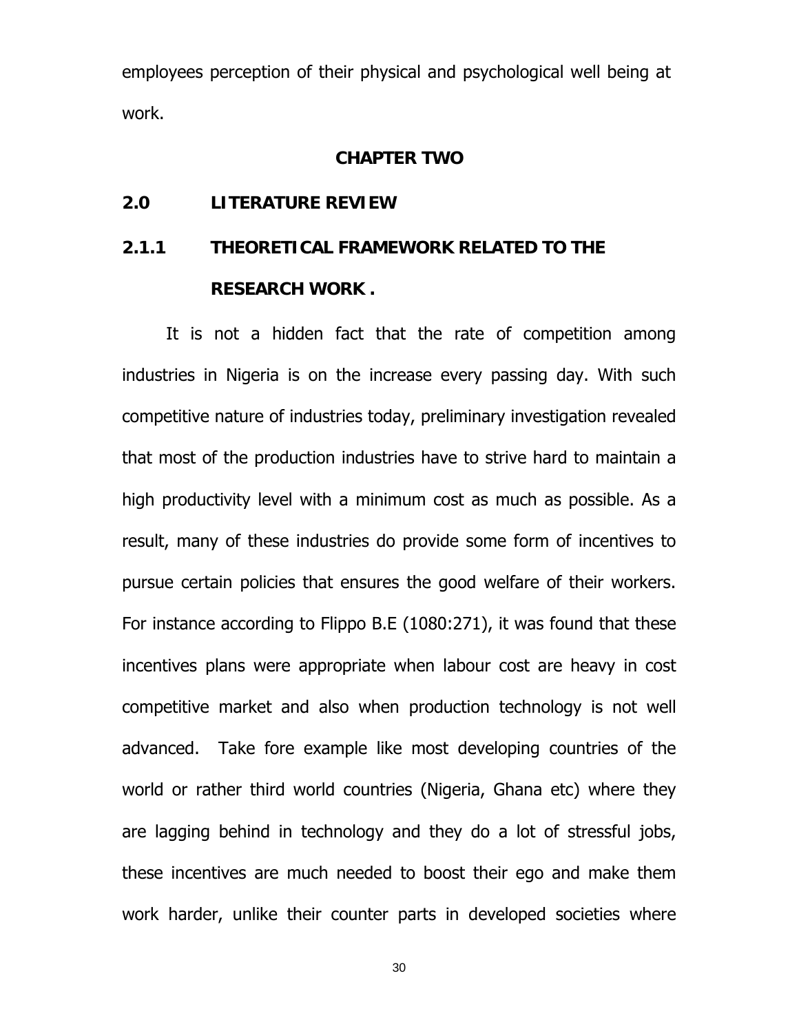employees perception of their physical and psychological well being at work.

# CHAPTER TWO

## 2.0 LITERATURE REVIEW

### 2.1.1 THEORETICAL FRAMEWORK RELATED TO THE RESEARCH WORK .

It is not a hidden fact that the rate of competition among industries in Nigeria is on the increase every passing day. With such competitive nature of industries today, preliminary investigation revealed that most of the production industries have to strive hard to maintain a high productivity level with a minimum cost as much as possible. As a result, many of these industries do provide some form of incentives to pursue certain policies that ensures the good welfare of their workers. For instance according to Flippo B.E (1080:271), it was found that these incentives plans were appropriate when labour cost are heavy in cost competitive market and also when production technology is not well advanced. Take fore example like most developing countries of the world or rather third world countries (Nigeria, Ghana etc) where they are lagging behind in technology and they do a lot of stressful jobs, these incentives are much needed to boost their ego and make them work harder, unlike their counter parts in developed societies where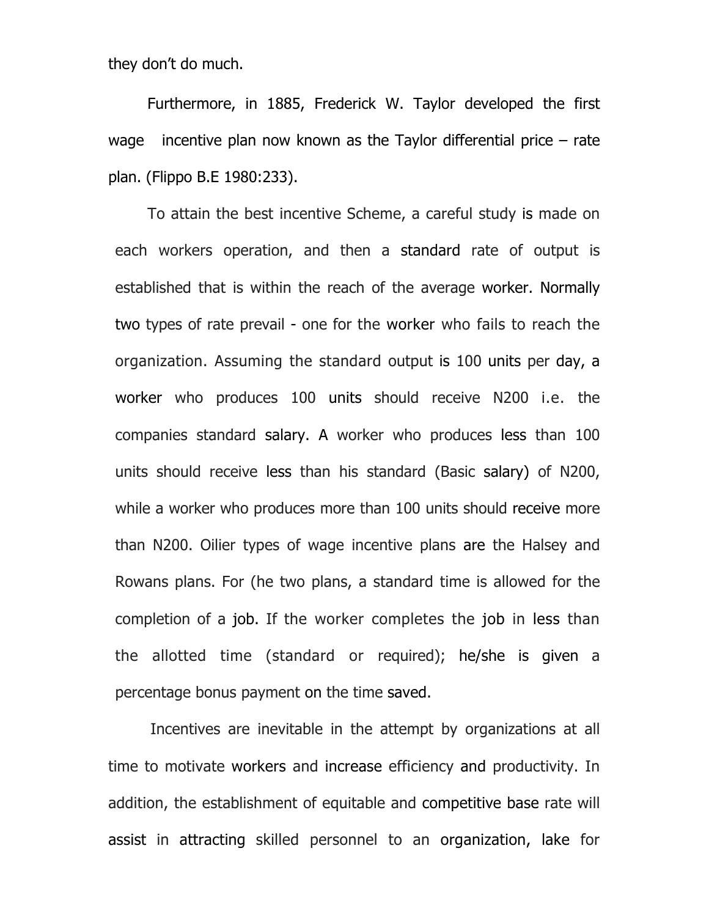they don't do much.

Furthermore, in 1885, Frederick W. Taylor developed the first wage incentive plan now known as the Taylor differential price – rate plan. (Flippo B.E 1980:233).

To attain the best incentive Scheme, a careful study is made on each workers operation, and then a standard rate of output is established that is within the reach of the average worker. Normally two types of rate prevail - one for the worker who fails to reach the organization. Assuming the standard output is 100 units per day, a worker who produces 100 units should receive N200 i.e. the companies standard salary. A worker who produces less than 100 units should receive less than his standard (Basic salary) of N200, while a worker who produces more than 100 units should receive more than N200. Oilier types of wage incentive plans are the Halsey and Rowans plans. For (he two plans, a standard time is allowed for the completion of a job. If the worker completes the job in less than the allotted time (standard or required); he/she is given a percentage bonus payment on the time saved.

Incentives are inevitable in the attempt by organizations at all time to motivate workers and increase efficiency and productivity. In addition, the establishment of equitable and competitive base rate will assist in attracting skilled personnel to an organization, lake for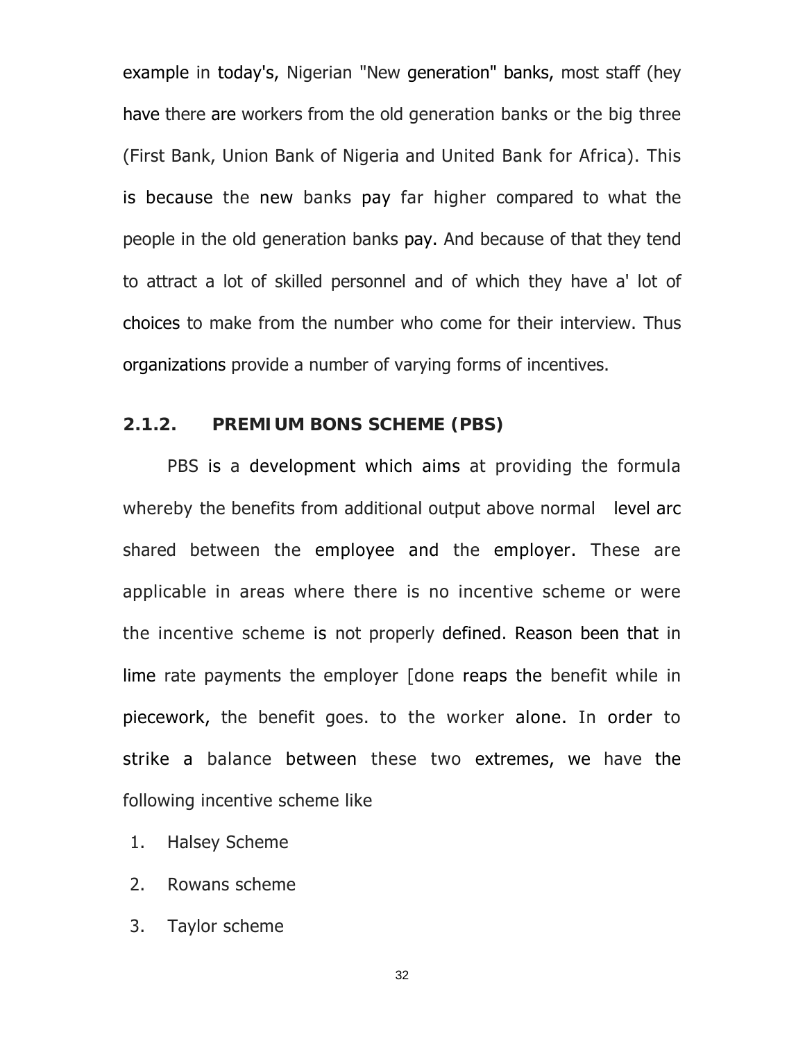example in today's, Nigerian "New generation" banks, most staff (hey have there are workers from the old generation banks or the big three (First Bank, Union Bank of Nigeria and United Bank for Africa). This is because the new banks pay far higher compared to what the people in the old generation banks pay. And because of that they tend to attract a lot of skilled personnel and of which they have a' lot of choices to make from the number who come for their interview. Thus organizations provide a number of varying forms of incentives.

### 2.1.2. PREMIUM BONS SCHEME (PBS)

PBS is a development which aims at providing the formula whereby the benefits from additional output above normal level arc shared between the employee and the employer. These are applicable in areas where there is no incentive scheme or were the incentive scheme is not properly defined. Reason been that in lime rate payments the employer [done reaps the benefit while in piecework, the benefit goes. to the worker alone. In order to strike a balance between these two extremes, we have the following incentive scheme like

1. Halsey Scheme
2. Rowans scheme
3. Taylor scheme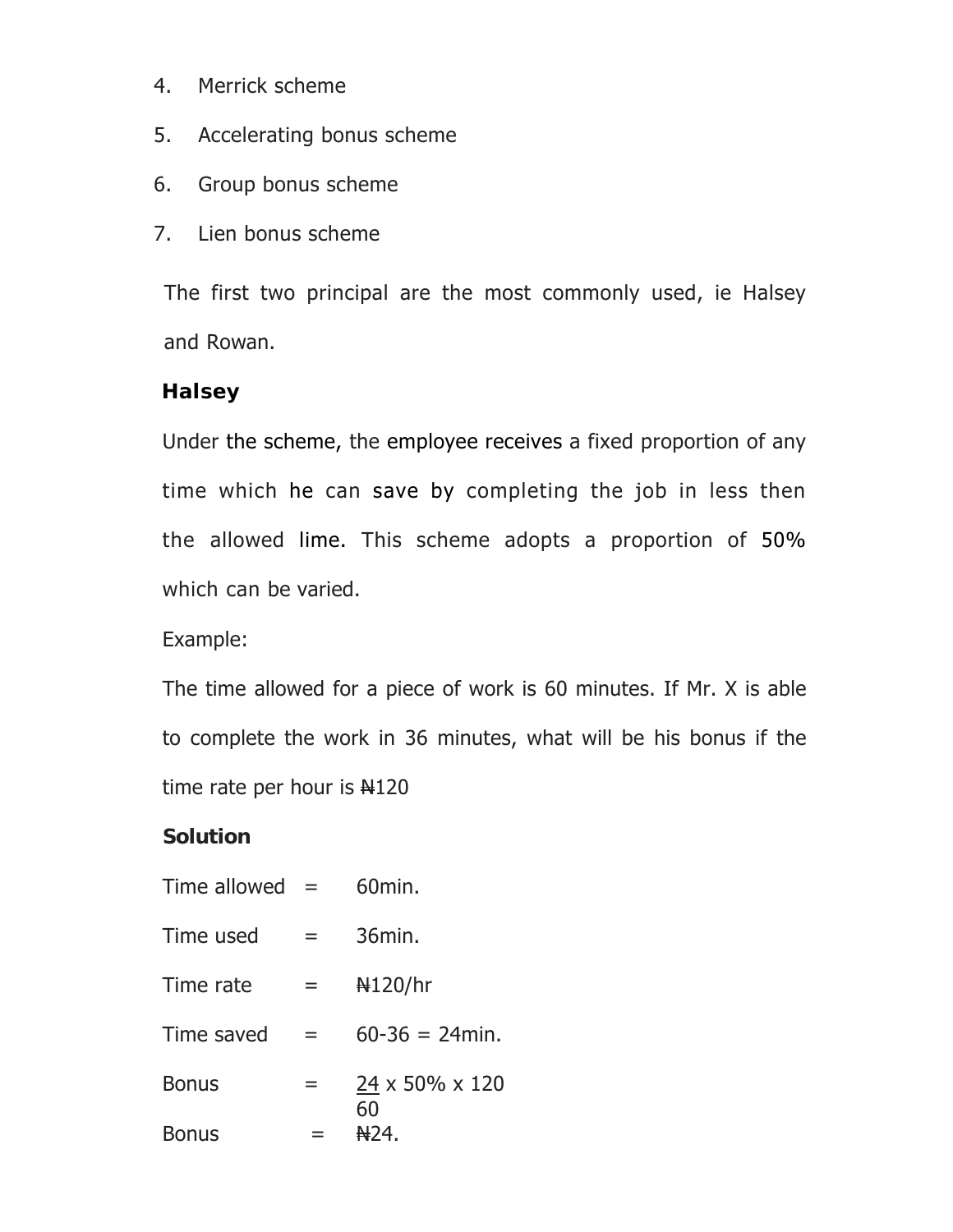4. Merrick scheme
5. Accelerating bonus scheme
6. Group bonus scheme
7. Lien bonus scheme

The first two principal are the most commonly used, ie Halsey and Rowan.

**Halsey**

Under the scheme, the employee receives a fixed proportion of any time which he can save by completing the job in less then the allowed lime. This scheme adopts a proportion of 50% which can be varied.

Example:

The time allowed for a piece of work is 60 minutes. If Mr. X is able to complete the work in 36 minutes, what will be his bonus if the time rate per hour is ₦120

**Solution**

Time allowed = 60min.

Time used = 36min.

Time rate = ₦120/hr

Time saved = 60-36 = 24min.

Bonus = $\frac{24}{60} \times 50\% \times 120$

Bonus = ₦24.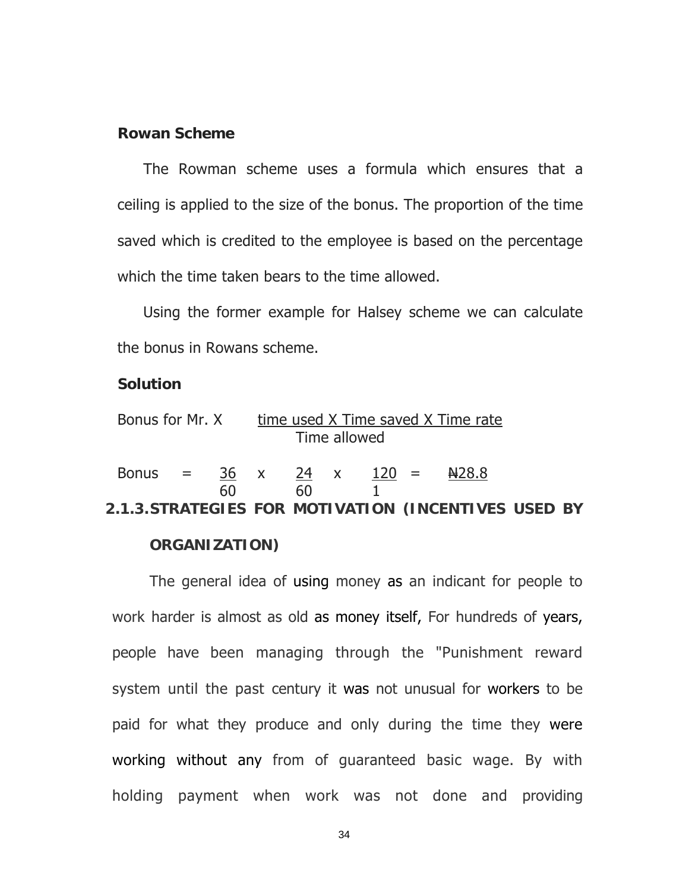**Rowan Scheme**

The Rowman scheme uses a formula which ensures that a ceiling is applied to the size of the bonus. The proportion of the time saved which is credited to the employee is based on the percentage which the time taken bears to the time allowed.

Using the former example for Halsey scheme we can calculate the bonus in Rowans scheme.

**Solution**

$$\text{Bonus for Mr. X} \quad \frac{\text{time used} \times \text{Time saved} \times \text{Time rate}}{\text{Time allowed}}$$

$$\text{Bonus} = \frac{36}{60} \times \frac{24}{60} \times \frac{120}{1} = ₦28.8$$

### 2.1.3. STRATEGIES FOR MOTIVATION (INCENTIVES USED BY ORGANIZATION)

The general idea of using money as an indicant for people to work harder is almost as old as money itself, For hundreds of years, people have been managing through the "Punishment reward system until the past century it was not unusual for workers to be paid for what they produce and only during the time they were working without any from of guaranteed basic wage. By with holding payment when work was not done and providing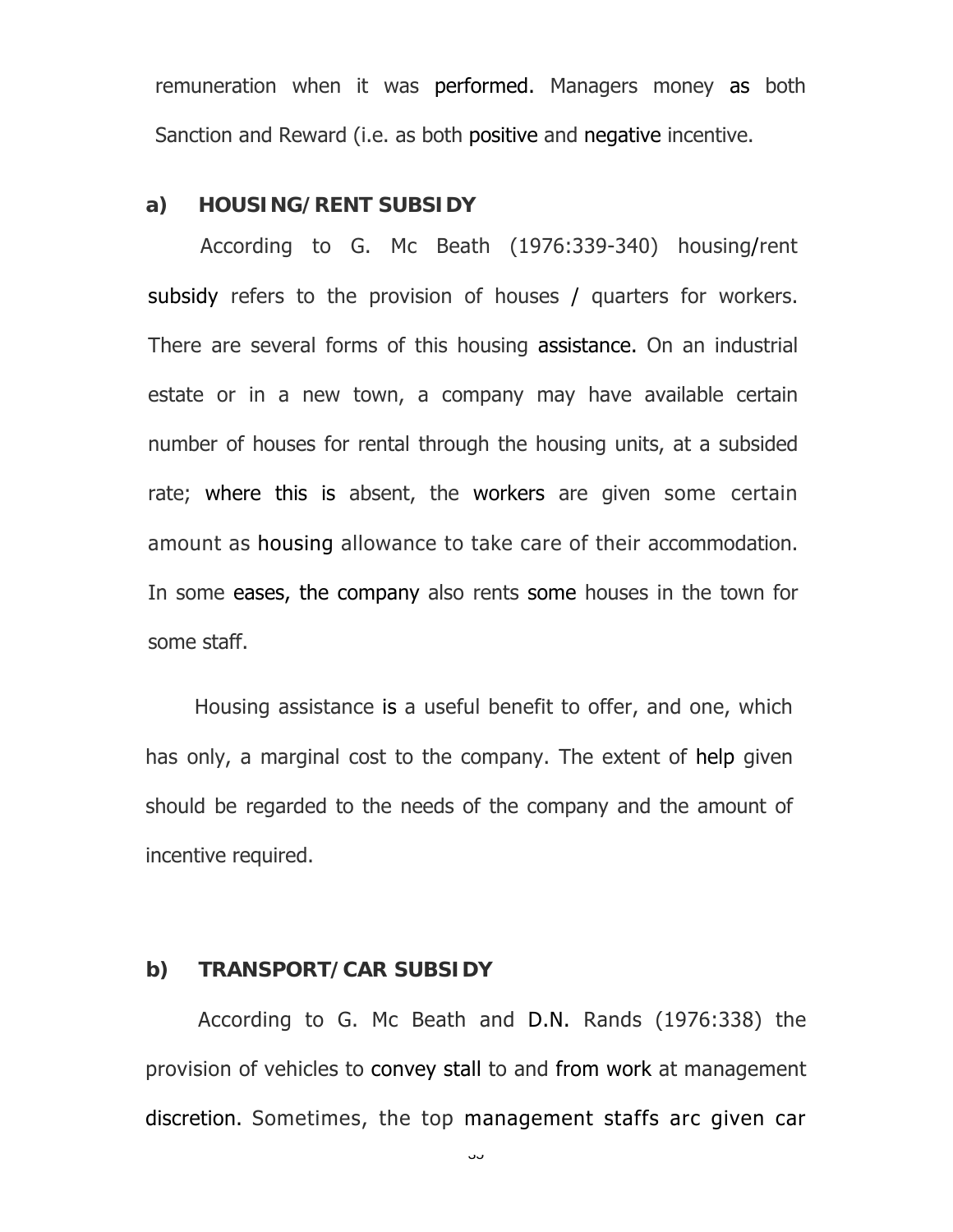remuneration when it was performed. Managers money as both Sanction and Reward (i.e. as both positive and negative incentive.

**a) HOUSING/RENT SUBSIDY**

According to G. Mc Beath (1976:339-340) housing/rent subsidy refers to the provision of houses / quarters for workers. There are several forms of this housing assistance. On an industrial estate or in a new town, a company may have available certain number of houses for rental through the housing units, at a subsided rate; where this is absent, the workers are given some certain amount as housing allowance to take care of their accommodation. In some eases, the company also rents some houses in the town for some staff.

Housing assistance is a useful benefit to offer, and one, which has only, a marginal cost to the company. The extent of help given should be regarded to the needs of the company and the amount of incentive required.

**b) TRANSPORT/CAR SUBSIDY**

According to G. Mc Beath and D.N. Rands (1976:338) the provision of vehicles to convey stall to and from work at management discretion. Sometimes, the top management staffs arc given car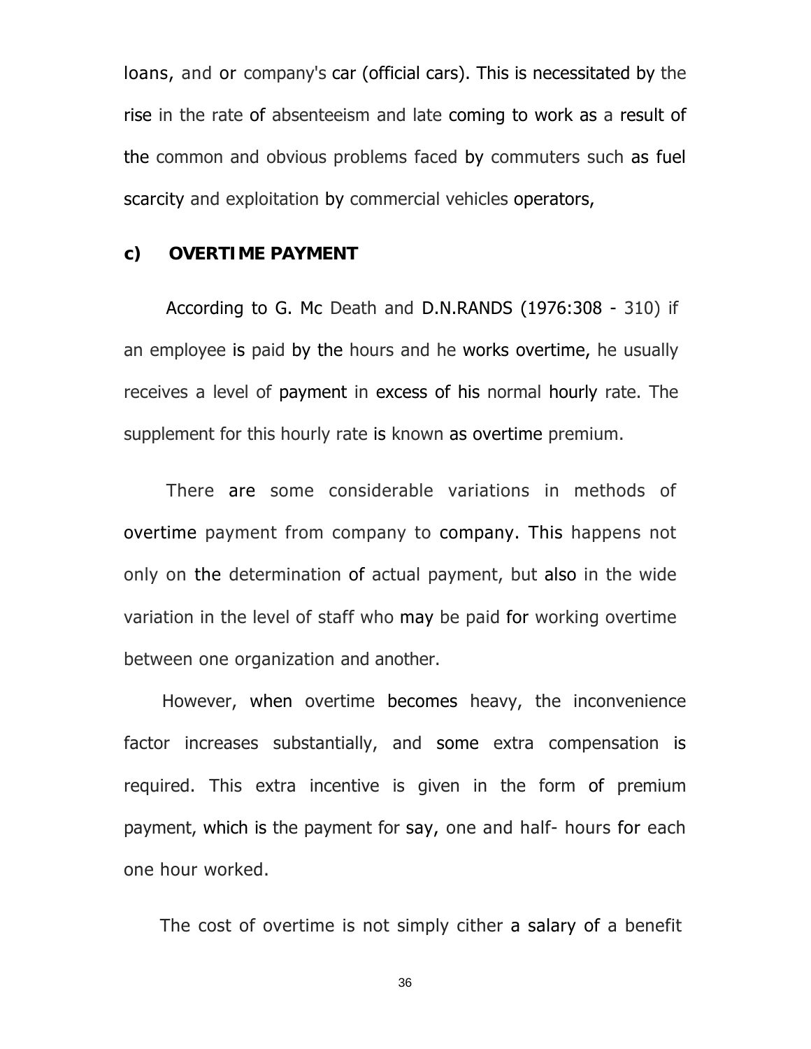loans, and or company's car (official cars). This is necessitated by the rise in the rate of absenteeism and late coming to work as a result of the common and obvious problems faced by commuters such as fuel scarcity and exploitation by commercial vehicles operators,

**c) OVERTIME PAYMENT**

According to G. Mc Death and D.N.RANDS (1976:308 - 310) if an employee is paid by the hours and he works overtime, he usually receives a level of payment in excess of his normal hourly rate. The supplement for this hourly rate is known as overtime premium.

There are some considerable variations in methods of overtime payment from company to company. This happens not only on the determination of actual payment, but also in the wide variation in the level of staff who may be paid for working overtime between one organization and another.

However, when overtime becomes heavy, the inconvenience factor increases substantially, and some extra compensation is required. This extra incentive is given in the form of premium payment, which is the payment for say, one and half- hours for each one hour worked.

The cost of overtime is not simply cither a salary of a benefit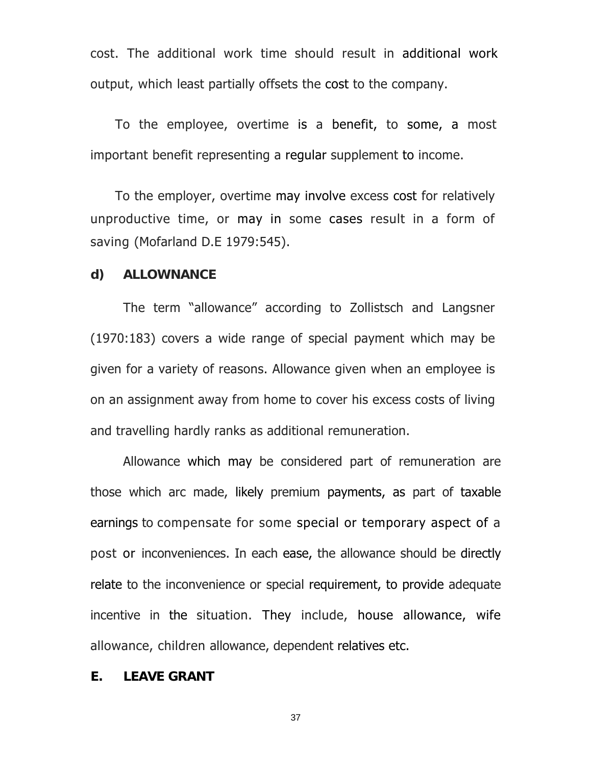cost. The additional work time should result in additional work output, which least partially offsets the cost to the company.

To the employee, overtime is a benefit, to some, a most important benefit representing a regular supplement to income.

To the employer, overtime may involve excess cost for relatively unproductive time, or may in some cases result in a form of saving (Mofarland D.E 1979:545).

#### d) ALLOWNANCE

The term “allowance” according to Zollistsch and Langsner (1970:183) covers a wide range of special payment which may be given for a variety of reasons. Allowance given when an employee is on an assignment away from home to cover his excess costs of living and travelling hardly ranks as additional remuneration.

Allowance which may be considered part of remuneration are those which arc made, likely premium payments, as part of taxable earnings to compensate for some special or temporary aspect of a post or inconveniences. In each ease, the allowance should be directly relate to the inconvenience or special requirement, to provide adequate incentive in the situation. They include, house allowance, wife allowance, children allowance, dependent relatives etc.

#### E. LEAVE GRANT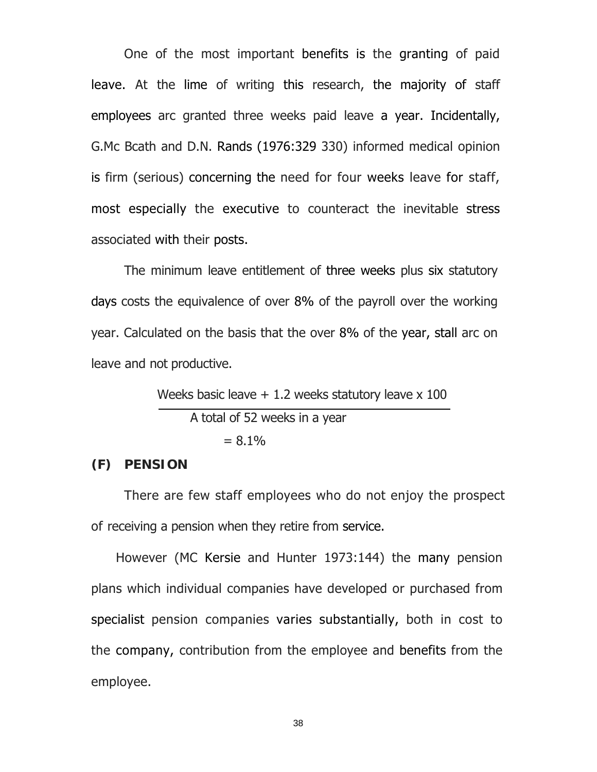One of the most important benefits is the granting of paid leave. At the lime of writing this research, the majority of staff employees arc granted three weeks paid leave a year. Incidentally, G.Mc Bcath and D.N. Rands (1976:329 330) informed medical opinion is firm (serious) concerning the need for four weeks leave for staff, most especially the executive to counteract the inevitable stress associated with their posts.

The minimum leave entitlement of three weeks plus six statutory days costs the equivalence of over 8% of the payroll over the working year. Calculated on the basis that the over 8% of the year, stall arc on leave and not productive.

$$\frac{\text{Weeks basic leave} + 1.2 \text{ weeks statutory leave} \times 100}{\text{A total of 52 weeks in a year}}$$

$$= 8.1\%$$

**(F) PENSION**

There are few staff employees who do not enjoy the prospect of receiving a pension when they retire from service.

However (MC Kersie and Hunter 1973:144) the many pension plans which individual companies have developed or purchased from specialist pension companies varies substantially, both in cost to the company, contribution from the employee and benefits from the employee.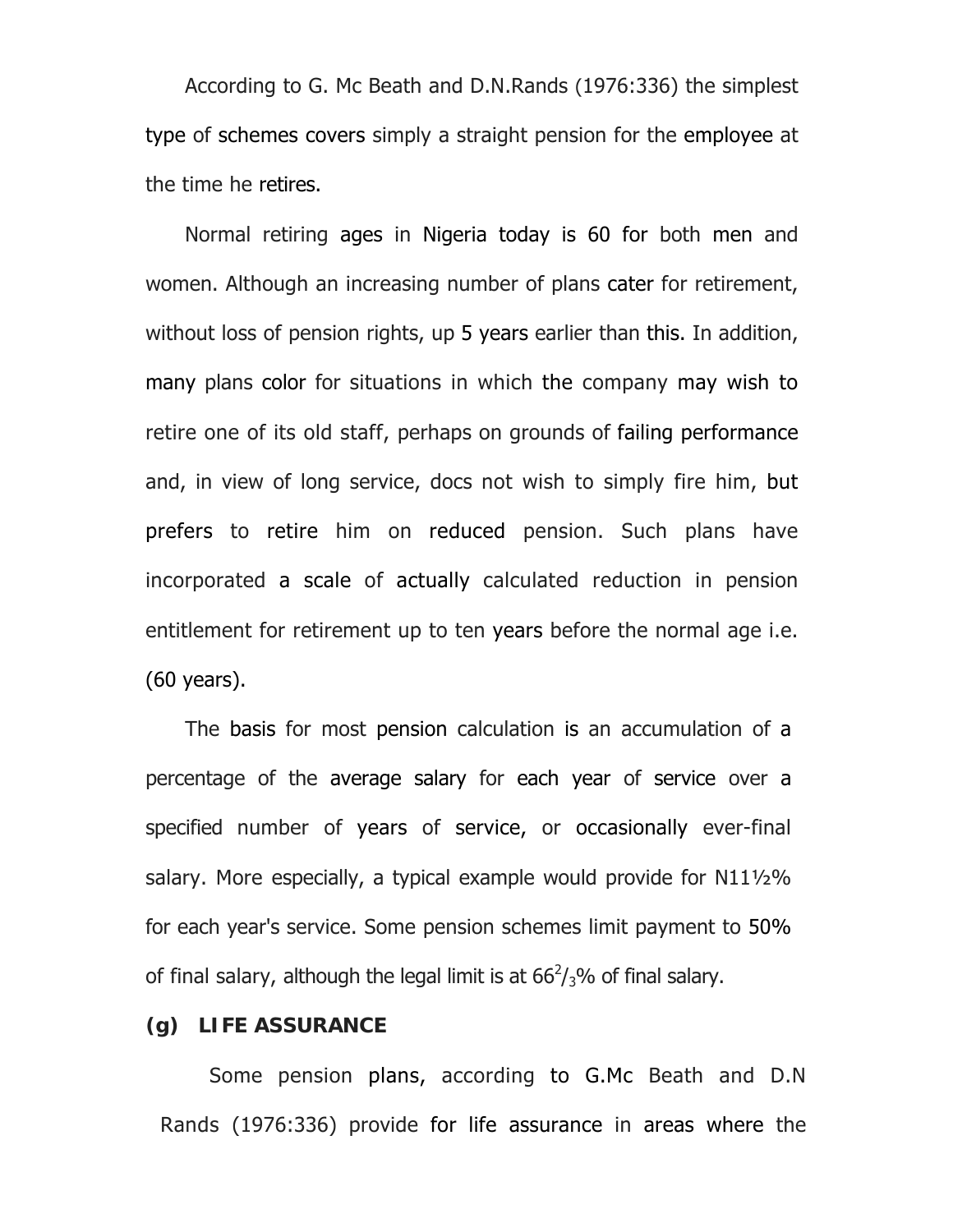According to G. Mc Beath and D.N.Rands (1976:336) the simplest type of schemes covers simply a straight pension for the employee at the time he retires.

Normal retiring ages in Nigeria today is 60 for both men and women. Although an increasing number of plans cater for retirement, without loss of pension rights, up 5 years earlier than this. In addition, many plans color for situations in which the company may wish to retire one of its old staff, perhaps on grounds of failing performance and, in view of long service, docs not wish to simply fire him, but prefers to retire him on reduced pension. Such plans have incorporated a scale of actually calculated reduction in pension entitlement for retirement up to ten years before the normal age i.e. (60 years).

The basis for most pension calculation is an accumulation of a percentage of the average salary for each year of service over a specified number of years of service, or occasionally ever-final salary. More especially, a typical example would provide for N11½% for each year's service. Some pension schemes limit payment to 50% of final salary, although the legal limit is at $66^{2}/_{3}$% of final salary.

**(g) LIFE ASSURANCE**

Some pension plans, according to G.Mc Beath and D.N Rands (1976:336) provide for life assurance in areas where the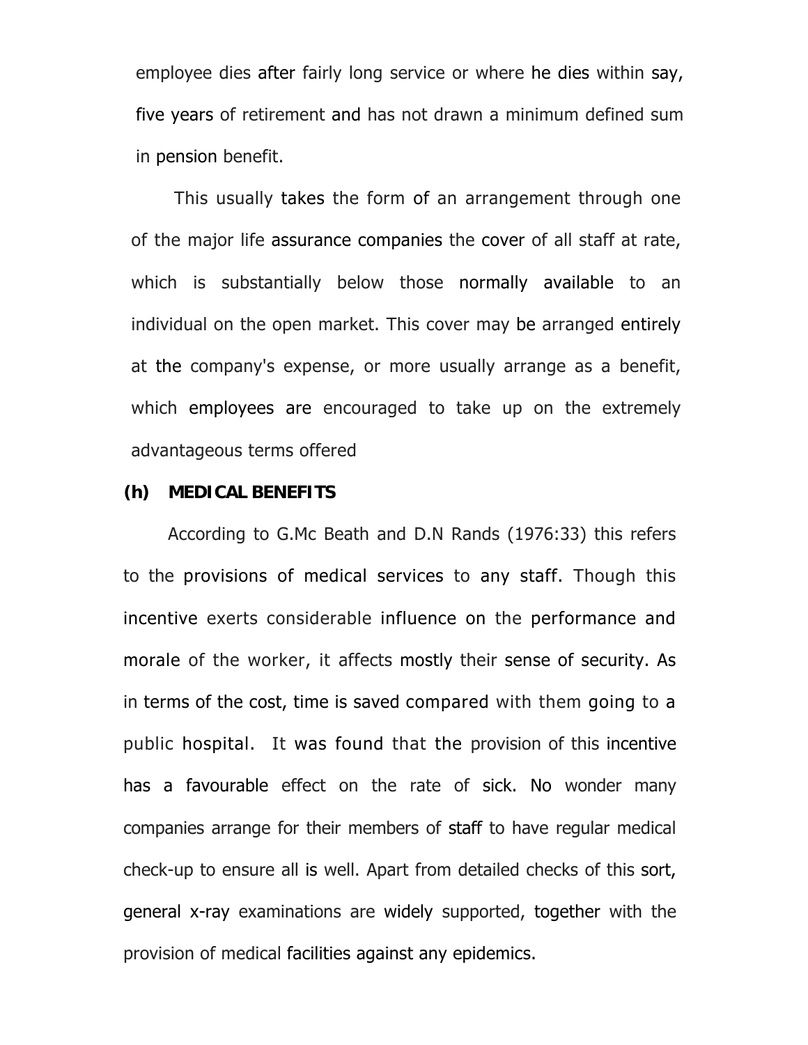employee dies after fairly long service or where he dies within say, five years of retirement and has not drawn a minimum defined sum in pension benefit.

This usually takes the form of an arrangement through one of the major life assurance companies the cover of all staff at rate, which is substantially below those normally available to an individual on the open market. This cover may be arranged entirely at the company's expense, or more usually arrange as a benefit, which employees are encouraged to take up on the extremely advantageous terms offered

**(h) MEDICAL BENEFITS**

According to G.Mc Beath and D.N Rands (1976:33) this refers to the provisions of medical services to any staff. Though this incentive exerts considerable influence on the performance and morale of the worker, it affects mostly their sense of security. As in terms of the cost, time is saved compared with them going to a public hospital. It was found that the provision of this incentive has a favourable effect on the rate of sick. No wonder many companies arrange for their members of staff to have regular medical check-up to ensure all is well. Apart from detailed checks of this sort, general x-ray examinations are widely supported, together with the provision of medical facilities against any epidemics.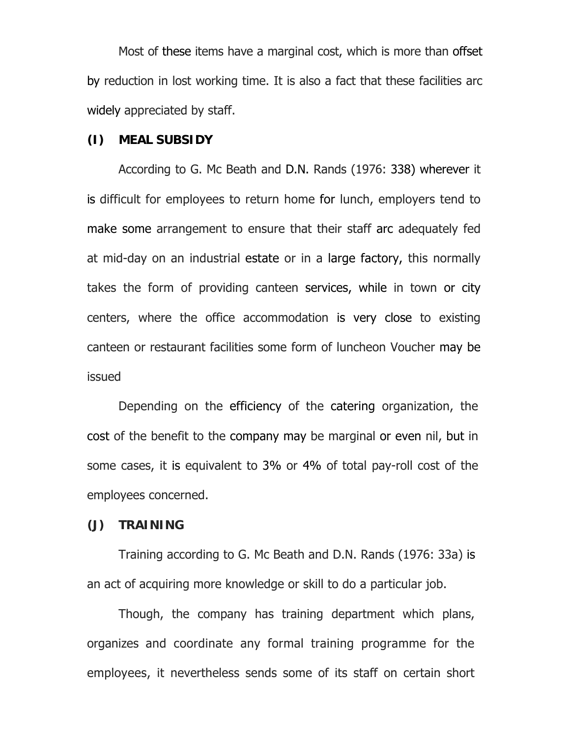Most of these items have a marginal cost, which is more than offset by reduction in lost working time. It is also a fact that these facilities arc widely appreciated by staff.

**(I) MEAL SUBSIDY**

According to G. Mc Beath and D.N. Rands (1976: 338) wherever it is difficult for employees to return home for lunch, employers tend to make some arrangement to ensure that their staff arc adequately fed at mid-day on an industrial estate or in a large factory, this normally takes the form of providing canteen services, while in town or city centers, where the office accommodation is very close to existing canteen or restaurant facilities some form of luncheon Voucher may be issued

Depending on the efficiency of the catering organization, the cost of the benefit to the company may be marginal or even nil, but in some cases, it is equivalent to 3% or 4% of total pay-roll cost of the employees concerned.

**(J) TRAINING**

Training according to G. Mc Beath and D.N. Rands (1976: 33a) is an act of acquiring more knowledge or skill to do a particular job.

Though, the company has training department which plans, organizes and coordinate any formal training programme for the employees, it nevertheless sends some of its staff on certain short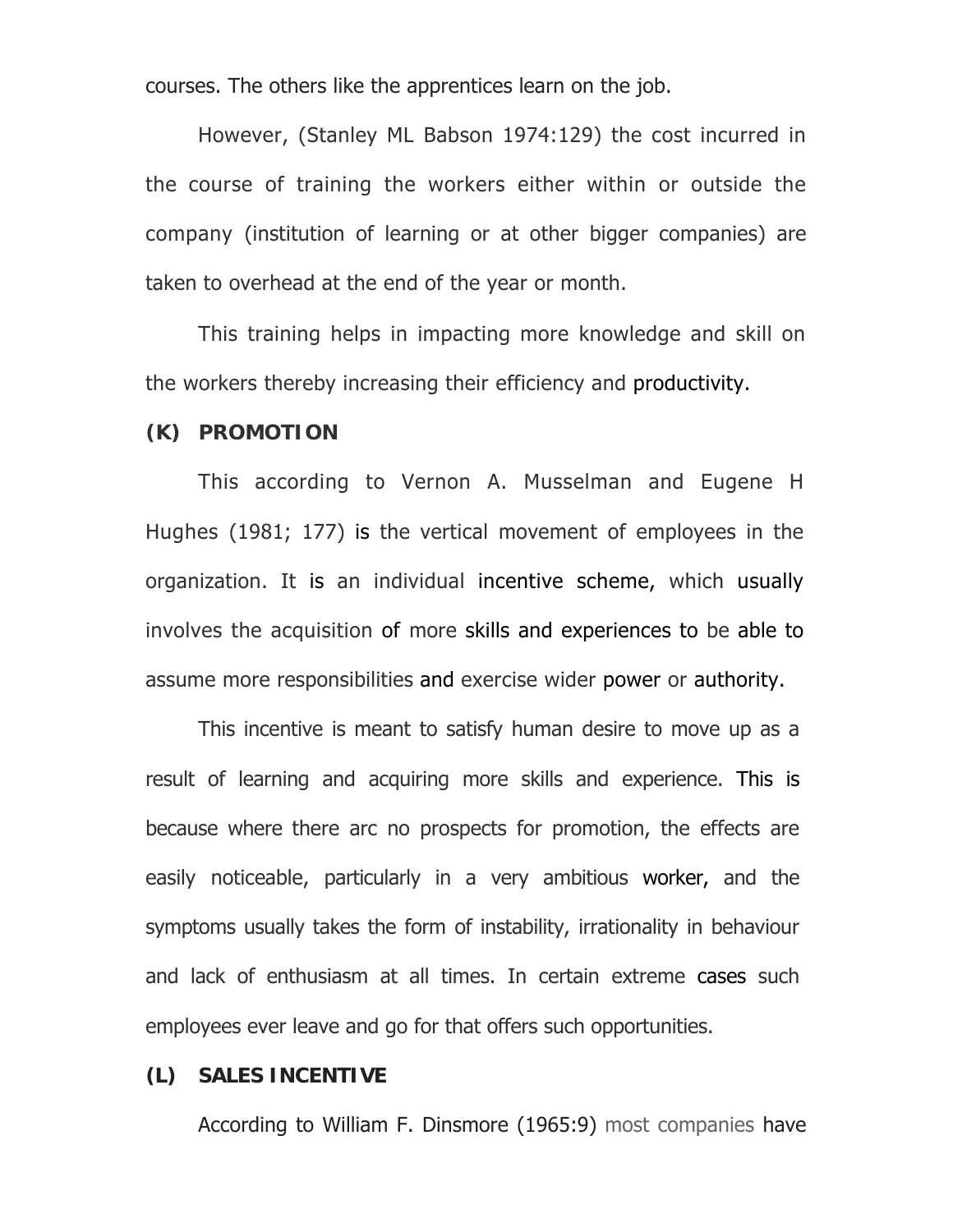courses. The others like the apprentices learn on the job.

However, (Stanley ML Babson 1974:129) the cost incurred in the course of training the workers either within or outside the company (institution of learning or at other bigger companies) are taken to overhead at the end of the year or month.

This training helps in impacting more knowledge and skill on the workers thereby increasing their efficiency and productivity.

**(K) PROMOTION**

This according to Vernon A. Musselman and Eugene H Hughes (1981; 177) is the vertical movement of employees in the organization. It is an individual incentive scheme, which usually involves the acquisition of more skills and experiences to be able to assume more responsibilities and exercise wider power or authority.

This incentive is meant to satisfy human desire to move up as a result of learning and acquiring more skills and experience. This is because where there arc no prospects for promotion, the effects are easily noticeable, particularly in a very ambitious worker, and the symptoms usually takes the form of instability, irrationality in behaviour and lack of enthusiasm at all times. In certain extreme cases such employees ever leave and go for that offers such opportunities.

**(L) SALES INCENTIVE**

According to William F. Dinsmore (1965:9) most companies have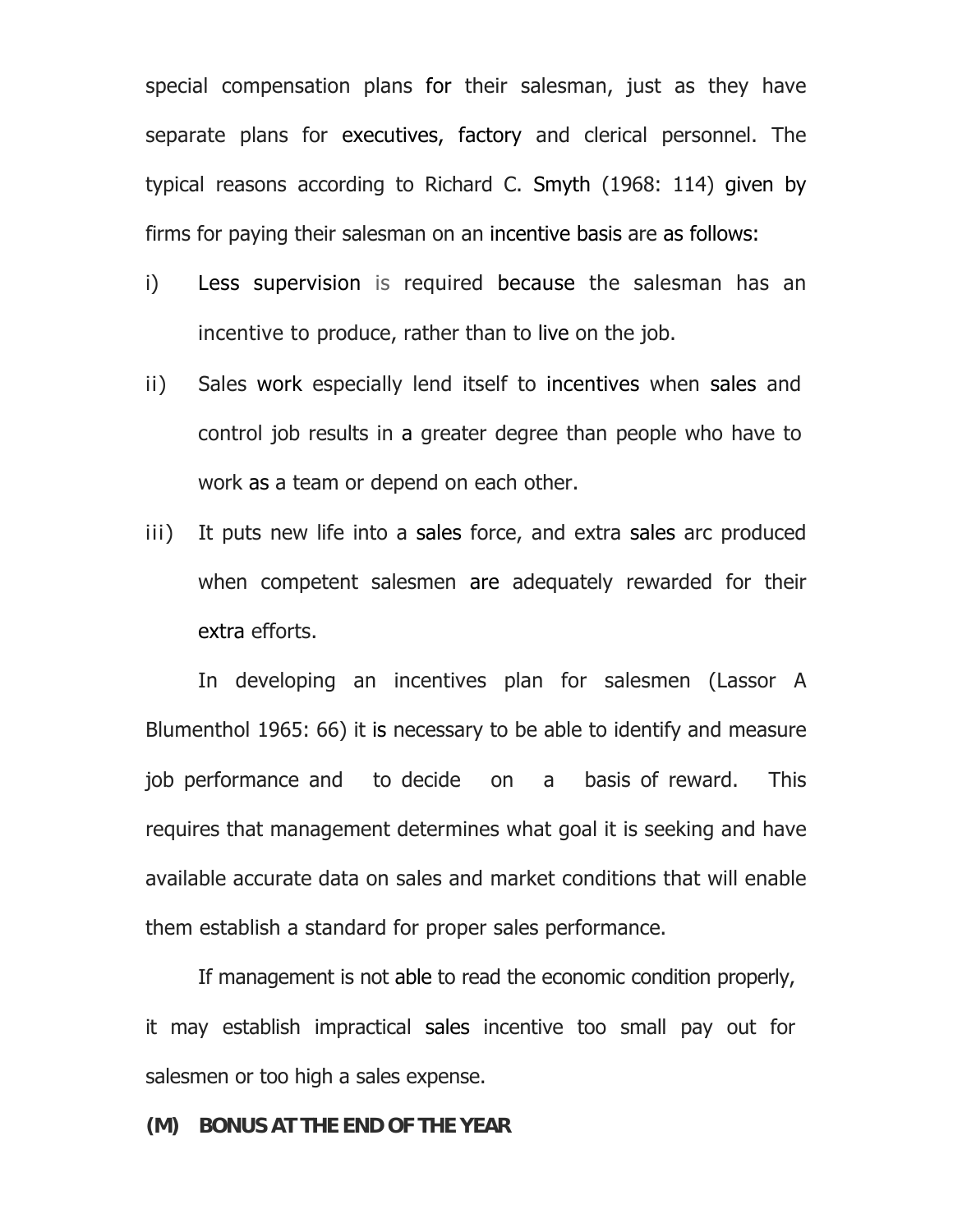special compensation plans for their salesman, just as they have separate plans for executives, factory and clerical personnel. The typical reasons according to Richard C. Smyth (1968: 114) given by firms for paying their salesman on an incentive basis are as follows:

i) Less supervision is required because the salesman has an incentive to produce, rather than to live on the job.

ii) Sales work especially lend itself to incentives when sales and control job results in a greater degree than people who have to work as a team or depend on each other.

iii) It puts new life into a sales force, and extra sales arc produced when competent salesmen are adequately rewarded for their extra efforts.

In developing an incentives plan for salesmen (Lassor A Blumenthol 1965: 66) it is necessary to be able to identify and measure job performance and to decide on a basis of reward. This requires that management determines what goal it is seeking and have available accurate data on sales and market conditions that will enable them establish a standard for proper sales performance.

If management is not able to read the economic condition properly, it may establish impractical sales incentive too small pay out for salesmen or too high a sales expense.

**(M) BONUS AT THE END OF THE YEAR**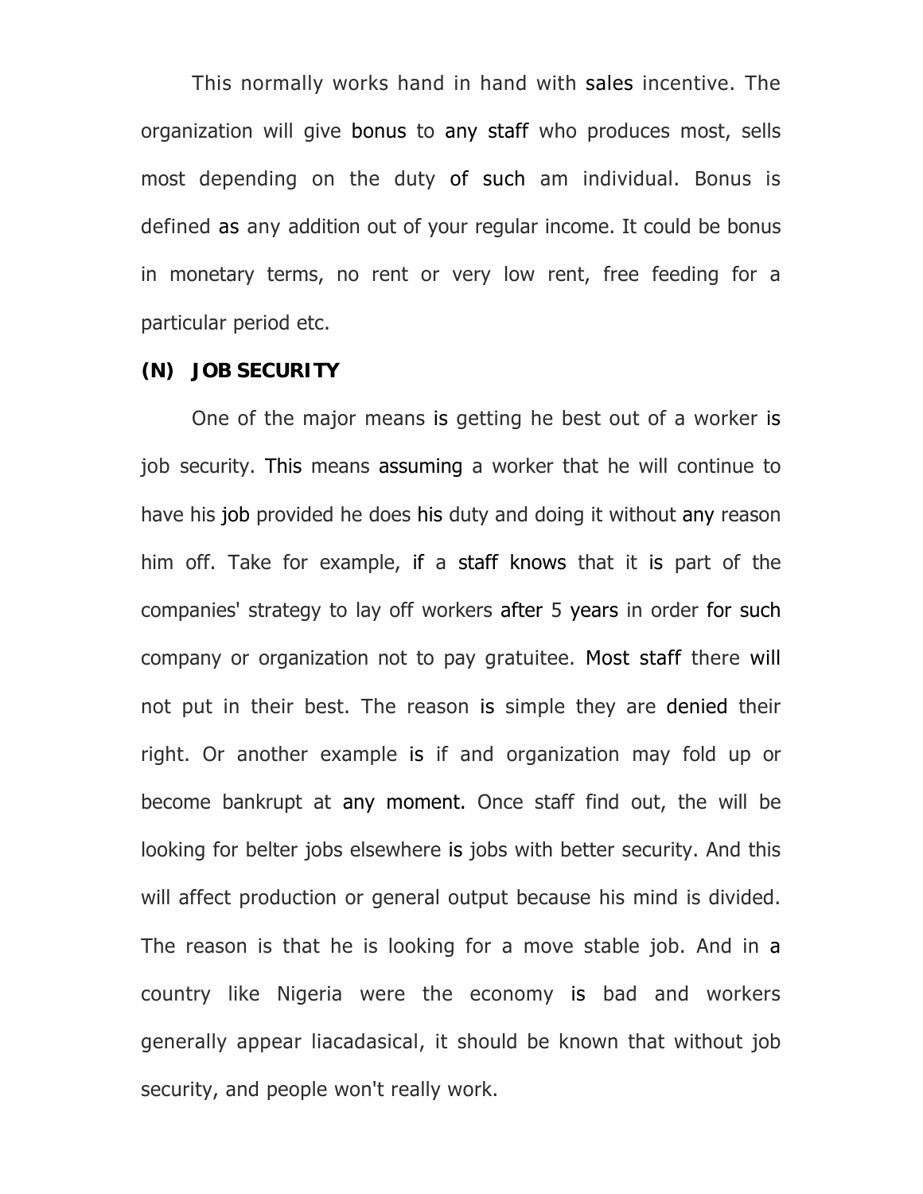This normally works hand in hand with sales incentive. The organization will give bonus to any staff who produces most, sells most depending on the duty of such am individual. Bonus is defined as any addition out of your regular income. It could be bonus in monetary terms, no rent or very low rent, free feeding for a particular period etc.

**(N) JOB SECURITY**

One of the major means is getting he best out of a worker is job security. This means assuming a worker that he will continue to have his job provided he does his duty and doing it without any reason him off. Take for example, if a staff knows that it is part of the companies' strategy to lay off workers after 5 years in order for such company or organization not to pay gratuitee. Most staff there will not put in their best. The reason is simple they are denied their right. Or another example is if and organization may fold up or become bankrupt at any moment. Once staff find out, the will be looking for belter jobs elsewhere is jobs with better security. And this will affect production or general output because his mind is divided. The reason is that he is looking for a move stable job. And in a country like Nigeria were the economy is bad and workers generally appear liacadasical, it should be known that without job security, and people won't really work.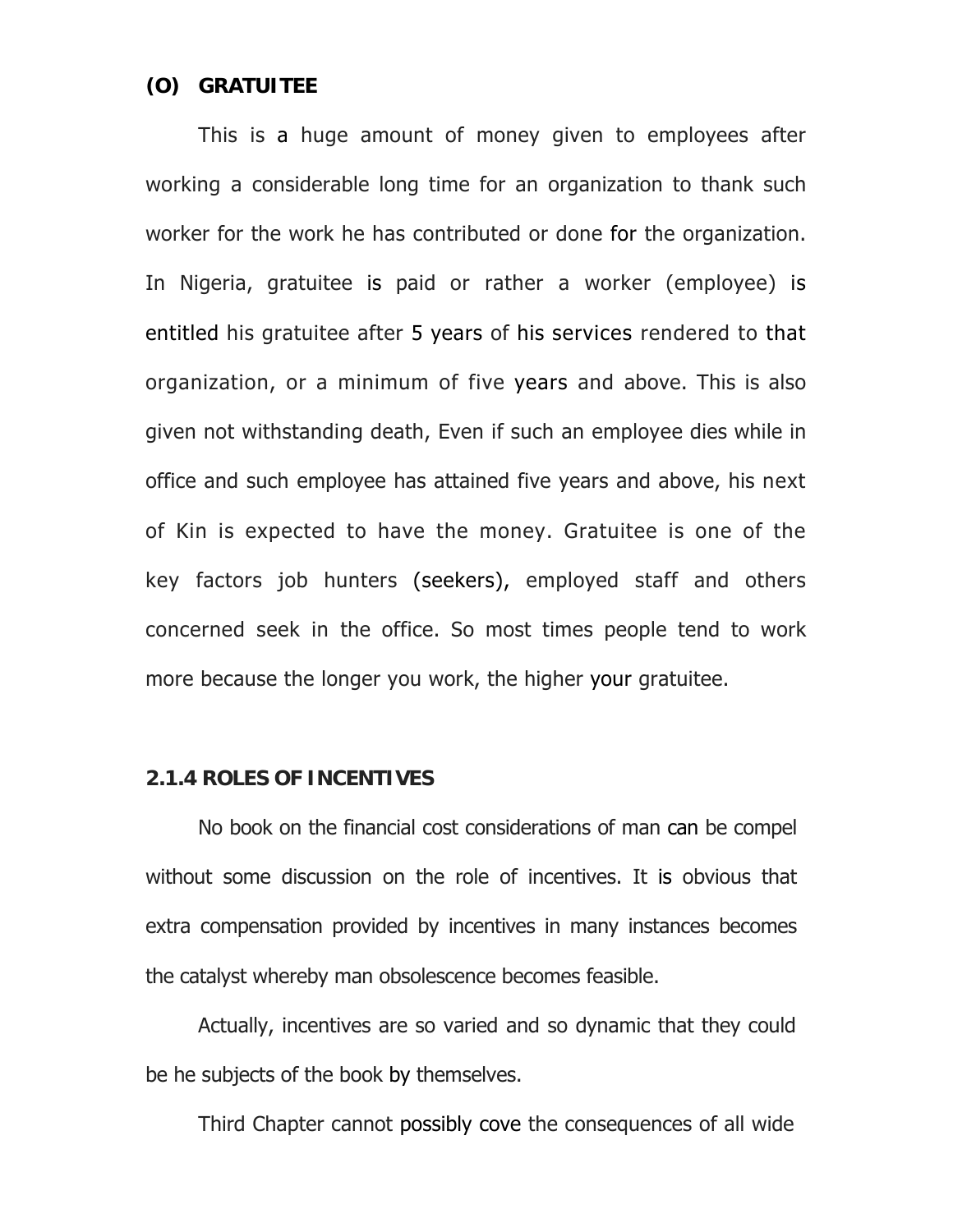**(O) GRATUITEE**

This is a huge amount of money given to employees after working a considerable long time for an organization to thank such worker for the work he has contributed or done for the organization. In Nigeria, gratuitee is paid or rather a worker (employee) is entitled his gratuitee after 5 years of his services rendered to that organization, or a minimum of five years and above. This is also given not withstanding death, Even if such an employee dies while in office and such employee has attained five years and above, his next of Kin is expected to have the money. Gratuitee is one of the key factors job hunters (seekers), employed staff and others concerned seek in the office. So most times people tend to work more because the longer you work, the higher your gratuitee.

### 2.1.4 ROLES OF INCENTIVES

No book on the financial cost considerations of man can be compel without some discussion on the role of incentives. It is obvious that extra compensation provided by incentives in many instances becomes the catalyst whereby man obsolescence becomes feasible.

Actually, incentives are so varied and so dynamic that they could be he subjects of the book by themselves.

Third Chapter cannot possibly cove the consequences of all wide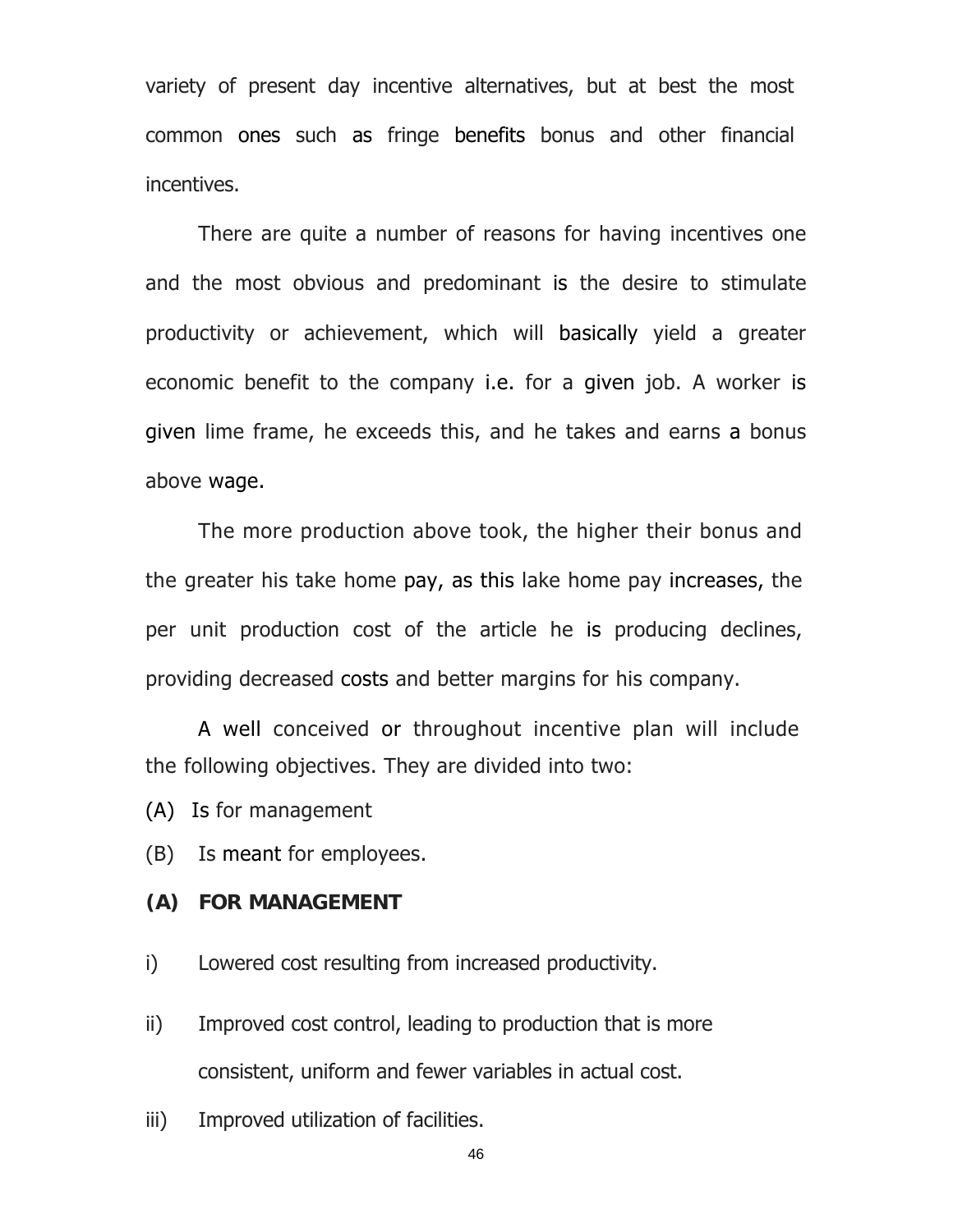variety of present day incentive alternatives, but at best the most common ones such as fringe benefits bonus and other financial incentives.

There are quite a number of reasons for having incentives one and the most obvious and predominant is the desire to stimulate productivity or achievement, which will basically yield a greater economic benefit to the company i.e. for a given job. A worker is given lime frame, he exceeds this, and he takes and earns a bonus above wage.

The more production above took, the higher their bonus and the greater his take home pay, as this lake home pay increases, the per unit production cost of the article he is producing declines, providing decreased costs and better margins for his company.

A well conceived or throughout incentive plan will include the following objectives. They are divided into two:

(A) Is for management

(B) Is meant for employees.

**(A) FOR MANAGEMENT**

i) Lowered cost resulting from increased productivity.

ii) Improved cost control, leading to production that is more consistent, uniform and fewer variables in actual cost.

iii) Improved utilization of facilities.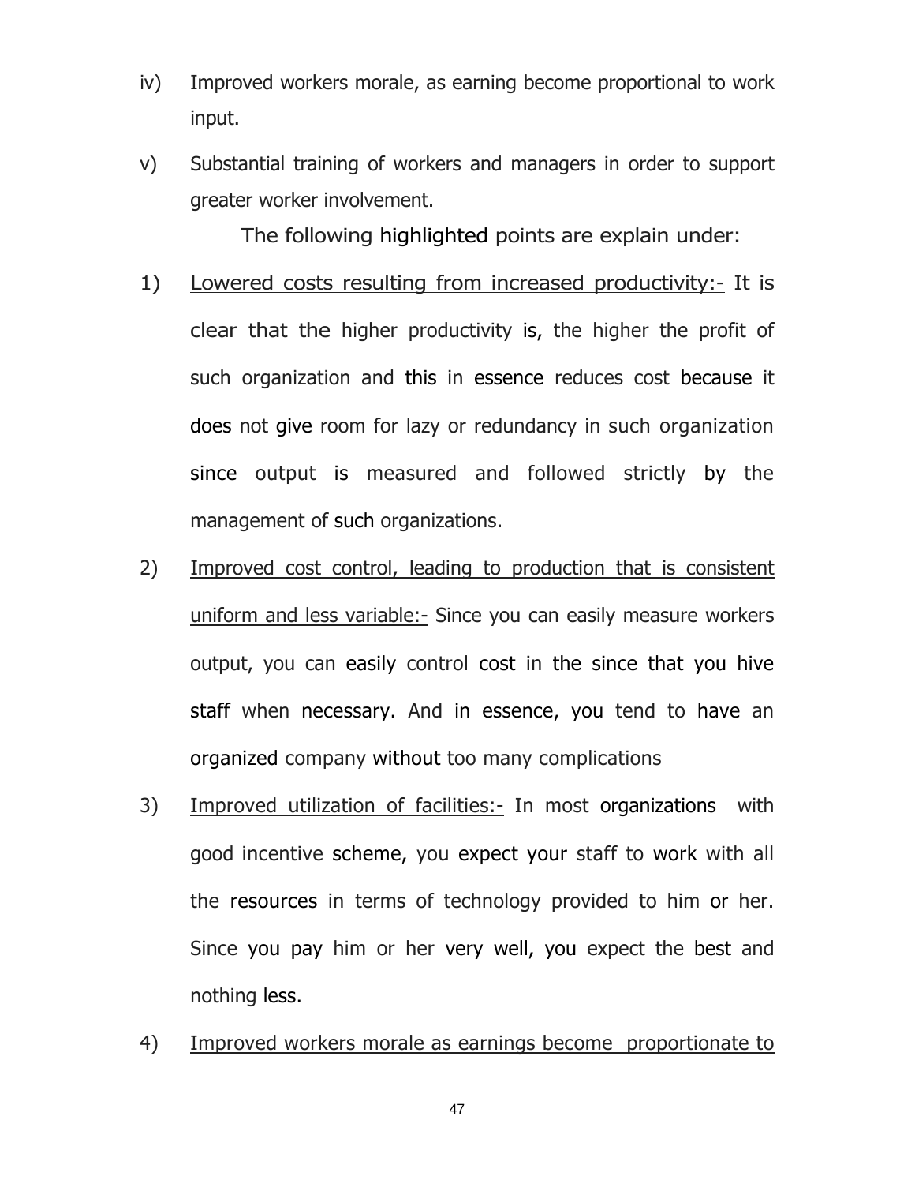iv) Improved workers morale, as earning become proportional to work input.

v) Substantial training of workers and managers in order to support greater worker involvement.

The following highlighted points are explain under:

1) Lowered costs resulting from increased productivity:- It is clear that the higher productivity is, the higher the profit of such organization and this in essence reduces cost because it does not give room for lazy or redundancy in such organization since output is measured and followed strictly by the management of such organizations.

2) Improved cost control, leading to production that is consistent uniform and less variable:- Since you can easily measure workers output, you can easily control cost in the since that you hive staff when necessary. And in essence, you tend to have an organized company without too many complications

3) Improved utilization of facilities:- In most organizations with good incentive scheme, you expect your staff to work with all the resources in terms of technology provided to him or her. Since you pay him or her very well, you expect the best and nothing less.

4) Improved workers morale as earnings become proportionate to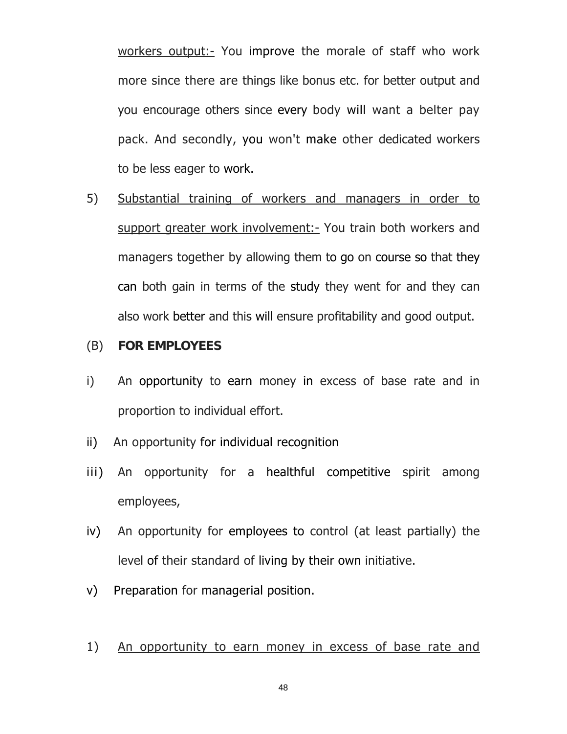<u>workers output:-</u> You improve the morale of staff who work more since there are things like bonus etc. for better output and you encourage others since every body will want a belter pay pack. And secondly, you won't make other dedicated workers to be less eager to work.

5) <u>Substantial training of workers and managers in order to support greater work involvement:-</u> You train both workers and managers together by allowing them to go on course so that they can both gain in terms of the study they went for and they can also work better and this will ensure profitability and good output.

(B) **FOR EMPLOYEES**

i) An opportunity to earn money in excess of base rate and in proportion to individual effort.

ii) An opportunity for individual recognition

iii) An opportunity for a healthful competitive spirit among employees,

iv) An opportunity for employees to control (at least partially) the level of their standard of living by their own initiative.

v) Preparation for managerial position.

1) <u>An opportunity to earn money in excess of base rate and</u>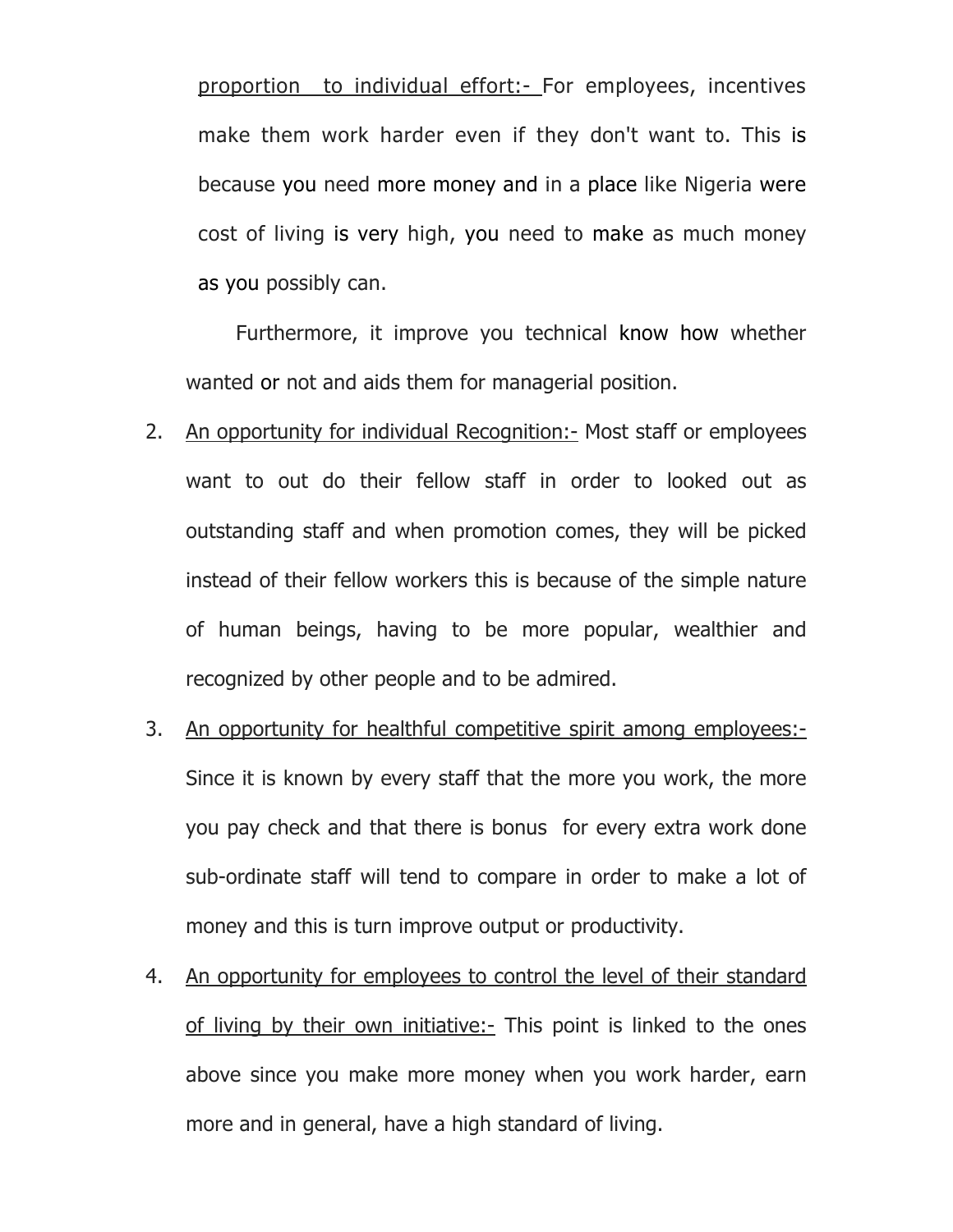<u>proportion to individual effort:-</u> For employees, incentives make them work harder even if they don't want to. This is because you need more money and in a place like Nigeria were cost of living is very high, you need to make as much money as you possibly can.

Furthermore, it improve you technical know how whether wanted or not and aids them for managerial position.

2. <u>An opportunity for individual Recognition:-</u> Most staff or employees want to out do their fellow staff in order to looked out as outstanding staff and when promotion comes, they will be picked instead of their fellow workers this is because of the simple nature of human beings, having to be more popular, wealthier and recognized by other people and to be admired.
3. <u>An opportunity for healthful competitive spirit among employees:-</u> Since it is known by every staff that the more you work, the more you pay check and that there is bonus for every extra work done sub-ordinate staff will tend to compare in order to make a lot of money and this is turn improve output or productivity.
4. <u>An opportunity for employees to control the level of their standard of living by their own initiative:-</u> This point is linked to the ones above since you make more money when you work harder, earn more and in general, have a high standard of living.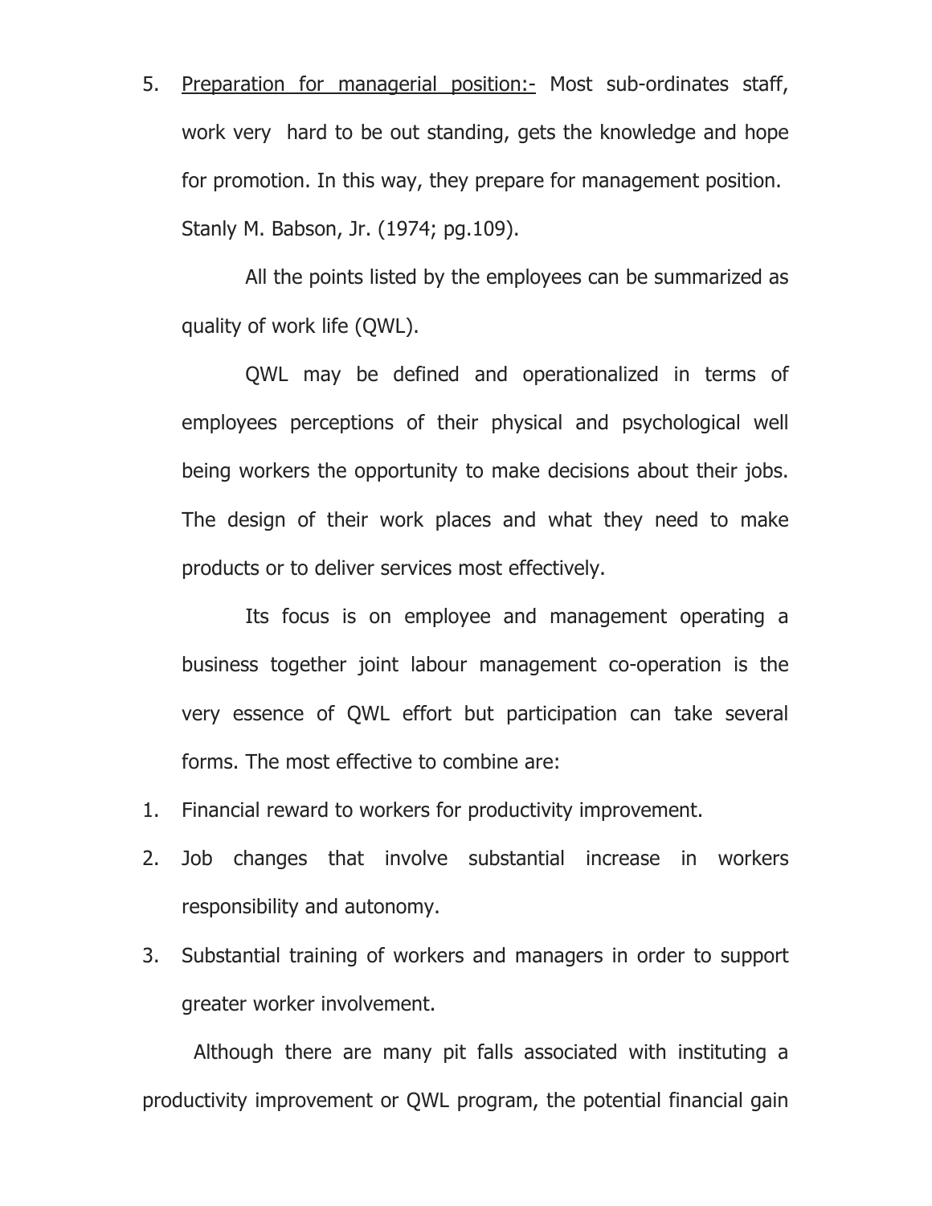5. <u>Preparation for managerial position:-</u> Most sub-ordinates staff, work very hard to be out standing, gets the knowledge and hope for promotion. In this way, they prepare for management position. Stanly M. Babson, Jr. (1974; pg.109).

All the points listed by the employees can be summarized as quality of work life (QWL).

QWL may be defined and operationalized in terms of employees perceptions of their physical and psychological well being workers the opportunity to make decisions about their jobs. The design of their work places and what they need to make products or to deliver services most effectively.

Its focus is on employee and management operating a business together joint labour management co-operation is the very essence of QWL effort but participation can take several forms. The most effective to combine are:

1. Financial reward to workers for productivity improvement.
2. Job changes that involve substantial increase in workers responsibility and autonomy.
3. Substantial training of workers and managers in order to support greater worker involvement.

Although there are many pit falls associated with instituting a productivity improvement or QWL program, the potential financial gain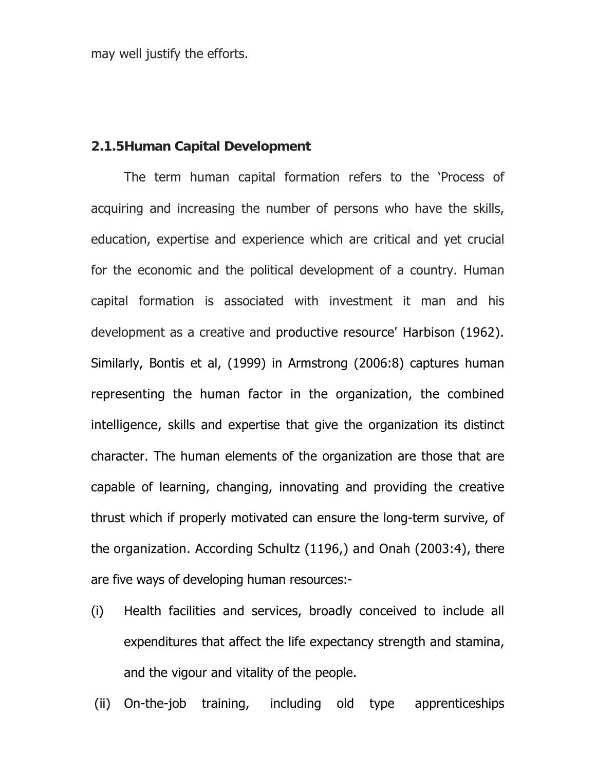may well justify the efforts.

### 2.1.5Human Capital Development

The term human capital formation refers to the 'Process of acquiring and increasing the number of persons who have the skills, education, expertise and experience which are critical and yet crucial for the economic and the political development of a country. Human capital formation is associated with investment it man and his development as a creative and productive resource' Harbison (1962). Similarly, Bontis et al, (1999) in Armstrong (2006:8) captures human representing the human factor in the organization, the combined intelligence, skills and expertise that give the organization its distinct character. The human elements of the organization are those that are capable of learning, changing, innovating and providing the creative thrust which if properly motivated can ensure the long-term survive, of the organization. According Schultz (1196,) and Onah (2003:4), there are five ways of developing human resources:-

(i) Health facilities and services, broadly conceived to include all expenditures that affect the life expectancy strength and stamina, and the vigour and vitality of the people.

(ii) On-the-job training, including old type apprenticeships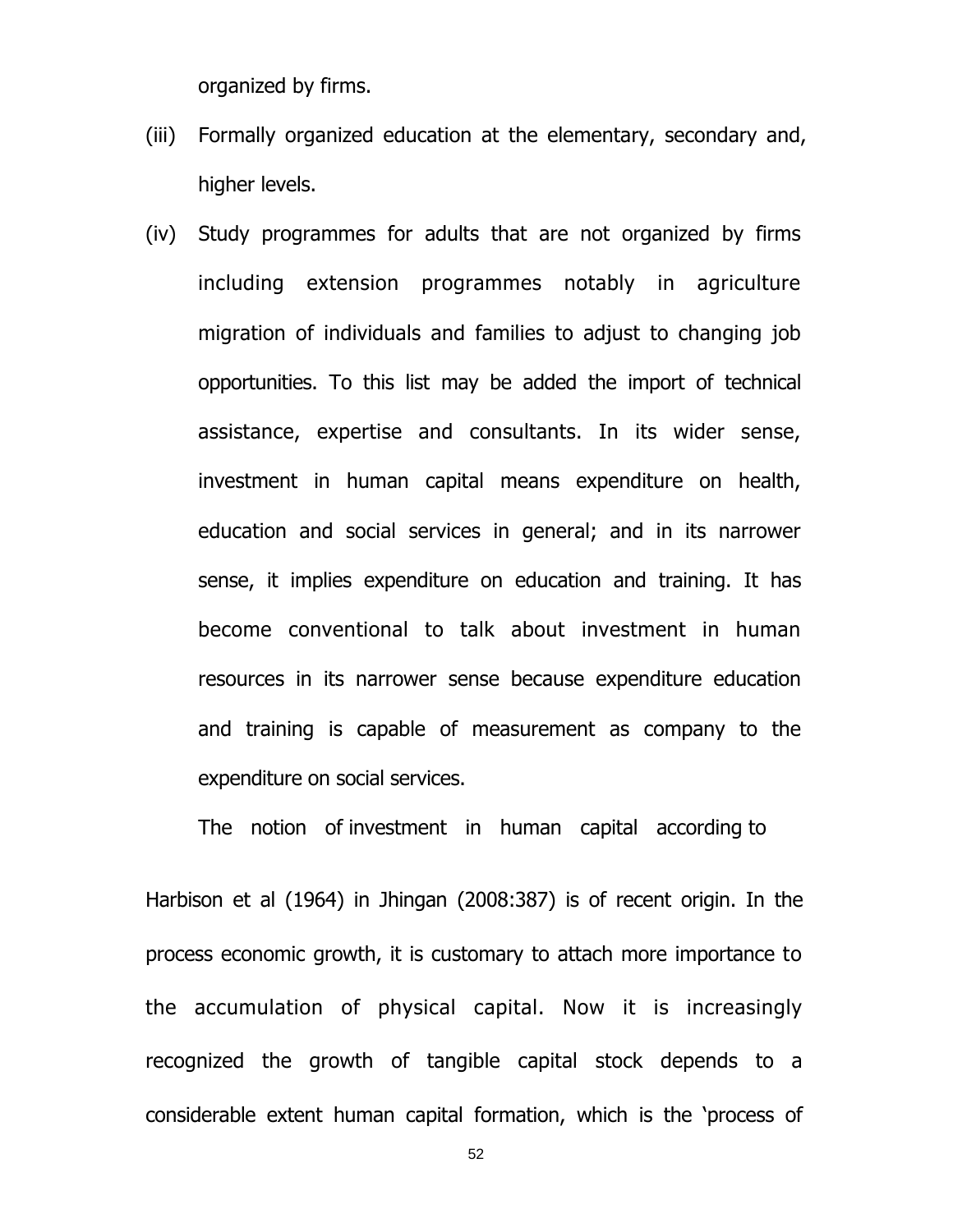organized by firms.

(iii) Formally organized education at the elementary, secondary and, higher levels.

(iv) Study programmes for adults that are not organized by firms including extension programmes notably in agriculture migration of individuals and families to adjust to changing job opportunities. To this list may be added the import of technical assistance, expertise and consultants. In its wider sense, investment in human capital means expenditure on health, education and social services in general; and in its narrower sense, it implies expenditure on education and training. It has become conventional to talk about investment in human resources in its narrower sense because expenditure education and training is capable of measurement as company to the expenditure on social services.

The notion of investment in human capital according to Harbison et al (1964) in Jhingan (2008:387) is of recent origin. In the process economic growth, it is customary to attach more importance to the accumulation of physical capital. Now it is increasingly recognized the growth of tangible capital stock depends to a considerable extent human capital formation, which is the 'process of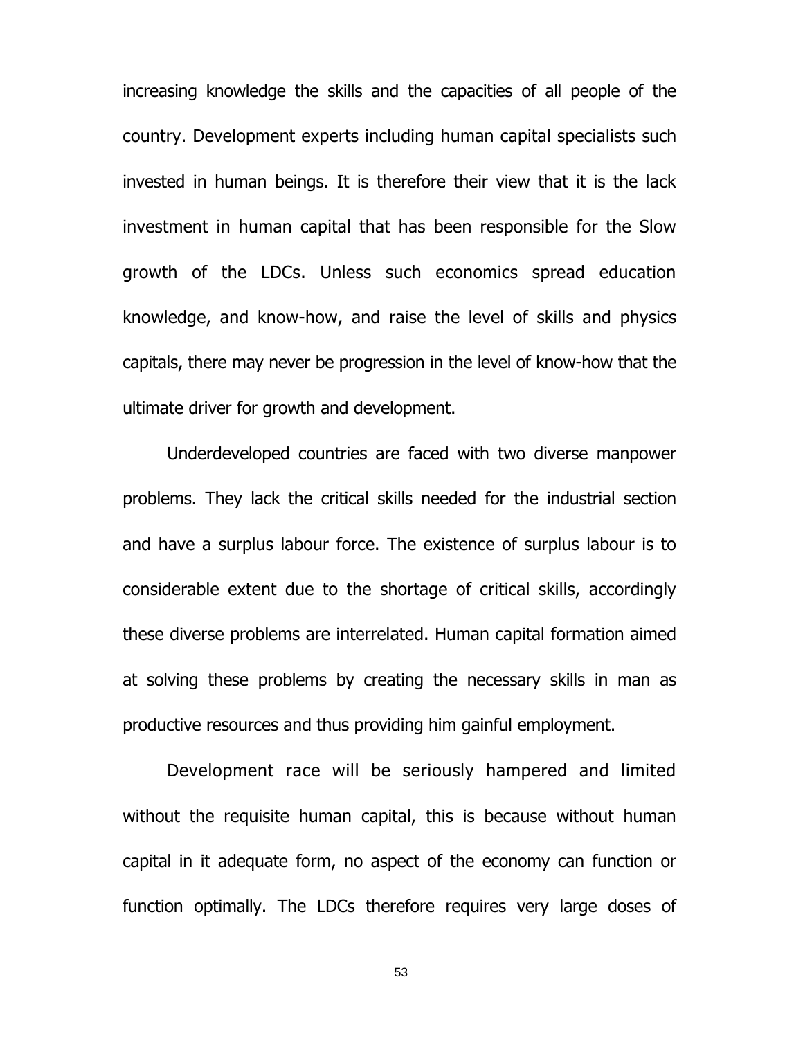increasing knowledge the skills and the capacities of all people of the country. Development experts including human capital specialists such invested in human beings. It is therefore their view that it is the lack investment in human capital that has been responsible for the Slow growth of the LDCs. Unless such economics spread education knowledge, and know-how, and raise the level of skills and physics capitals, there may never be progression in the level of know-how that the ultimate driver for growth and development.

Underdeveloped countries are faced with two diverse manpower problems. They lack the critical skills needed for the industrial section and have a surplus labour force. The existence of surplus labour is to considerable extent due to the shortage of critical skills, accordingly these diverse problems are interrelated. Human capital formation aimed at solving these problems by creating the necessary skills in man as productive resources and thus providing him gainful employment.

Development race will be seriously hampered and limited without the requisite human capital, this is because without human capital in it adequate form, no aspect of the economy can function or function optimally. The LDCs therefore requires very large doses of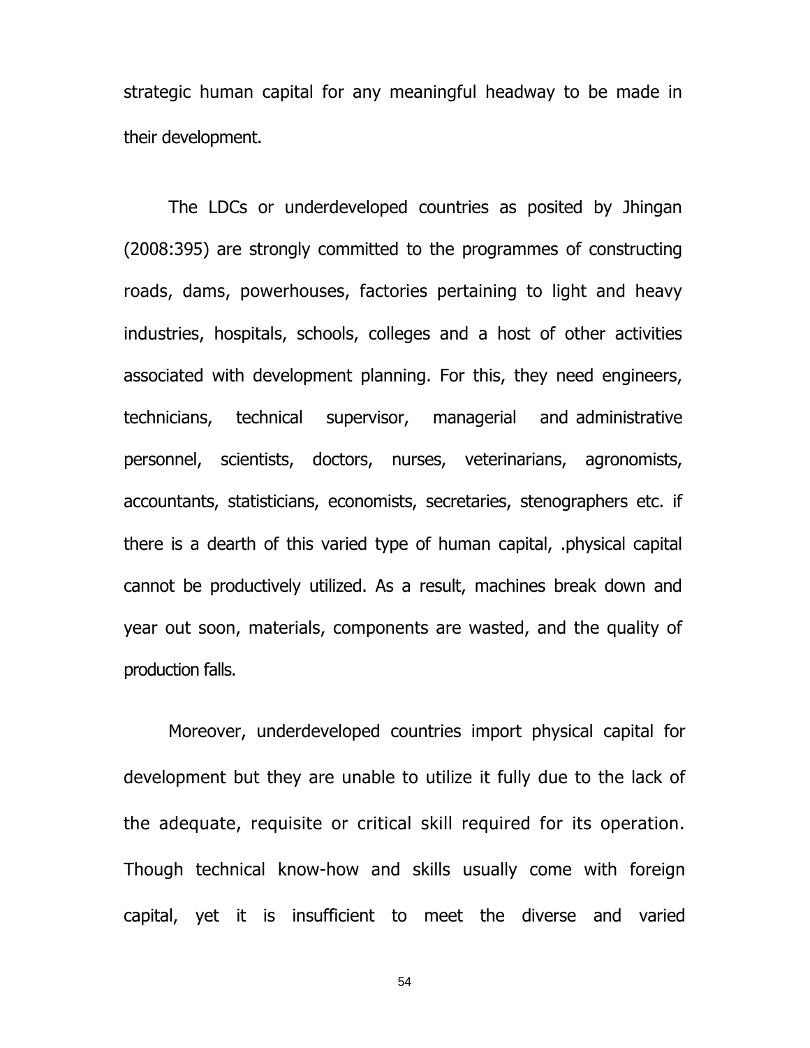strategic human capital for any meaningful headway to be made in their development.

The LDCs or underdeveloped countries as posited by Jhingan (2008:395) are strongly committed to the programmes of constructing roads, dams, powerhouses, factories pertaining to light and heavy industries, hospitals, schools, colleges and a host of other activities associated with development planning. For this, they need engineers, technicians, technical supervisor, managerial and administrative personnel, scientists, doctors, nurses, veterinarians, agronomists, accountants, statisticians, economists, secretaries, stenographers etc. if there is a dearth of this varied type of human capital, .physical capital cannot be productively utilized. As a result, machines break down and year out soon, materials, components are wasted, and the quality of production falls.

Moreover, underdeveloped countries import physical capital for development but they are unable to utilize it fully due to the lack of the adequate, requisite or critical skill required for its operation. Though technical know-how and skills usually come with foreign capital, yet it is insufficient to meet the diverse and varied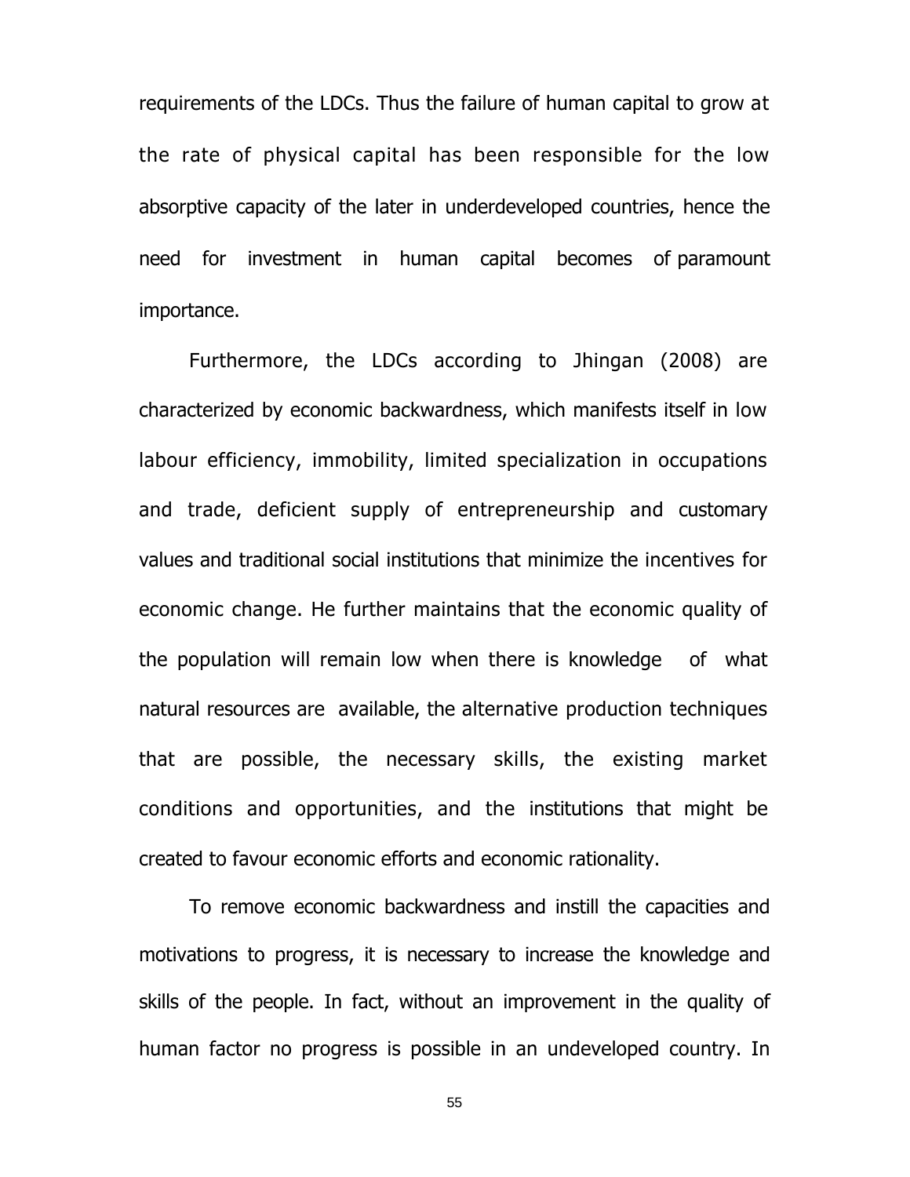requirements of the LDCs. Thus the failure of human capital to grow at the rate of physical capital has been responsible for the low absorptive capacity of the later in underdeveloped countries, hence the need for investment in human capital becomes of paramount importance.

Furthermore, the LDCs according to Jhingan (2008) are characterized by economic backwardness, which manifests itself in low labour efficiency, immobility, limited specialization in occupations and trade, deficient supply of entrepreneurship and customary values and traditional social institutions that minimize the incentives for economic change. He further maintains that the economic quality of the population will remain low when there is knowledge of what natural resources are available, the alternative production techniques that are possible, the necessary skills, the existing market conditions and opportunities, and the institutions that might be created to favour economic efforts and economic rationality.

To remove economic backwardness and instill the capacities and motivations to progress, it is necessary to increase the knowledge and skills of the people. In fact, without an improvement in the quality of human factor no progress is possible in an undeveloped country. In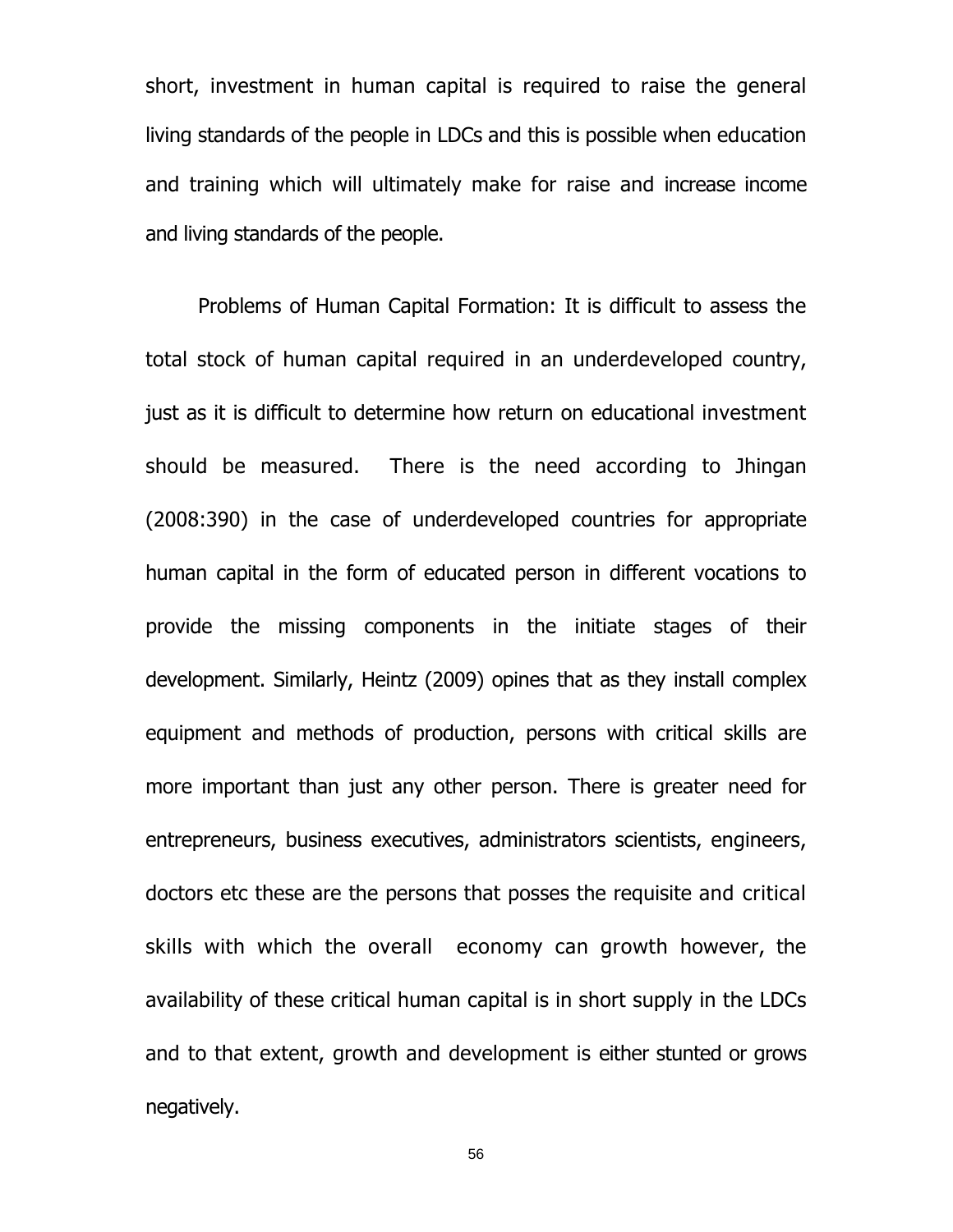short, investment in human capital is required to raise the general living standards of the people in LDCs and this is possible when education and training which will ultimately make for raise and increase income and living standards of the people.

Problems of Human Capital Formation: It is difficult to assess the total stock of human capital required in an underdeveloped country, just as it is difficult to determine how return on educational investment should be measured. There is the need according to Jhingan (2008:390) in the case of underdeveloped countries for appropriate human capital in the form of educated person in different vocations to provide the missing components in the initiate stages of their development. Similarly, Heintz (2009) opines that as they install complex equipment and methods of production, persons with critical skills are more important than just any other person. There is greater need for entrepreneurs, business executives, administrators scientists, engineers, doctors etc these are the persons that posses the requisite and critical skills with which the overall economy can growth however, the availability of these critical human capital is in short supply in the LDCs and to that extent, growth and development is either stunted or grows negatively.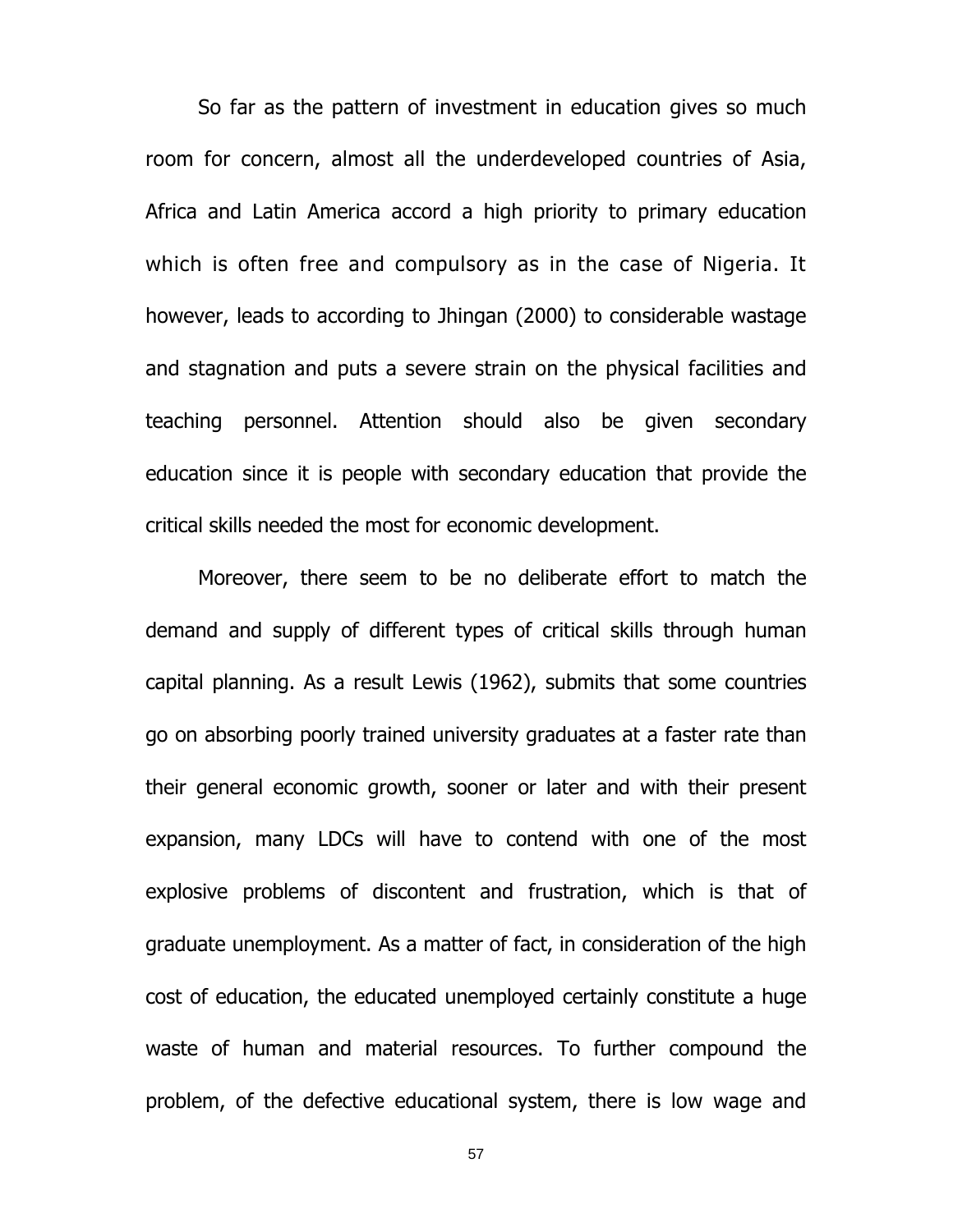So far as the pattern of investment in education gives so much room for concern, almost all the underdeveloped countries of Asia, Africa and Latin America accord a high priority to primary education which is often free and compulsory as in the case of Nigeria. It however, leads to according to Jhingan (2000) to considerable wastage and stagnation and puts a severe strain on the physical facilities and teaching personnel. Attention should also be given secondary education since it is people with secondary education that provide the critical skills needed the most for economic development.

Moreover, there seem to be no deliberate effort to match the demand and supply of different types of critical skills through human capital planning. As a result Lewis (1962), submits that some countries go on absorbing poorly trained university graduates at a faster rate than their general economic growth, sooner or later and with their present expansion, many LDCs will have to contend with one of the most explosive problems of discontent and frustration, which is that of graduate unemployment. As a matter of fact, in consideration of the high cost of education, the educated unemployed certainly constitute a huge waste of human and material resources. To further compound the problem, of the defective educational system, there is low wage and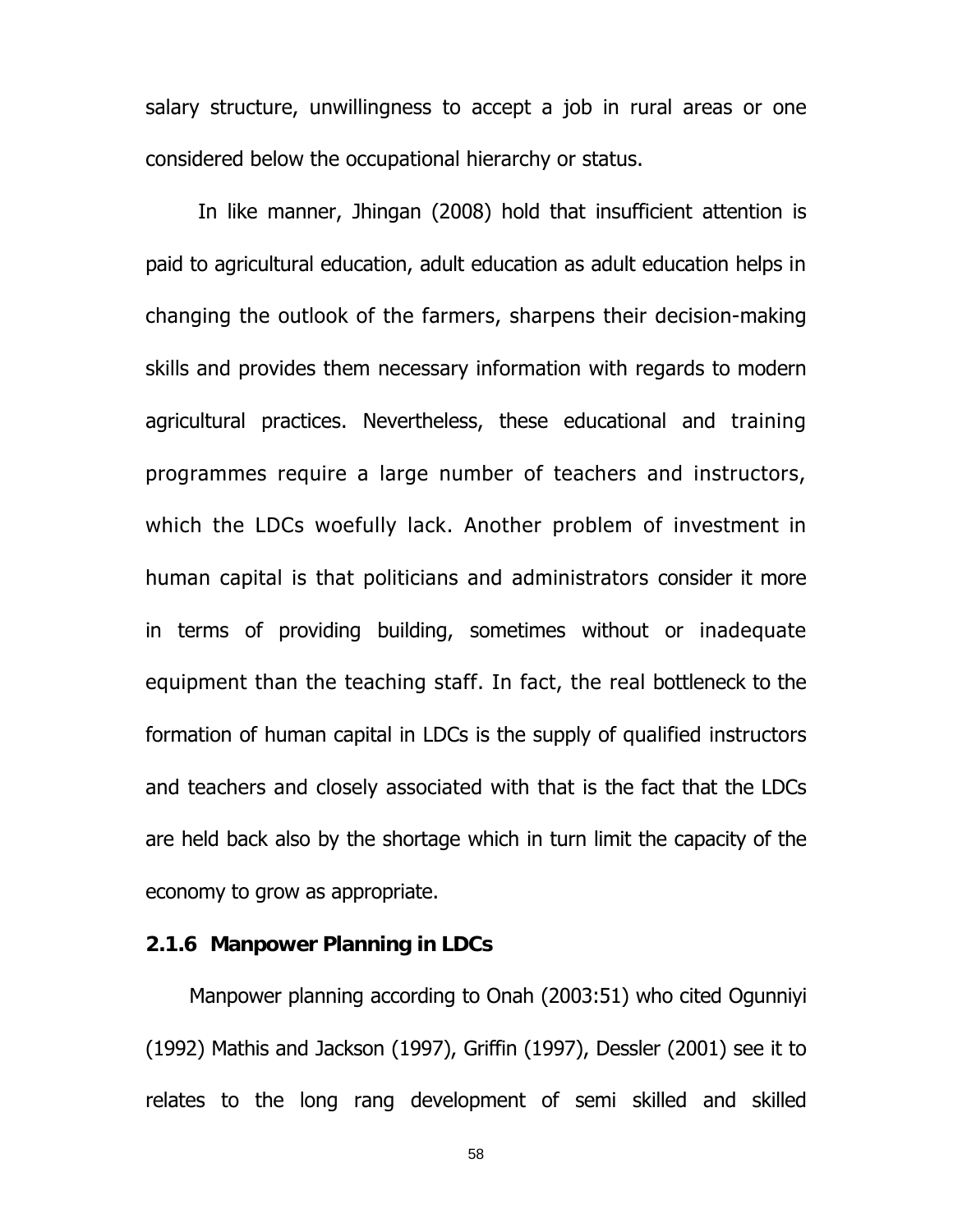salary structure, unwillingness to accept a job in rural areas or one considered below the occupational hierarchy or status.

In like manner, Jhingan (2008) hold that insufficient attention is paid to agricultural education, adult education as adult education helps in changing the outlook of the farmers, sharpens their decision-making skills and provides them necessary information with regards to modern agricultural practices. Nevertheless, these educational and training programmes require a large number of teachers and instructors, which the LDCs woefully lack. Another problem of investment in human capital is that politicians and administrators consider it more in terms of providing building, sometimes without or inadequate equipment than the teaching staff. In fact, the real bottleneck to the formation of human capital in LDCs is the supply of qualified instructors and teachers and closely associated with that is the fact that the LDCs are held back also by the shortage which in turn limit the capacity of the economy to grow as appropriate.

### 2.1.6 Manpower Planning in LDCs

Manpower planning according to Onah (2003:51) who cited Ogunniyi (1992) Mathis and Jackson (1997), Griffin (1997), Dessler (2001) see it to relates to the long rang development of semi skilled and skilled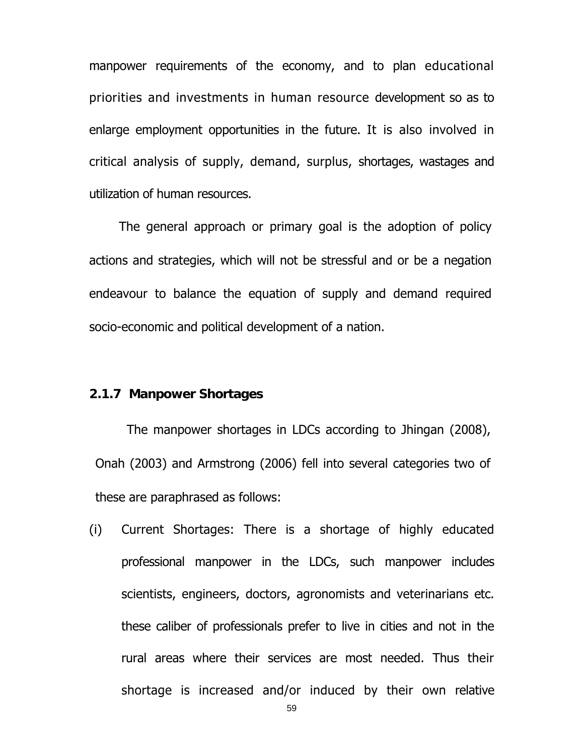manpower requirements of the economy, and to plan educational priorities and investments in human resource development so as to enlarge employment opportunities in the future. It is also involved in critical analysis of supply, demand, surplus, shortages, wastages and utilization of human resources.

The general approach or primary goal is the adoption of policy actions and strategies, which will not be stressful and or be a negation endeavour to balance the equation of supply and demand required socio-economic and political development of a nation.

### 2.1.7 Manpower Shortages

The manpower shortages in LDCs according to Jhingan (2008), Onah (2003) and Armstrong (2006) fell into several categories two of these are paraphrased as follows:

(i) Current Shortages: There is a shortage of highly educated professional manpower in the LDCs, such manpower includes scientists, engineers, doctors, agronomists and veterinarians etc. these caliber of professionals prefer to live in cities and not in the rural areas where their services are most needed. Thus their shortage is increased and/or induced by their own relative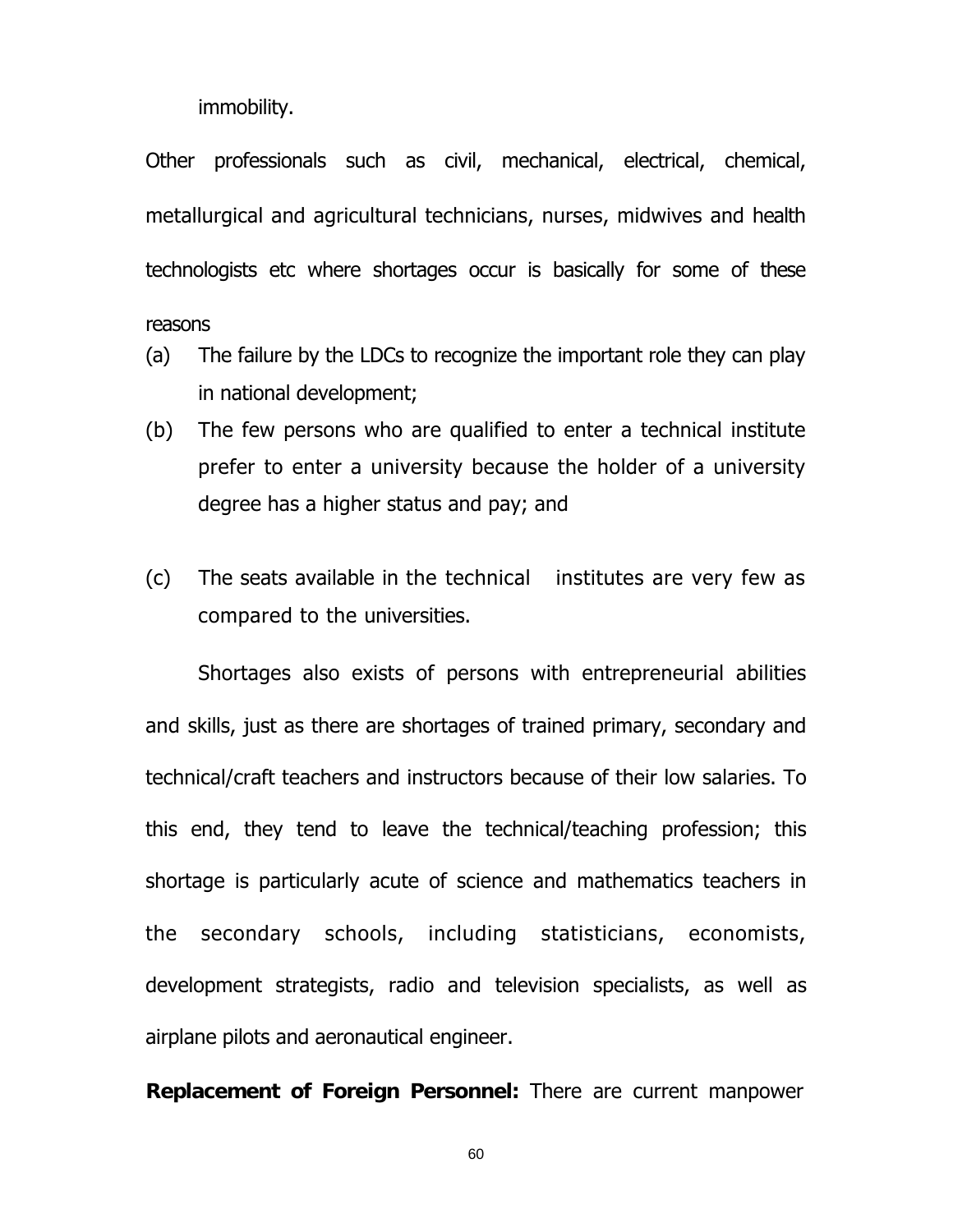immobility.

Other professionals such as civil, mechanical, electrical, chemical, metallurgical and agricultural technicians, nurses, midwives and health technologists etc where shortages occur is basically for some of these reasons

(a) The failure by the LDCs to recognize the important role they can play in national development;

(b) The few persons who are qualified to enter a technical institute prefer to enter a university because the holder of a university degree has a higher status and pay; and

(c) The seats available in the technical institutes are very few as compared to the universities.

Shortages also exists of persons with entrepreneurial abilities and skills, just as there are shortages of trained primary, secondary and technical/craft teachers and instructors because of their low salaries. To this end, they tend to leave the technical/teaching profession; this shortage is particularly acute of science and mathematics teachers in the secondary schools, including statisticians, economists, development strategists, radio and television specialists, as well as airplane pilots and aeronautical engineer.

**Replacement of Foreign Personnel:** There are current manpower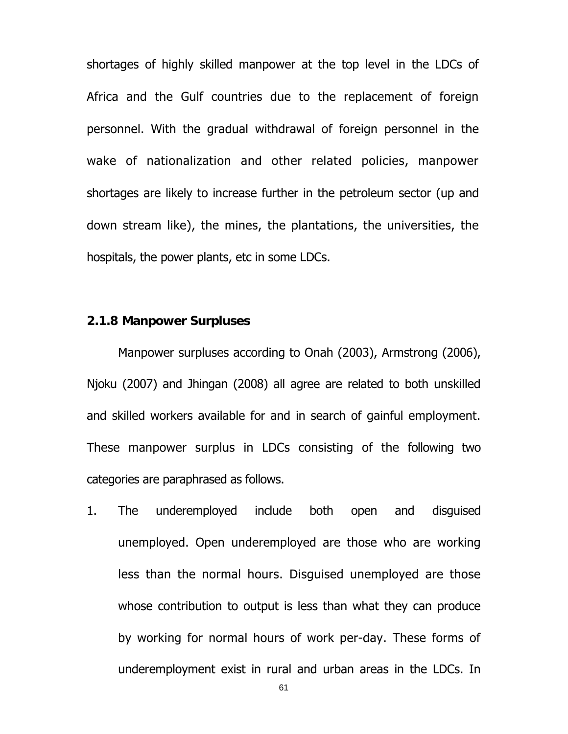shortages of highly skilled manpower at the top level in the LDCs of Africa and the Gulf countries due to the replacement of foreign personnel. With the gradual withdrawal of foreign personnel in the wake of nationalization and other related policies, manpower shortages are likely to increase further in the petroleum sector (up and down stream like), the mines, the plantations, the universities, the hospitals, the power plants, etc in some LDCs.

### 2.1.8 Manpower Surpluses

Manpower surpluses according to Onah (2003), Armstrong (2006), Njoku (2007) and Jhingan (2008) all agree are related to both unskilled and skilled workers available for and in search of gainful employment. These manpower surplus in LDCs consisting of the following two categories are paraphrased as follows.

1. The underemployed include both open and disguised unemployed. Open underemployed are those who are working less than the normal hours. Disguised unemployed are those whose contribution to output is less than what they can produce by working for normal hours of work per-day. These forms of underemployment exist in rural and urban areas in the LDCs. In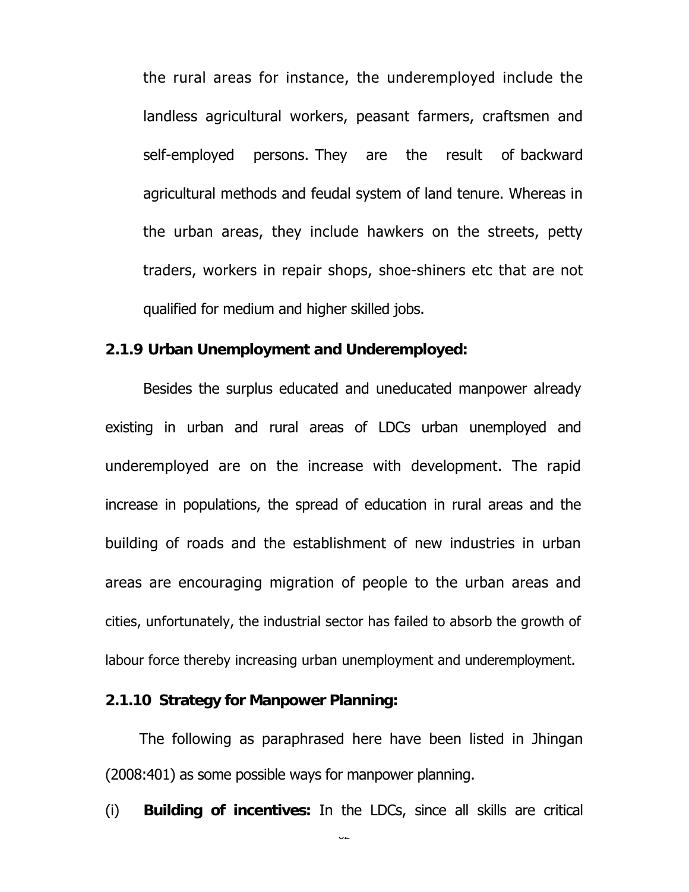the rural areas for instance, the underemployed include the landless agricultural workers, peasant farmers, craftsmen and self-employed persons. They are the result of backward agricultural methods and feudal system of land tenure. Whereas in the urban areas, they include hawkers on the streets, petty traders, workers in repair shops, shoe-shiners etc that are not qualified for medium and higher skilled jobs.

### 2.1.9 Urban Unemployment and Underemployed:

Besides the surplus educated and uneducated manpower already existing in urban and rural areas of LDCs urban unemployed and underemployed are on the increase with development. The rapid increase in populations, the spread of education in rural areas and the building of roads and the establishment of new industries in urban areas are encouraging migration of people to the urban areas and cities, unfortunately, the industrial sector has failed to absorb the growth of labour force thereby increasing urban unemployment and underemployment.

### 2.1.10 Strategy for Manpower Planning:

The following as paraphrased here have been listed in Jhingan (2008:401) as some possible ways for manpower planning.

(i) **Building of incentives:** In the LDCs, since all skills are critical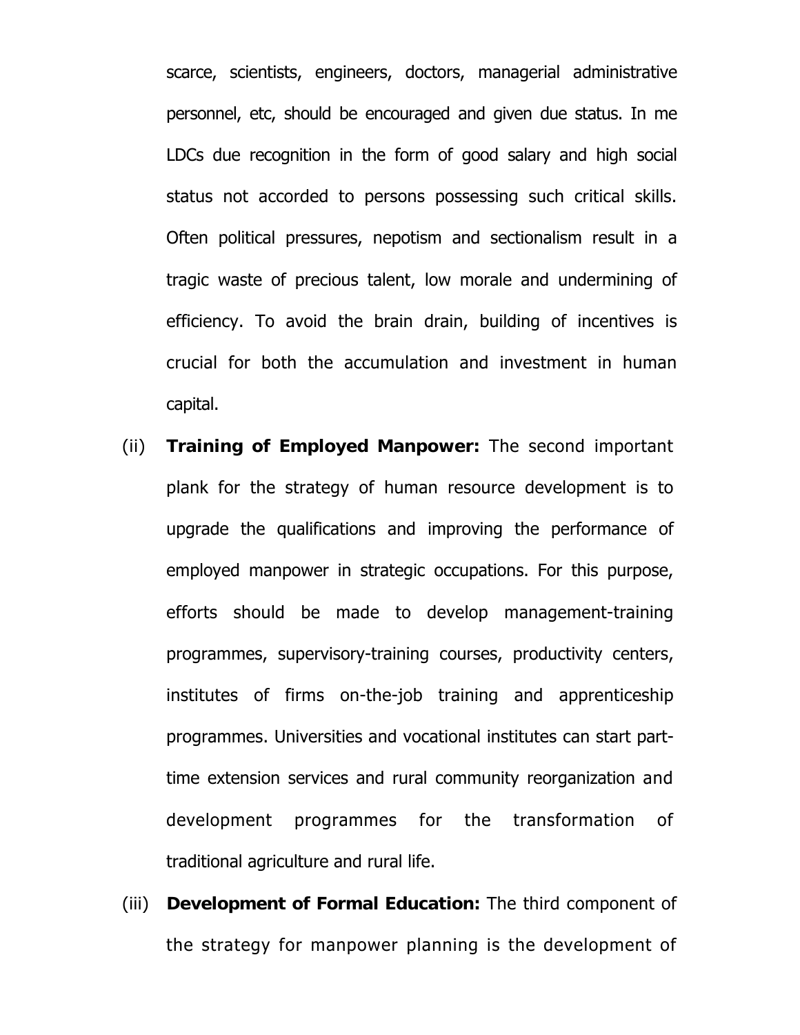scarce, scientists, engineers, doctors, managerial administrative personnel, etc, should be encouraged and given due status. In me LDCs due recognition in the form of good salary and high social status not accorded to persons possessing such critical skills. Often political pressures, nepotism and sectionalism result in a tragic waste of precious talent, low morale and undermining of efficiency. To avoid the brain drain, building of incentives is crucial for both the accumulation and investment in human capital.

(ii) **Training of Employed Manpower:** The second important plank for the strategy of human resource development is to upgrade the qualifications and improving the performance of employed manpower in strategic occupations. For this purpose, efforts should be made to develop management-training programmes, supervisory-training courses, productivity centers, institutes of firms on-the-job training and apprenticeship programmes. Universities and vocational institutes can start part-time extension services and rural community reorganization and development programmes for the transformation of traditional agriculture and rural life.

(iii) **Development of Formal Education:** The third component of the strategy for manpower planning is the development of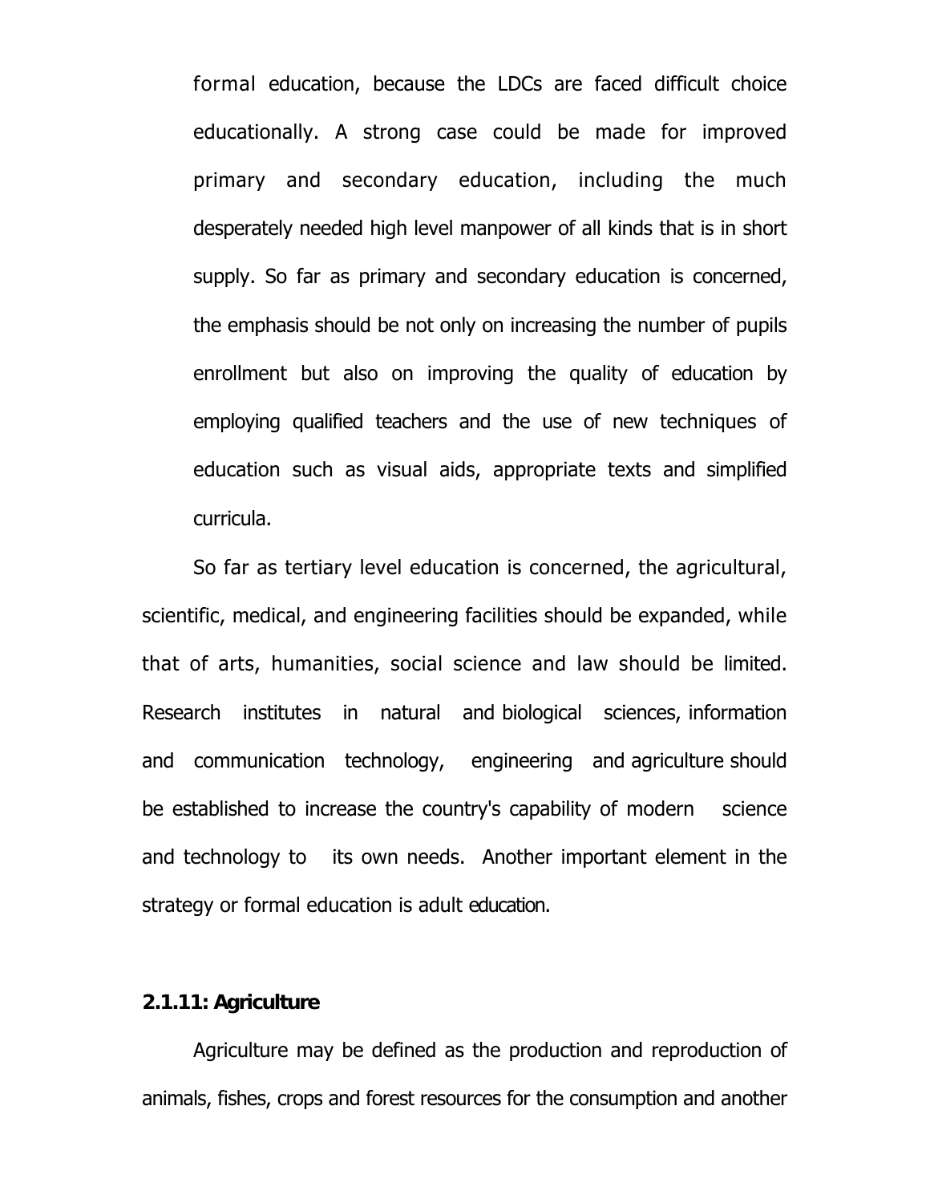formal education, because the LDCs are faced difficult choice educationally. A strong case could be made for improved primary and secondary education, including the much desperately needed high level manpower of all kinds that is in short supply. So far as primary and secondary education is concerned, the emphasis should be not only on increasing the number of pupils enrollment but also on improving the quality of education by employing qualified teachers and the use of new techniques of education such as visual aids, appropriate texts and simplified curricula.

So far as tertiary level education is concerned, the agricultural, scientific, medical, and engineering facilities should be expanded, while that of arts, humanities, social science and law should be limited. Research institutes in natural and biological sciences, information and communication technology, engineering and agriculture should be established to increase the country's capability of modern science and technology to its own needs. Another important element in the strategy or formal education is adult education.

### 2.1.11: Agriculture

Agriculture may be defined as the production and reproduction of animals, fishes, crops and forest resources for the consumption and another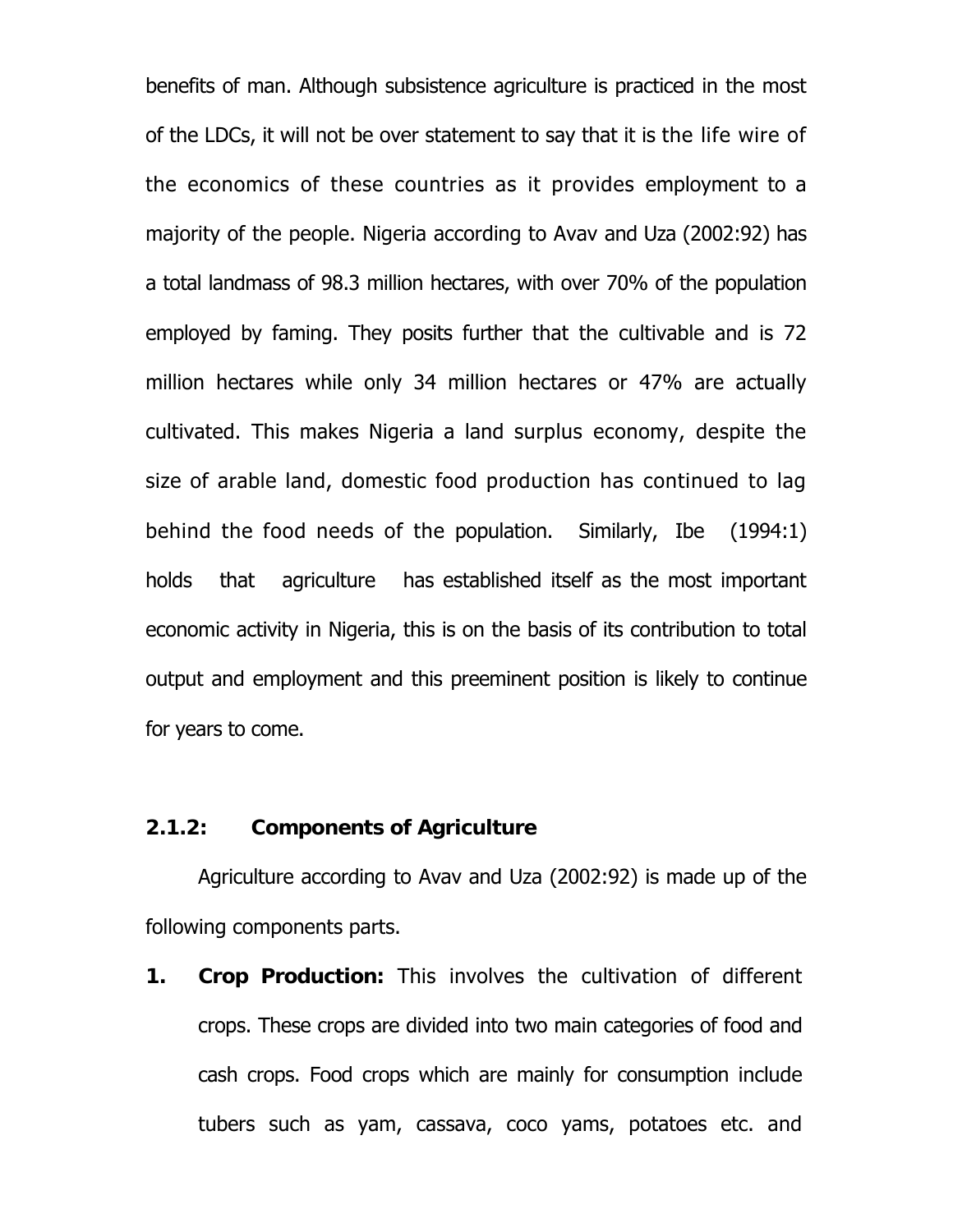benefits of man. Although subsistence agriculture is practiced in the most of the LDCs, it will not be over statement to say that it is the life wire of the economics of these countries as it provides employment to a majority of the people. Nigeria according to Avav and Uza (2002:92) has a total landmass of 98.3 million hectares, with over 70% of the population employed by faming. They posits further that the cultivable and is 72 million hectares while only 34 million hectares or 47% are actually cultivated. This makes Nigeria a land surplus economy, despite the size of arable land, domestic food production has continued to lag behind the food needs of the population. Similarly, Ibe (1994:1) holds that agriculture has established itself as the most important economic activity in Nigeria, this is on the basis of its contribution to total output and employment and this preeminent position is likely to continue for years to come.

### 2.1.2: Components of Agriculture

Agriculture according to Avav and Uza (2002:92) is made up of the following components parts.

1. **Crop Production:** This involves the cultivation of different crops. These crops are divided into two main categories of food and cash crops. Food crops which are mainly for consumption include tubers such as yam, cassava, coco yams, potatoes etc. and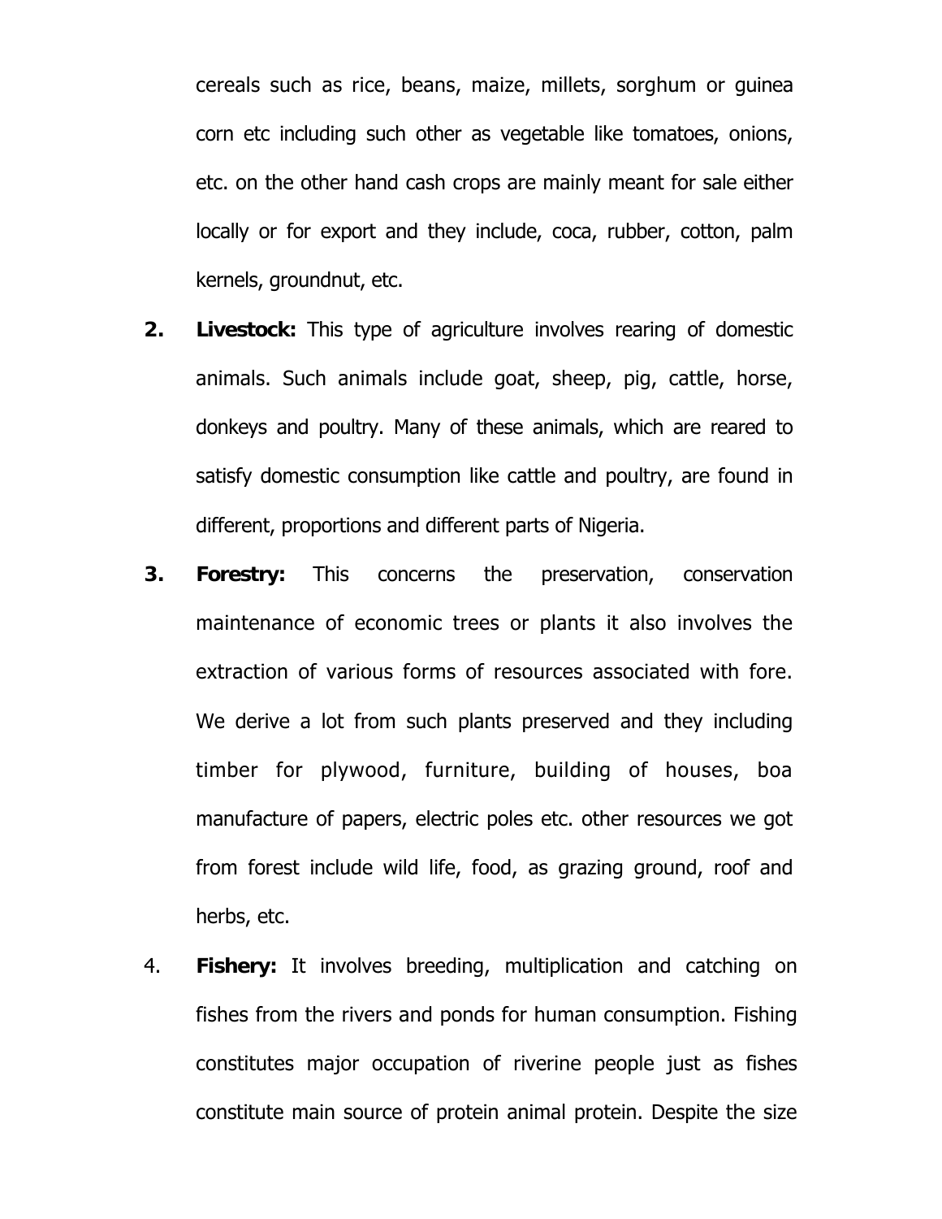cereals such as rice, beans, maize, millets, sorghum or guinea corn etc including such other as vegetable like tomatoes, onions, etc. on the other hand cash crops are mainly meant for sale either locally or for export and they include, coca, rubber, cotton, palm kernels, groundnut, etc.

2. **Livestock:** This type of agriculture involves rearing of domestic animals. Such animals include goat, sheep, pig, cattle, horse, donkeys and poultry. Many of these animals, which are reared to satisfy domestic consumption like cattle and poultry, are found in different, proportions and different parts of Nigeria.

3. **Forestry:** This concerns the preservation, conservation maintenance of economic trees or plants it also involves the extraction of various forms of resources associated with fore. We derive a lot from such plants preserved and they including timber for plywood, furniture, building of houses, boa manufacture of papers, electric poles etc. other resources we got from forest include wild life, food, as grazing ground, roof and herbs, etc.

4. **Fishery:** It involves breeding, multiplication and catching on fishes from the rivers and ponds for human consumption. Fishing constitutes major occupation of riverine people just as fishes constitute main source of protein animal protein. Despite the size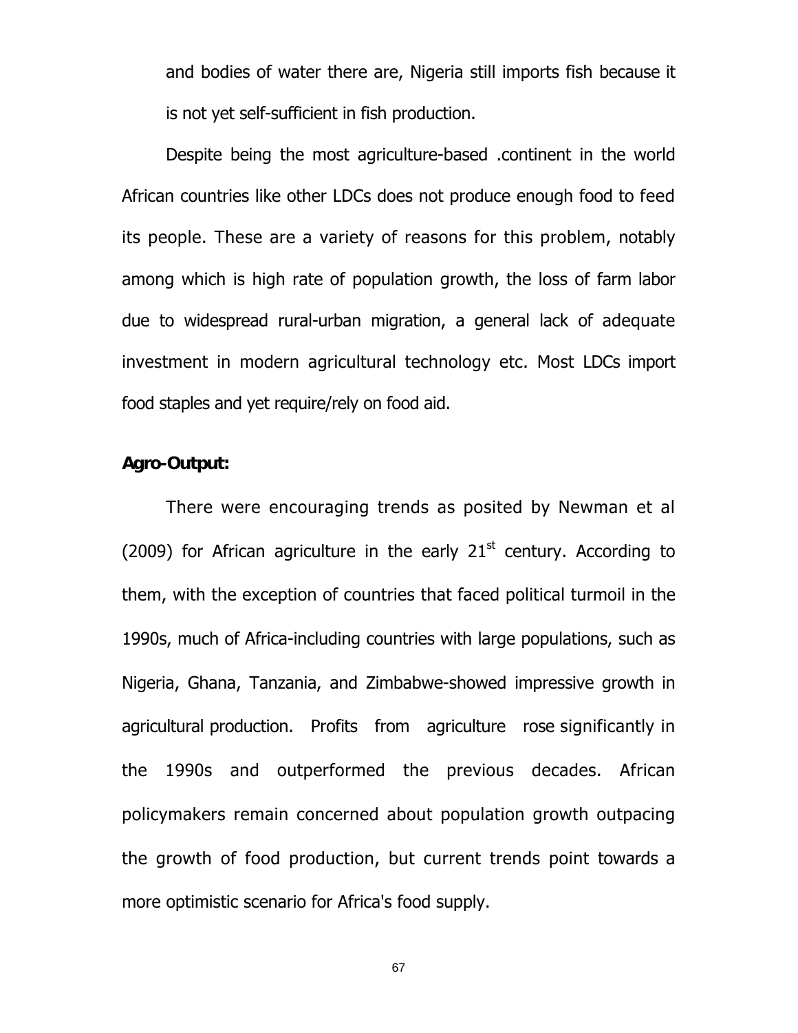and bodies of water there are, Nigeria still imports fish because it is not yet self-sufficient in fish production.

Despite being the most agriculture-based .continent in the world African countries like other LDCs does not produce enough food to feed its people. These are a variety of reasons for this problem, notably among which is high rate of population growth, the loss of farm labor due to widespread rural-urban migration, a general lack of adequate investment in modern agricultural technology etc. Most LDCs import food staples and yet require/rely on food aid.

**Agro-Output:**

There were encouraging trends as posited by Newman et al (2009) for African agriculture in the early 21st century. According to them, with the exception of countries that faced political turmoil in the 1990s, much of Africa-including countries with large populations, such as Nigeria, Ghana, Tanzania, and Zimbabwe-showed impressive growth in agricultural production. Profits from agriculture rose significantly in the 1990s and outperformed the previous decades. African policymakers remain concerned about population growth outpacing the growth of food production, but current trends point towards a more optimistic scenario for Africa's food supply.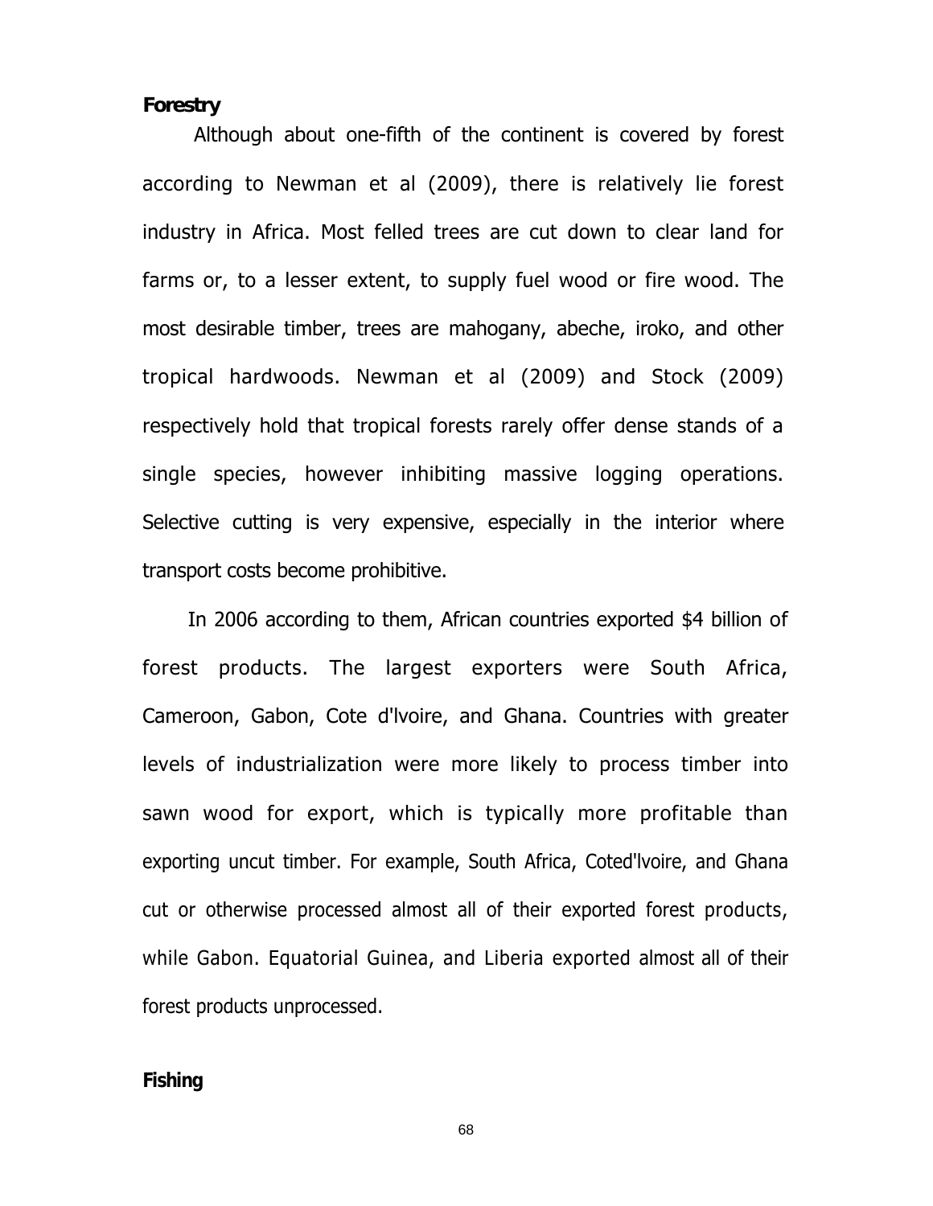**Forestry**

Although about one-fifth of the continent is covered by forest according to Newman et al (2009), there is relatively lie forest industry in Africa. Most felled trees are cut down to clear land for farms or, to a lesser extent, to supply fuel wood or fire wood. The most desirable timber, trees are mahogany, abeche, iroko, and other tropical hardwoods. Newman et al (2009) and Stock (2009) respectively hold that tropical forests rarely offer dense stands of a single species, however inhibiting massive logging operations. Selective cutting is very expensive, especially in the interior where transport costs become prohibitive.

In 2006 according to them, African countries exported $4 billion of forest products. The largest exporters were South Africa, Cameroon, Gabon, Cote d'lvoire, and Ghana. Countries with greater levels of industrialization were more likely to process timber into sawn wood for export, which is typically more profitable than exporting uncut timber. For example, South Africa, Coted'lvoire, and Ghana cut or otherwise processed almost all of their exported forest products, while Gabon. Equatorial Guinea, and Liberia exported almost all of their forest products unprocessed.

**Fishing**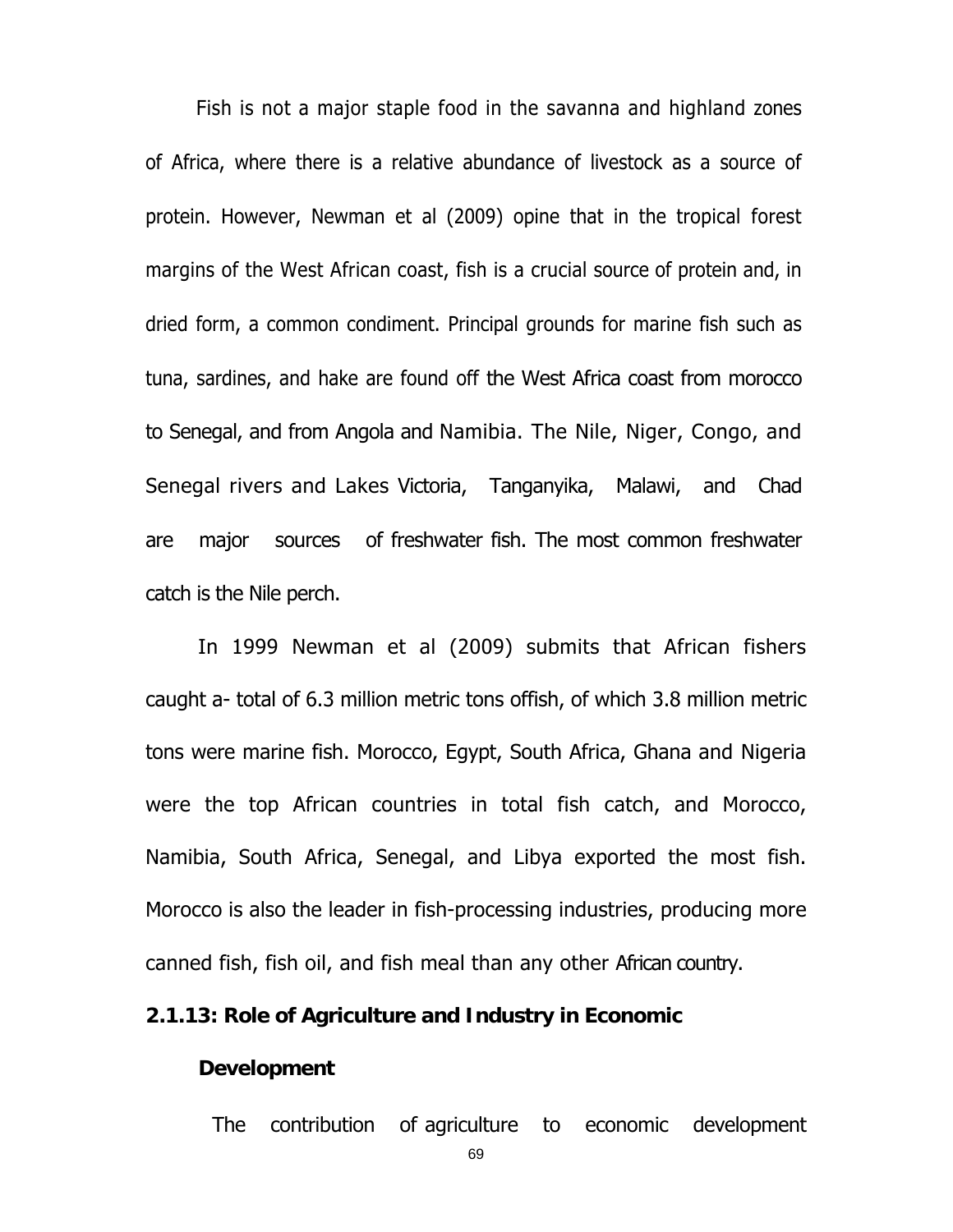Fish is not a major staple food in the savanna and highland zones of Africa, where there is a relative abundance of livestock as a source of protein. However, Newman et al (2009) opine that in the tropical forest margins of the West African coast, fish is a crucial source of protein and, in dried form, a common condiment. Principal grounds for marine fish such as tuna, sardines, and hake are found off the West Africa coast from morocco to Senegal, and from Angola and Namibia. The Nile, Niger, Congo, and Senegal rivers and Lakes Victoria, Tanganyika, Malawi, and Chad are major sources of freshwater fish. The most common freshwater catch is the Nile perch.

In 1999 Newman et al (2009) submits that African fishers caught a- total of 6.3 million metric tons offish, of which 3.8 million metric tons were marine fish. Morocco, Egypt, South Africa, Ghana and Nigeria were the top African countries in total fish catch, and Morocco, Namibia, South Africa, Senegal, and Libya exported the most fish. Morocco is also the leader in fish-processing industries, producing more canned fish, fish oil, and fish meal than any other African country.

### 2.1.13: Role of Agriculture and Industry in Economic Development

The contribution of agriculture to economic development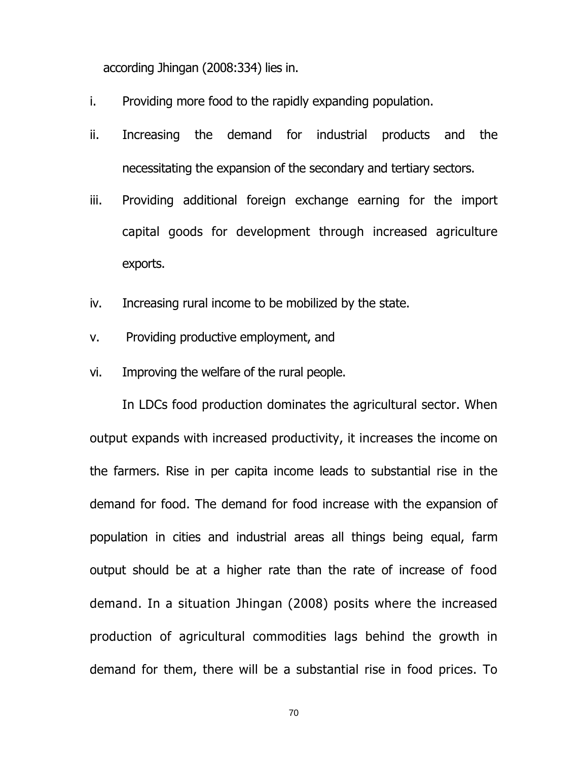according Jhingan (2008:334) lies in.

i. Providing more food to the rapidly expanding population.
ii. Increasing the demand for industrial products and the necessitating the expansion of the secondary and tertiary sectors.
iii. Providing additional foreign exchange earning for the import capital goods for development through increased agriculture exports.
iv. Increasing rural income to be mobilized by the state.
v. Providing productive employment, and
vi. Improving the welfare of the rural people.

In LDCs food production dominates the agricultural sector. When output expands with increased productivity, it increases the income on the farmers. Rise in per capita income leads to substantial rise in the demand for food. The demand for food increase with the expansion of population in cities and industrial areas all things being equal, farm output should be at a higher rate than the rate of increase of food demand. In a situation Jhingan (2008) posits where the increased production of agricultural commodities lags behind the growth in demand for them, there will be a substantial rise in food prices. To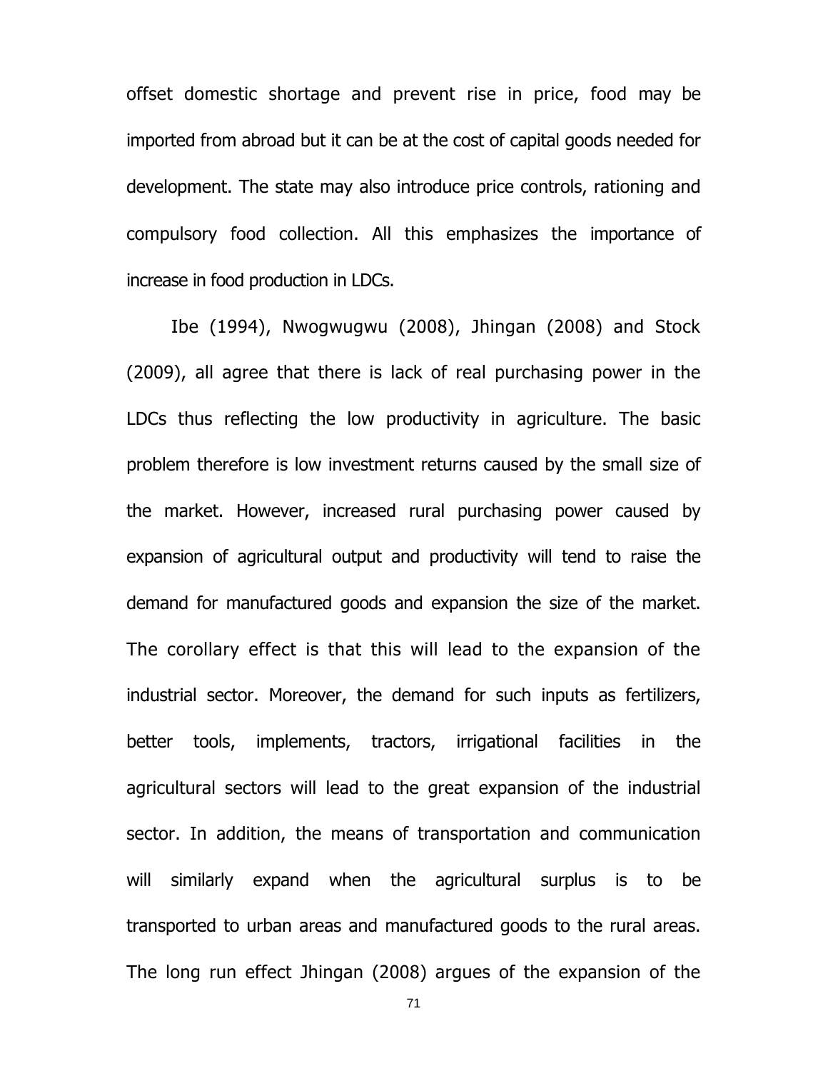offset domestic shortage and prevent rise in price, food may be imported from abroad but it can be at the cost of capital goods needed for development. The state may also introduce price controls, rationing and compulsory food collection. All this emphasizes the importance of increase in food production in LDCs.

Ibe (1994), Nwogwugwu (2008), Jhingan (2008) and Stock (2009), all agree that there is lack of real purchasing power in the LDCs thus reflecting the low productivity in agriculture. The basic problem therefore is low investment returns caused by the small size of the market. However, increased rural purchasing power caused by expansion of agricultural output and productivity will tend to raise the demand for manufactured goods and expansion the size of the market. The corollary effect is that this will lead to the expansion of the industrial sector. Moreover, the demand for such inputs as fertilizers, better tools, implements, tractors, irrigational facilities in the agricultural sectors will lead to the great expansion of the industrial sector. In addition, the means of transportation and communication will similarly expand when the agricultural surplus is to be transported to urban areas and manufactured goods to the rural areas. The long run effect Jhingan (2008) argues of the expansion of the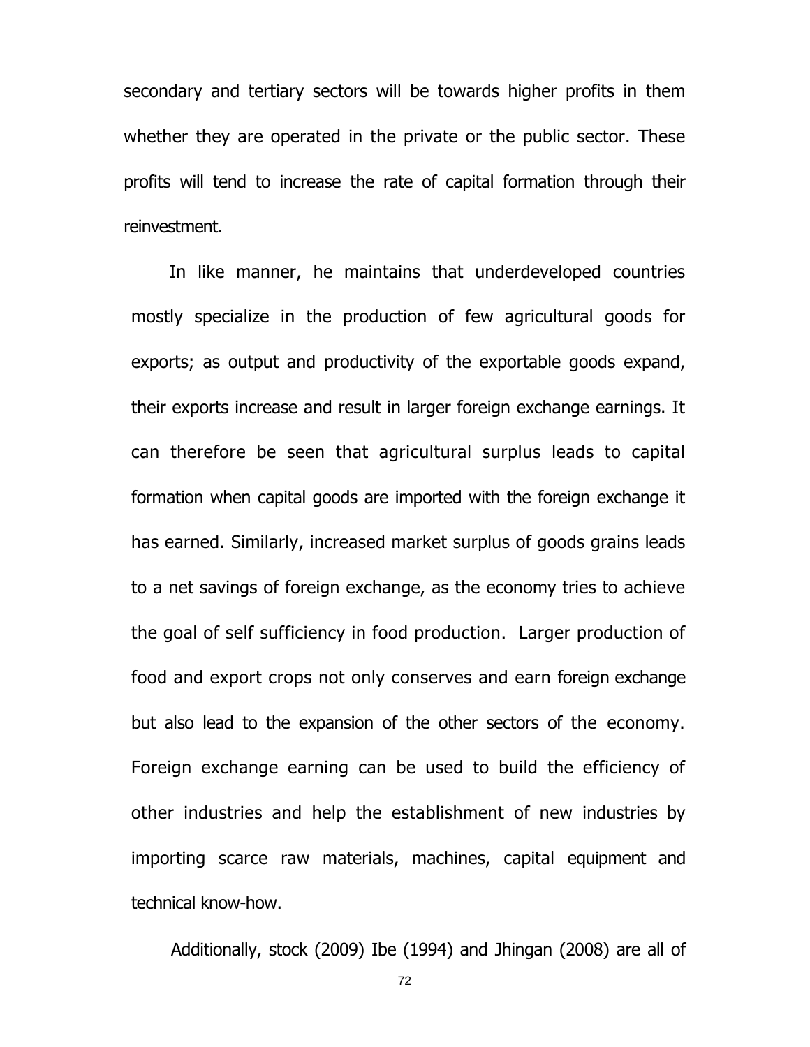secondary and tertiary sectors will be towards higher profits in them whether they are operated in the private or the public sector. These profits will tend to increase the rate of capital formation through their reinvestment.

In like manner, he maintains that underdeveloped countries mostly specialize in the production of few agricultural goods for exports; as output and productivity of the exportable goods expand, their exports increase and result in larger foreign exchange earnings. It can therefore be seen that agricultural surplus leads to capital formation when capital goods are imported with the foreign exchange it has earned. Similarly, increased market surplus of goods grains leads to a net savings of foreign exchange, as the economy tries to achieve the goal of self sufficiency in food production. Larger production of food and export crops not only conserves and earn foreign exchange but also lead to the expansion of the other sectors of the economy. Foreign exchange earning can be used to build the efficiency of other industries and help the establishment of new industries by importing scarce raw materials, machines, capital equipment and technical know-how.

Additionally, stock (2009) Ibe (1994) and Jhingan (2008) are all of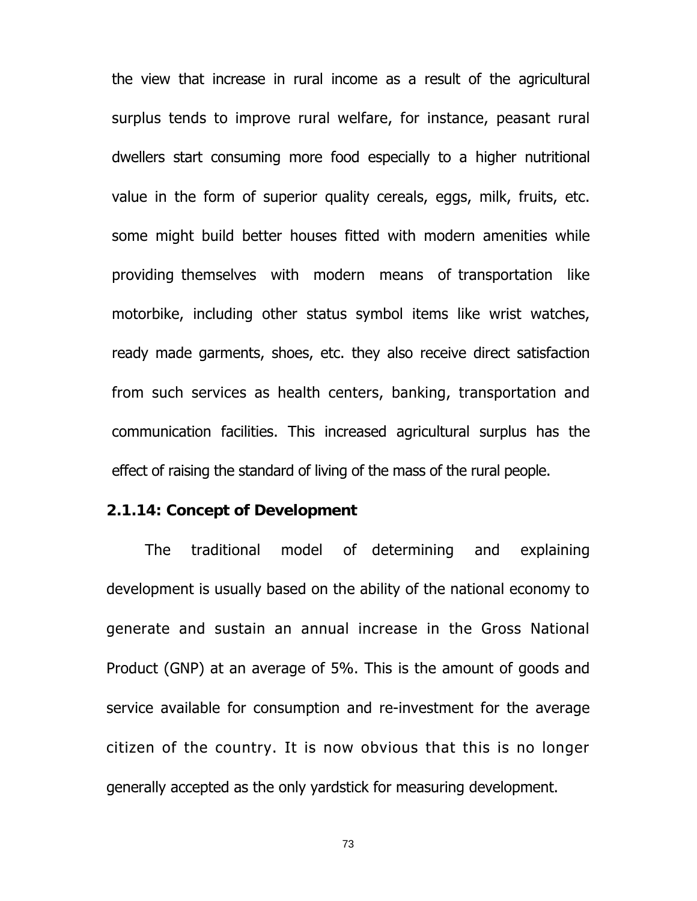the view that increase in rural income as a result of the agricultural surplus tends to improve rural welfare, for instance, peasant rural dwellers start consuming more food especially to a higher nutritional value in the form of superior quality cereals, eggs, milk, fruits, etc. some might build better houses fitted with modern amenities while providing themselves with modern means of transportation like motorbike, including other status symbol items like wrist watches, ready made garments, shoes, etc. they also receive direct satisfaction from such services as health centers, banking, transportation and communication facilities. This increased agricultural surplus has the effect of raising the standard of living of the mass of the rural people.

**2.1.14: Concept of Development**

The traditional model of determining and explaining development is usually based on the ability of the national economy to generate and sustain an annual increase in the Gross National Product (GNP) at an average of 5%. This is the amount of goods and service available for consumption and re-investment for the average citizen of the country. It is now obvious that this is no longer generally accepted as the only yardstick for measuring development.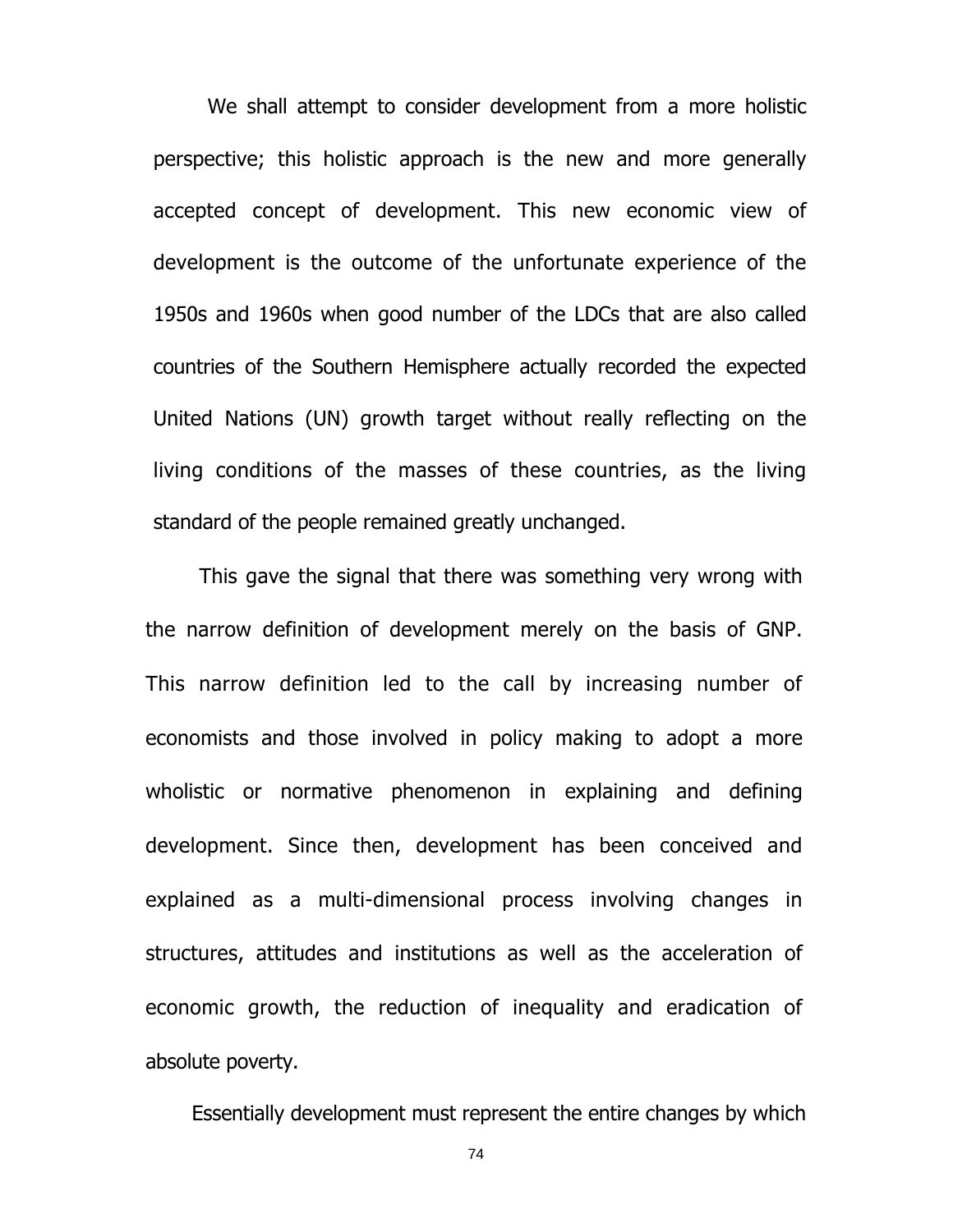We shall attempt to consider development from a more holistic perspective; this holistic approach is the new and more generally accepted concept of development. This new economic view of development is the outcome of the unfortunate experience of the 1950s and 1960s when good number of the LDCs that are also called countries of the Southern Hemisphere actually recorded the expected United Nations (UN) growth target without really reflecting on the living conditions of the masses of these countries, as the living standard of the people remained greatly unchanged.

This gave the signal that there was something very wrong with the narrow definition of development merely on the basis of GNP. This narrow definition led to the call by increasing number of economists and those involved in policy making to adopt a more wholistic or normative phenomenon in explaining and defining development. Since then, development has been conceived and explained as a multi-dimensional process involving changes in structures, attitudes and institutions as well as the acceleration of economic growth, the reduction of inequality and eradication of absolute poverty.

Essentially development must represent the entire changes by which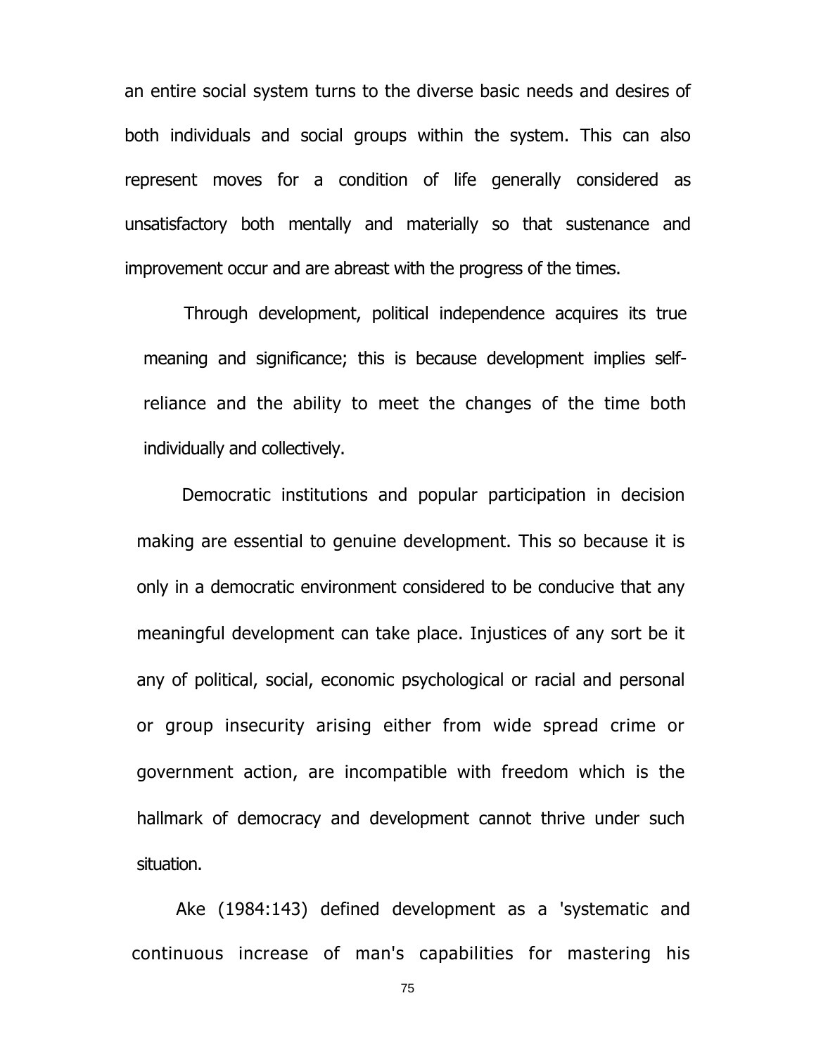an entire social system turns to the diverse basic needs and desires of both individuals and social groups within the system. This can also represent moves for a condition of life generally considered as unsatisfactory both mentally and materially so that sustenance and improvement occur and are abreast with the progress of the times.

Through development, political independence acquires its true meaning and significance; this is because development implies self-reliance and the ability to meet the changes of the time both individually and collectively.

Democratic institutions and popular participation in decision making are essential to genuine development. This so because it is only in a democratic environment considered to be conducive that any meaningful development can take place. Injustices of any sort be it any of political, social, economic psychological or racial and personal or group insecurity arising either from wide spread crime or government action, are incompatible with freedom which is the hallmark of democracy and development cannot thrive under such situation.

Ake (1984:143) defined development as a 'systematic and continuous increase of man's capabilities for mastering his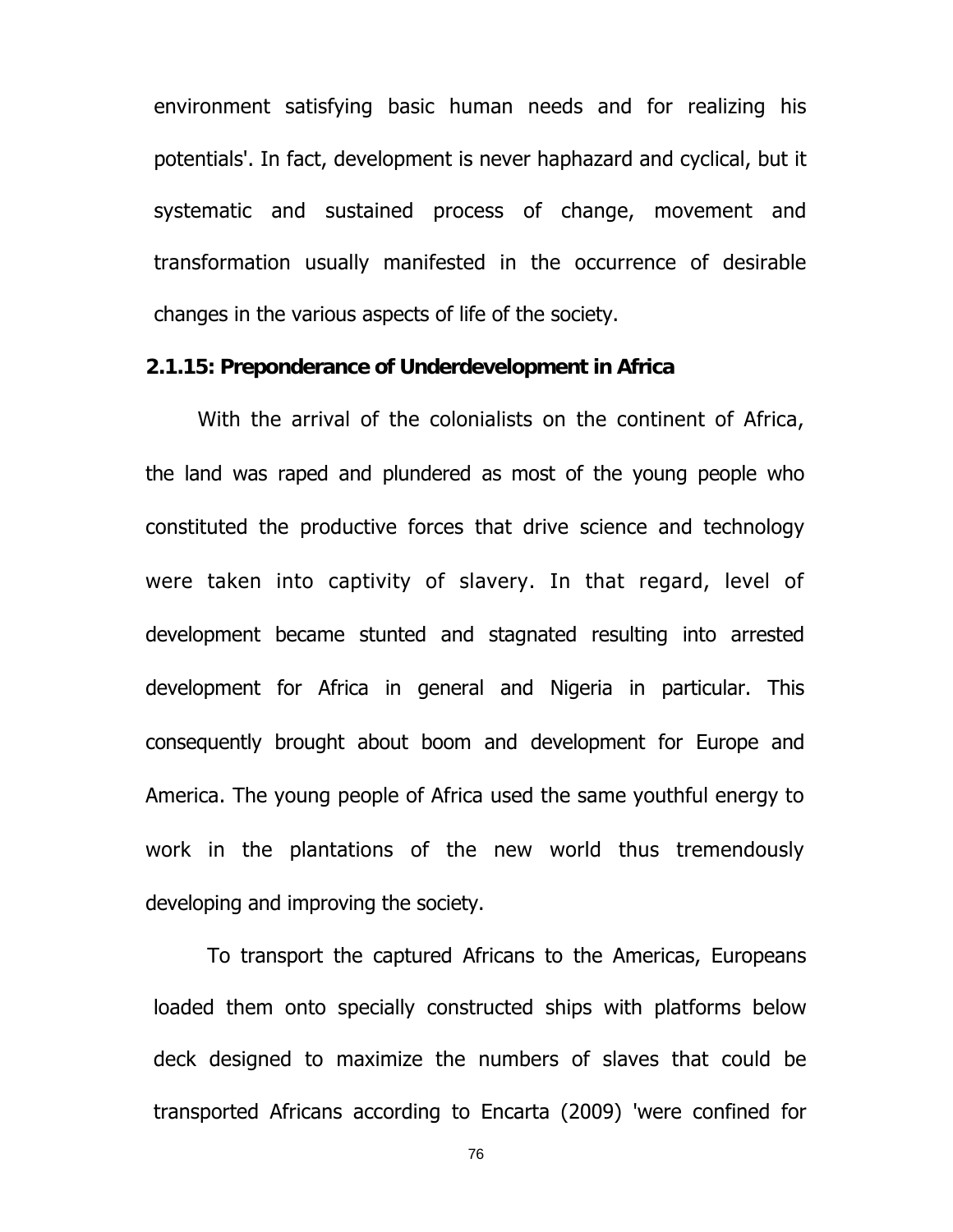environment satisfying basic human needs and for realizing his potentials'. In fact, development is never haphazard and cyclical, but it systematic and sustained process of change, movement and transformation usually manifested in the occurrence of desirable changes in the various aspects of life of the society.

### 2.1.15: Preponderance of Underdevelopment in Africa

With the arrival of the colonialists on the continent of Africa, the land was raped and plundered as most of the young people who constituted the productive forces that drive science and technology were taken into captivity of slavery. In that regard, level of development became stunted and stagnated resulting into arrested development for Africa in general and Nigeria in particular. This consequently brought about boom and development for Europe and America. The young people of Africa used the same youthful energy to work in the plantations of the new world thus tremendously developing and improving the society.

To transport the captured Africans to the Americas, Europeans loaded them onto specially constructed ships with platforms below deck designed to maximize the numbers of slaves that could be transported Africans according to Encarta (2009) 'were confined for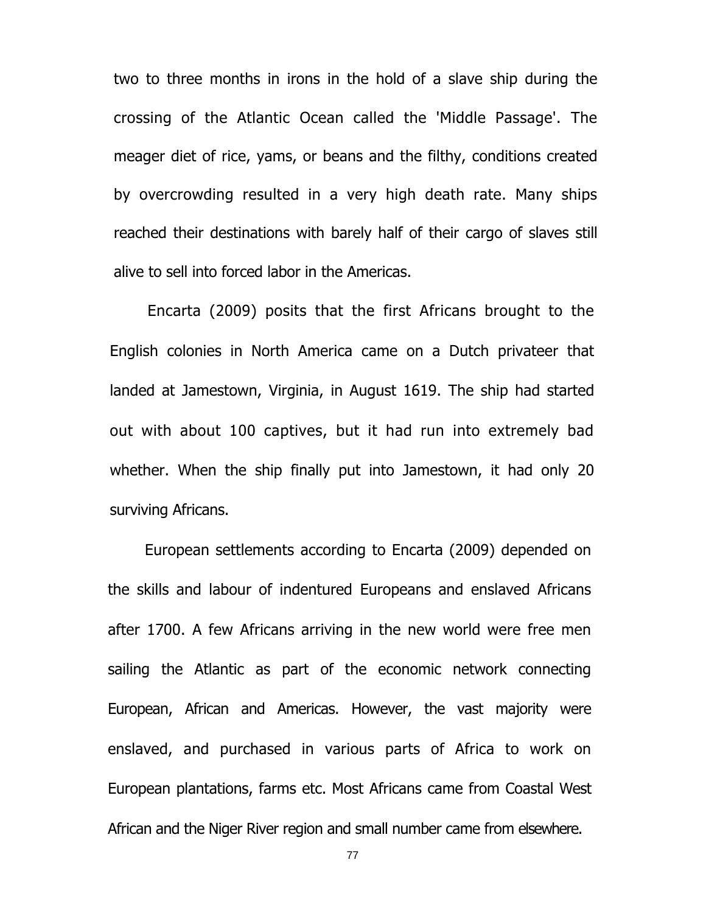two to three months in irons in the hold of a slave ship during the crossing of the Atlantic Ocean called the 'Middle Passage'. The meager diet of rice, yams, or beans and the filthy, conditions created by overcrowding resulted in a very high death rate. Many ships reached their destinations with barely half of their cargo of slaves still alive to sell into forced labor in the Americas.

Encarta (2009) posits that the first Africans brought to the English colonies in North America came on a Dutch privateer that landed at Jamestown, Virginia, in August 1619. The ship had started out with about 100 captives, but it had run into extremely bad whether. When the ship finally put into Jamestown, it had only 20 surviving Africans.

European settlements according to Encarta (2009) depended on the skills and labour of indentured Europeans and enslaved Africans after 1700. A few Africans arriving in the new world were free men sailing the Atlantic as part of the economic network connecting European, African and Americas. However, the vast majority were enslaved, and purchased in various parts of Africa to work on European plantations, farms etc. Most Africans came from Coastal West African and the Niger River region and small number came from elsewhere.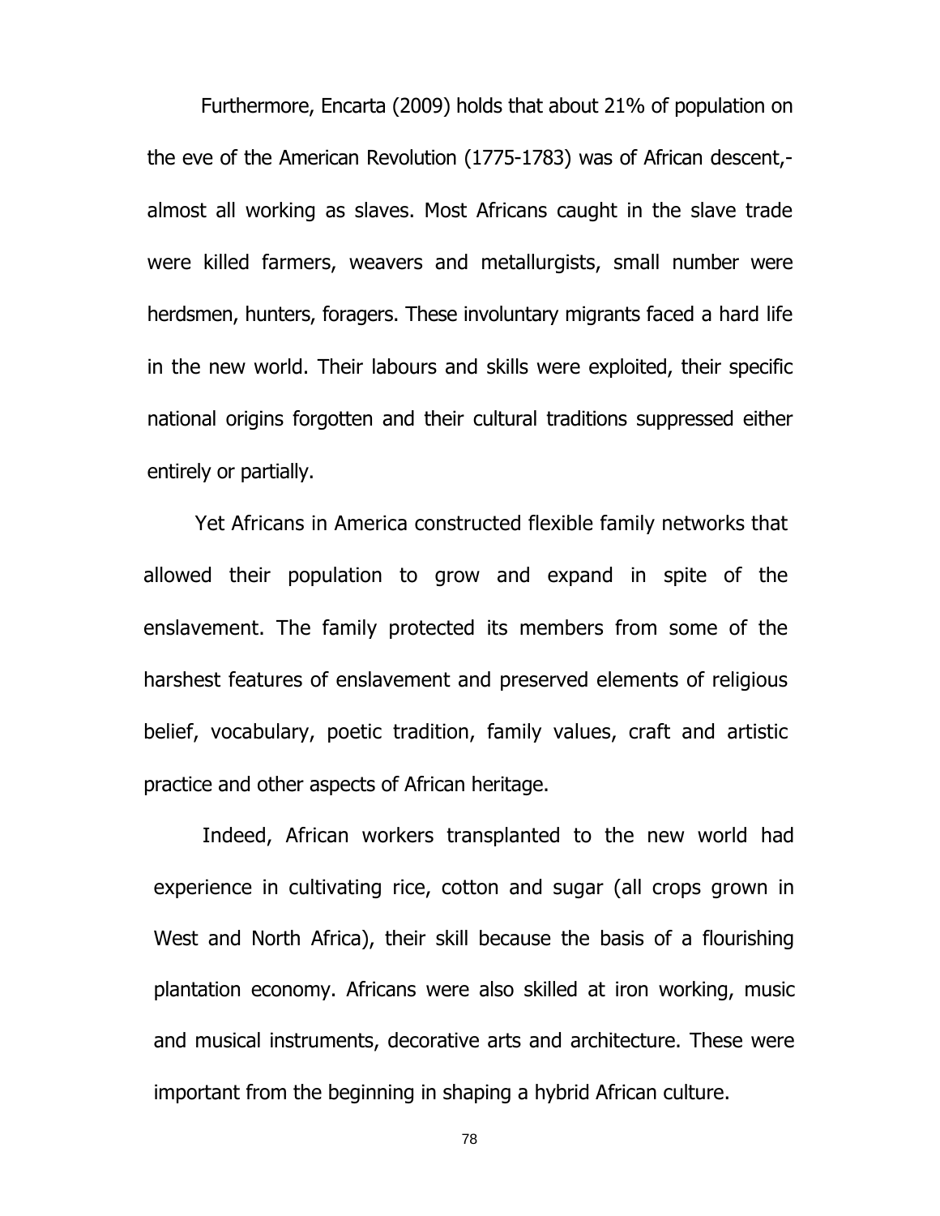Furthermore, Encarta (2009) holds that about 21% of population on the eve of the American Revolution (1775-1783) was of African descent,- almost all working as slaves. Most Africans caught in the slave trade were killed farmers, weavers and metallurgists, small number were herdsmen, hunters, foragers. These involuntary migrants faced a hard life in the new world. Their labours and skills were exploited, their specific national origins forgotten and their cultural traditions suppressed either entirely or partially.

Yet Africans in America constructed flexible family networks that allowed their population to grow and expand in spite of the enslavement. The family protected its members from some of the harshest features of enslavement and preserved elements of religious belief, vocabulary, poetic tradition, family values, craft and artistic practice and other aspects of African heritage.

Indeed, African workers transplanted to the new world had experience in cultivating rice, cotton and sugar (all crops grown in West and North Africa), their skill because the basis of a flourishing plantation economy. Africans were also skilled at iron working, music and musical instruments, decorative arts and architecture. These were important from the beginning in shaping a hybrid African culture.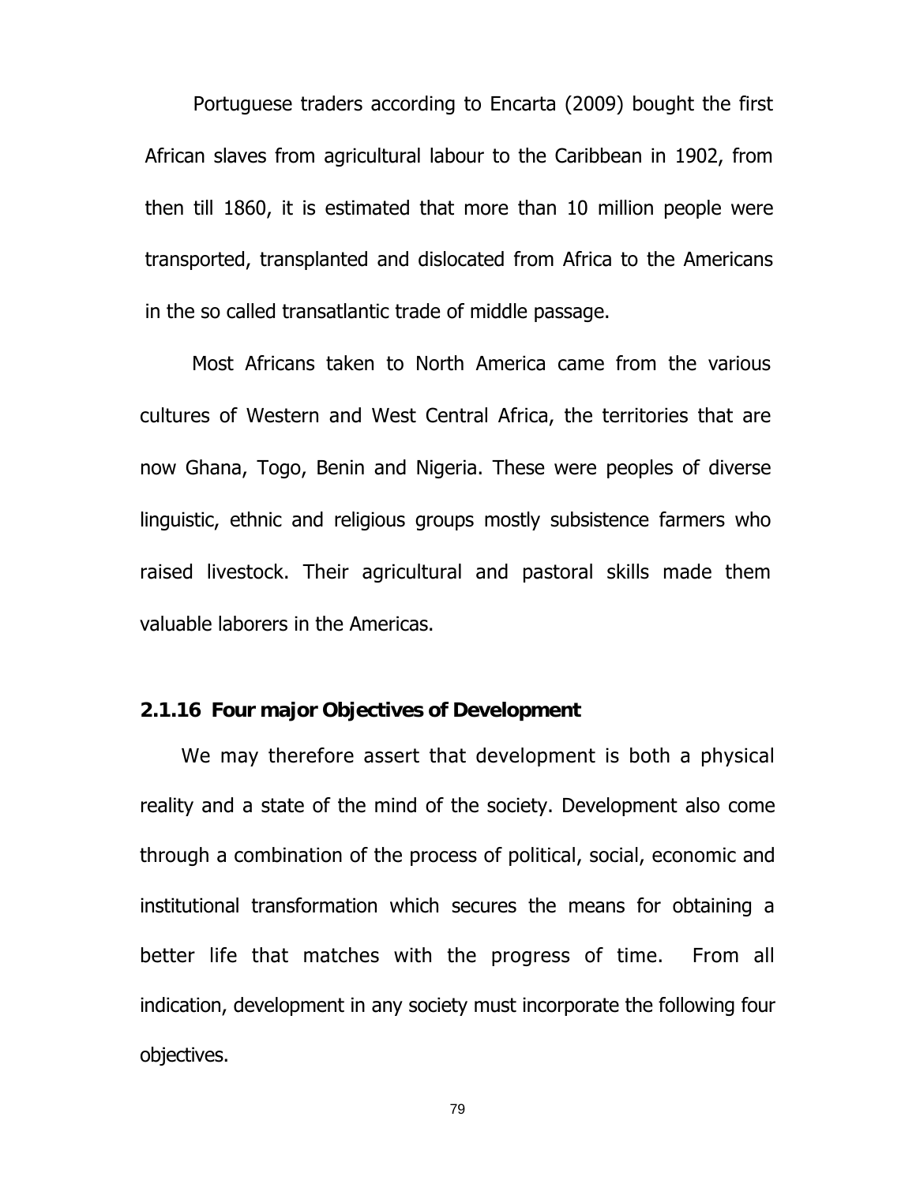Portuguese traders according to Encarta (2009) bought the first African slaves from agricultural labour to the Caribbean in 1902, from then till 1860, it is estimated that more than 10 million people were transported, transplanted and dislocated from Africa to the Americans in the so called transatlantic trade of middle passage.

Most Africans taken to North America came from the various cultures of Western and West Central Africa, the territories that are now Ghana, Togo, Benin and Nigeria. These were peoples of diverse linguistic, ethnic and religious groups mostly subsistence farmers who raised livestock. Their agricultural and pastoral skills made them valuable laborers in the Americas.

### 2.1.16 Four major Objectives of Development

We may therefore assert that development is both a physical reality and a state of the mind of the society. Development also come through a combination of the process of political, social, economic and institutional transformation which secures the means for obtaining a better life that matches with the progress of time. From all indication, development in any society must incorporate the following four objectives.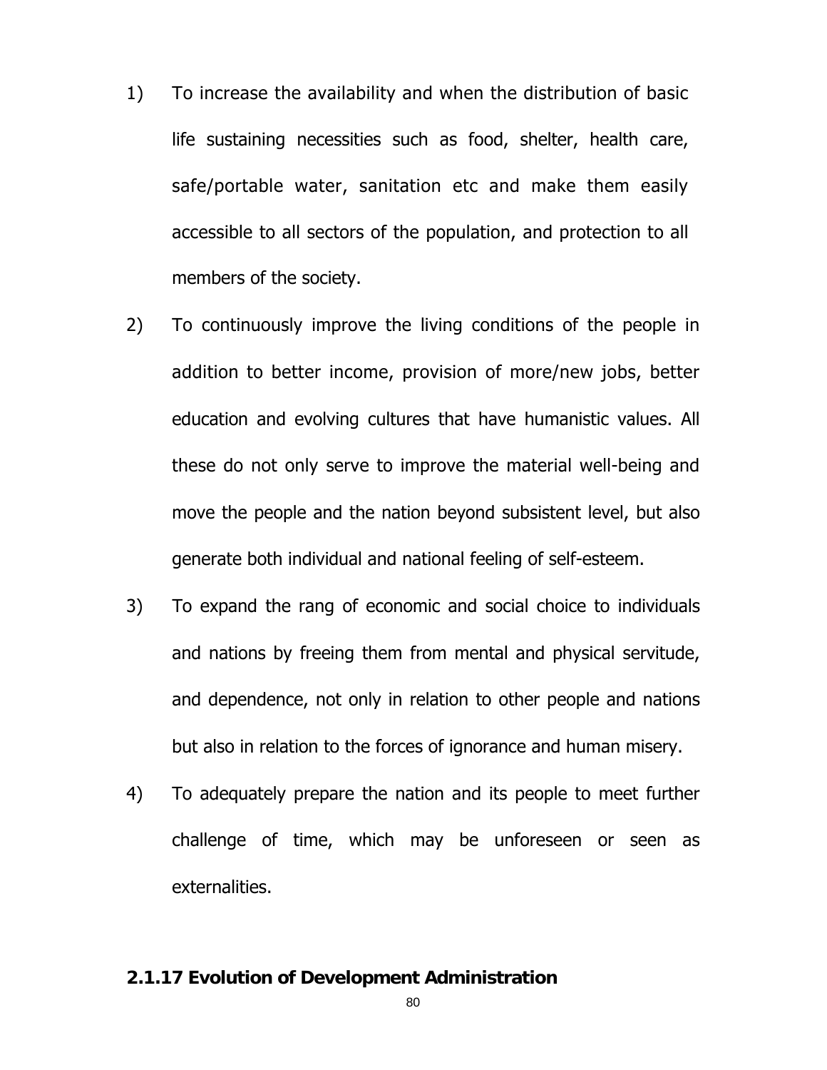1) To increase the availability and when the distribution of basic life sustaining necessities such as food, shelter, health care, safe/portable water, sanitation etc and make them easily accessible to all sectors of the population, and protection to all members of the society.

2) To continuously improve the living conditions of the people in addition to better income, provision of more/new jobs, better education and evolving cultures that have humanistic values. All these do not only serve to improve the material well-being and move the people and the nation beyond subsistent level, but also generate both individual and national feeling of self-esteem.

3) To expand the rang of economic and social choice to individuals and nations by freeing them from mental and physical servitude, and dependence, not only in relation to other people and nations but also in relation to the forces of ignorance and human misery.

4) To adequately prepare the nation and its people to meet further challenge of time, which may be unforeseen or seen as externalities.

### 2.1.17 Evolution of Development Administration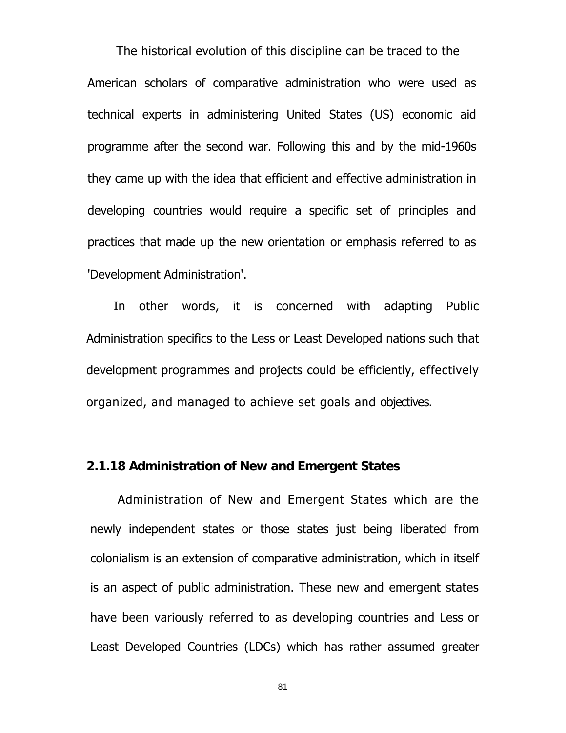The historical evolution of this discipline can be traced to the American scholars of comparative administration who were used as technical experts in administering United States (US) economic aid programme after the second war. Following this and by the mid-1960s they came up with the idea that efficient and effective administration in developing countries would require a specific set of principles and practices that made up the new orientation or emphasis referred to as 'Development Administration'.

In other words, it is concerned with adapting Public Administration specifics to the Less or Least Developed nations such that development programmes and projects could be efficiently, effectively organized, and managed to achieve set goals and objectives.

### 2.1.18 Administration of New and Emergent States

Administration of New and Emergent States which are the newly independent states or those states just being liberated from colonialism is an extension of comparative administration, which in itself is an aspect of public administration. These new and emergent states have been variously referred to as developing countries and Less or Least Developed Countries (LDCs) which has rather assumed greater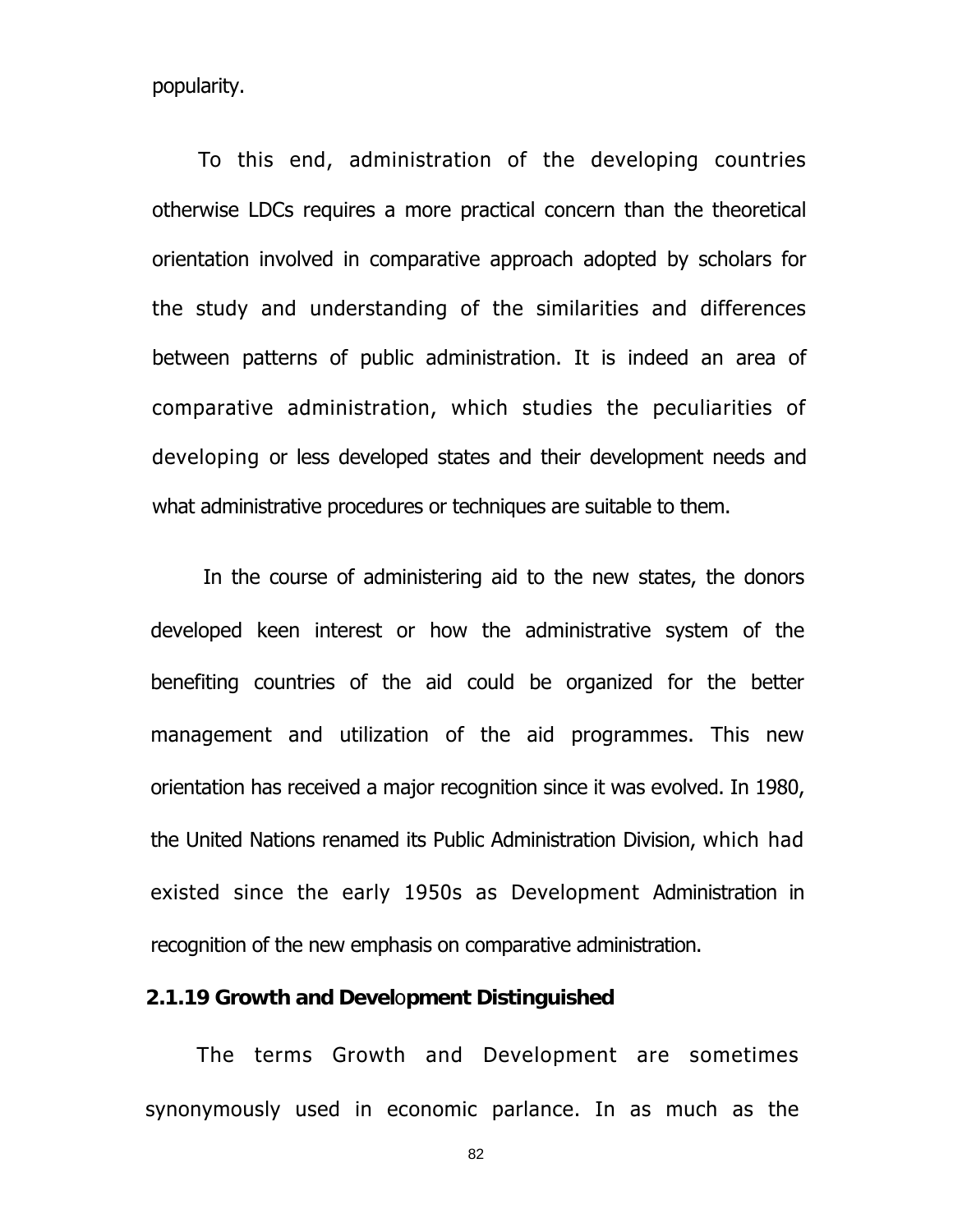popularity.

To this end, administration of the developing countries otherwise LDCs requires a more practical concern than the theoretical orientation involved in comparative approach adopted by scholars for the study and understanding of the similarities and differences between patterns of public administration. It is indeed an area of comparative administration, which studies the peculiarities of developing or less developed states and their development needs and what administrative procedures or techniques are suitable to them.

In the course of administering aid to the new states, the donors developed keen interest or how the administrative system of the benefiting countries of the aid could be organized for the better management and utilization of the aid programmes. This new orientation has received a major recognition since it was evolved. In 1980, the United Nations renamed its Public Administration Division, which had existed since the early 1950s as Development Administration in recognition of the new emphasis on comparative administration.

**2.1.19 Growth and Development Distinguished**

The terms Growth and Development are sometimes synonymously used in economic parlance. In as much as the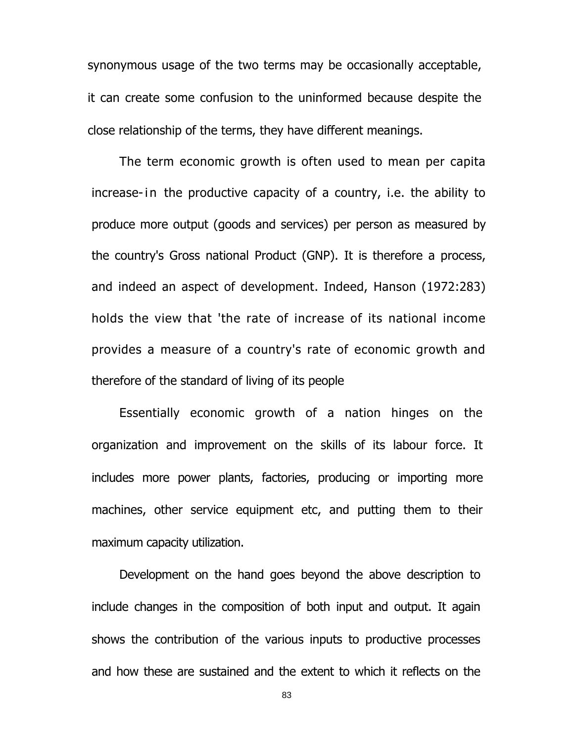synonymous usage of the two terms may be occasionally acceptable, it can create some confusion to the uninformed because despite the close relationship of the terms, they have different meanings.

The term economic growth is often used to mean per capita increase-in the productive capacity of a country, i.e. the ability to produce more output (goods and services) per person as measured by the country's Gross national Product (GNP). It is therefore a process, and indeed an aspect of development. Indeed, Hanson (1972:283) holds the view that 'the rate of increase of its national income provides a measure of a country's rate of economic growth and therefore of the standard of living of its people

Essentially economic growth of a nation hinges on the organization and improvement on the skills of its labour force. It includes more power plants, factories, producing or importing more machines, other service equipment etc, and putting them to their maximum capacity utilization.

Development on the hand goes beyond the above description to include changes in the composition of both input and output. It again shows the contribution of the various inputs to productive processes and how these are sustained and the extent to which it reflects on the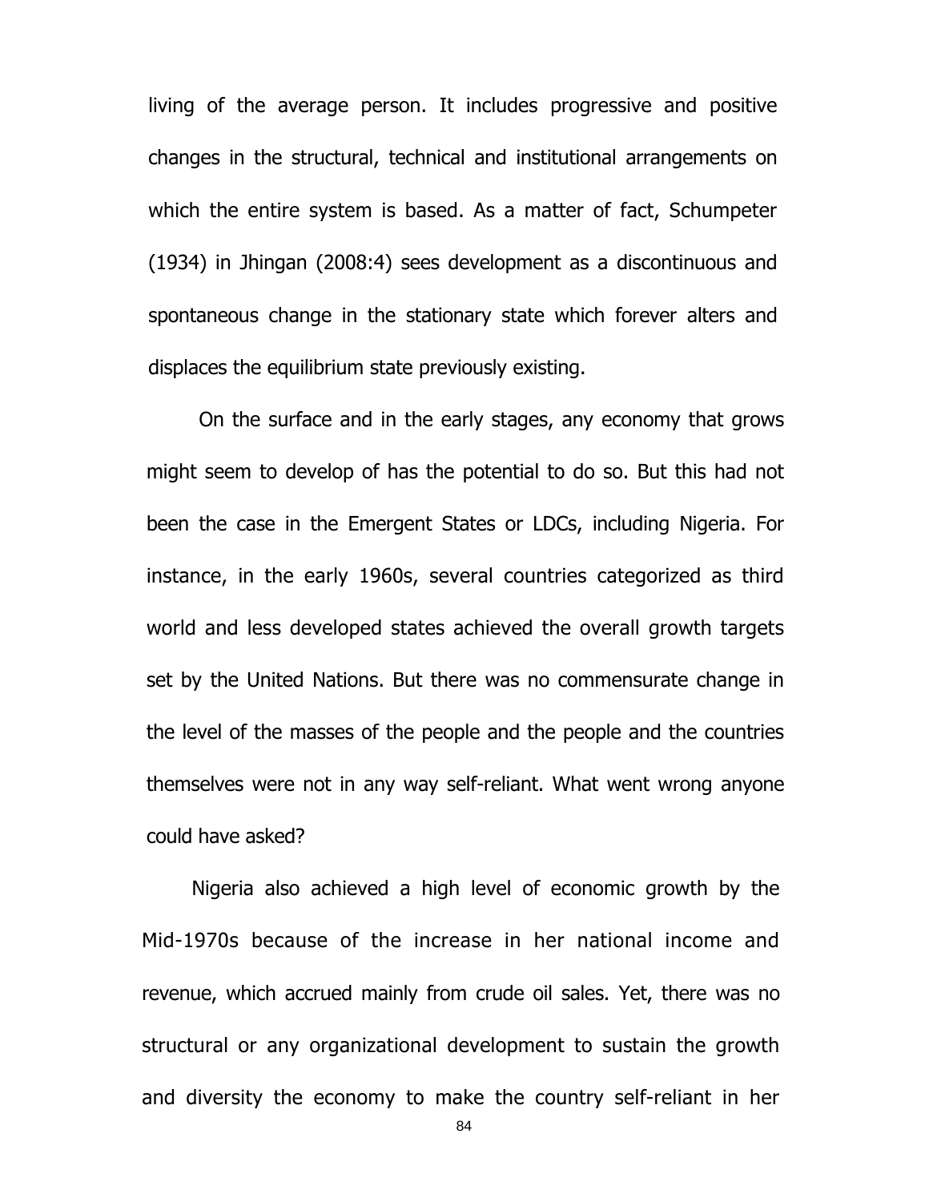living of the average person. It includes progressive and positive changes in the structural, technical and institutional arrangements on which the entire system is based. As a matter of fact, Schumpeter (1934) in Jhingan (2008:4) sees development as a discontinuous and spontaneous change in the stationary state which forever alters and displaces the equilibrium state previously existing.

On the surface and in the early stages, any economy that grows might seem to develop of has the potential to do so. But this had not been the case in the Emergent States or LDCs, including Nigeria. For instance, in the early 1960s, several countries categorized as third world and less developed states achieved the overall growth targets set by the United Nations. But there was no commensurate change in the level of the masses of the people and the people and the countries themselves were not in any way self-reliant. What went wrong anyone could have asked?

Nigeria also achieved a high level of economic growth by the Mid-1970s because of the increase in her national income and revenue, which accrued mainly from crude oil sales. Yet, there was no structural or any organizational development to sustain the growth and diversity the economy to make the country self-reliant in her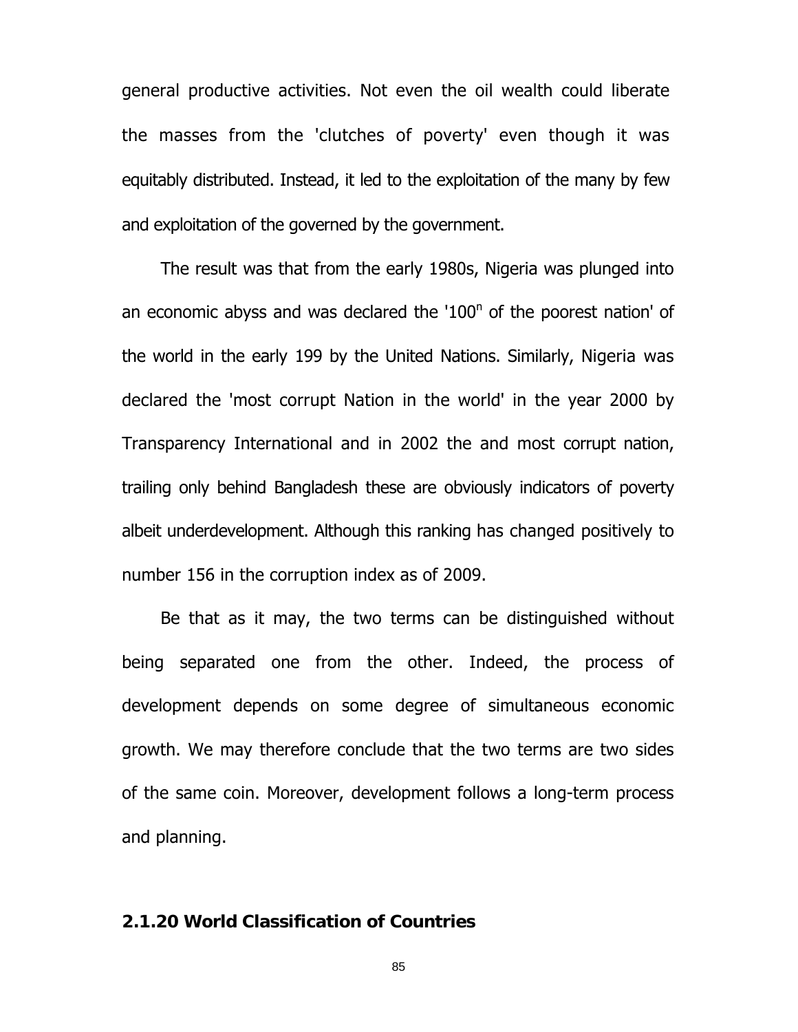general productive activities. Not even the oil wealth could liberate the masses from the 'clutches of poverty' even though it was equitably distributed. Instead, it led to the exploitation of the many by few and exploitation of the governed by the government.

The result was that from the early 1980s, Nigeria was plunged into an economic abyss and was declared the '100$^{n}$ of the poorest nation' of the world in the early 199 by the United Nations. Similarly, Nigeria was declared the 'most corrupt Nation in the world' in the year 2000 by Transparency International and in 2002 the and most corrupt nation, trailing only behind Bangladesh these are obviously indicators of poverty albeit underdevelopment. Although this ranking has changed positively to number 156 in the corruption index as of 2009.

Be that as it may, the two terms can be distinguished without being separated one from the other. Indeed, the process of development depends on some degree of simultaneous economic growth. We may therefore conclude that the two terms are two sides of the same coin. Moreover, development follows a long-term process and planning.

### 2.1.20 World Classification of Countries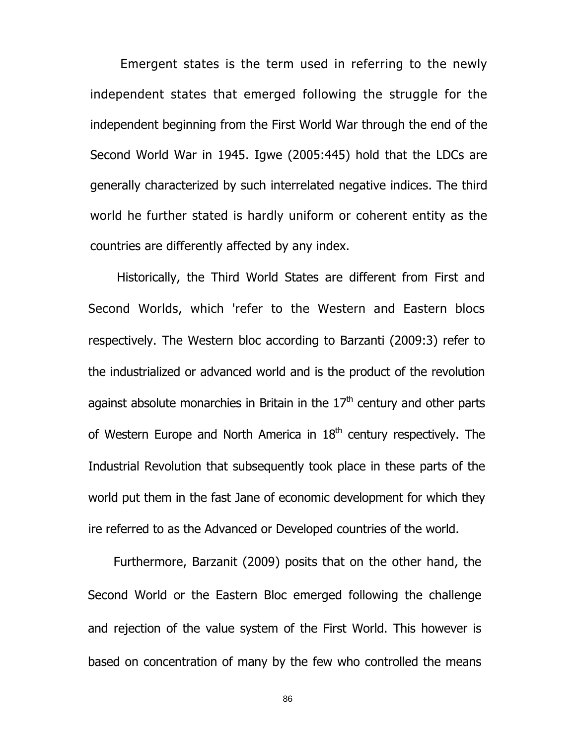Emergent states is the term used in referring to the newly independent states that emerged following the struggle for the independent beginning from the First World War through the end of the Second World War in 1945. Igwe (2005:445) hold that the LDCs are generally characterized by such interrelated negative indices. The third world he further stated is hardly uniform or coherent entity as the countries are differently affected by any index.

Historically, the Third World States are different from First and Second Worlds, which 'refer to the Western and Eastern blocs respectively. The Western bloc according to Barzanti (2009:3) refer to the industrialized or advanced world and is the product of the revolution against absolute monarchies in Britain in the 17th century and other parts of Western Europe and North America in 18th century respectively. The Industrial Revolution that subsequently took place in these parts of the world put them in the fast Jane of economic development for which they ire referred to as the Advanced or Developed countries of the world.

Furthermore, Barzanit (2009) posits that on the other hand, the Second World or the Eastern Bloc emerged following the challenge and rejection of the value system of the First World. This however is based on concentration of many by the few who controlled the means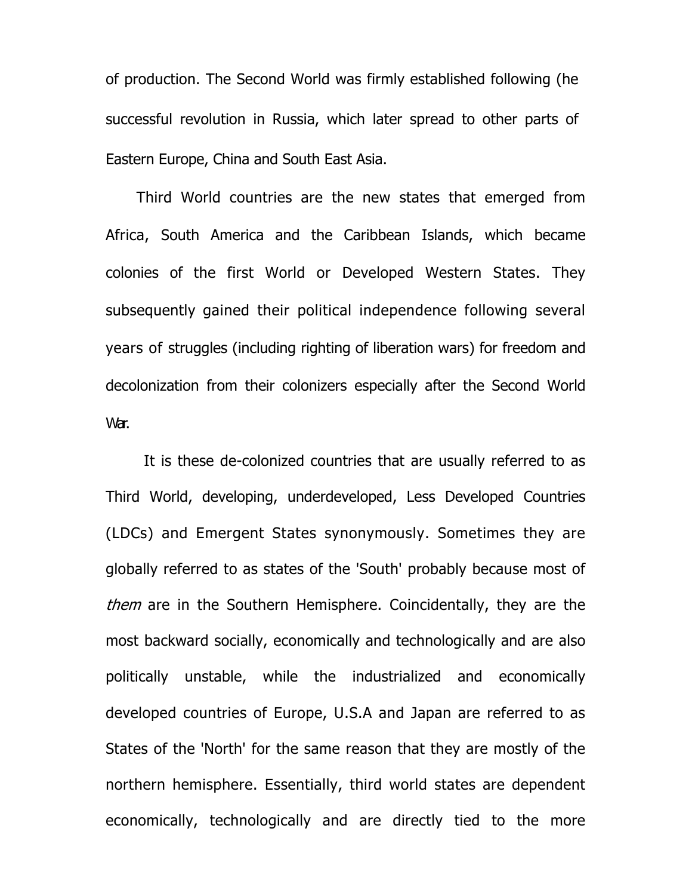of production. The Second World was firmly established following (he successful revolution in Russia, which later spread to other parts of Eastern Europe, China and South East Asia.

Third World countries are the new states that emerged from Africa, South America and the Caribbean Islands, which became colonies of the first World or Developed Western States. They subsequently gained their political independence following several years of struggles (including righting of liberation wars) for freedom and decolonization from their colonizers especially after the Second World War.

It is these de-colonized countries that are usually referred to as Third World, developing, underdeveloped, Less Developed Countries (LDCs) and Emergent States synonymously. Sometimes they are globally referred to as states of the 'South' probably because most of *them* are in the Southern Hemisphere. Coincidentally, they are the most backward socially, economically and technologically and are also politically unstable, while the industrialized and economically developed countries of Europe, U.S.A and Japan are referred to as States of the 'North' for the same reason that they are mostly of the northern hemisphere. Essentially, third world states are dependent economically, technologically and are directly tied to the more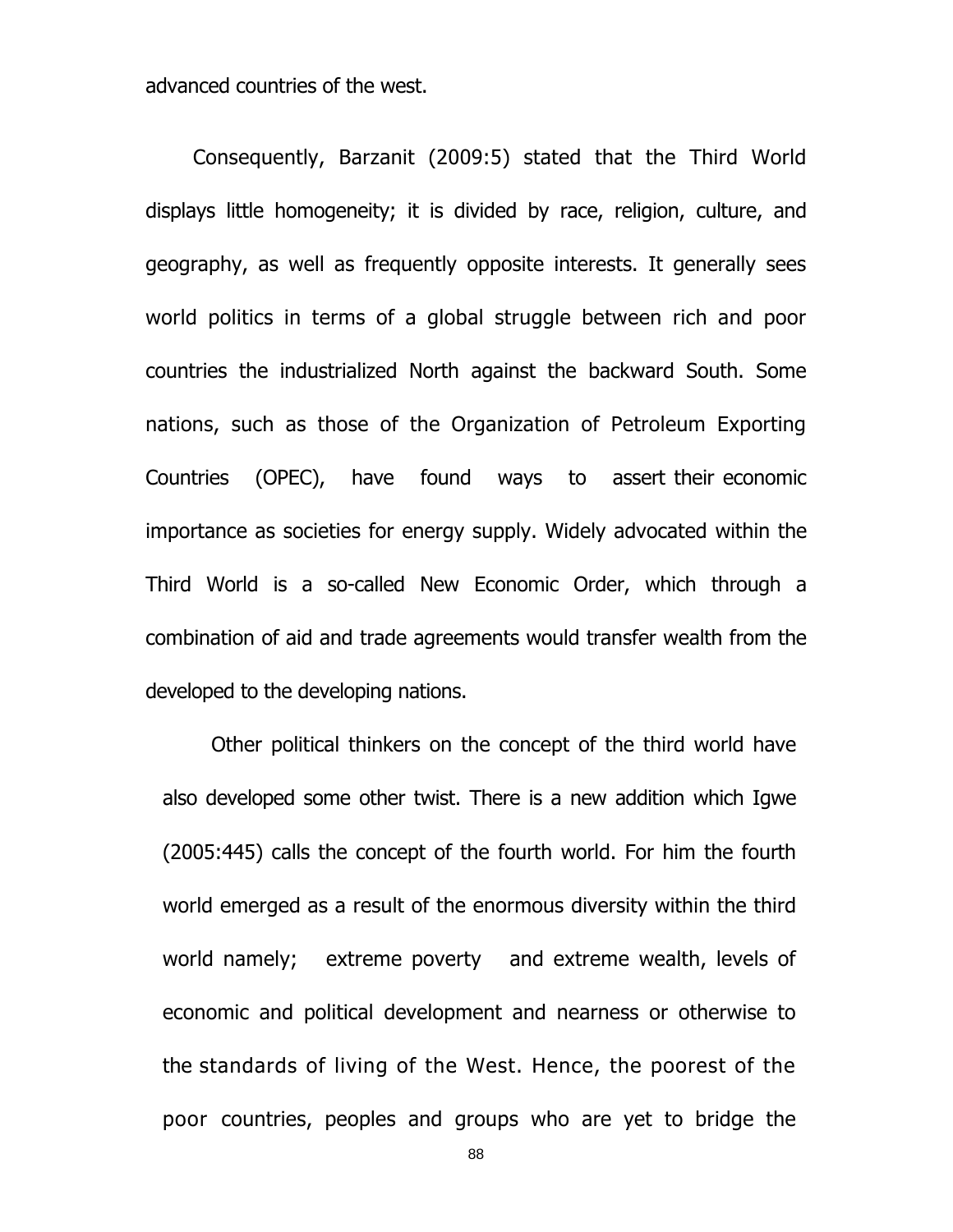advanced countries of the west.

Consequently, Barzanit (2009:5) stated that the Third World displays little homogeneity; it is divided by race, religion, culture, and geography, as well as frequently opposite interests. It generally sees world politics in terms of a global struggle between rich and poor countries the industrialized North against the backward South. Some nations, such as those of the Organization of Petroleum Exporting Countries (OPEC), have found ways to assert their economic importance as societies for energy supply. Widely advocated within the Third World is a so-called New Economic Order, which through a combination of aid and trade agreements would transfer wealth from the developed to the developing nations.

Other political thinkers on the concept of the third world have also developed some other twist. There is a new addition which Igwe (2005:445) calls the concept of the fourth world. For him the fourth world emerged as a result of the enormous diversity within the third world namely; extreme poverty and extreme wealth, levels of economic and political development and nearness or otherwise to the standards of living of the West. Hence, the poorest of the poor countries, peoples and groups who are yet to bridge the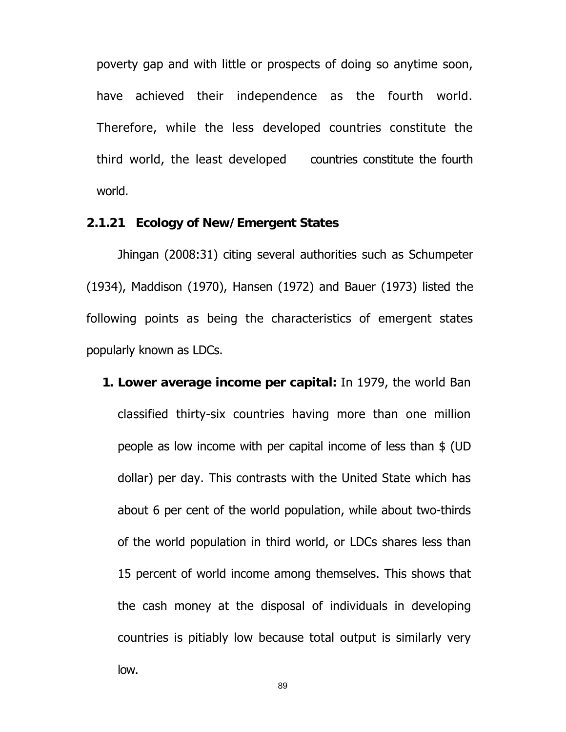poverty gap and with little or prospects of doing so anytime soon, have achieved their independence as the fourth world. Therefore, while the less developed countries constitute the third world, the least developed countries constitute the fourth world.

### 2.1.21 Ecology of New/Emergent States

Jhingan (2008:31) citing several authorities such as Schumpeter (1934), Maddison (1970), Hansen (1972) and Bauer (1973) listed the following points as being the characteristics of emergent states popularly known as LDCs.

1. **Lower average income per capital:** In 1979, the world Ban classified thirty-six countries having more than one million people as low income with per capital income of less than $ (UD dollar) per day. This contrasts with the United State which has about 6 per cent of the world population, while about two-thirds of the world population in third world, or LDCs shares less than 15 percent of world income among themselves. This shows that the cash money at the disposal of individuals in developing countries is pitiably low because total output is similarly very low.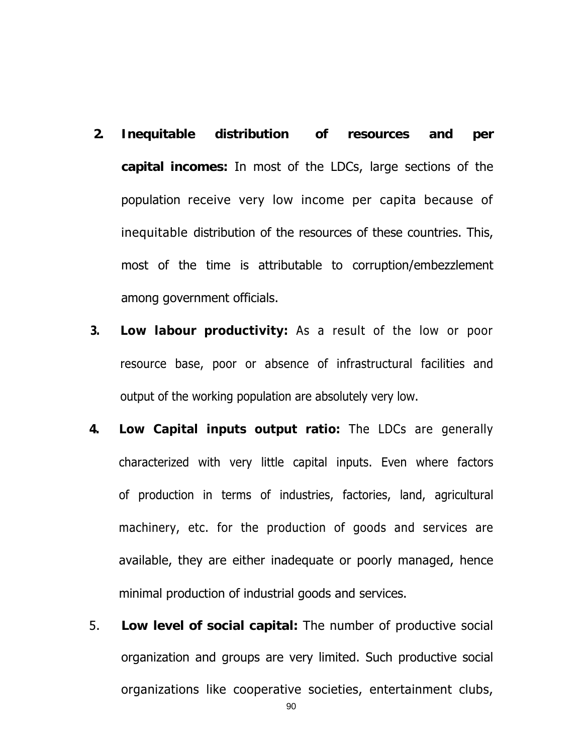2. **Inequitable distribution of resources and per capital incomes:** In most of the LDCs, large sections of the population receive very low income per capita because of inequitable distribution of the resources of these countries. This, most of the time is attributable to corruption/embezzlement among government officials.

3. **Low labour productivity:** As a result of the low or poor resource base, poor or absence of infrastructural facilities and output of the working population are absolutely very low.

4. **Low Capital inputs output ratio:** The LDCs are generally characterized with very little capital inputs. Even where factors of production in terms of industries, factories, land, agricultural machinery, etc. for the production of goods and services are available, they are either inadequate or poorly managed, hence minimal production of industrial goods and services.

5. **Low level of social capital:** The number of productive social organization and groups are very limited. Such productive social organizations like cooperative societies, entertainment clubs,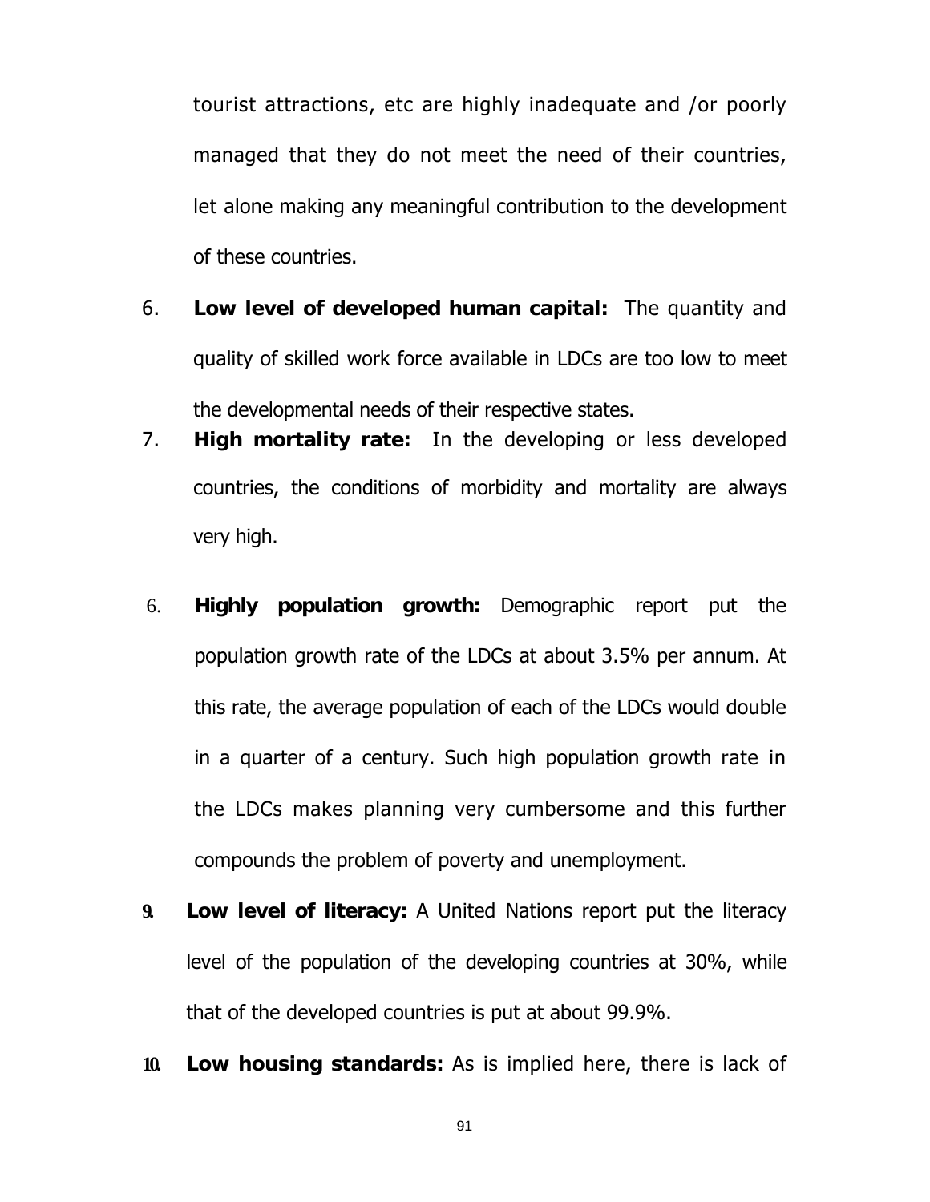tourist attractions, etc are highly inadequate and /or poorly managed that they do not meet the need of their countries, let alone making any meaningful contribution to the development of these countries.

6. **Low level of developed human capital:** The quantity and quality of skilled work force available in LDCs are too low to meet the developmental needs of their respective states.
7. **High mortality rate:** In the developing or less developed countries, the conditions of morbidity and mortality are always very high.

6. **Highly population growth:** Demographic report put the population growth rate of the LDCs at about 3.5% per annum. At this rate, the average population of each of the LDCs would double in a quarter of a century. Such high population growth rate in the LDCs makes planning very cumbersome and this further compounds the problem of poverty and unemployment.

9. **Low level of literacy:** A United Nations report put the literacy level of the population of the developing countries at 30%, while that of the developed countries is put at about 99.9%.

10. **Low housing standards:** As is implied here, there is lack of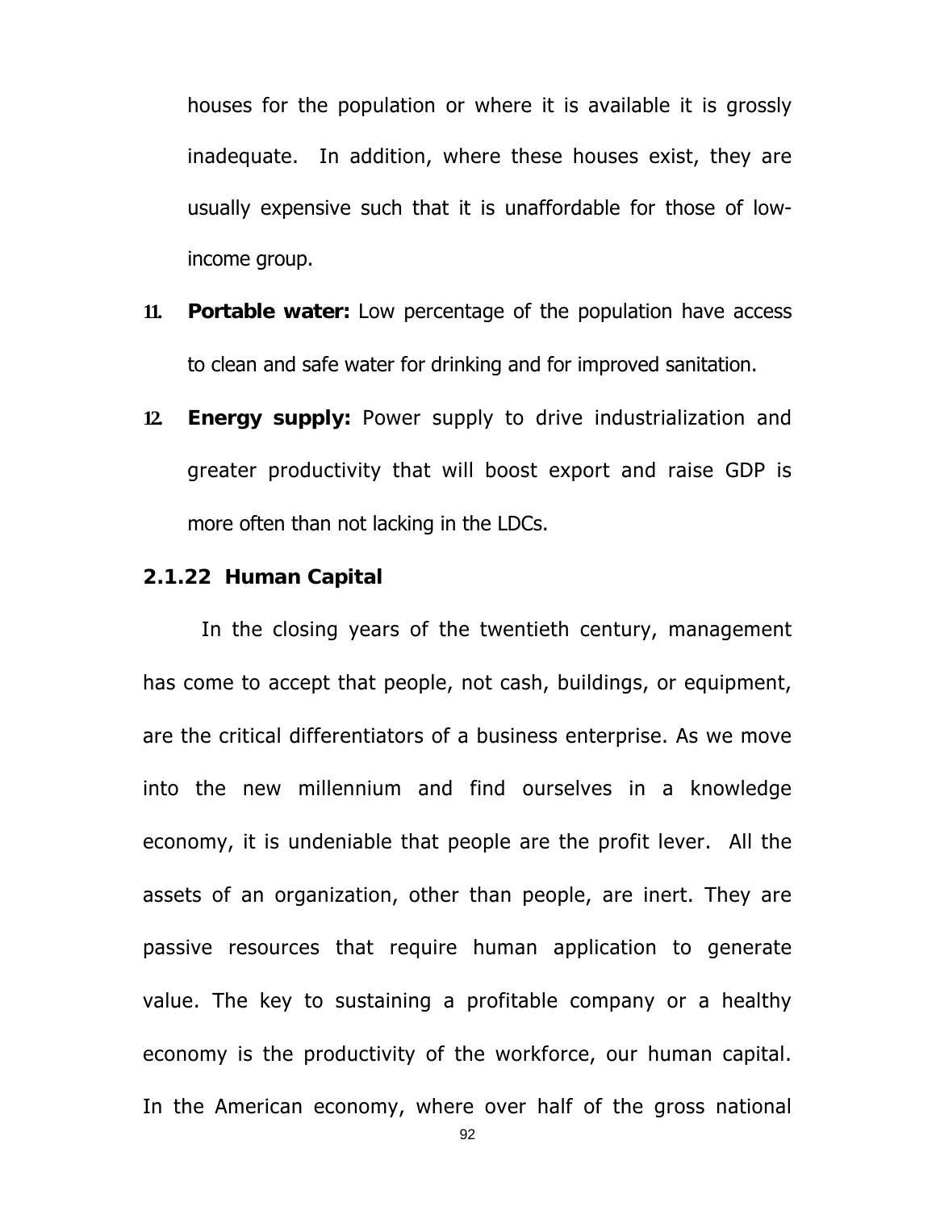houses for the population or where it is available it is grossly inadequate. In addition, where these houses exist, they are usually expensive such that it is unaffordable for those of low-income group.

11. **Portable water:** Low percentage of the population have access to clean and safe water for drinking and for improved sanitation.
12. **Energy supply:** Power supply to drive industrialization and greater productivity that will boost export and raise GDP is more often than not lacking in the LDCs.

### 2.1.22 Human Capital

In the closing years of the twentieth century, management has come to accept that people, not cash, buildings, or equipment, are the critical differentiators of a business enterprise. As we move into the new millennium and find ourselves in a knowledge economy, it is undeniable that people are the profit lever. All the assets of an organization, other than people, are inert. They are passive resources that require human application to generate value. The key to sustaining a profitable company or a healthy economy is the productivity of the workforce, our human capital. In the American economy, where over half of the gross national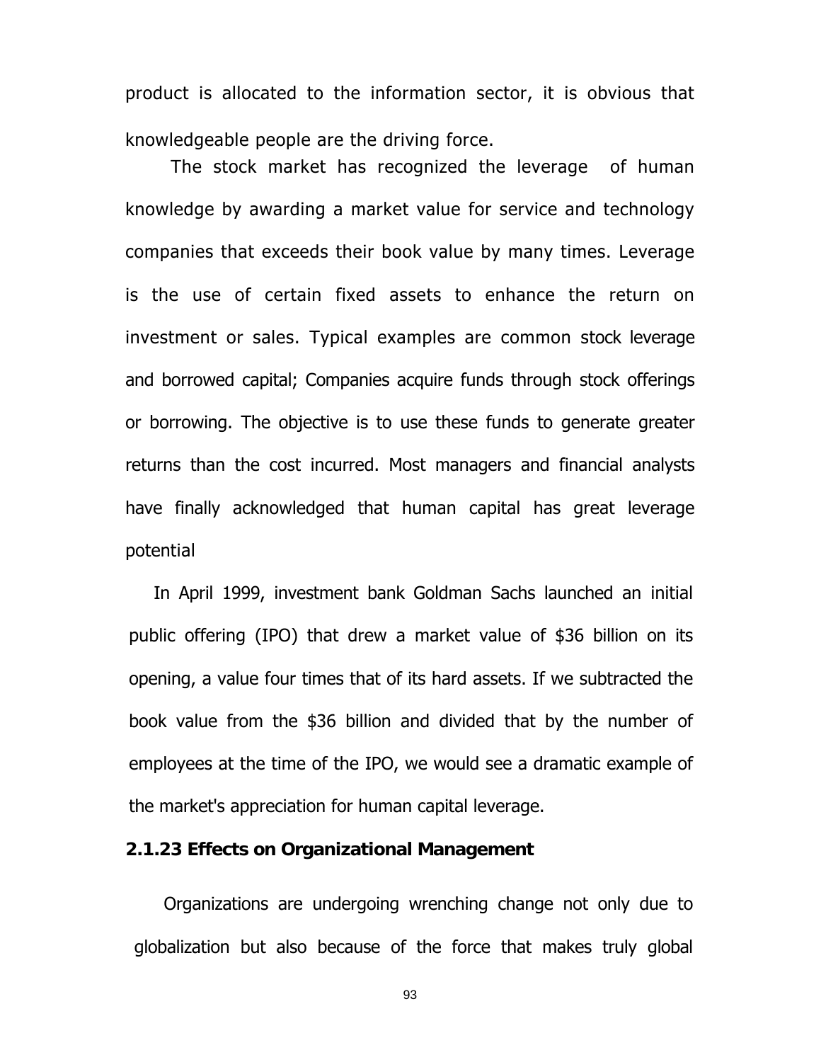product is allocated to the information sector, it is obvious that knowledgeable people are the driving force.

The stock market has recognized the leverage of human knowledge by awarding a market value for service and technology companies that exceeds their book value by many times. Leverage is the use of certain fixed assets to enhance the return on investment or sales. Typical examples are common stock leverage and borrowed capital; Companies acquire funds through stock offerings or borrowing. The objective is to use these funds to generate greater returns than the cost incurred. Most managers and financial analysts have finally acknowledged that human capital has great leverage potential

In April 1999, investment bank Goldman Sachs launched an initial public offering (IPO) that drew a market value of $36 billion on its opening, a value four times that of its hard assets. If we subtracted the book value from the $36 billion and divided that by the number of employees at the time of the IPO, we would see a dramatic example of the market's appreciation for human capital leverage.

### 2.1.23 Effects on Organizational Management

Organizations are undergoing wrenching change not only due to globalization but also because of the force that makes truly global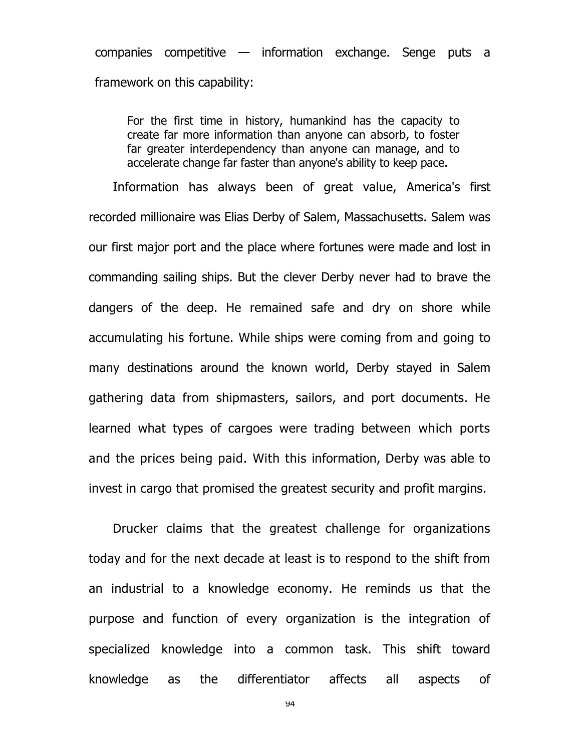companies competitive — information exchange. Senge puts a framework on this capability:

> For the first time in history, humankind has the capacity to create far more information than anyone can absorb, to foster far greater interdependency than anyone can manage, and to accelerate change far faster than anyone's ability to keep pace.

Information has always been of great value, America's first recorded millionaire was Elias Derby of Salem, Massachusetts. Salem was our first major port and the place where fortunes were made and lost in commanding sailing ships. But the clever Derby never had to brave the dangers of the deep. He remained safe and dry on shore while accumulating his fortune. While ships were coming from and going to many destinations around the known world, Derby stayed in Salem gathering data from shipmasters, sailors, and port documents. He learned what types of cargoes were trading between which ports and the prices being paid. With this information, Derby was able to invest in cargo that promised the greatest security and profit margins.

Drucker claims that the greatest challenge for organizations today and for the next decade at least is to respond to the shift from an industrial to a knowledge economy. He reminds us that the purpose and function of every organization is the integration of specialized knowledge into a common task. This shift toward knowledge as the differentiator affects all aspects of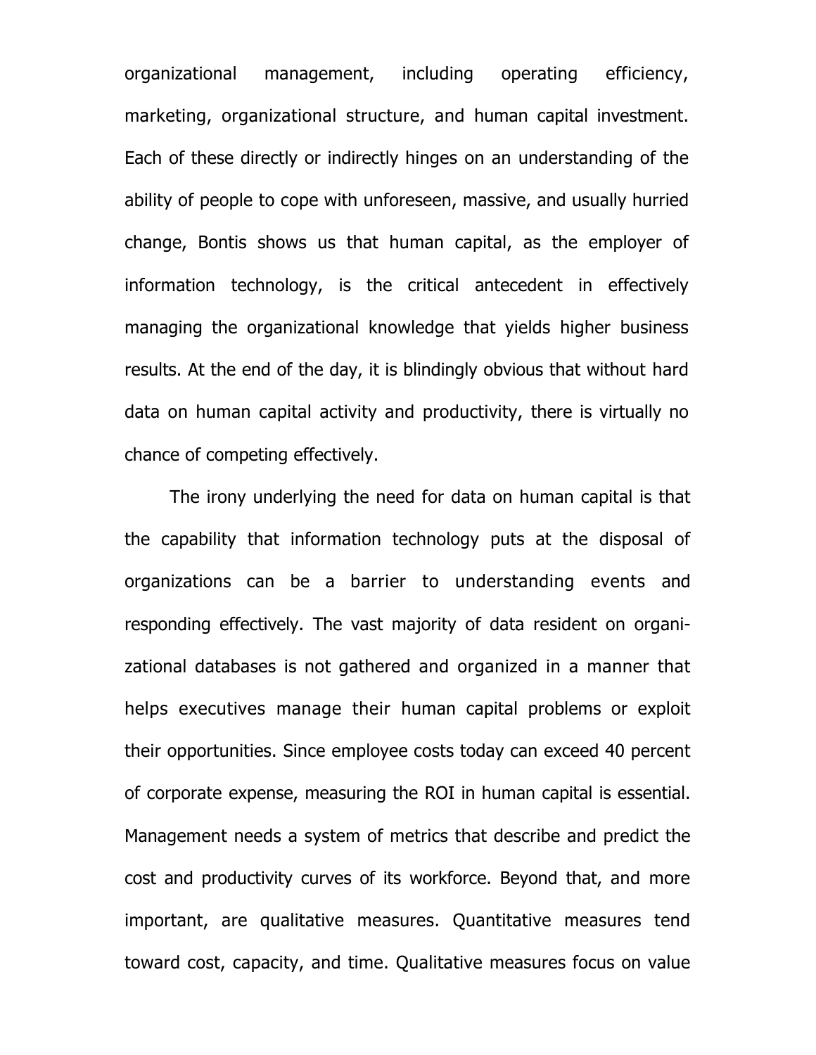organizational management, including operating efficiency, marketing, organizational structure, and human capital investment. Each of these directly or indirectly hinges on an understanding of the ability of people to cope with unforeseen, massive, and usually hurried change, Bontis shows us that human capital, as the employer of information technology, is the critical antecedent in effectively managing the organizational knowledge that yields higher business results. At the end of the day, it is blindingly obvious that without hard data on human capital activity and productivity, there is virtually no chance of competing effectively.

The irony underlying the need for data on human capital is that the capability that information technology puts at the disposal of organizations can be a barrier to understanding events and responding effectively. The vast majority of data resident on organizational databases is not gathered and organized in a manner that helps executives manage their human capital problems or exploit their opportunities. Since employee costs today can exceed 40 percent of corporate expense, measuring the ROI in human capital is essential. Management needs a system of metrics that describe and predict the cost and productivity curves of its workforce. Beyond that, and more important, are qualitative measures. Quantitative measures tend toward cost, capacity, and time. Qualitative measures focus on value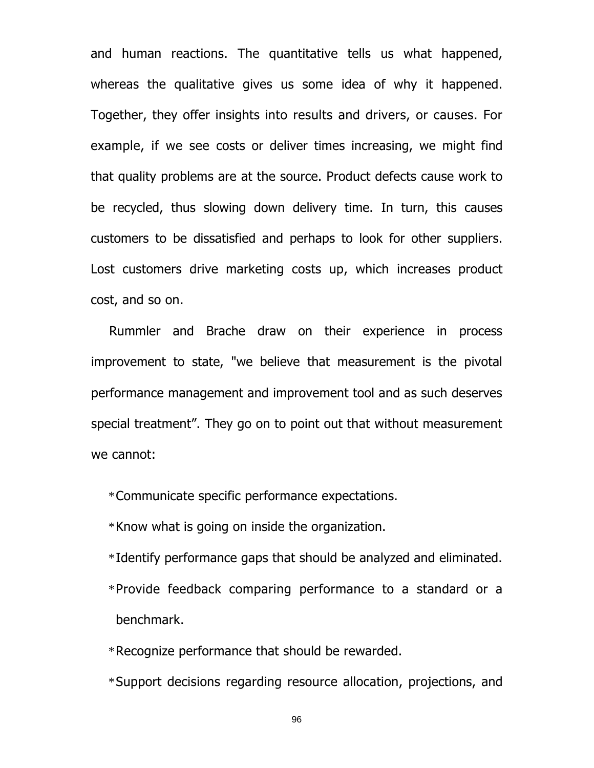and human reactions. The quantitative tells us what happened, whereas the qualitative gives us some idea of why it happened. Together, they offer insights into results and drivers, or causes. For example, if we see costs or deliver times increasing, we might find that quality problems are at the source. Product defects cause work to be recycled, thus slowing down delivery time. In turn, this causes customers to be dissatisfied and perhaps to look for other suppliers. Lost customers drive marketing costs up, which increases product cost, and so on.

Rummler and Brache draw on their experience in process improvement to state, "we believe that measurement is the pivotal performance management and improvement tool and as such deserves special treatment”. They go on to point out that without measurement we cannot:

* Communicate specific performance expectations.
* Know what is going on inside the organization.
* Identify performance gaps that should be analyzed and eliminated.
* Provide feedback comparing performance to a standard or a benchmark.
* Recognize performance that should be rewarded.
* Support decisions regarding resource allocation, projections, and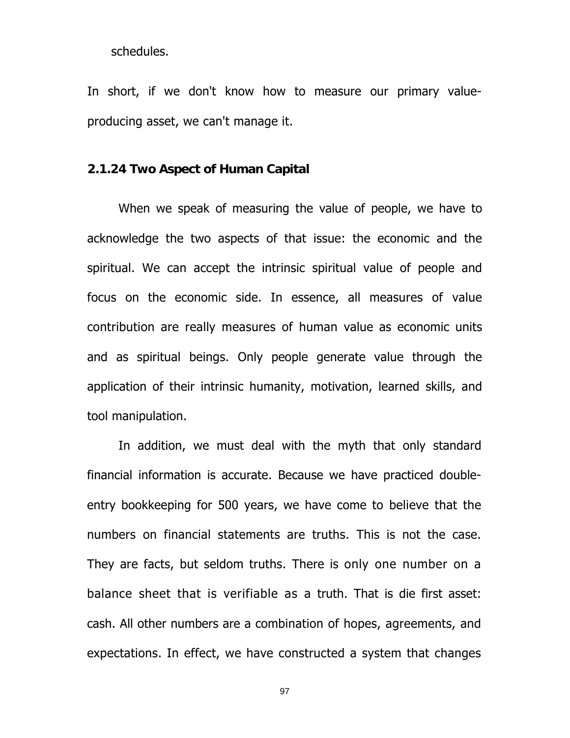schedules.

In short, if we don't know how to measure our primary value-producing asset, we can't manage it.

### 2.1.24 Two Aspect of Human Capital

When we speak of measuring the value of people, we have to acknowledge the two aspects of that issue: the economic and the spiritual. We can accept the intrinsic spiritual value of people and focus on the economic side. In essence, all measures of value contribution are really measures of human value as economic units and as spiritual beings. Only people generate value through the application of their intrinsic humanity, motivation, learned skills, and tool manipulation.

In addition, we must deal with the myth that only standard financial information is accurate. Because we have practiced double-entry bookkeeping for 500 years, we have come to believe that the numbers on financial statements are truths. This is not the case. They are facts, but seldom truths. There is only one number on a balance sheet that is verifiable as a truth. That is die first asset: cash. All other numbers are a combination of hopes, agreements, and expectations. In effect, we have constructed a system that changes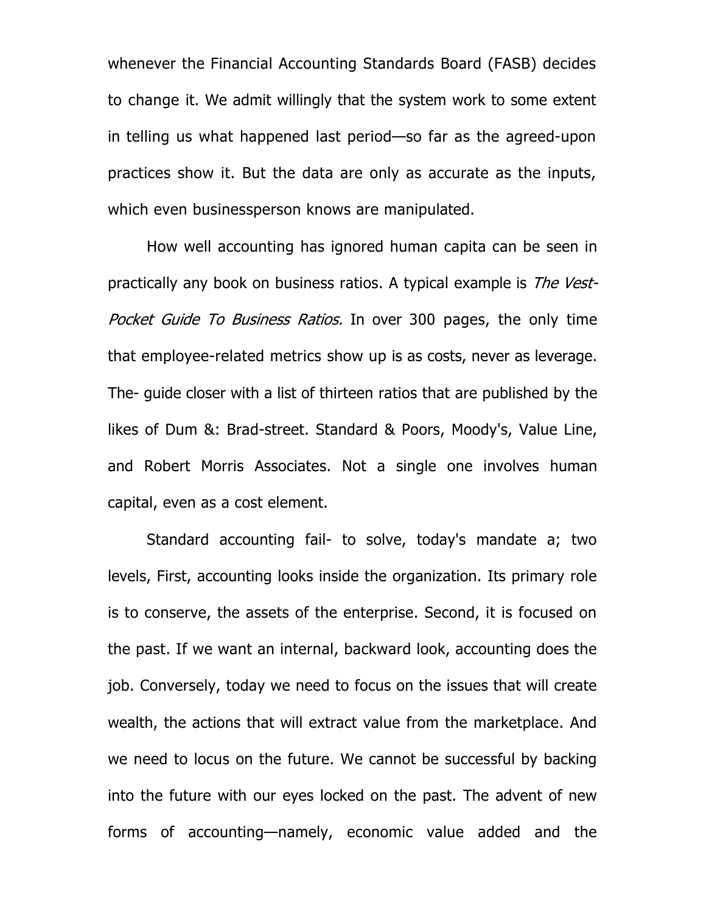whenever the Financial Accounting Standards Board (FASB) decides to change it. We admit willingly that the system work to some extent in telling us what happened last period—so far as the agreed-upon practices show it. But the data are only as accurate as the inputs, which even businessperson knows are manipulated.

How well accounting has ignored human capita can be seen in practically any book on business ratios. A typical example is *The Vest-Pocket Guide To Business Ratios.* In over 300 pages, the only time that employee-related metrics show up is as costs, never as leverage. The- guide closer with a list of thirteen ratios that are published by the likes of Dum &: Brad-street. Standard & Poors, Moody's, Value Line, and Robert Morris Associates. Not a single one involves human capital, even as a cost element.

Standard accounting fail- to solve, today's mandate a; two levels, First, accounting looks inside the organization. Its primary role is to conserve, the assets of the enterprise. Second, it is focused on the past. If we want an internal, backward look, accounting does the job. Conversely, today we need to focus on the issues that will create wealth, the actions that will extract value from the marketplace. And we need to locus on the future. We cannot be successful by backing into the future with our eyes locked on the past. The advent of new forms of accounting—namely, economic value added and the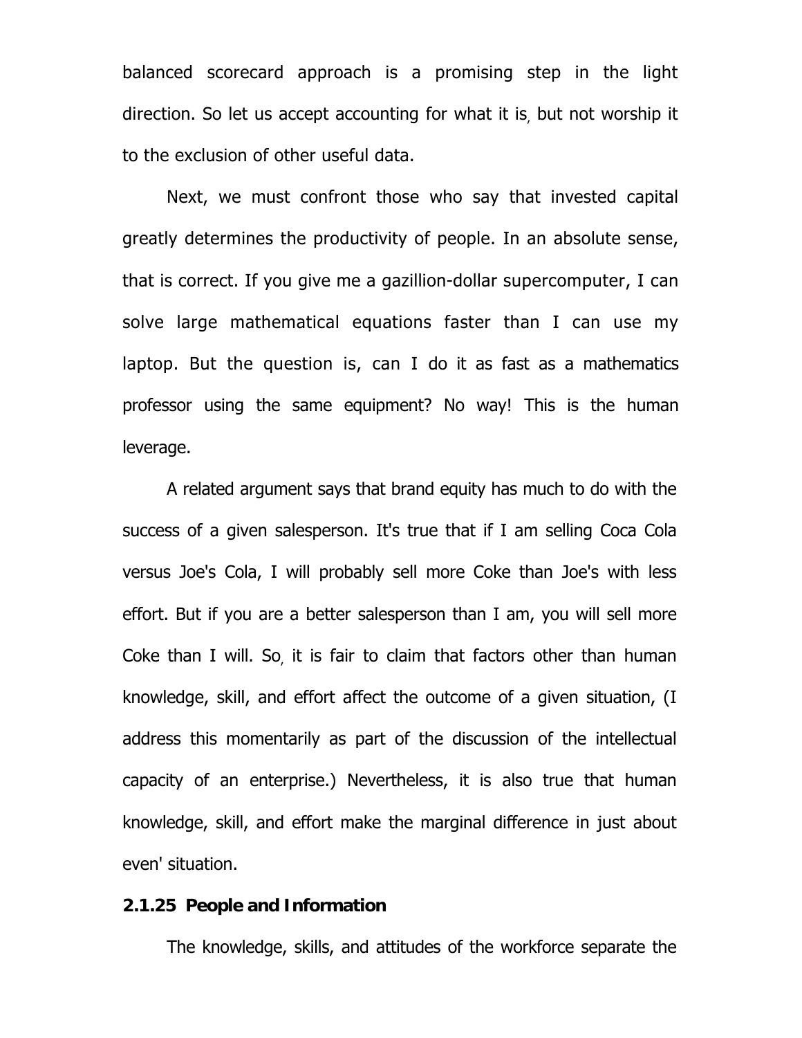balanced scorecard approach is a promising step in the light direction. So let us accept accounting for what it is, but not worship it to the exclusion of other useful data.

Next, we must confront those who say that invested capital greatly determines the productivity of people. In an absolute sense, that is correct. If you give me a gazillion-dollar supercomputer, I can solve large mathematical equations faster than I can use my laptop. But the question is, can I do it as fast as a mathematics professor using the same equipment? No way! This is the human leverage.

A related argument says that brand equity has much to do with the success of a given salesperson. It's true that if I am selling Coca Cola versus Joe's Cola, I will probably sell more Coke than Joe's with less effort. But if you are a better salesperson than I am, you will sell more Coke than I will. So, it is fair to claim that factors other than human knowledge, skill, and effort affect the outcome of a given situation, (I address this momentarily as part of the discussion of the intellectual capacity of an enterprise.) Nevertheless, it is also true that human knowledge, skill, and effort make the marginal difference in just about even' situation.

### 2.1.25 People and Information

The knowledge, skills, and attitudes of the workforce separate the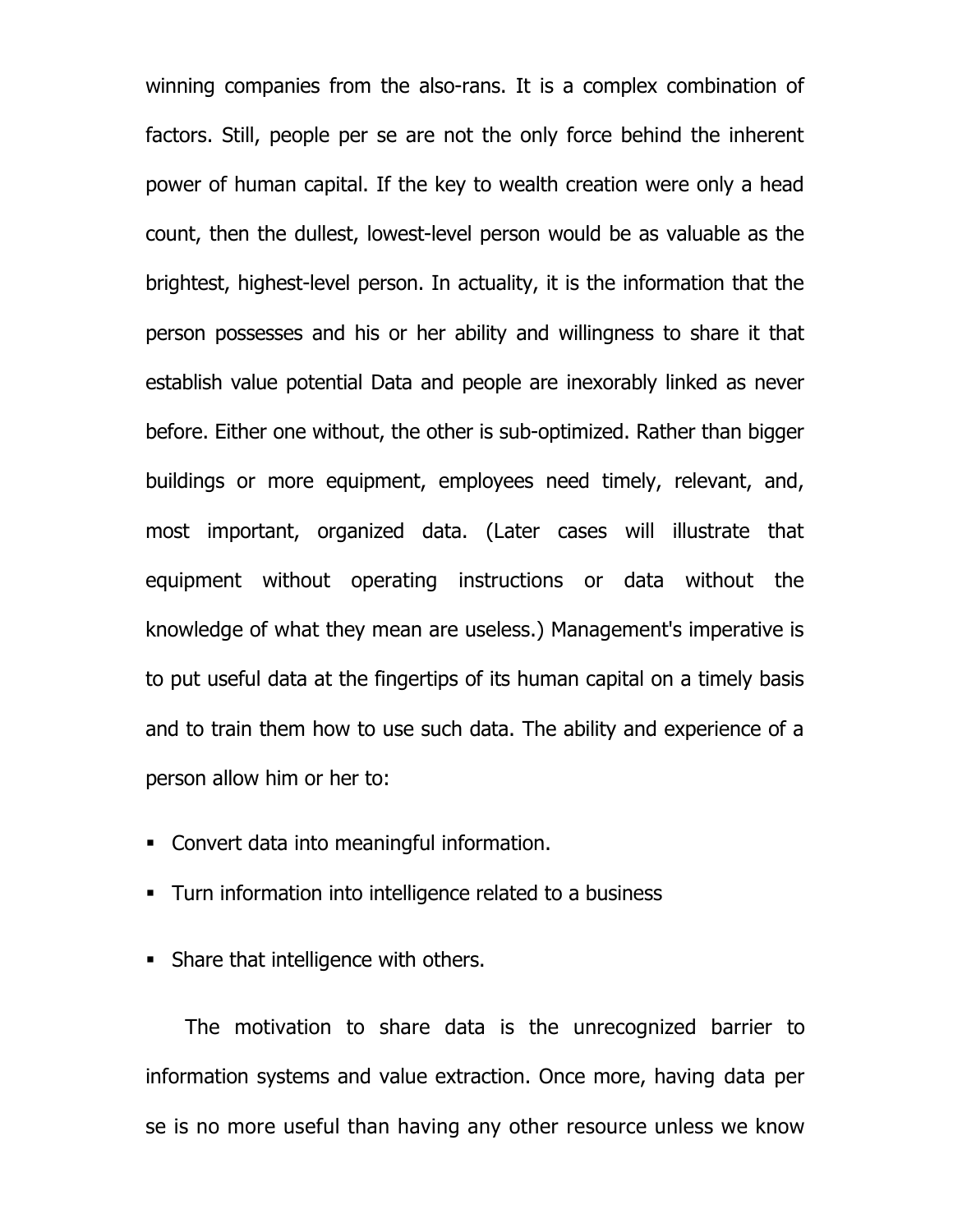winning companies from the also-rans. It is a complex combination of factors. Still, people per se are not the only force behind the inherent power of human capital. If the key to wealth creation were only a head count, then the dullest, lowest-level person would be as valuable as the brightest, highest-level person. In actuality, it is the information that the person possesses and his or her ability and willingness to share it that establish value potential Data and people are inexorably linked as never before. Either one without, the other is sub-optimized. Rather than bigger buildings or more equipment, employees need timely, relevant, and, most important, organized data. (Later cases will illustrate that equipment without operating instructions or data without the knowledge of what they mean are useless.) Management's imperative is to put useful data at the fingertips of its human capital on a timely basis and to train them how to use such data. The ability and experience of a person allow him or her to:

- Convert data into meaningful information.
- Turn information into intelligence related to a business
- Share that intelligence with others.

The motivation to share data is the unrecognized barrier to information systems and value extraction. Once more, having data per se is no more useful than having any other resource unless we know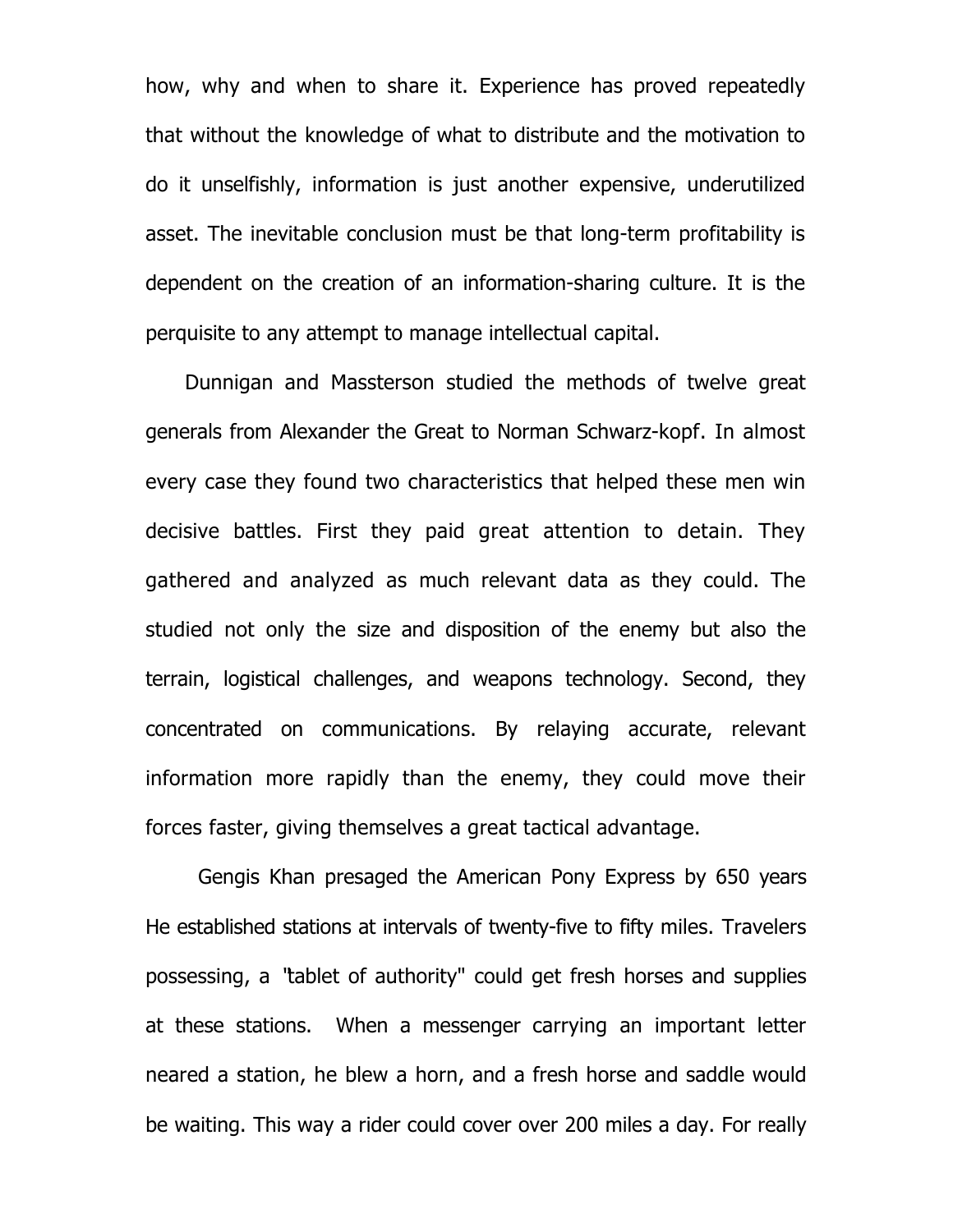how, why and when to share it. Experience has proved repeatedly that without the knowledge of what to distribute and the motivation to do it unselfishly, information is just another expensive, underutilized asset. The inevitable conclusion must be that long-term profitability is dependent on the creation of an information-sharing culture. It is the perquisite to any attempt to manage intellectual capital.

Dunnigan and Massterson studied the methods of twelve great generals from Alexander the Great to Norman Schwarz-kopf. In almost every case they found two characteristics that helped these men win decisive battles. First they paid great attention to detain. They gathered and analyzed as much relevant data as they could. The studied not only the size and disposition of the enemy but also the terrain, logistical challenges, and weapons technology. Second, they concentrated on communications. By relaying accurate, relevant information more rapidly than the enemy, they could move their forces faster, giving themselves a great tactical advantage.

Gengis Khan presaged the American Pony Express by 650 years He established stations at intervals of twenty-five to fifty miles. Travelers possessing, a "tablet of authority" could get fresh horses and supplies at these stations. When a messenger carrying an important letter neared a station, he blew a horn, and a fresh horse and saddle would be waiting. This way a rider could cover over 200 miles a day. For really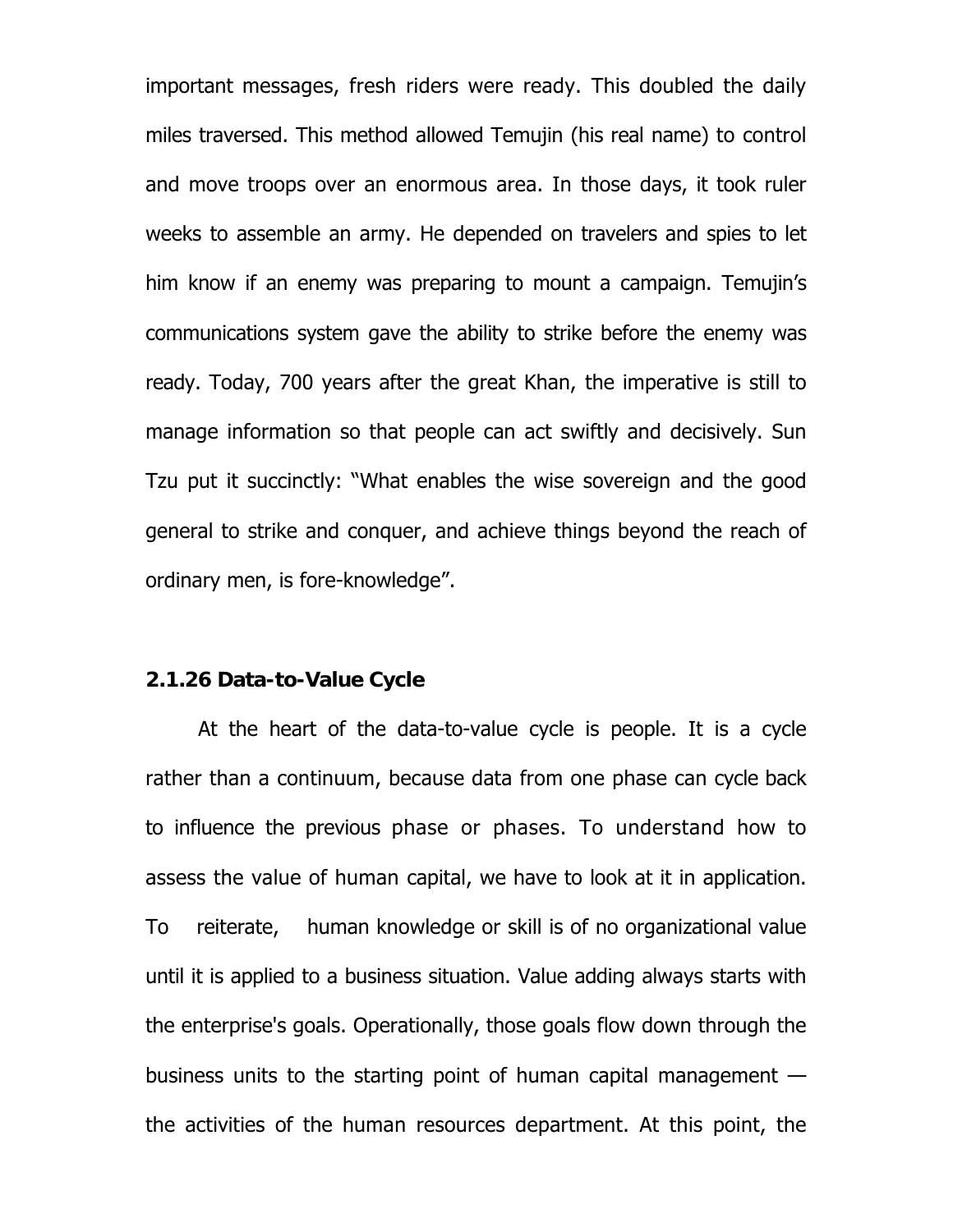important messages, fresh riders were ready. This doubled the daily miles traversed. This method allowed Temujin (his real name) to control and move troops over an enormous area. In those days, it took ruler weeks to assemble an army. He depended on travelers and spies to let him know if an enemy was preparing to mount a campaign. Temujin's communications system gave the ability to strike before the enemy was ready. Today, 700 years after the great Khan, the imperative is still to manage information so that people can act swiftly and decisively. Sun Tzu put it succinctly: "What enables the wise sovereign and the good general to strike and conquer, and achieve things beyond the reach of ordinary men, is fore-knowledge".

### 2.1.26 Data-to-Value Cycle

At the heart of the data-to-value cycle is people. It is a cycle rather than a continuum, because data from one phase can cycle back to influence the previous phase or phases. To understand how to assess the value of human capital, we have to look at it in application. To reiterate, human knowledge or skill is of no organizational value until it is applied to a business situation. Value adding always starts with the enterprise's goals. Operationally, those goals flow down through the business units to the starting point of human capital management — the activities of the human resources department. At this point, the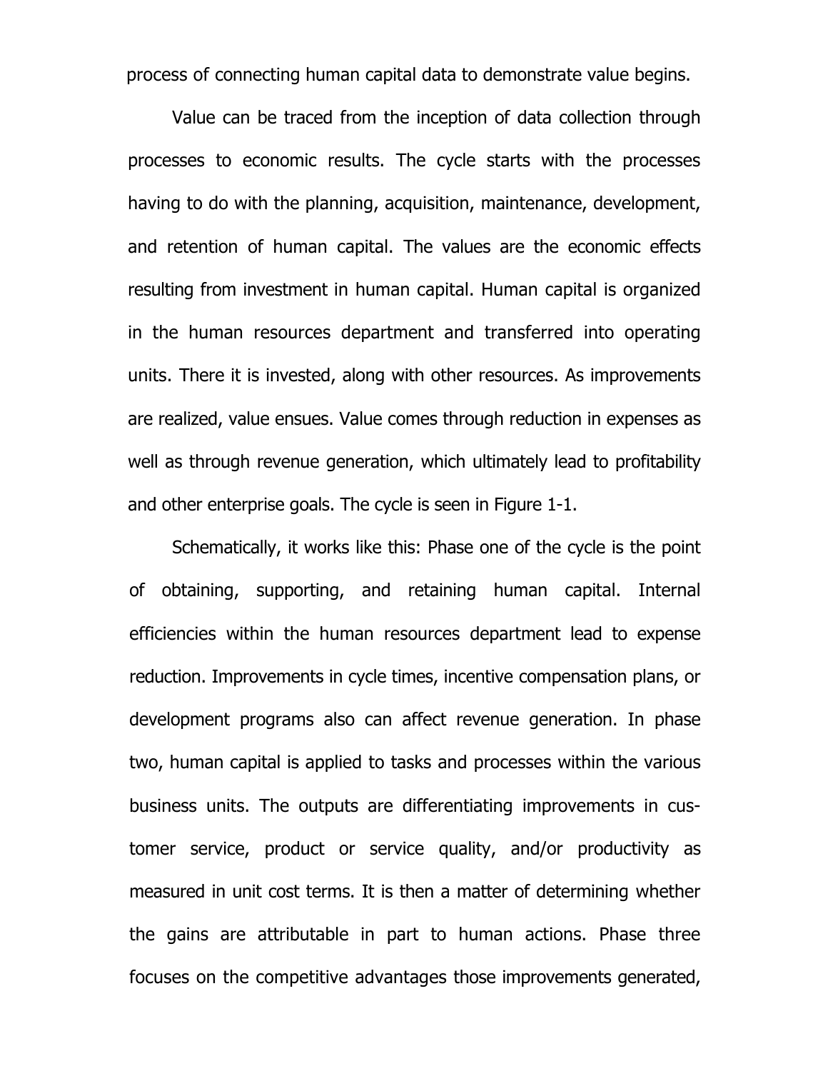process of connecting human capital data to demonstrate value begins.

Value can be traced from the inception of data collection through processes to economic results. The cycle starts with the processes having to do with the planning, acquisition, maintenance, development, and retention of human capital. The values are the economic effects resulting from investment in human capital. Human capital is organized in the human resources department and transferred into operating units. There it is invested, along with other resources. As improvements are realized, value ensues. Value comes through reduction in expenses as well as through revenue generation, which ultimately lead to profitability and other enterprise goals. The cycle is seen in Figure 1-1.

Schematically, it works like this: Phase one of the cycle is the point of obtaining, supporting, and retaining human capital. Internal efficiencies within the human resources department lead to expense reduction. Improvements in cycle times, incentive compensation plans, or development programs also can affect revenue generation. In phase two, human capital is applied to tasks and processes within the various business units. The outputs are differentiating improvements in customer service, product or service quality, and/or productivity as measured in unit cost terms. It is then a matter of determining whether the gains are attributable in part to human actions. Phase three focuses on the competitive advantages those improvements generated,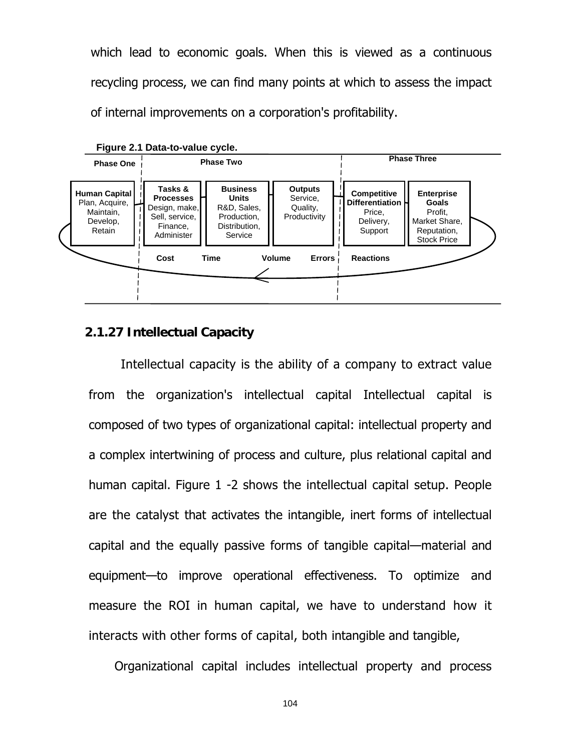which lead to economic goals. When this is viewed as a continuous recycling process, we can find many points at which to assess the impact of internal improvements on a corporation's profitability.

**Figure 2.1 Data-to-value cycle.**

| Phase One | Phase Two | | | Phase Three | |
|---|---|---|---|---|---|
| **Human Capital** Plan, Acquire, Maintain, Develop, Retain | **Tasks & Processes** Design, make, Sell, service, Finance, Administer | **Business Units** R&D, Sales, Production, Distribution, Service | **Outputs** Service, Quality, Productivity | **Competitive Differentiation** Price, Delivery, Support | **Enterprise Goals** Profit, Market Share, Reputation, Stock Price |
| | **Cost** | **Time** | **Volume** **Errors** | **Reactions** | |

## 2.1.27 Intellectual Capacity

Intellectual capacity is the ability of a company to extract value from the organization's intellectual capital Intellectual capital is composed of two types of organizational capital: intellectual property and a complex intertwining of process and culture, plus relational capital and human capital. Figure 1 -2 shows the intellectual capital setup. People are the catalyst that activates the intangible, inert forms of intellectual capital and the equally passive forms of tangible capital—material and equipment—to improve operational effectiveness. To optimize and measure the ROI in human capital, we have to understand how it interacts with other forms of capital, both intangible and tangible,

Organizational capital includes intellectual property and process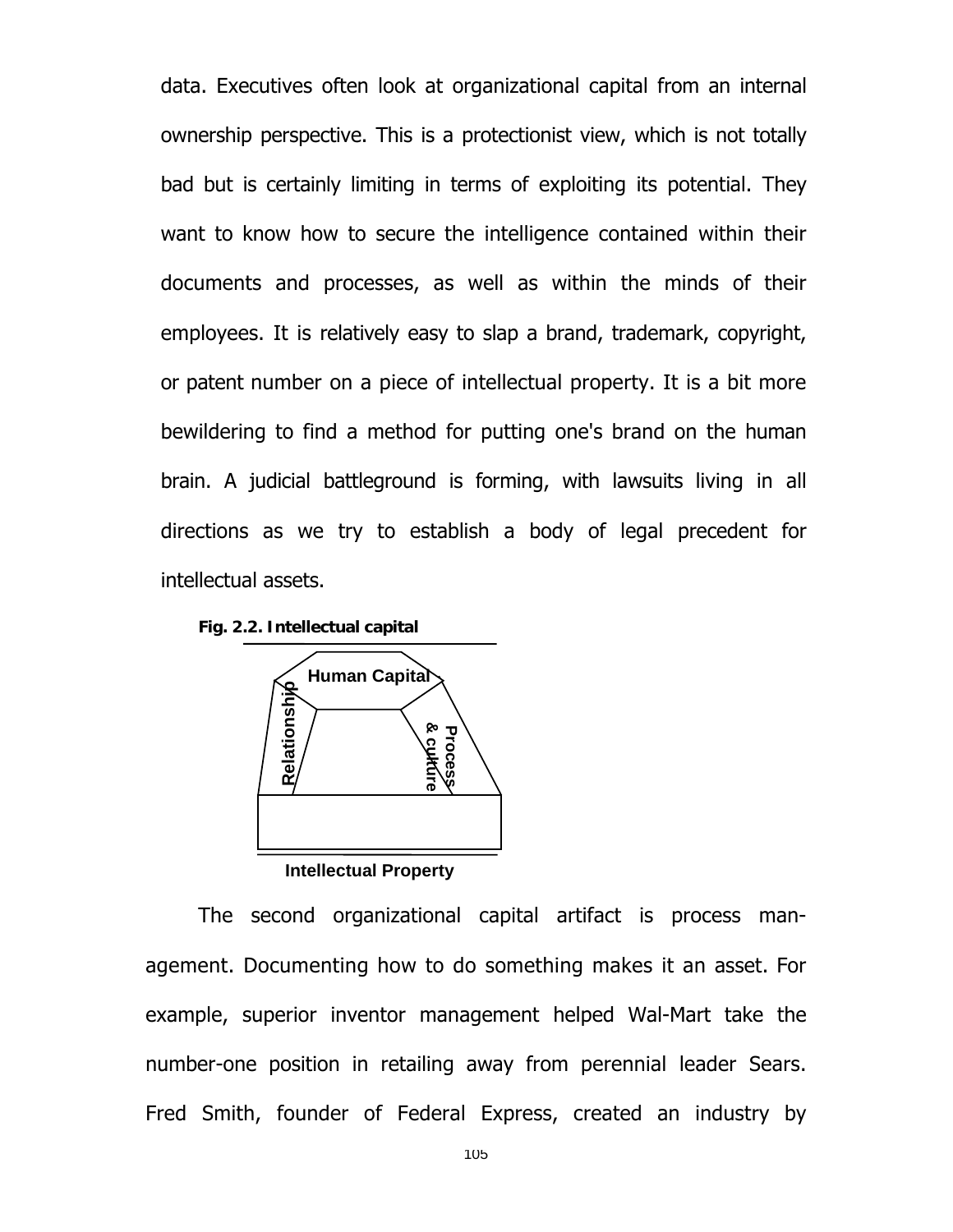data. Executives often look at organizational capital from an internal ownership perspective. This is a protectionist view, which is not totally bad but is certainly limiting in terms of exploiting its potential. They want to know how to secure the intelligence contained within their documents and processes, as well as within the minds of their employees. It is relatively easy to slap a brand, trademark, copyright, or patent number on a piece of intellectual property. It is a bit more bewildering to find a method for putting one's brand on the human brain. A judicial battleground is forming, with lawsuits living in all directions as we try to establish a body of legal precedent for intellectual assets.

**Fig. 2.2. Intellectual capital**

Human Capital

Relationship

Process & culture

Intellectual Property

The second organizational capital artifact is process management. Documenting how to do something makes it an asset. For example, superior inventor management helped Wal-Mart take the number-one position in retailing away from perennial leader Sears. Fred Smith, founder of Federal Express, created an industry by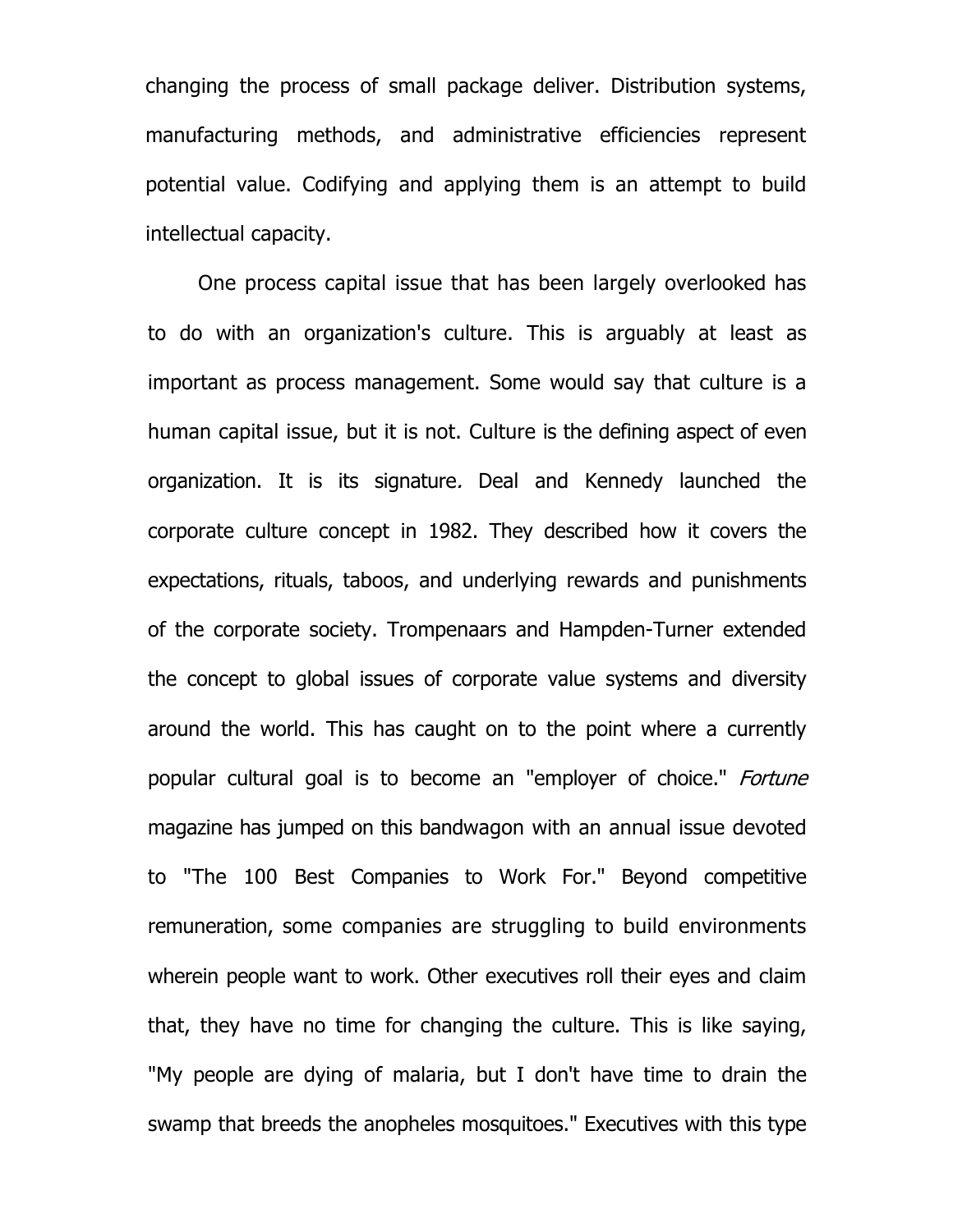changing the process of small package deliver. Distribution systems, manufacturing methods, and administrative efficiencies represent potential value. Codifying and applying them is an attempt to build intellectual capacity.

One process capital issue that has been largely overlooked has to do with an organization's culture. This is arguably at least as important as process management. Some would say that culture is a human capital issue, but it is not. Culture is the defining aspect of even organization. It is its signature. Deal and Kennedy launched the corporate culture concept in 1982. They described how it covers the expectations, rituals, taboos, and underlying rewards and punishments of the corporate society. Trompenaars and Hampden-Turner extended the concept to global issues of corporate value systems and diversity around the world. This has caught on to the point where a currently popular cultural goal is to become an "employer of choice." *Fortune* magazine has jumped on this bandwagon with an annual issue devoted to "The 100 Best Companies to Work For." Beyond competitive remuneration, some companies are struggling to build environments wherein people want to work. Other executives roll their eyes and claim that, they have no time for changing the culture. This is like saying, "My people are dying of malaria, but I don't have time to drain the swamp that breeds the anopheles mosquitoes." Executives with this type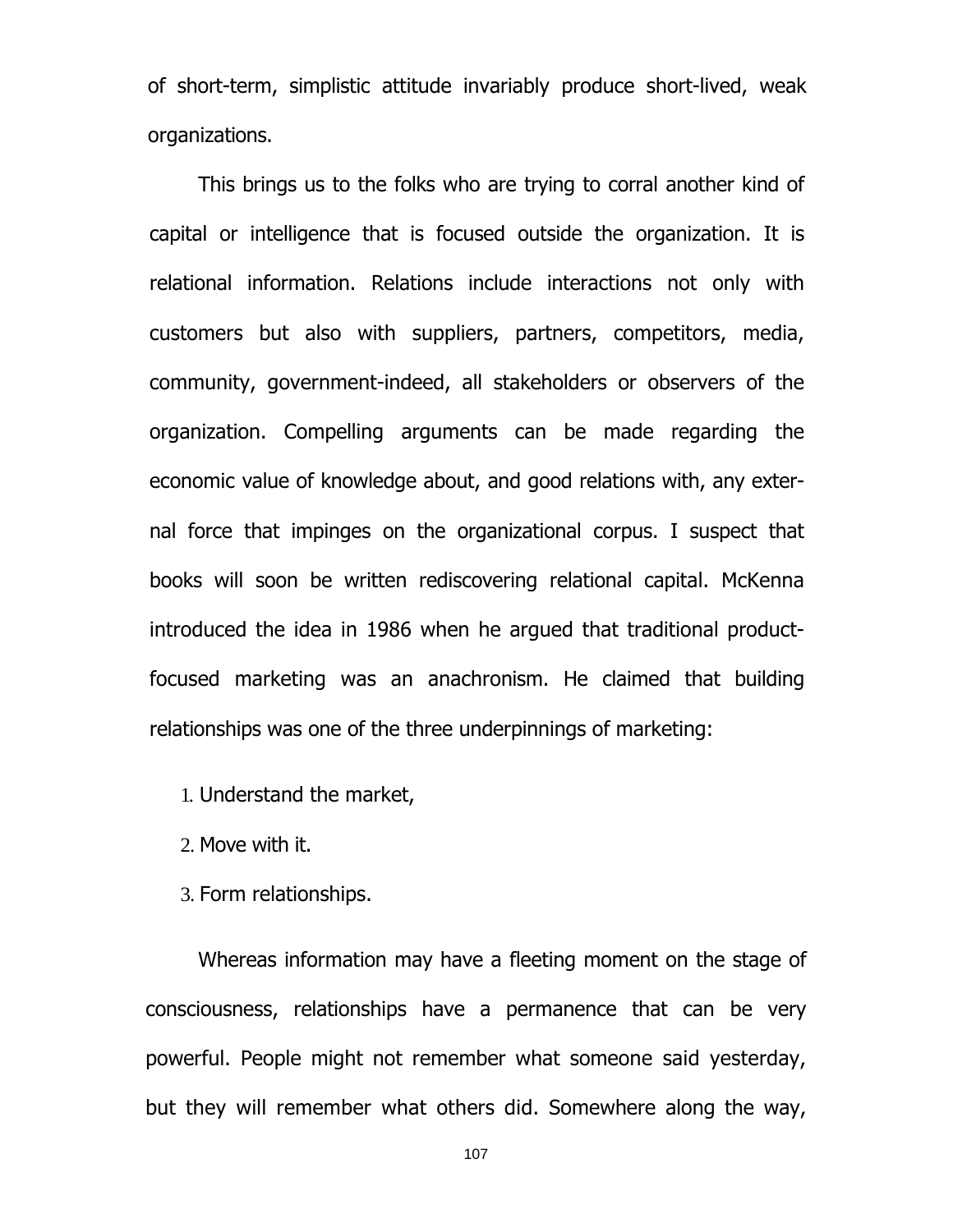of short-term, simplistic attitude invariably produce short-lived, weak organizations.

This brings us to the folks who are trying to corral another kind of capital or intelligence that is focused outside the organization. It is relational information. Relations include interactions not only with customers but also with suppliers, partners, competitors, media, community, government-indeed, all stakeholders or observers of the organization. Compelling arguments can be made regarding the economic value of knowledge about, and good relations with, any external force that impinges on the organizational corpus. I suspect that books will soon be written rediscovering relational capital. McKenna introduced the idea in 1986 when he argued that traditional product-focused marketing was an anachronism. He claimed that building relationships was one of the three underpinnings of marketing:

1. Understand the market,
2. Move with it.
3. Form relationships.

Whereas information may have a fleeting moment on the stage of consciousness, relationships have a permanence that can be very powerful. People might not remember what someone said yesterday, but they will remember what others did. Somewhere along the way,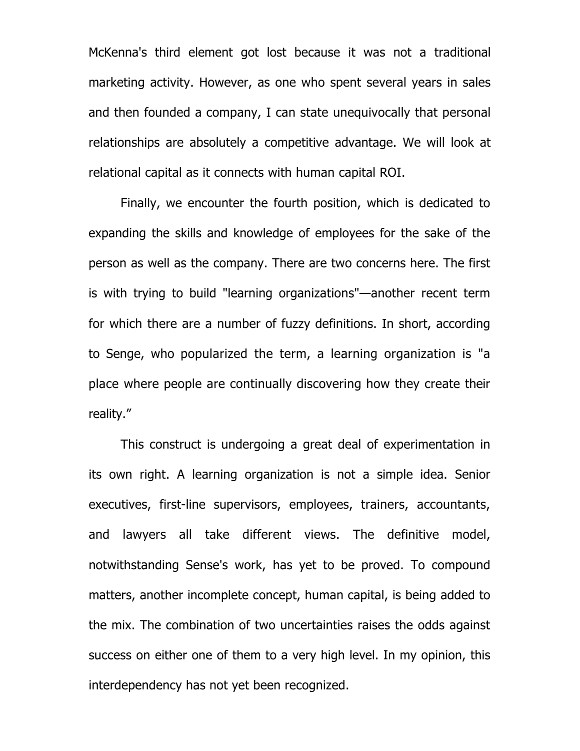McKenna's third element got lost because it was not a traditional marketing activity. However, as one who spent several years in sales and then founded a company, I can state unequivocally that personal relationships are absolutely a competitive advantage. We will look at relational capital as it connects with human capital ROI.

Finally, we encounter the fourth position, which is dedicated to expanding the skills and knowledge of employees for the sake of the person as well as the company. There are two concerns here. The first is with trying to build "learning organizations"—another recent term for which there are a number of fuzzy definitions. In short, according to Senge, who popularized the term, a learning organization is "a place where people are continually discovering how they create their reality."

This construct is undergoing a great deal of experimentation in its own right. A learning organization is not a simple idea. Senior executives, first-line supervisors, employees, trainers, accountants, and lawyers all take different views. The definitive model, notwithstanding Sense's work, has yet to be proved. To compound matters, another incomplete concept, human capital, is being added to the mix. The combination of two uncertainties raises the odds against success on either one of them to a very high level. In my opinion, this interdependency has not yet been recognized.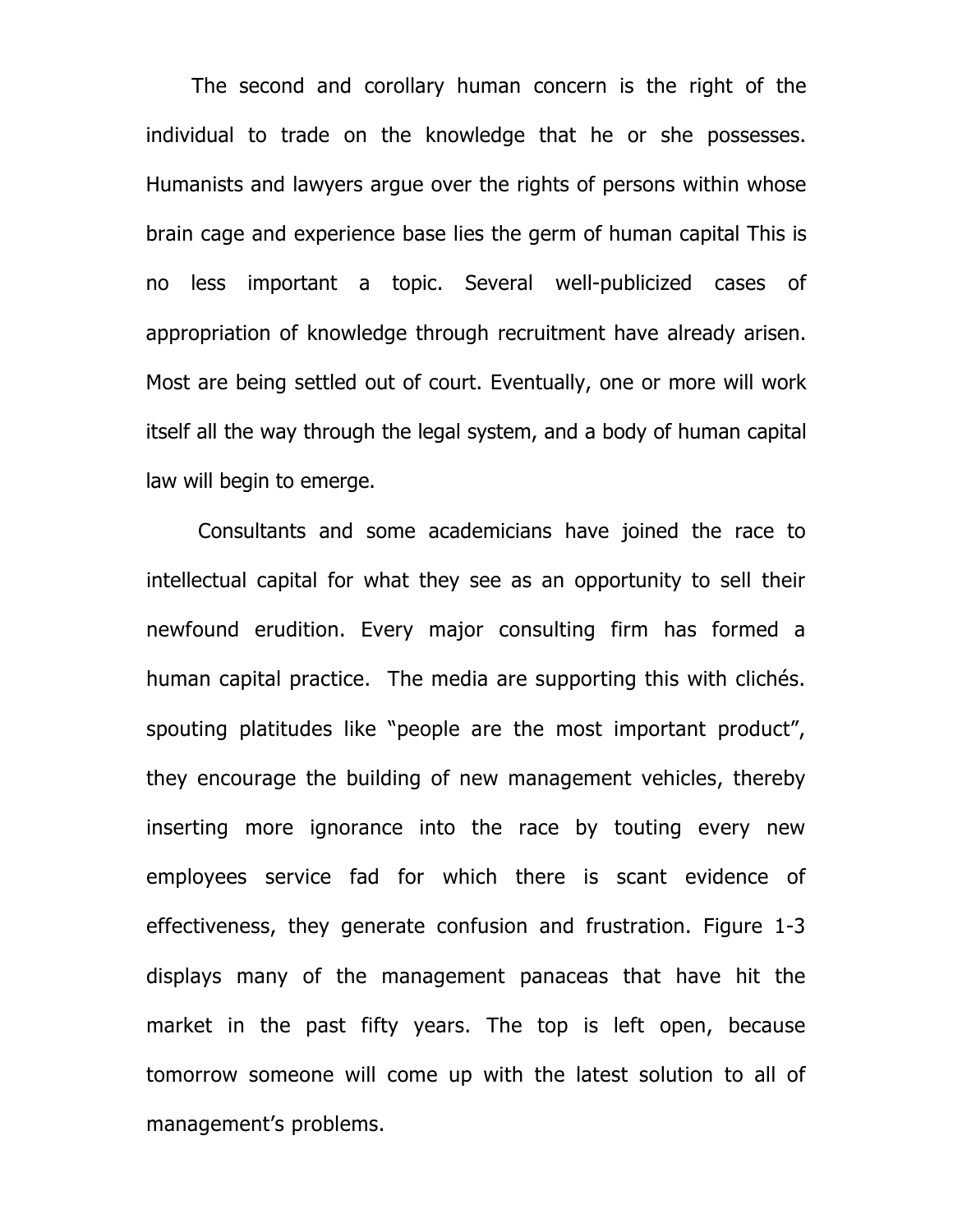The second and corollary human concern is the right of the individual to trade on the knowledge that he or she possesses. Humanists and lawyers argue over the rights of persons within whose brain cage and experience base lies the germ of human capital This is no less important a topic. Several well-publicized cases of appropriation of knowledge through recruitment have already arisen. Most are being settled out of court. Eventually, one or more will work itself all the way through the legal system, and a body of human capital law will begin to emerge.

Consultants and some academicians have joined the race to intellectual capital for what they see as an opportunity to sell their newfound erudition. Every major consulting firm has formed a human capital practice. The media are supporting this with clichés. spouting platitudes like "people are the most important product", they encourage the building of new management vehicles, thereby inserting more ignorance into the race by touting every new employees service fad for which there is scant evidence of effectiveness, they generate confusion and frustration. Figure 1-3 displays many of the management panaceas that have hit the market in the past fifty years. The top is left open, because tomorrow someone will come up with the latest solution to all of management's problems.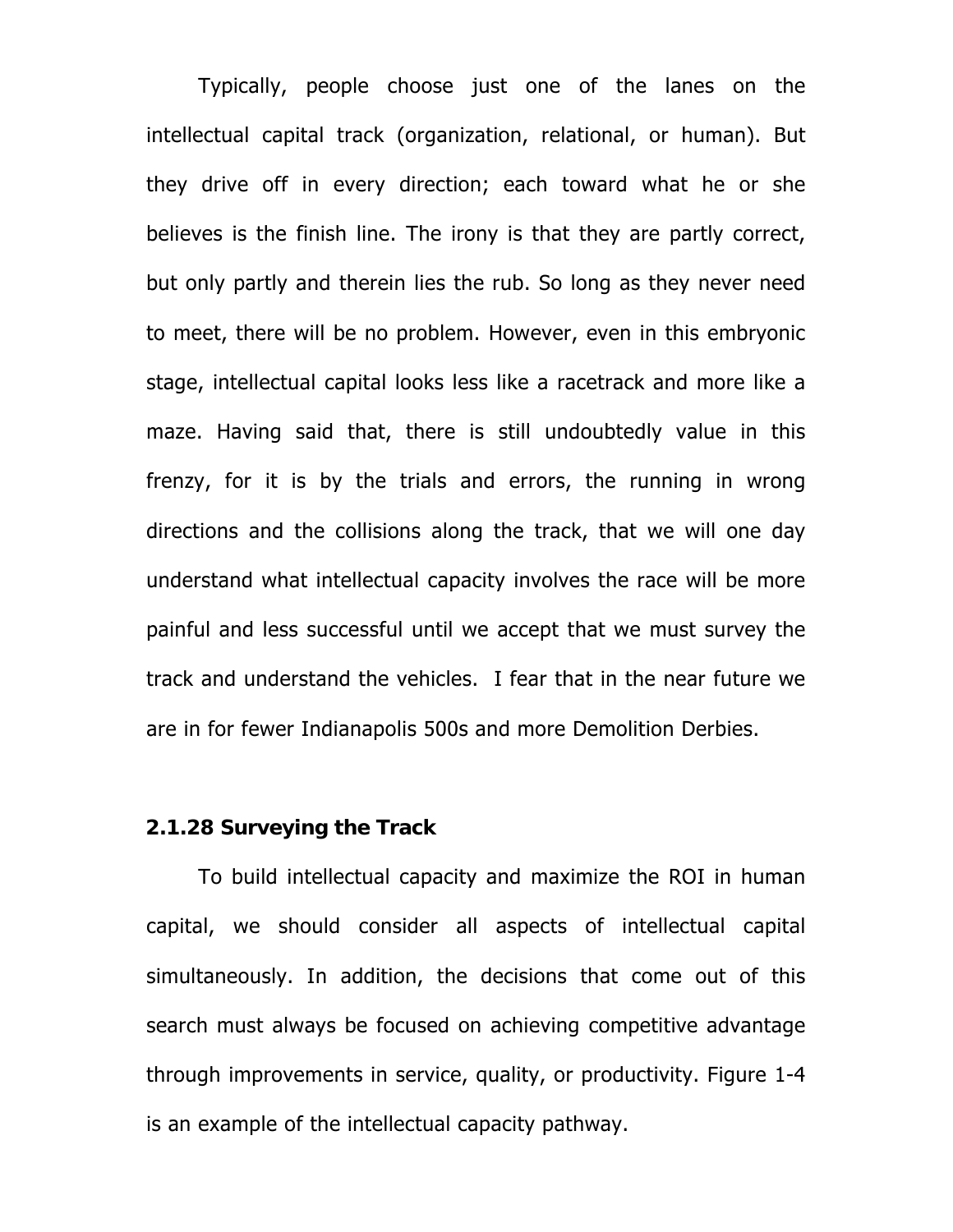Typically, people choose just one of the lanes on the intellectual capital track (organization, relational, or human). But they drive off in every direction; each toward what he or she believes is the finish line. The irony is that they are partly correct, but only partly and therein lies the rub. So long as they never need to meet, there will be no problem. However, even in this embryonic stage, intellectual capital looks less like a racetrack and more like a maze. Having said that, there is still undoubtedly value in this frenzy, for it is by the trials and errors, the running in wrong directions and the collisions along the track, that we will one day understand what intellectual capacity involves the race will be more painful and less successful until we accept that we must survey the track and understand the vehicles.  I fear that in the near future we are in for fewer Indianapolis 500s and more Demolition Derbies.

### 2.1.28 Surveying the Track

To build intellectual capacity and maximize the ROI in human capital, we should consider all aspects of intellectual capital simultaneously. In addition, the decisions that come out of this search must always be focused on achieving competitive advantage through improvements in service, quality, or productivity. Figure 1-4 is an example of the intellectual capacity pathway.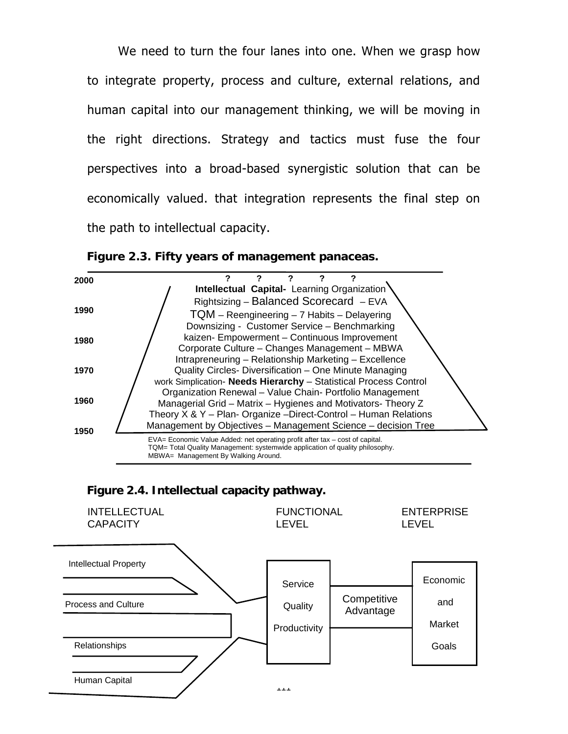We need to turn the four lanes into one. When we grasp how to integrate property, process and culture, external relations, and human capital into our management thinking, we will be moving in the right directions. Strategy and tactics must fuse the four perspectives into a broad-based synergistic solution that can be economically valued. that integration represents the final step on the path to intellectual capacity.

**Figure 2.3. Fifty years of management panaceas.**

| Year | Management panaceas |
|---|---|
| 2000 | ? ? ? ? ? |
| | **Intellectual Capital-** Learning Organization |
| | Rightsizing – Balanced Scorecard – EVA |
| 1990 | TQM – Reengineering – 7 Habits – Delayering |
| | Downsizing - Customer Service – Benchmarking |
| 1980 | kaizen- Empowerment – Continuous Improvement |
| | Corporate Culture – Changes Management – MBWA |
| | Intrapreneuring – Relationship Marketing – Excellence |
| 1970 | Quality Circles- Diversification – One Minute Managing |
| | work Simplication- **Needs Hierarchy** – Statistical Process Control |
| | Organization Renewal – Value Chain- Portfolio Management |
| 1960 | Managerial Grid – Matrix – Hygienes and Motivators- Theory Z |
| | Theory X & Y – Plan- Organize –Direct-Control – Human Relations |
| 1950 | Management by Objectives – Management Science – decision Tree |

EVA= Economic Value Added: net operating profit after tax – cost of capital.
TQM= Total Quality Management: systemwide application of quality philosophy.
MBWA= Management By Walking Around.

**Figure 2.4. Intellectual capacity pathway.**

INTELLECTUAL CAPACITY — FUNCTIONAL LEVEL — ENTERPRISE LEVEL

Intellectual Property
Process and Culture
Relationships
Human Capital

Service
Quality
Productivity

Competitive Advantage

Economic and Market Goals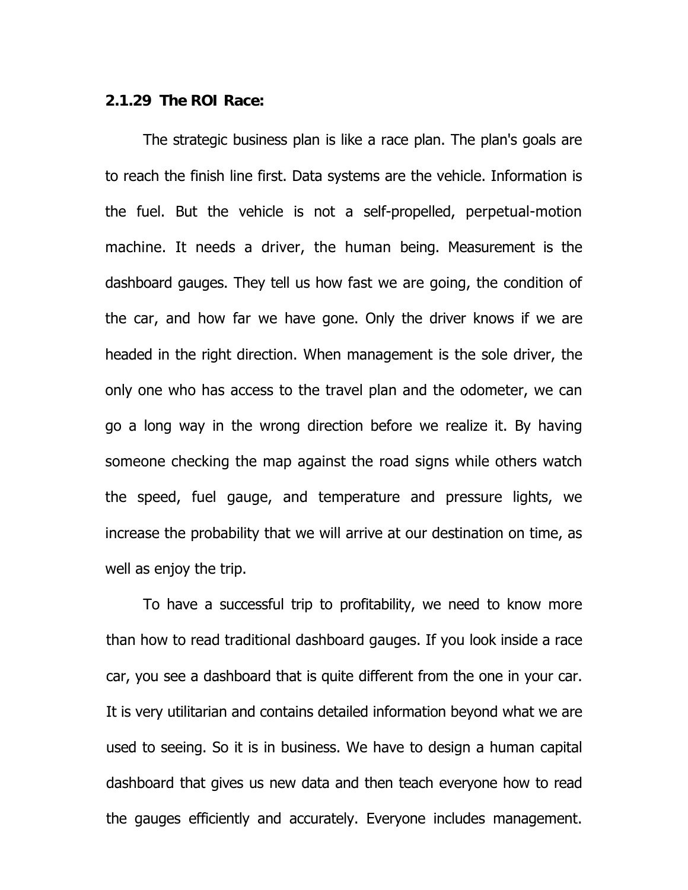### 2.1.29 The ROI Race:

The strategic business plan is like a race plan. The plan's goals are to reach the finish line first. Data systems are the vehicle. Information is the fuel. But the vehicle is not a self-propelled, perpetual-motion machine. It needs a driver, the human being. Measurement is the dashboard gauges. They tell us how fast we are going, the condition of the car, and how far we have gone. Only the driver knows if we are headed in the right direction. When management is the sole driver, the only one who has access to the travel plan and the odometer, we can go a long way in the wrong direction before we realize it. By having someone checking the map against the road signs while others watch the speed, fuel gauge, and temperature and pressure lights, we increase the probability that we will arrive at our destination on time, as well as enjoy the trip.

To have a successful trip to profitability, we need to know more than how to read traditional dashboard gauges. If you look inside a race car, you see a dashboard that is quite different from the one in your car. It is very utilitarian and contains detailed information beyond what we are used to seeing. So it is in business. We have to design a human capital dashboard that gives us new data and then teach everyone how to read the gauges efficiently and accurately. Everyone includes management.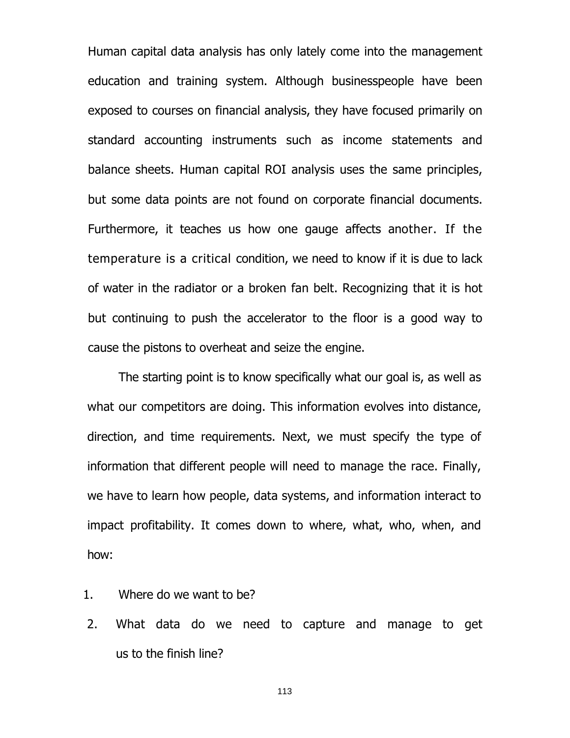Human capital data analysis has only lately come into the management education and training system. Although businesspeople have been exposed to courses on financial analysis, they have focused primarily on standard accounting instruments such as income statements and balance sheets. Human capital ROI analysis uses the same principles, but some data points are not found on corporate financial documents. Furthermore, it teaches us how one gauge affects another. If the temperature is a critical condition, we need to know if it is due to lack of water in the radiator or a broken fan belt. Recognizing that it is hot but continuing to push the accelerator to the floor is a good way to cause the pistons to overheat and seize the engine.

The starting point is to know specifically what our goal is, as well as what our competitors are doing. This information evolves into distance, direction, and time requirements. Next, we must specify the type of information that different people will need to manage the race. Finally, we have to learn how people, data systems, and information interact to impact profitability. It comes down to where, what, who, when, and how:

1. Where do we want to be?
2. What data do we need to capture and manage to get us to the finish line?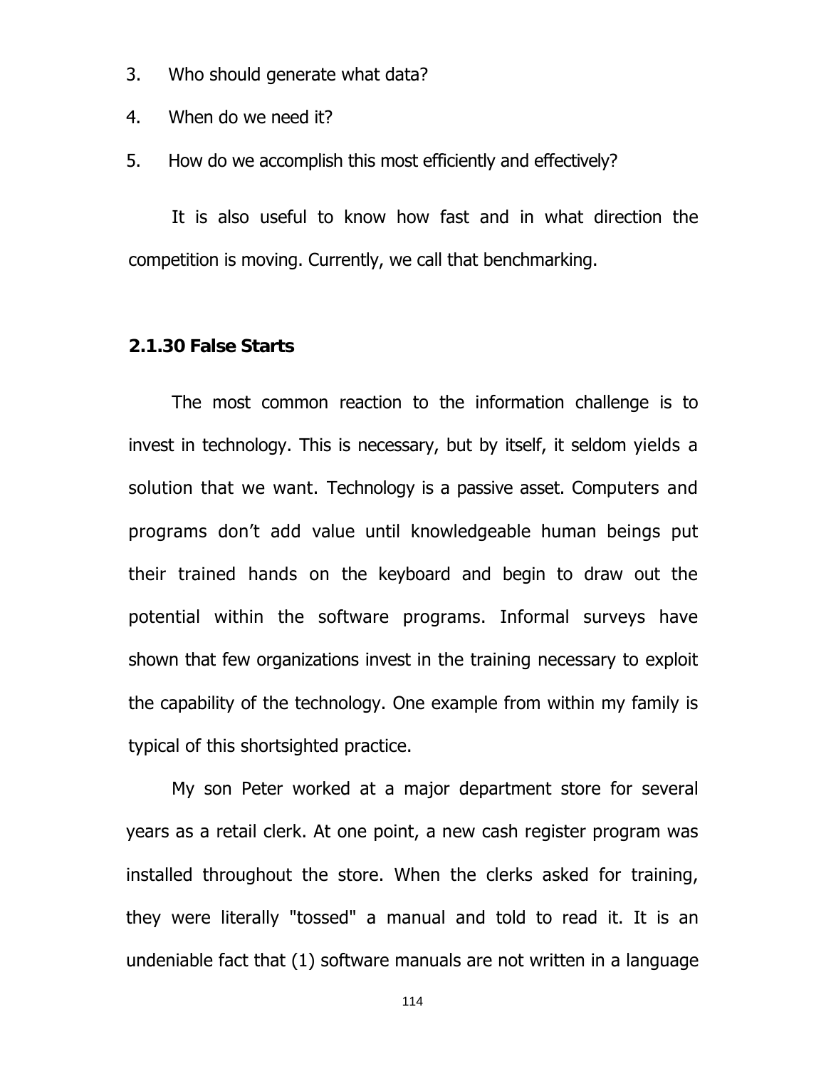3. Who should generate what data?
4. When do we need it?
5. How do we accomplish this most efficiently and effectively?

It is also useful to know how fast and in what direction the competition is moving. Currently, we call that benchmarking.

### 2.1.30 False Starts

The most common reaction to the information challenge is to invest in technology. This is necessary, but by itself, it seldom yields a solution that we want. Technology is a passive asset. Computers and programs don't add value until knowledgeable human beings put their trained hands on the keyboard and begin to draw out the potential within the software programs. Informal surveys have shown that few organizations invest in the training necessary to exploit the capability of the technology. One example from within my family is typical of this shortsighted practice.

My son Peter worked at a major department store for several years as a retail clerk. At one point, a new cash register program was installed throughout the store. When the clerks asked for training, they were literally "tossed" a manual and told to read it. It is an undeniable fact that (1) software manuals are not written in a language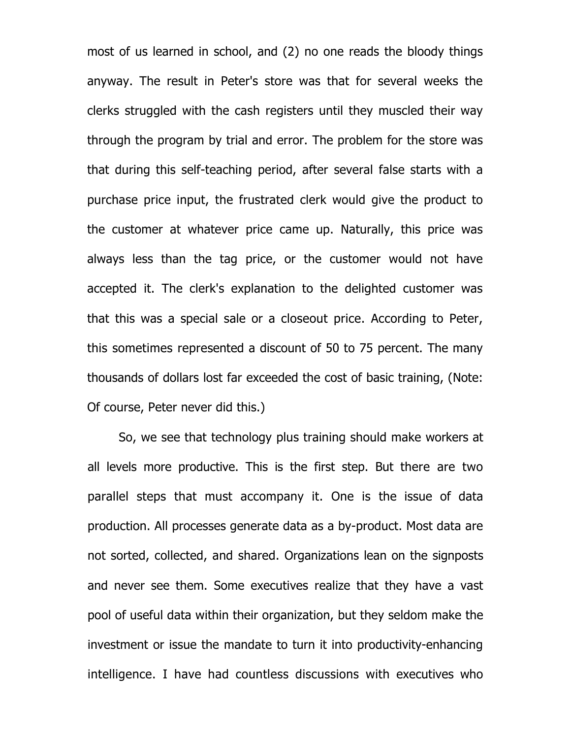most of us learned in school, and (2) no one reads the bloody things anyway. The result in Peter's store was that for several weeks the clerks struggled with the cash registers until they muscled their way through the program by trial and error. The problem for the store was that during this self-teaching period, after several false starts with a purchase price input, the frustrated clerk would give the product to the customer at whatever price came up. Naturally, this price was always less than the tag price, or the customer would not have accepted it. The clerk's explanation to the delighted customer was that this was a special sale or a closeout price. According to Peter, this sometimes represented a discount of 50 to 75 percent. The many thousands of dollars lost far exceeded the cost of basic training, (Note: Of course, Peter never did this.)

So, we see that technology plus training should make workers at all levels more productive. This is the first step. But there are two parallel steps that must accompany it. One is the issue of data production. All processes generate data as a by-product. Most data are not sorted, collected, and shared. Organizations lean on the signposts and never see them. Some executives realize that they have a vast pool of useful data within their organization, but they seldom make the investment or issue the mandate to turn it into productivity-enhancing intelligence. I have had countless discussions with executives who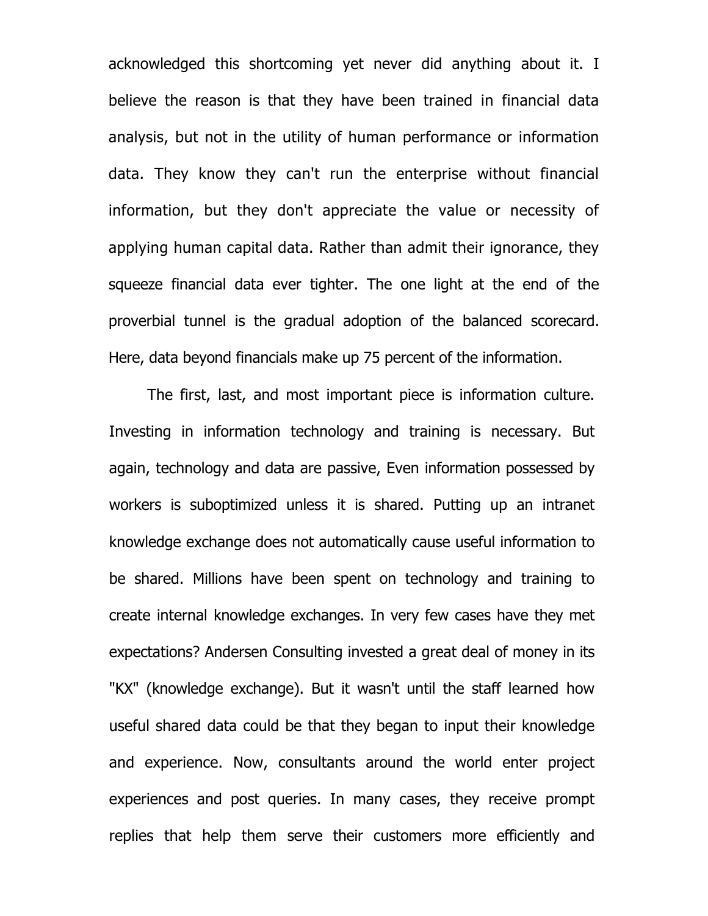acknowledged this shortcoming yet never did anything about it. I believe the reason is that they have been trained in financial data analysis, but not in the utility of human performance or information data. They know they can't run the enterprise without financial information, but they don't appreciate the value or necessity of applying human capital data. Rather than admit their ignorance, they squeeze financial data ever tighter. The one light at the end of the proverbial tunnel is the gradual adoption of the balanced scorecard. Here, data beyond financials make up 75 percent of the information.

The first, last, and most important piece is information culture. Investing in information technology and training is necessary. But again, technology and data are passive, Even information possessed by workers is suboptimized unless it is shared. Putting up an intranet knowledge exchange does not automatically cause useful information to be shared. Millions have been spent on technology and training to create internal knowledge exchanges. In very few cases have they met expectations? Andersen Consulting invested a great deal of money in its "KX" (knowledge exchange). But it wasn't until the staff learned how useful shared data could be that they began to input their knowledge and experience. Now, consultants around the world enter project experiences and post queries. In many cases, they receive prompt replies that help them serve their customers more efficiently and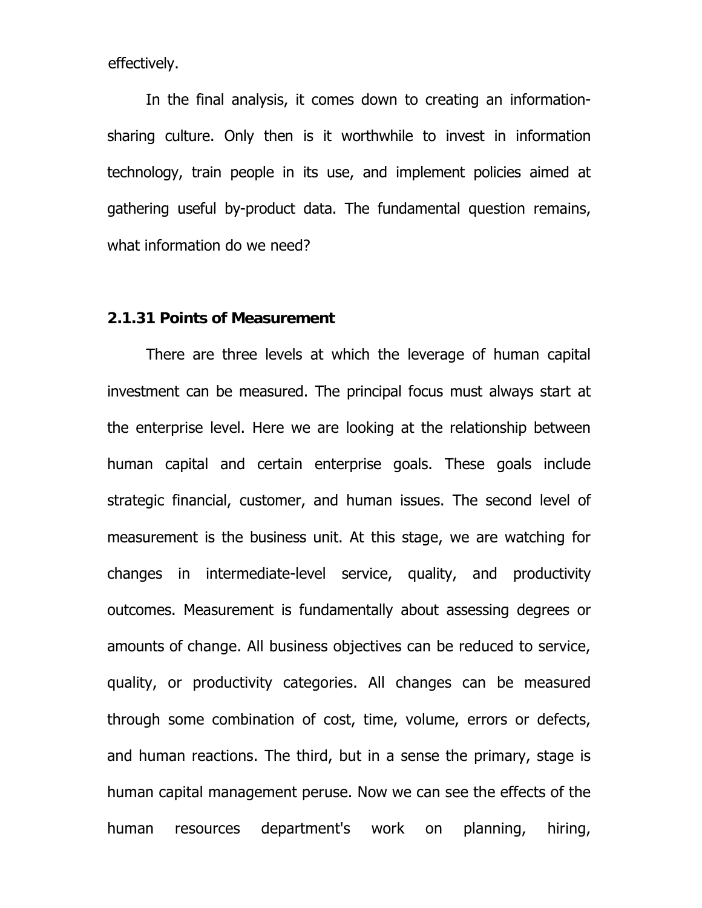effectively.

In the final analysis, it comes down to creating an information-sharing culture. Only then is it worthwhile to invest in information technology, train people in its use, and implement policies aimed at gathering useful by-product data. The fundamental question remains, what information do we need?

### 2.1.31 Points of Measurement

There are three levels at which the leverage of human capital investment can be measured. The principal focus must always start at the enterprise level. Here we are looking at the relationship between human capital and certain enterprise goals. These goals include strategic financial, customer, and human issues. The second level of measurement is the business unit. At this stage, we are watching for changes in intermediate-level service, quality, and productivity outcomes. Measurement is fundamentally about assessing degrees or amounts of change. All business objectives can be reduced to service, quality, or productivity categories. All changes can be measured through some combination of cost, time, volume, errors or defects, and human reactions. The third, but in a sense the primary, stage is human capital management peruse. Now we can see the effects of the human resources department's work on planning, hiring,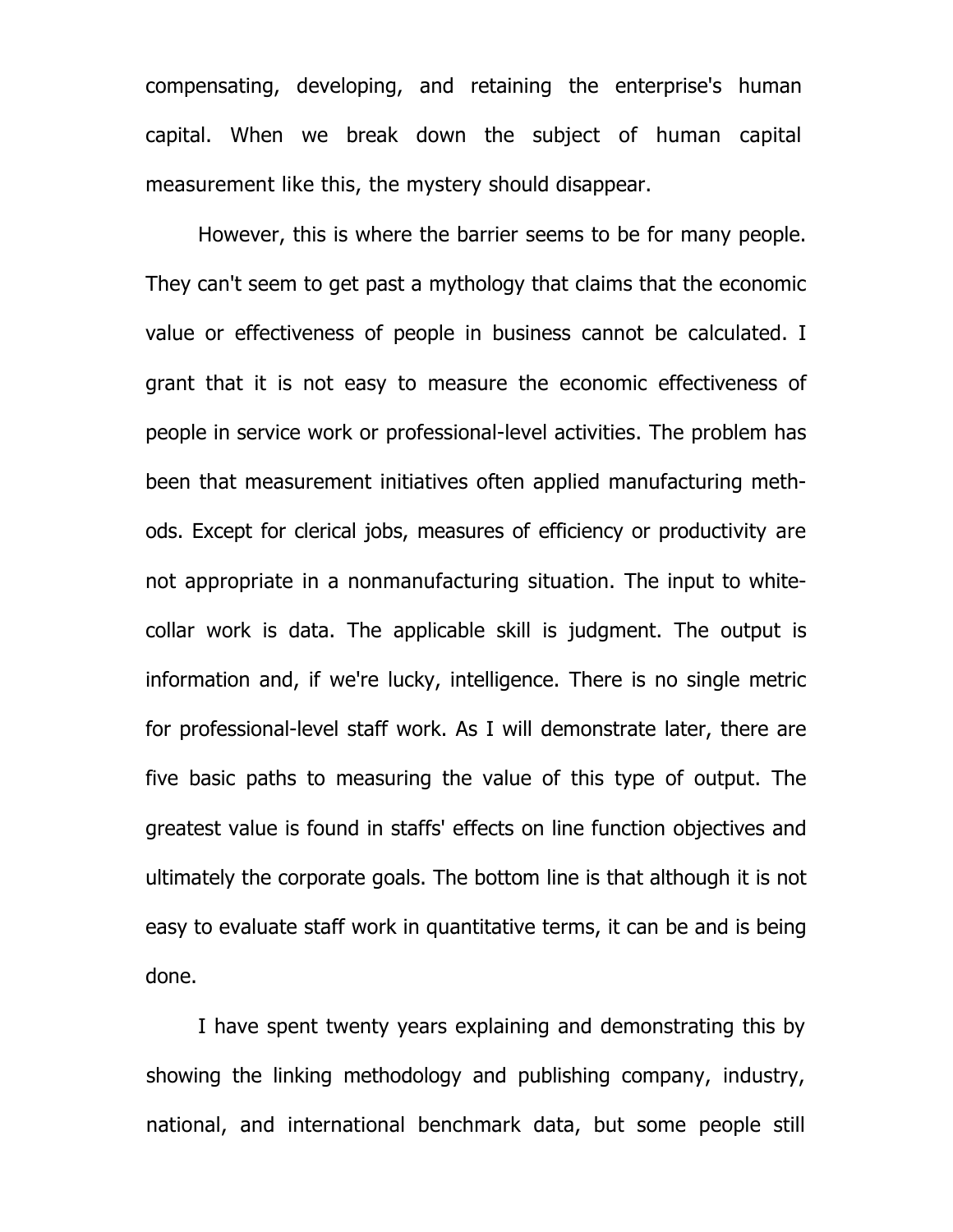compensating, developing, and retaining the enterprise's human capital. When we break down the subject of human capital measurement like this, the mystery should disappear.

However, this is where the barrier seems to be for many people. They can't seem to get past a mythology that claims that the economic value or effectiveness of people in business cannot be calculated. I grant that it is not easy to measure the economic effectiveness of people in service work or professional-level activities. The problem has been that measurement initiatives often applied manufacturing methods. Except for clerical jobs, measures of efficiency or productivity are not appropriate in a nonmanufacturing situation. The input to white-collar work is data. The applicable skill is judgment. The output is information and, if we're lucky, intelligence. There is no single metric for professional-level staff work. As I will demonstrate later, there are five basic paths to measuring the value of this type of output. The greatest value is found in staffs' effects on line function objectives and ultimately the corporate goals. The bottom line is that although it is not easy to evaluate staff work in quantitative terms, it can be and is being done.

I have spent twenty years explaining and demonstrating this by showing the linking methodology and publishing company, industry, national, and international benchmark data, but some people still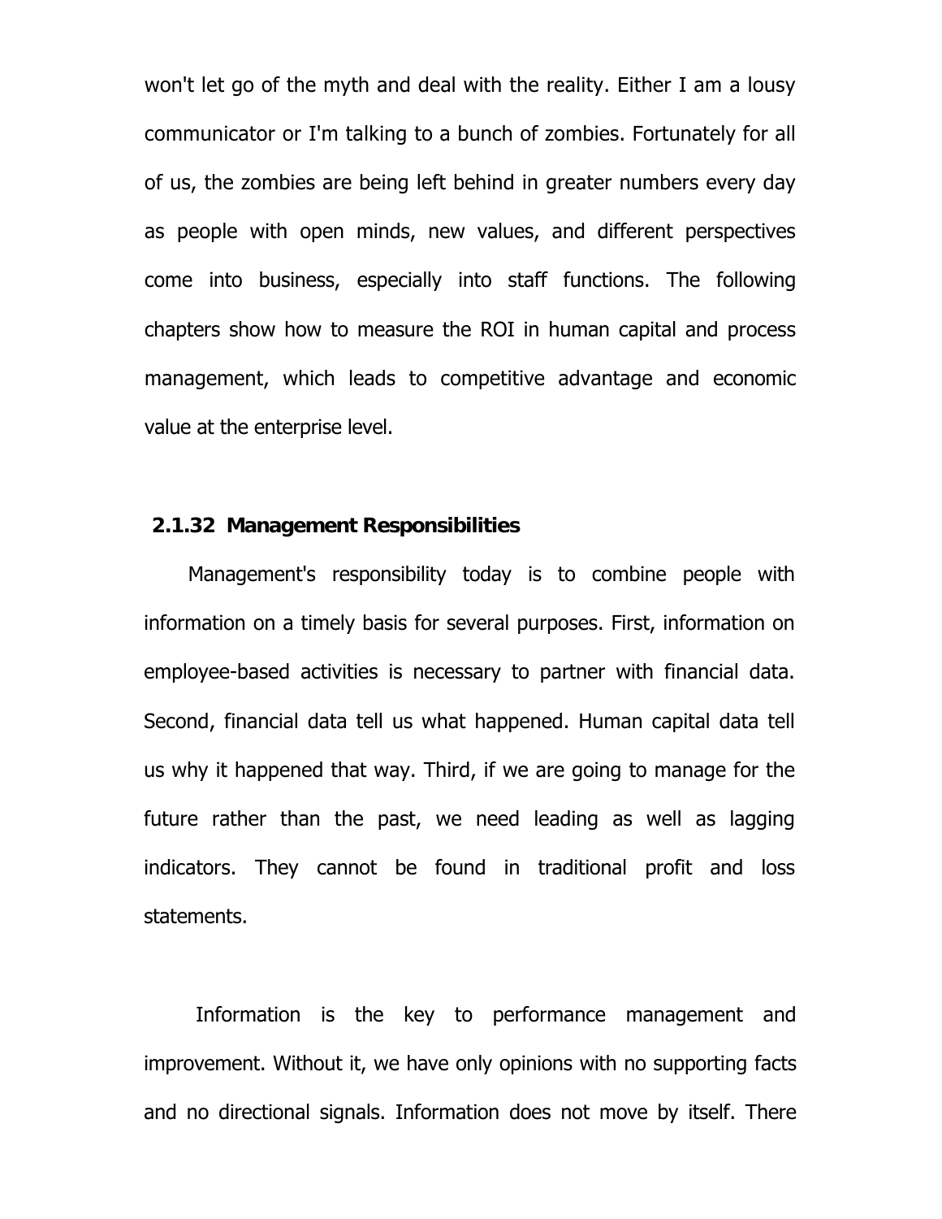won't let go of the myth and deal with the reality. Either I am a lousy communicator or I'm talking to a bunch of zombies. Fortunately for all of us, the zombies are being left behind in greater numbers every day as people with open minds, new values, and different perspectives come into business, especially into staff functions. The following chapters show how to measure the ROI in human capital and process management, which leads to competitive advantage and economic value at the enterprise level.

### 2.1.32 Management Responsibilities

Management's responsibility today is to combine people with information on a timely basis for several purposes. First, information on employee-based activities is necessary to partner with financial data. Second, financial data tell us what happened. Human capital data tell us why it happened that way. Third, if we are going to manage for the future rather than the past, we need leading as well as lagging indicators. They cannot be found in traditional profit and loss statements.

Information is the key to performance management and improvement. Without it, we have only opinions with no supporting facts and no directional signals. Information does not move by itself. There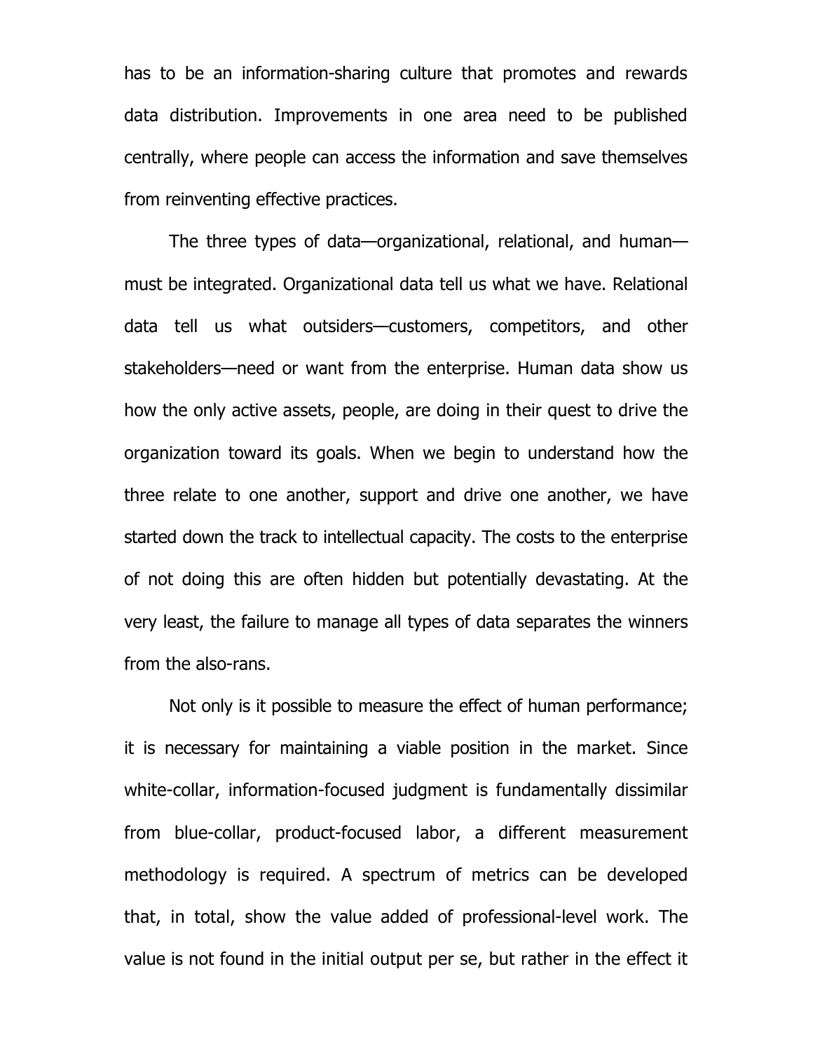has to be an information-sharing culture that promotes and rewards data distribution. Improvements in one area need to be published centrally, where people can access the information and save themselves from reinventing effective practices.

The three types of data—organizational, relational, and human—must be integrated. Organizational data tell us what we have. Relational data tell us what outsiders—customers, competitors, and other stakeholders—need or want from the enterprise. Human data show us how the only active assets, people, are doing in their quest to drive the organization toward its goals. When we begin to understand how the three relate to one another, support and drive one another, we have started down the track to intellectual capacity. The costs to the enterprise of not doing this are often hidden but potentially devastating. At the very least, the failure to manage all types of data separates the winners from the also-rans.

Not only is it possible to measure the effect of human performance; it is necessary for maintaining a viable position in the market. Since white-collar, information-focused judgment is fundamentally dissimilar from blue-collar, product-focused labor, a different measurement methodology is required. A spectrum of metrics can be developed that, in total, show the value added of professional-level work. The value is not found in the initial output per se, but rather in the effect it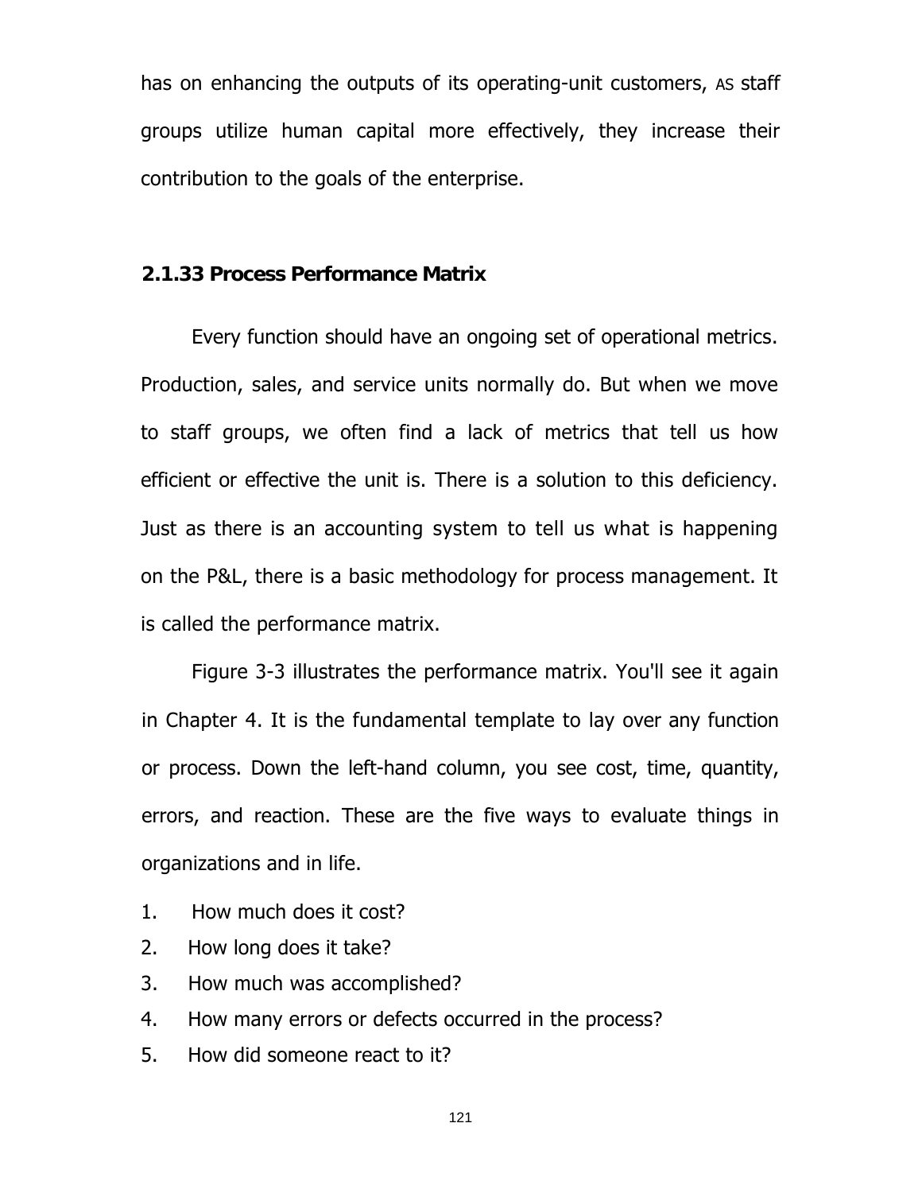has on enhancing the outputs of its operating-unit customers, AS staff groups utilize human capital more effectively, they increase their contribution to the goals of the enterprise.

### 2.1.33 Process Performance Matrix

Every function should have an ongoing set of operational metrics. Production, sales, and service units normally do. But when we move to staff groups, we often find a lack of metrics that tell us how efficient or effective the unit is. There is a solution to this deficiency. Just as there is an accounting system to tell us what is happening on the P&L, there is a basic methodology for process management. It is called the performance matrix.

Figure 3-3 illustrates the performance matrix. You'll see it again in Chapter 4. It is the fundamental template to lay over any function or process. Down the left-hand column, you see cost, time, quantity, errors, and reaction. These are the five ways to evaluate things in organizations and in life.

1. How much does it cost?
2. How long does it take?
3. How much was accomplished?
4. How many errors or defects occurred in the process?
5. How did someone react to it?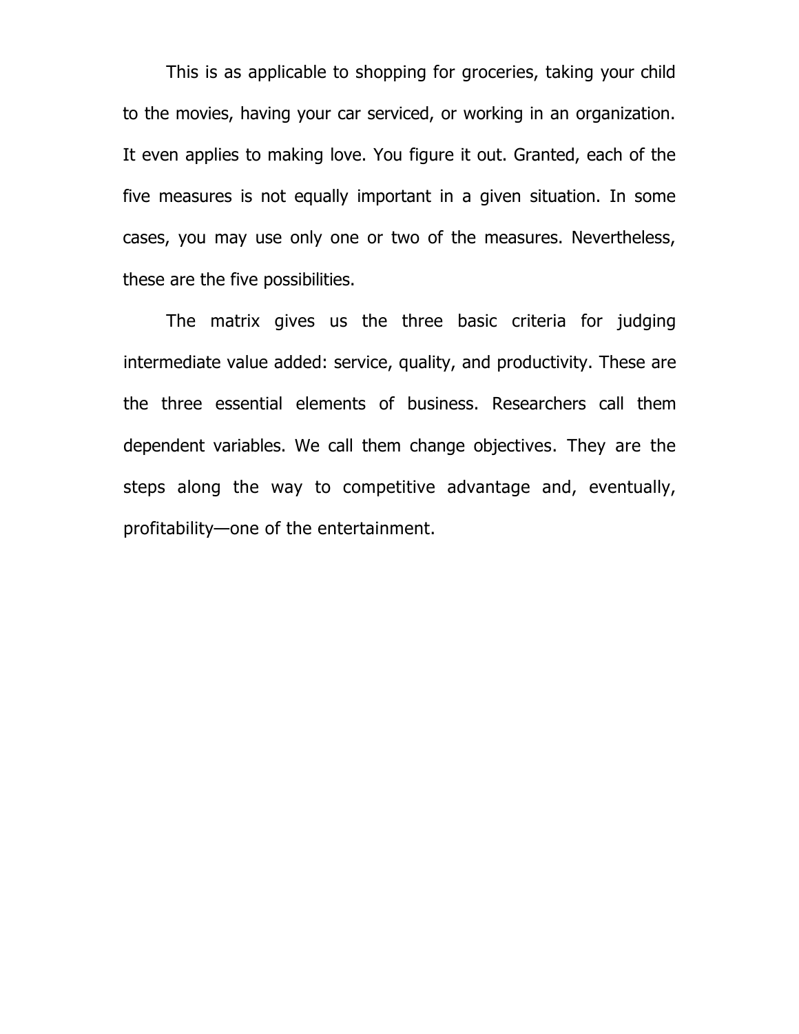This is as applicable to shopping for groceries, taking your child to the movies, having your car serviced, or working in an organization. It even applies to making love. You figure it out. Granted, each of the five measures is not equally important in a given situation. In some cases, you may use only one or two of the measures. Nevertheless, these are the five possibilities.

The matrix gives us the three basic criteria for judging intermediate value added: service, quality, and productivity. These are the three essential elements of business. Researchers call them dependent variables. We call them change objectives. They are the steps along the way to competitive advantage and, eventually, profitability—one of the entertainment.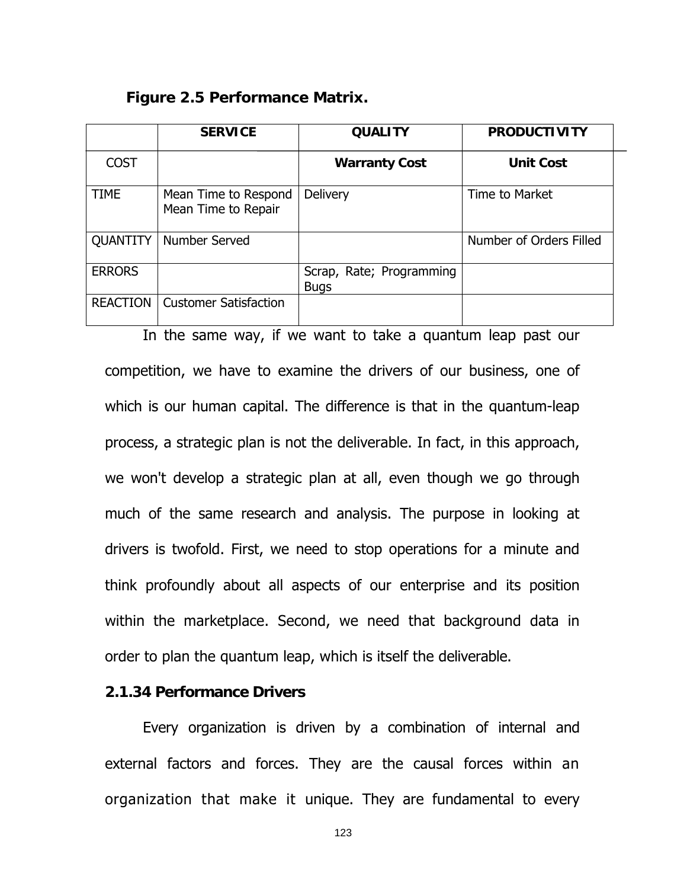**Figure 2.5 Performance Matrix.**

| | **SERVICE** | **QUALITY** | **PRODUCTIVITY** |
|---|---|---|---|
| COST | | **Warranty Cost** | **Unit Cost** |
| TIME | Mean Time to Respond Mean Time to Repair | Delivery | Time to Market |
| QUANTITY | Number Served | | Number of Orders Filled |
| ERRORS | | Scrap, Rate; Programming Bugs | |
| REACTION | Customer Satisfaction | | |

In the same way, if we want to take a quantum leap past our competition, we have to examine the drivers of our business, one of which is our human capital. The difference is that in the quantum-leap process, a strategic plan is not the deliverable. In fact, in this approach, we won't develop a strategic plan at all, even though we go through much of the same research and analysis. The purpose in looking at drivers is twofold. First, we need to stop operations for a minute and think profoundly about all aspects of our enterprise and its position within the marketplace. Second, we need that background data in order to plan the quantum leap, which is itself the deliverable.

### 2.1.34 Performance Drivers

Every organization is driven by a combination of internal and external factors and forces. They are the causal forces within an organization that make it unique. They are fundamental to every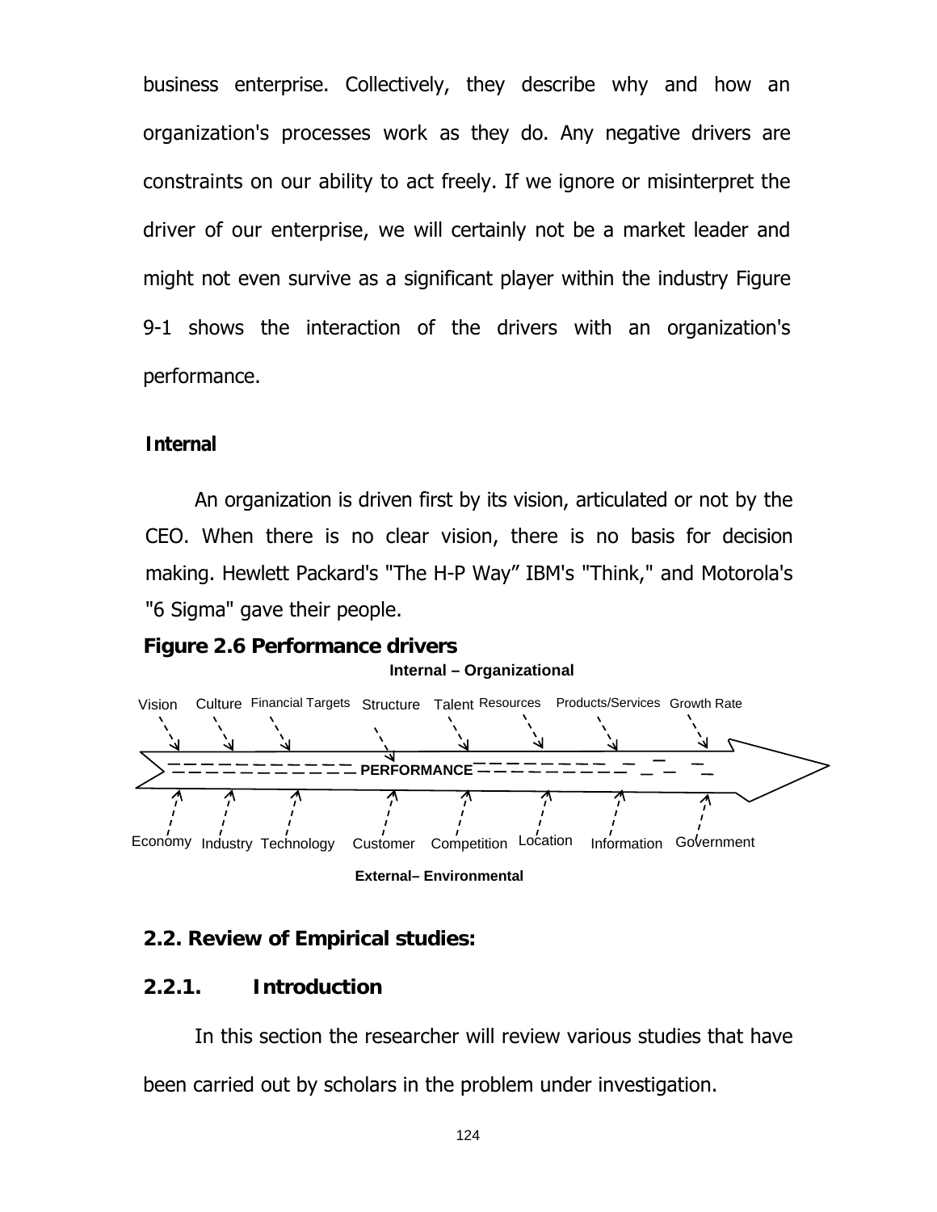business enterprise. Collectively, they describe why and how an organization's processes work as they do. Any negative drivers are constraints on our ability to act freely. If we ignore or misinterpret the driver of our enterprise, we will certainly not be a market leader and might not even survive as a significant player within the industry Figure 9-1 shows the interaction of the drivers with an organization's performance.

**Internal**

An organization is driven first by its vision, articulated or not by the CEO. When there is no clear vision, there is no basis for decision making. Hewlett Packard's "The H-P Way" IBM's "Think," and Motorola's "6 Sigma" gave their people.

**Figure 2.6 Performance drivers**

**Internal – Organizational**

Vision Culture Financial Targets Structure Talent Resources Products/Services Growth Rate

**PERFORMANCE**

Economy Industry Technology Customer Competition Location Information Government

**External– Environmental**

## 2.2. Review of Empirical studies:

### 2.2.1. Introduction

In this section the researcher will review various studies that have been carried out by scholars in the problem under investigation.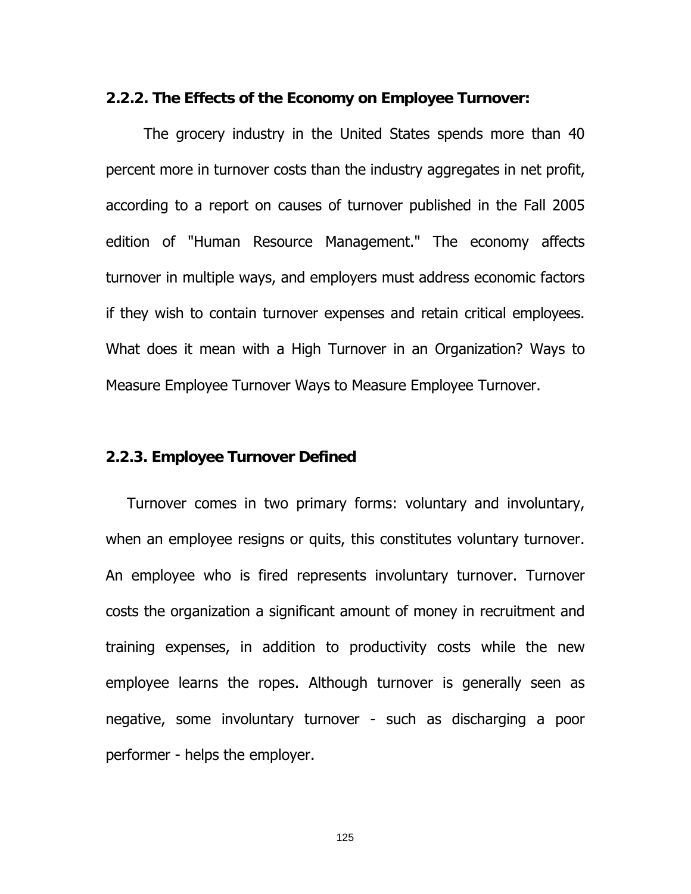### 2.2.2. The Effects of the Economy on Employee Turnover:

The grocery industry in the United States spends more than 40 percent more in turnover costs than the industry aggregates in net profit, according to a report on causes of turnover published in the Fall 2005 edition of "Human Resource Management." The economy affects turnover in multiple ways, and employers must address economic factors if they wish to contain turnover expenses and retain critical employees. What does it mean with a High Turnover in an Organization? Ways to Measure Employee Turnover Ways to Measure Employee Turnover.

### 2.2.3. Employee Turnover Defined

Turnover comes in two primary forms: voluntary and involuntary, when an employee resigns or quits, this constitutes voluntary turnover. An employee who is fired represents involuntary turnover. Turnover costs the organization a significant amount of money in recruitment and training expenses, in addition to productivity costs while the new employee learns the ropes. Although turnover is generally seen as negative, some involuntary turnover - such as discharging a poor performer - helps the employer.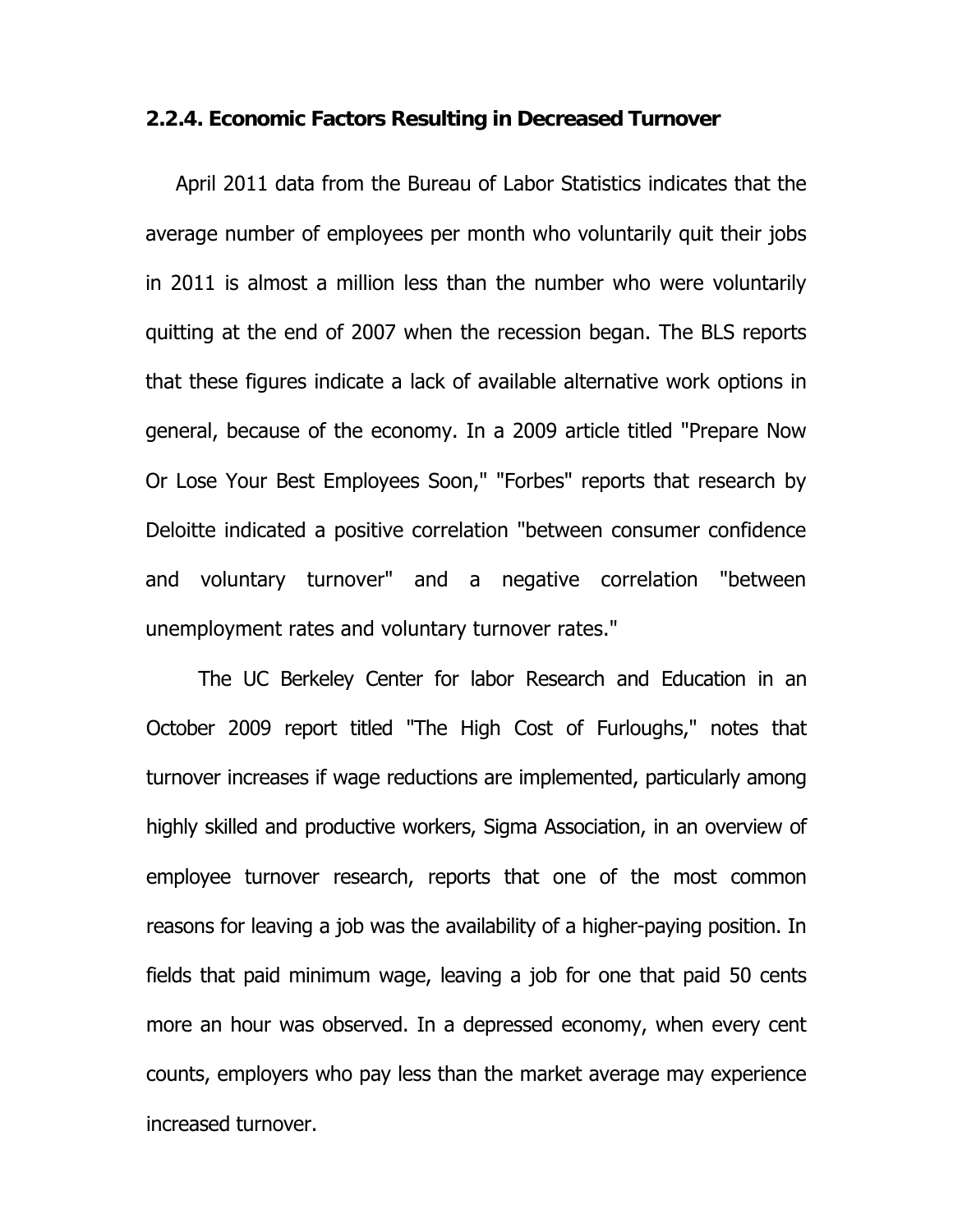### 2.2.4. Economic Factors Resulting in Decreased Turnover

April 2011 data from the Bureau of Labor Statistics indicates that the average number of employees per month who voluntarily quit their jobs in 2011 is almost a million less than the number who were voluntarily quitting at the end of 2007 when the recession began. The BLS reports that these figures indicate a lack of available alternative work options in general, because of the economy. In a 2009 article titled "Prepare Now Or Lose Your Best Employees Soon," "Forbes" reports that research by Deloitte indicated a positive correlation "between consumer confidence and voluntary turnover" and a negative correlation "between unemployment rates and voluntary turnover rates."

The UC Berkeley Center for labor Research and Education in an October 2009 report titled "The High Cost of Furloughs," notes that turnover increases if wage reductions are implemented, particularly among highly skilled and productive workers, Sigma Association, in an overview of employee turnover research, reports that one of the most common reasons for leaving a job was the availability of a higher-paying position. In fields that paid minimum wage, leaving a job for one that paid 50 cents more an hour was observed. In a depressed economy, when every cent counts, employers who pay less than the market average may experience increased turnover.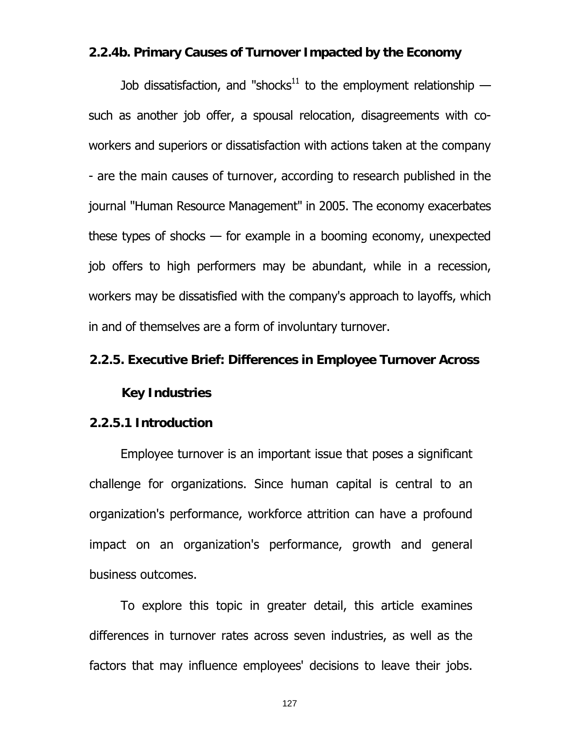### 2.2.4b. Primary Causes of Turnover Impacted by the Economy

Job dissatisfaction, and "shocks[11] to the employment relationship — such as another job offer, a spousal relocation, disagreements with co-workers and superiors or dissatisfaction with actions taken at the company - are the main causes of turnover, according to research published in the journal "Human Resource Management" in 2005. The economy exacerbates these types of shocks — for example in a booming economy, unexpected job offers to high performers may be abundant, while in a recession, workers may be dissatisfied with the company's approach to layoffs, which in and of themselves are a form of involuntary turnover.

## 2.2.5. Executive Brief: Differences in Employee Turnover Across Key Industries

### 2.2.5.1 Introduction

Employee turnover is an important issue that poses a significant challenge for organizations. Since human capital is central to an organization's performance, workforce attrition can have a profound impact on an organization's performance, growth and general business outcomes.

To explore this topic in greater detail, this article examines differences in turnover rates across seven industries, as well as the factors that may influence employees' decisions to leave their jobs.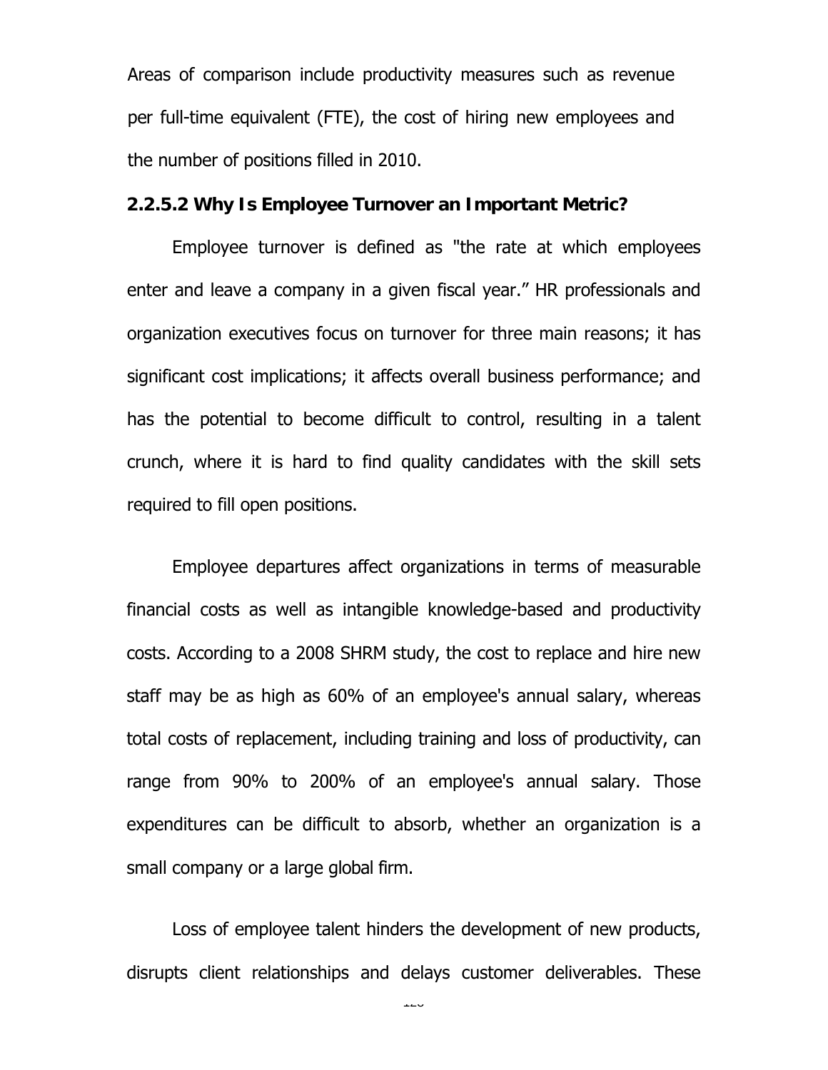Areas of comparison include productivity measures such as revenue per full-time equivalent (FTE), the cost of hiring new employees and the number of positions filled in 2010.

**2.2.5.2 Why Is Employee Turnover an Important Metric?**

Employee turnover is defined as "the rate at which employees enter and leave a company in a given fiscal year." HR professionals and organization executives focus on turnover for three main reasons; it has significant cost implications; it affects overall business performance; and has the potential to become difficult to control, resulting in a talent crunch, where it is hard to find quality candidates with the skill sets required to fill open positions.

Employee departures affect organizations in terms of measurable financial costs as well as intangible knowledge-based and productivity costs. According to a 2008 SHRM study, the cost to replace and hire new staff may be as high as 60% of an employee's annual salary, whereas total costs of replacement, including training and loss of productivity, can range from 90% to 200% of an employee's annual salary. Those expenditures can be difficult to absorb, whether an organization is a small company or a large global firm.

Loss of employee talent hinders the development of new products, disrupts client relationships and delays customer deliverables. These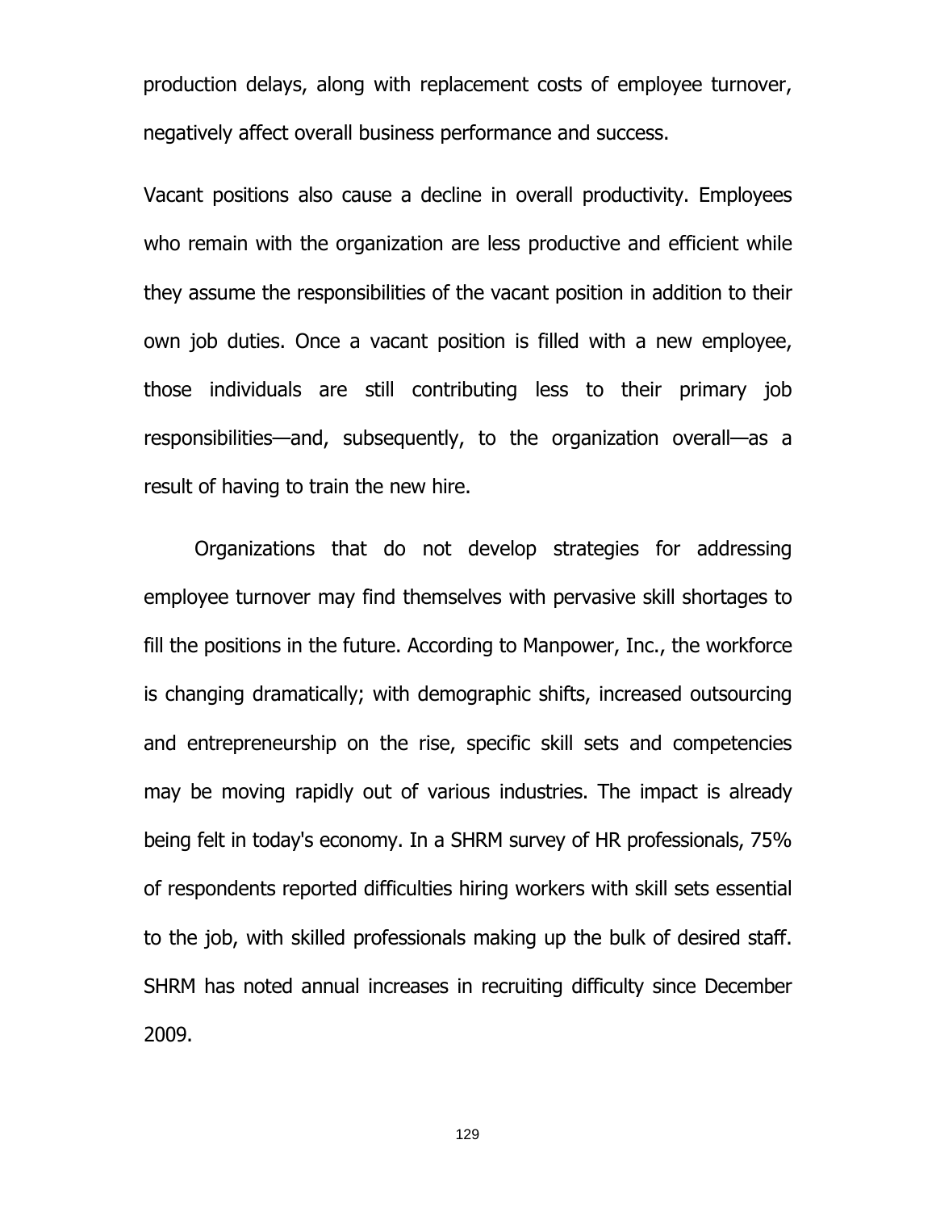production delays, along with replacement costs of employee turnover, negatively affect overall business performance and success.

Vacant positions also cause a decline in overall productivity. Employees who remain with the organization are less productive and efficient while they assume the responsibilities of the vacant position in addition to their own job duties. Once a vacant position is filled with a new employee, those individuals are still contributing less to their primary job responsibilities—and, subsequently, to the organization overall—as a result of having to train the new hire.

Organizations that do not develop strategies for addressing employee turnover may find themselves with pervasive skill shortages to fill the positions in the future. According to Manpower, Inc., the workforce is changing dramatically; with demographic shifts, increased outsourcing and entrepreneurship on the rise, specific skill sets and competencies may be moving rapidly out of various industries. The impact is already being felt in today's economy. In a SHRM survey of HR professionals, 75% of respondents reported difficulties hiring workers with skill sets essential to the job, with skilled professionals making up the bulk of desired staff. SHRM has noted annual increases in recruiting difficulty since December 2009.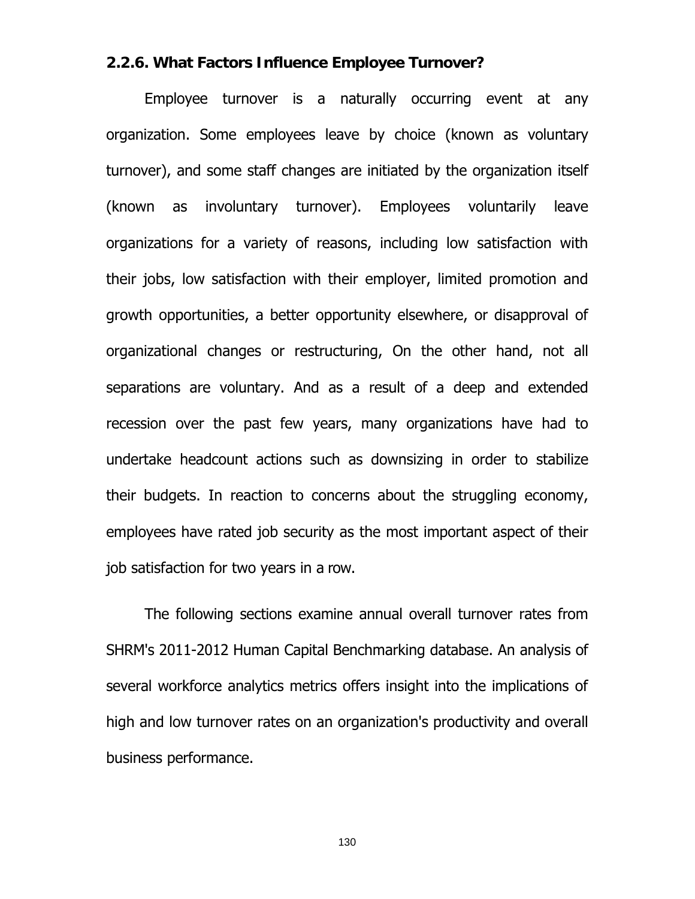### 2.2.6. What Factors Influence Employee Turnover?

Employee turnover is a naturally occurring event at any organization. Some employees leave by choice (known as voluntary turnover), and some staff changes are initiated by the organization itself (known as involuntary turnover). Employees voluntarily leave organizations for a variety of reasons, including low satisfaction with their jobs, low satisfaction with their employer, limited promotion and growth opportunities, a better opportunity elsewhere, or disapproval of organizational changes or restructuring, On the other hand, not all separations are voluntary. And as a result of a deep and extended recession over the past few years, many organizations have had to undertake headcount actions such as downsizing in order to stabilize their budgets. In reaction to concerns about the struggling economy, employees have rated job security as the most important aspect of their job satisfaction for two years in a row.

The following sections examine annual overall turnover rates from SHRM's 2011-2012 Human Capital Benchmarking database. An analysis of several workforce analytics metrics offers insight into the implications of high and low turnover rates on an organization's productivity and overall business performance.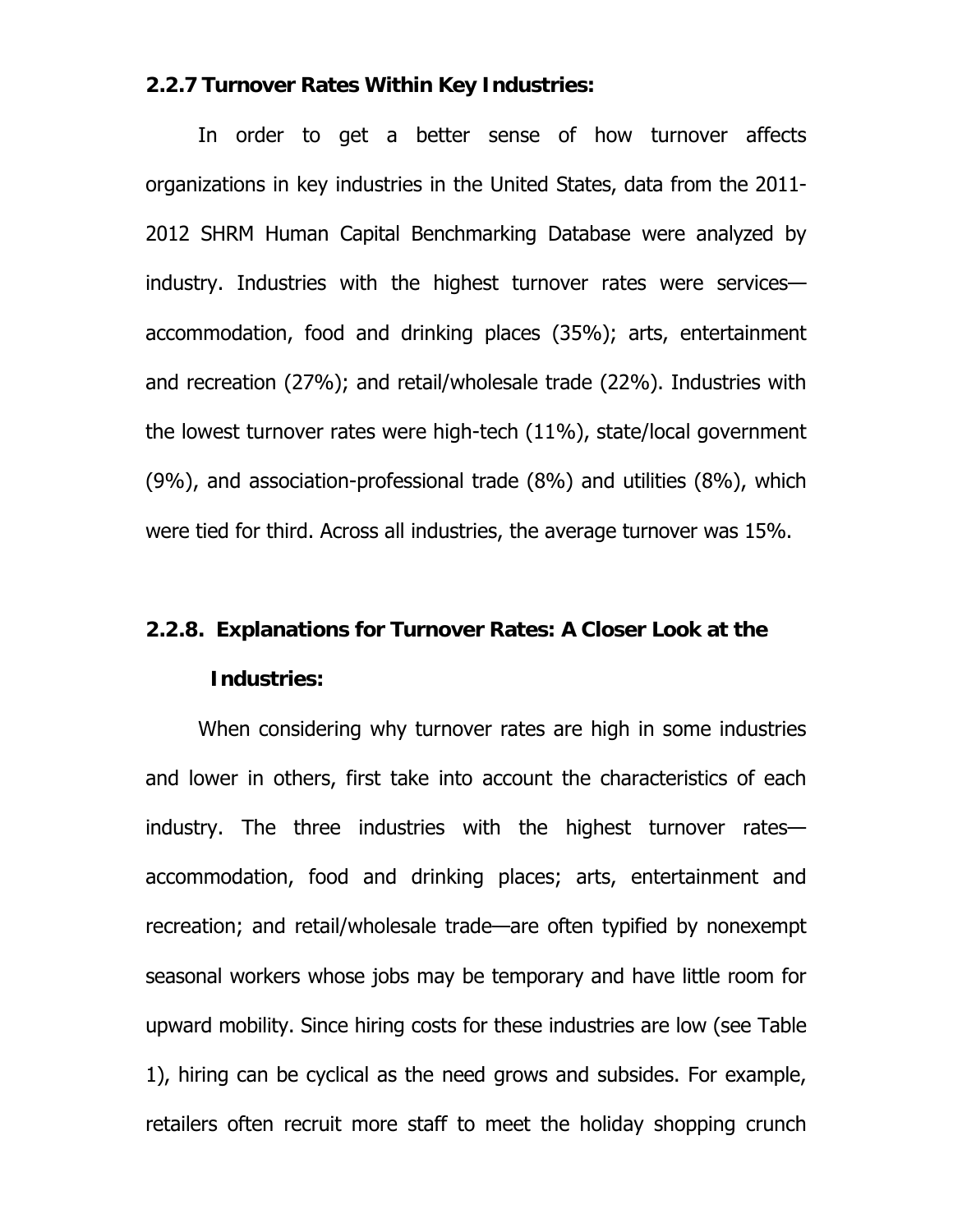### 2.2.7 Turnover Rates Within Key Industries:

In order to get a better sense of how turnover affects organizations in key industries in the United States, data from the 2011-2012 SHRM Human Capital Benchmarking Database were analyzed by industry. Industries with the highest turnover rates were services—accommodation, food and drinking places (35%); arts, entertainment and recreation (27%); and retail/wholesale trade (22%). Industries with the lowest turnover rates were high-tech (11%), state/local government (9%), and association-professional trade (8%) and utilities (8%), which were tied for third. Across all industries, the average turnover was 15%.

### 2.2.8. Explanations for Turnover Rates: A Closer Look at the Industries:

When considering why turnover rates are high in some industries and lower in others, first take into account the characteristics of each industry. The three industries with the highest turnover rates—accommodation, food and drinking places; arts, entertainment and recreation; and retail/wholesale trade—are often typified by nonexempt seasonal workers whose jobs may be temporary and have little room for upward mobility. Since hiring costs for these industries are low (see Table 1), hiring can be cyclical as the need grows and subsides. For example, retailers often recruit more staff to meet the holiday shopping crunch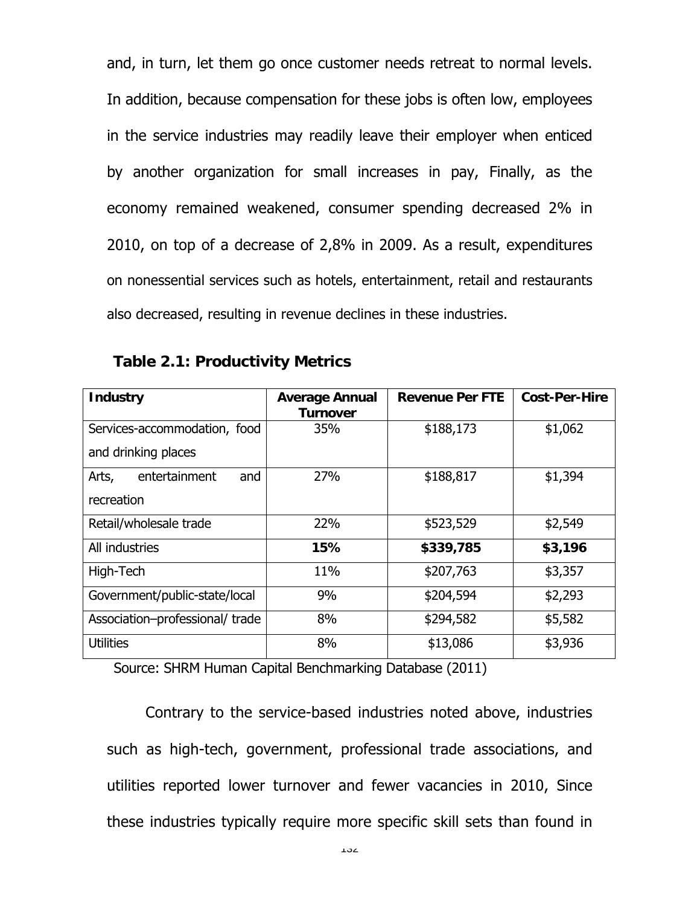and, in turn, let them go once customer needs retreat to normal levels. In addition, because compensation for these jobs is often low, employees in the service industries may readily leave their employer when enticed by another organization for small increases in pay, Finally, as the economy remained weakened, consumer spending decreased 2% in 2010, on top of a decrease of 2,8% in 2009. As a result, expenditures on nonessential services such as hotels, entertainment, retail and restaurants also decreased, resulting in revenue declines in these industries.

**Table 2.1: Productivity Metrics**

| **Industry** | **Average Annual Turnover** | **Revenue Per FTE** | **Cost-Per-Hire** |
|---|---|---|---|
| Services-accommodation, food and drinking places | 35% | $188,173 | $1,062 |
| Arts, entertainment and recreation | 27% | $188,817 | $1,394 |
| Retail/wholesale trade | 22% | $523,529 | $2,549 |
| All industries | **15%** | **$339,785** | **$3,196** |
| High-Tech | 11% | $207,763 | $3,357 |
| Government/public-state/local | 9% | $204,594 | $2,293 |
| Association–professional/ trade | 8% | $294,582 | $5,582 |
| Utilities | 8% | $13,086 | $3,936 |

Source: SHRM Human Capital Benchmarking Database (2011)

Contrary to the service-based industries noted above, industries such as high-tech, government, professional trade associations, and utilities reported lower turnover and fewer vacancies in 2010, Since these industries typically require more specific skill sets than found in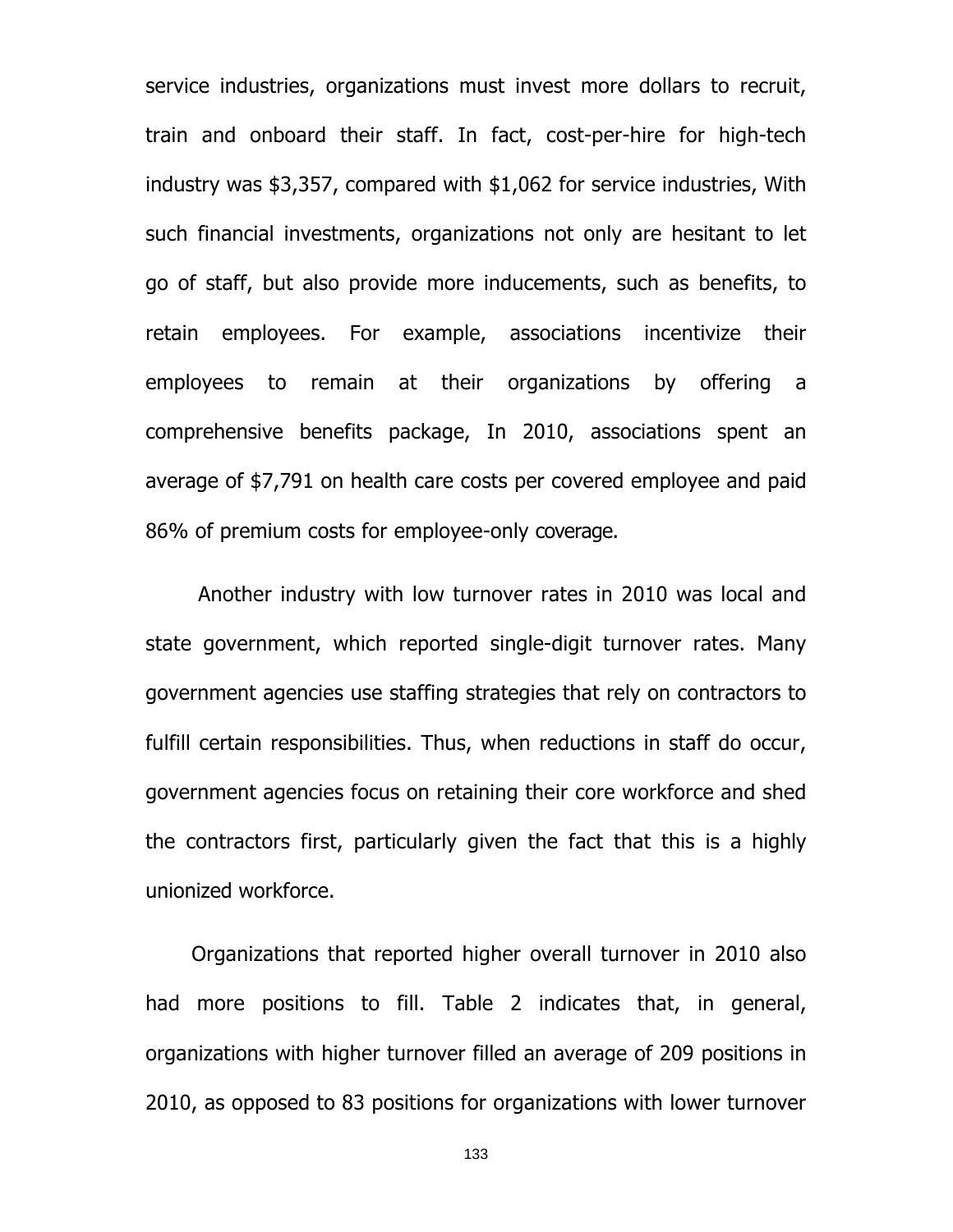service industries, organizations must invest more dollars to recruit, train and onboard their staff. In fact, cost-per-hire for high-tech industry was $3,357, compared with $1,062 for service industries, With such financial investments, organizations not only are hesitant to let go of staff, but also provide more inducements, such as benefits, to retain employees. For example, associations incentivize their employees to remain at their organizations by offering a comprehensive benefits package, In 2010, associations spent an average of $7,791 on health care costs per covered employee and paid 86% of premium costs for employee-only coverage.

Another industry with low turnover rates in 2010 was local and state government, which reported single-digit turnover rates. Many government agencies use staffing strategies that rely on contractors to fulfill certain responsibilities. Thus, when reductions in staff do occur, government agencies focus on retaining their core workforce and shed the contractors first, particularly given the fact that this is a highly unionized workforce.

Organizations that reported higher overall turnover in 2010 also had more positions to fill. Table 2 indicates that, in general, organizations with higher turnover filled an average of 209 positions in 2010, as opposed to 83 positions for organizations with lower turnover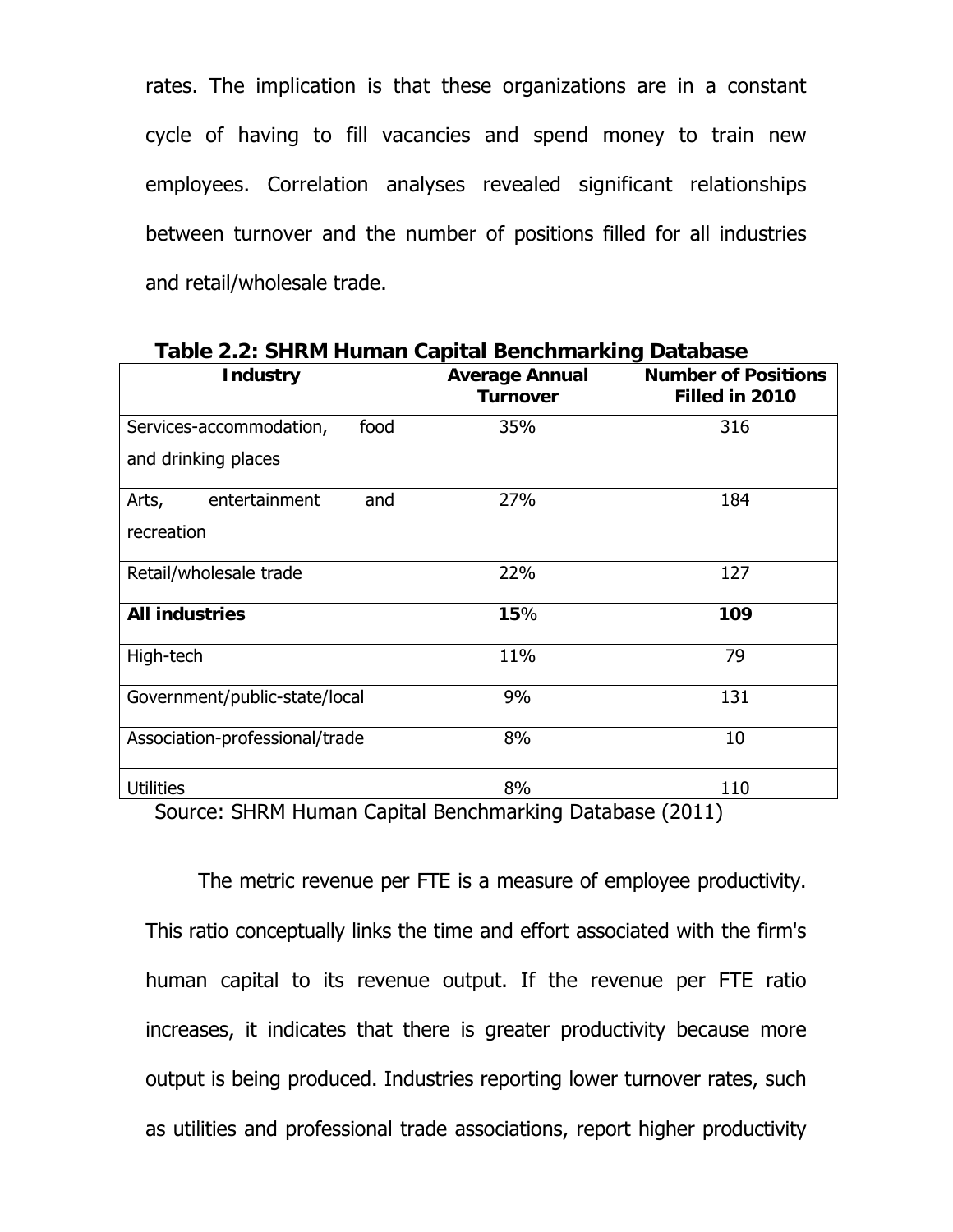rates. The implication is that these organizations are in a constant cycle of having to fill vacancies and spend money to train new employees. Correlation analyses revealed significant relationships between turnover and the number of positions filled for all industries and retail/wholesale trade.

**Table 2.2: SHRM Human Capital Benchmarking Database**

| Industry | Average Annual Turnover | Number of Positions Filled in 2010 |
|---|---|---|
| Services-accommodation, food and drinking places | 35% | 316 |
| Arts, entertainment and recreation | 27% | 184 |
| Retail/wholesale trade | 22% | 127 |
| **All industries** | **15**% | **109** |
| High-tech | 11% | 79 |
| Government/public-state/local | 9% | 131 |
| Association-professional/trade | 8% | 10 |
| Utilities | 8% | 110 |

Source: SHRM Human Capital Benchmarking Database (2011)

The metric revenue per FTE is a measure of employee productivity. This ratio conceptually links the time and effort associated with the firm's human capital to its revenue output. If the revenue per FTE ratio increases, it indicates that there is greater productivity because more output is being produced. Industries reporting lower turnover rates, such as utilities and professional trade associations, report higher productivity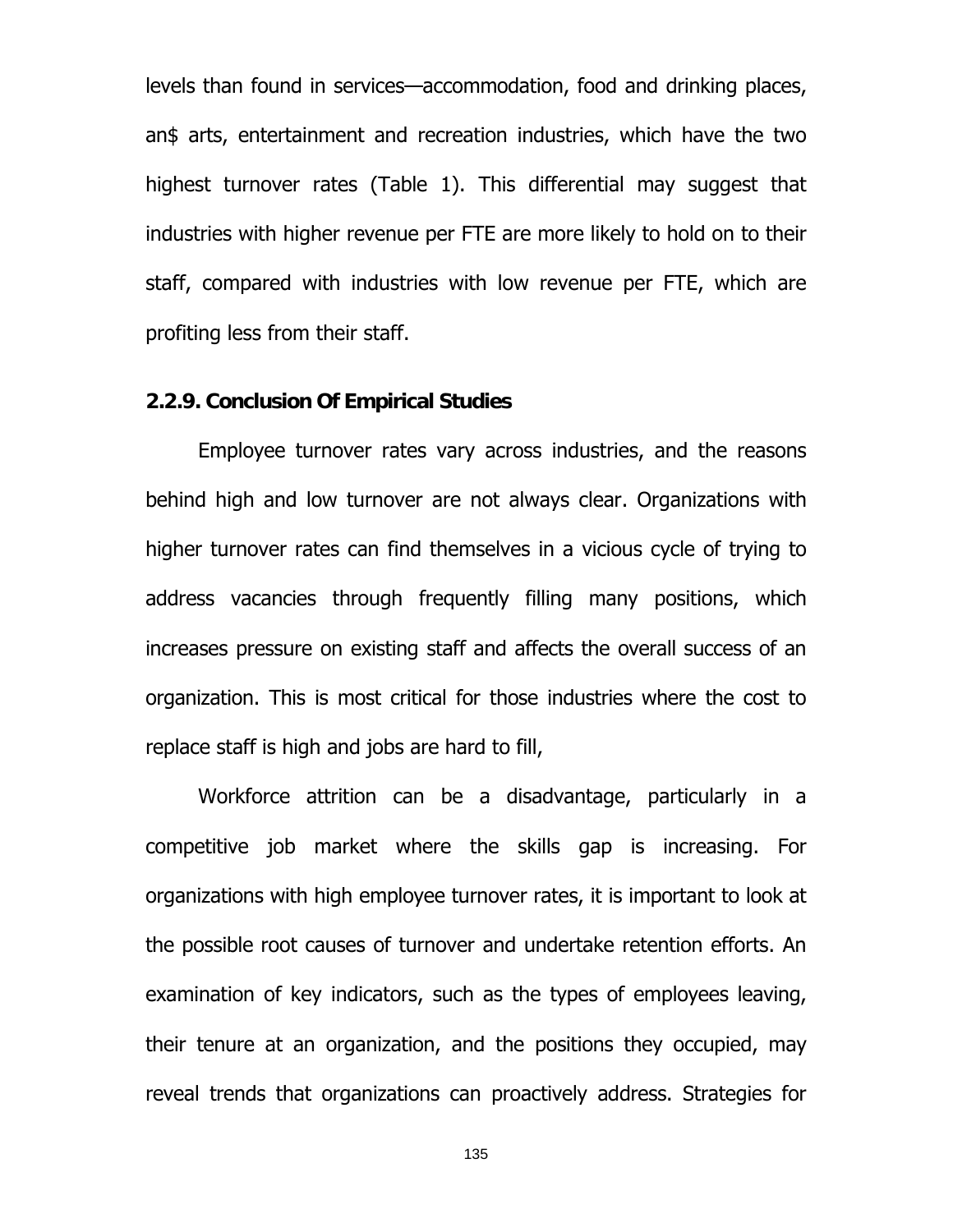levels than found in services—accommodation, food and drinking places, an$ arts, entertainment and recreation industries, which have the two highest turnover rates (Table 1). This differential may suggest that industries with higher revenue per FTE are more likely to hold on to their staff, compared with industries with low revenue per FTE, which are profiting less from their staff.

### 2.2.9. Conclusion Of Empirical Studies

Employee turnover rates vary across industries, and the reasons behind high and low turnover are not always clear. Organizations with higher turnover rates can find themselves in a vicious cycle of trying to address vacancies through frequently filling many positions, which increases pressure on existing staff and affects the overall success of an organization. This is most critical for those industries where the cost to replace staff is high and jobs are hard to fill,

Workforce attrition can be a disadvantage, particularly in a competitive job market where the skills gap is increasing. For organizations with high employee turnover rates, it is important to look at the possible root causes of turnover and undertake retention efforts. An examination of key indicators, such as the types of employees leaving, their tenure at an organization, and the positions they occupied, may reveal trends that organizations can proactively address. Strategies for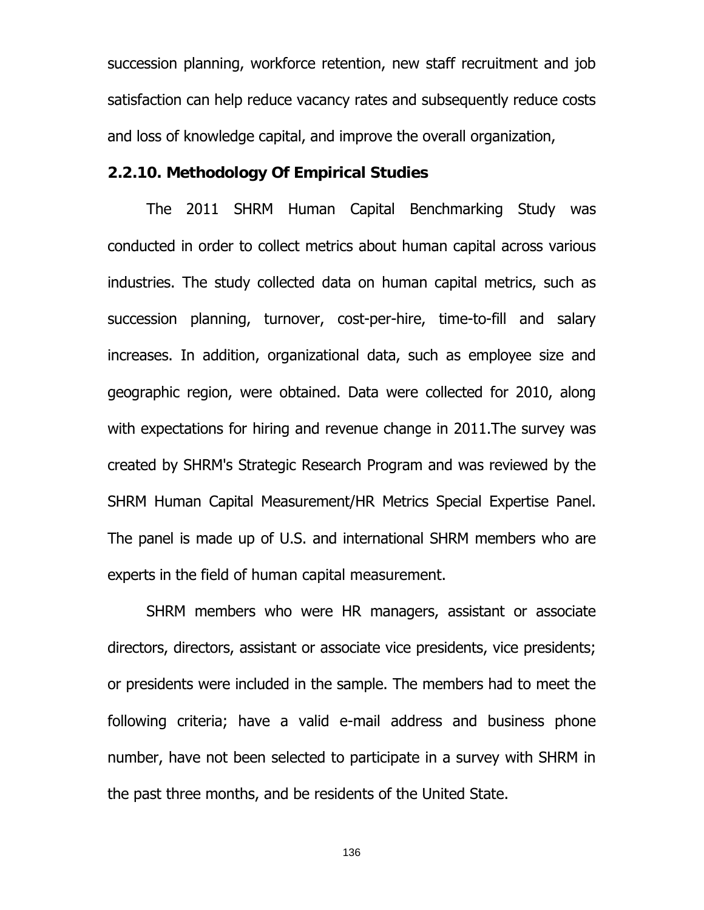succession planning, workforce retention, new staff recruitment and job satisfaction can help reduce vacancy rates and subsequently reduce costs and loss of knowledge capital, and improve the overall organization,

### 2.2.10. Methodology Of Empirical Studies

The 2011 SHRM Human Capital Benchmarking Study was conducted in order to collect metrics about human capital across various industries. The study collected data on human capital metrics, such as succession planning, turnover, cost-per-hire, time-to-fill and salary increases. In addition, organizational data, such as employee size and geographic region, were obtained. Data were collected for 2010, along with expectations for hiring and revenue change in 2011.The survey was created by SHRM's Strategic Research Program and was reviewed by the SHRM Human Capital Measurement/HR Metrics Special Expertise Panel. The panel is made up of U.S. and international SHRM members who are experts in the field of human capital measurement.

SHRM members who were HR managers, assistant or associate directors, directors, assistant or associate vice presidents, vice presidents; or presidents were included in the sample. The members had to meet the following criteria; have a valid e-mail address and business phone number, have not been selected to participate in a survey with SHRM in the past three months, and be residents of the United State.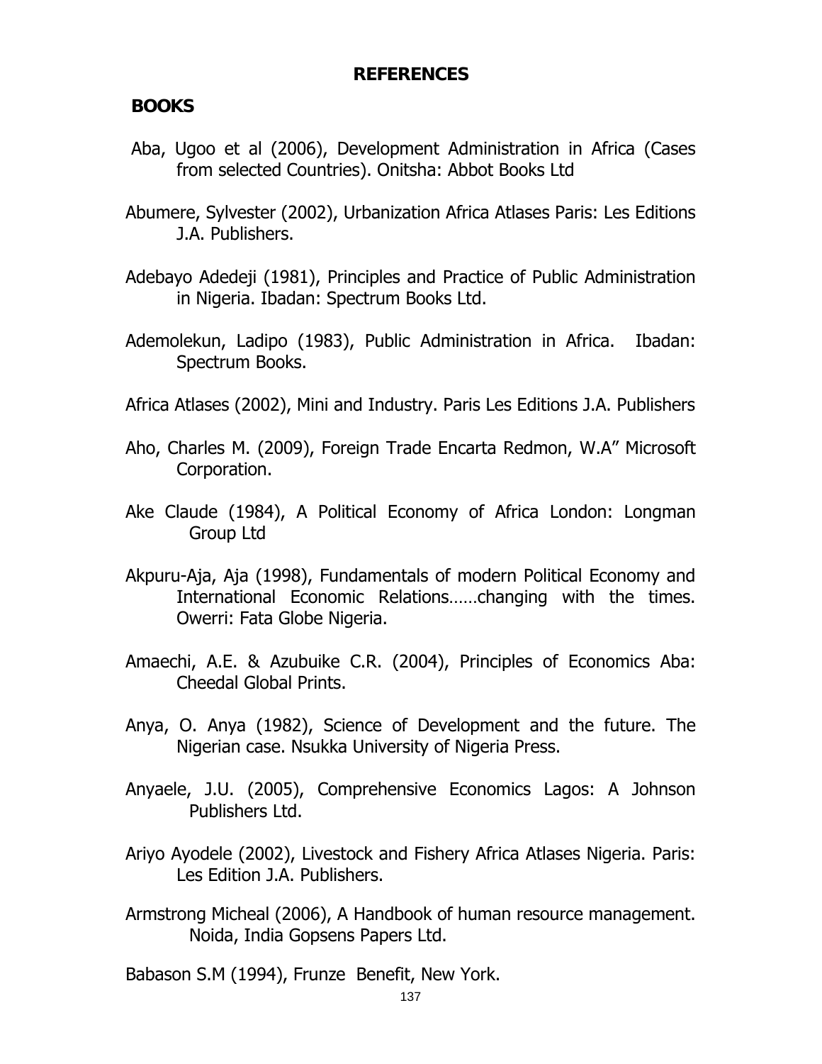## REFERENCES

### BOOKS

Aba, Ugoo et al (2006), Development Administration in Africa (Cases from selected Countries). Onitsha: Abbot Books Ltd

Abumere, Sylvester (2002), Urbanization Africa Atlases Paris: Les Editions J.A. Publishers.

Adebayo Adedeji (1981), Principles and Practice of Public Administration in Nigeria. Ibadan: Spectrum Books Ltd.

Ademolekun, Ladipo (1983), Public Administration in Africa. Ibadan: Spectrum Books.

Africa Atlases (2002), Mini and Industry. Paris Les Editions J.A. Publishers

Aho, Charles M. (2009), Foreign Trade Encarta Redmon, W.A" Microsoft Corporation.

Ake Claude (1984), A Political Economy of Africa London: Longman Group Ltd

Akpuru-Aja, Aja (1998), Fundamentals of modern Political Economy and International Economic Relations……changing with the times. Owerri: Fata Globe Nigeria.

Amaechi, A.E. & Azubuike C.R. (2004), Principles of Economics Aba: Cheedal Global Prints.

Anya, O. Anya (1982), Science of Development and the future. The Nigerian case. Nsukka University of Nigeria Press.

Anyaele, J.U. (2005), Comprehensive Economics Lagos: A Johnson Publishers Ltd.

Ariyo Ayodele (2002), Livestock and Fishery Africa Atlases Nigeria. Paris: Les Edition J.A. Publishers.

Armstrong Micheal (2006), A Handbook of human resource management. Noida, India Gopsens Papers Ltd.

Babason S.M (1994), Frunze Benefit, New York.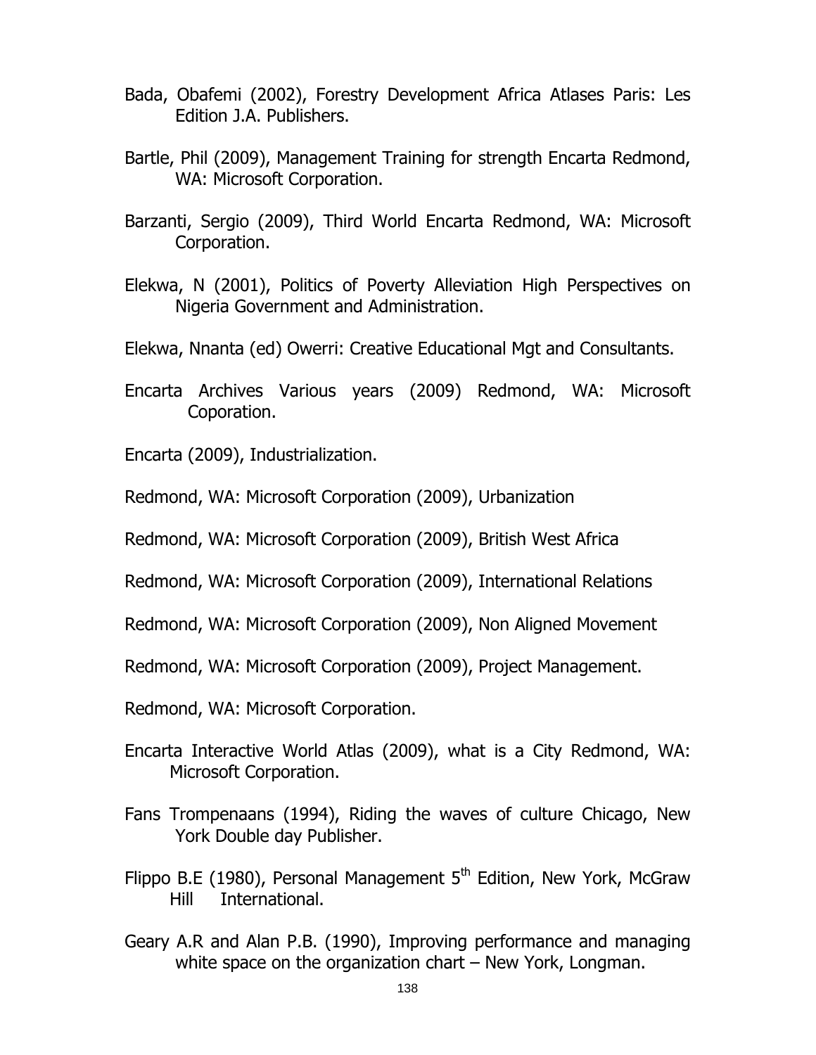Bada, Obafemi (2002), Forestry Development Africa Atlases Paris: Les Edition J.A. Publishers.

Bartle, Phil (2009), Management Training for strength Encarta Redmond, WA: Microsoft Corporation.

Barzanti, Sergio (2009), Third World Encarta Redmond, WA: Microsoft Corporation.

Elekwa, N (2001), Politics of Poverty Alleviation High Perspectives on Nigeria Government and Administration.

Elekwa, Nnanta (ed) Owerri: Creative Educational Mgt and Consultants.

Encarta Archives Various years (2009) Redmond, WA: Microsoft Coporation.

Encarta (2009), Industrialization.

Redmond, WA: Microsoft Corporation (2009), Urbanization

Redmond, WA: Microsoft Corporation (2009), British West Africa

Redmond, WA: Microsoft Corporation (2009), International Relations

Redmond, WA: Microsoft Corporation (2009), Non Aligned Movement

Redmond, WA: Microsoft Corporation (2009), Project Management.

Redmond, WA: Microsoft Corporation.

Encarta Interactive World Atlas (2009), what is a City Redmond, WA: Microsoft Corporation.

Fans Trompenaans (1994), Riding the waves of culture Chicago, New York Double day Publisher.

Flippo B.E (1980), Personal Management 5th Edition, New York, McGraw Hill International.

Geary A.R and Alan P.B. (1990), Improving performance and managing white space on the organization chart – New York, Longman.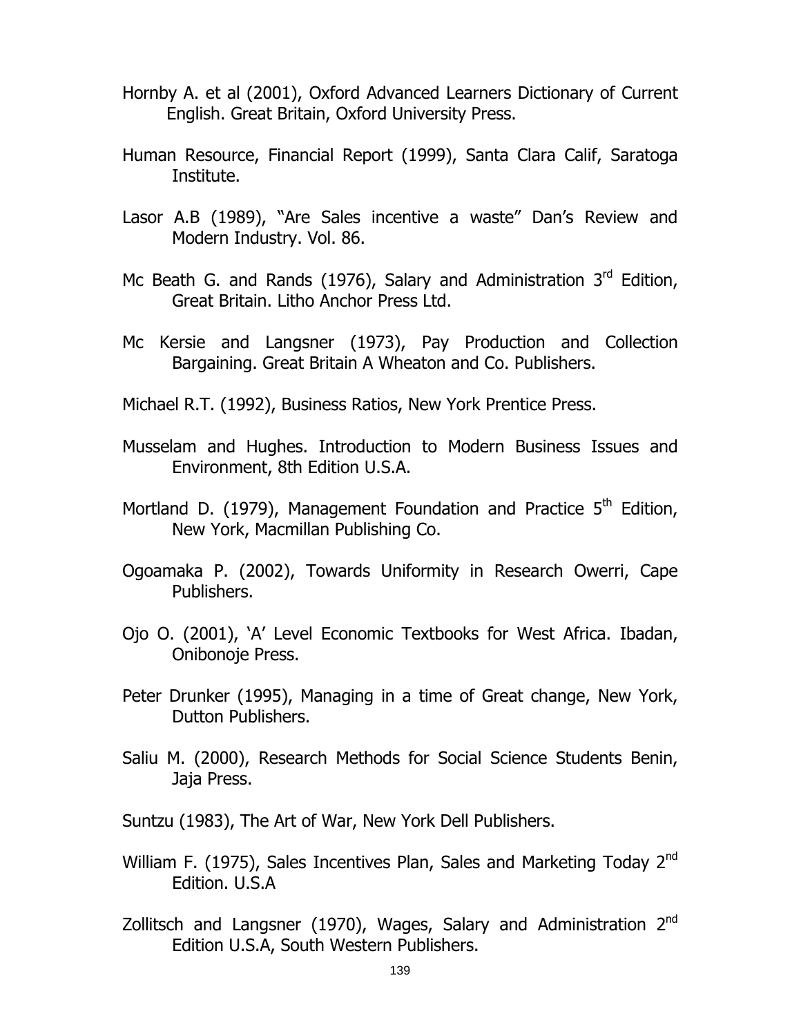Hornby A. et al (2001), Oxford Advanced Learners Dictionary of Current English. Great Britain, Oxford University Press.

Human Resource, Financial Report (1999), Santa Clara Calif, Saratoga Institute.

Lasor A.B (1989), "Are Sales incentive a waste" Dan's Review and Modern Industry. Vol. 86.

Mc Beath G. and Rands (1976), Salary and Administration 3rd Edition, Great Britain. Litho Anchor Press Ltd.

Mc Kersie and Langsner (1973), Pay Production and Collection Bargaining. Great Britain A Wheaton and Co. Publishers.

Michael R.T. (1992), Business Ratios, New York Prentice Press.

Musselam and Hughes. Introduction to Modern Business Issues and Environment, 8th Edition U.S.A.

Mortland D. (1979), Management Foundation and Practice 5th Edition, New York, Macmillan Publishing Co.

Ogoamaka P. (2002), Towards Uniformity in Research Owerri, Cape Publishers.

Ojo O. (2001), 'A' Level Economic Textbooks for West Africa. Ibadan, Onibonoje Press.

Peter Drunker (1995), Managing in a time of Great change, New York, Dutton Publishers.

Saliu M. (2000), Research Methods for Social Science Students Benin, Jaja Press.

Suntzu (1983), The Art of War, New York Dell Publishers.

William F. (1975), Sales Incentives Plan, Sales and Marketing Today 2nd Edition. U.S.A

Zollitsch and Langsner (1970), Wages, Salary and Administration 2nd Edition U.S.A, South Western Publishers.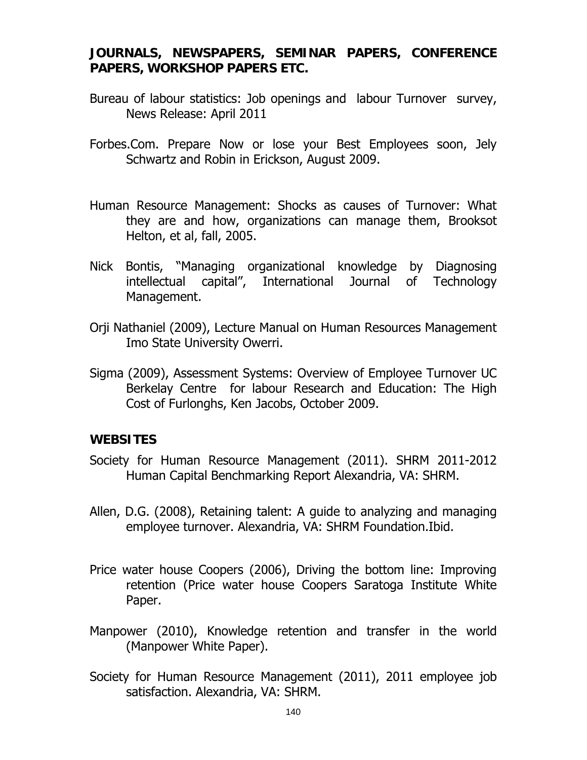## JOURNALS, NEWSPAPERS, SEMINAR PAPERS, CONFERENCE PAPERS, WORKSHOP PAPERS ETC.

Bureau of labour statistics: Job openings and labour Turnover survey, News Release: April 2011

Forbes.Com. Prepare Now or lose your Best Employees soon, Jely Schwartz and Robin in Erickson, August 2009.

Human Resource Management: Shocks as causes of Turnover: What they are and how, organizations can manage them, Brooksot Helton, et al, fall, 2005.

Nick Bontis, "Managing organizational knowledge by Diagnosing intellectual capital", International Journal of Technology Management.

Orji Nathaniel (2009), Lecture Manual on Human Resources Management Imo State University Owerri.

Sigma (2009), Assessment Systems: Overview of Employee Turnover UC Berkelay Centre for labour Research and Education: The High Cost of Furlonghs, Ken Jacobs, October 2009.

## WEBSITES

Society for Human Resource Management (2011). SHRM 2011-2012 Human Capital Benchmarking Report Alexandria, VA: SHRM.

Allen, D.G. (2008), Retaining talent: A guide to analyzing and managing employee turnover. Alexandria, VA: SHRM Foundation.Ibid.

Price water house Coopers (2006), Driving the bottom line: Improving retention (Price water house Coopers Saratoga Institute White Paper.

Manpower (2010), Knowledge retention and transfer in the world (Manpower White Paper).

Society for Human Resource Management (2011), 2011 employee job satisfaction. Alexandria, VA: SHRM.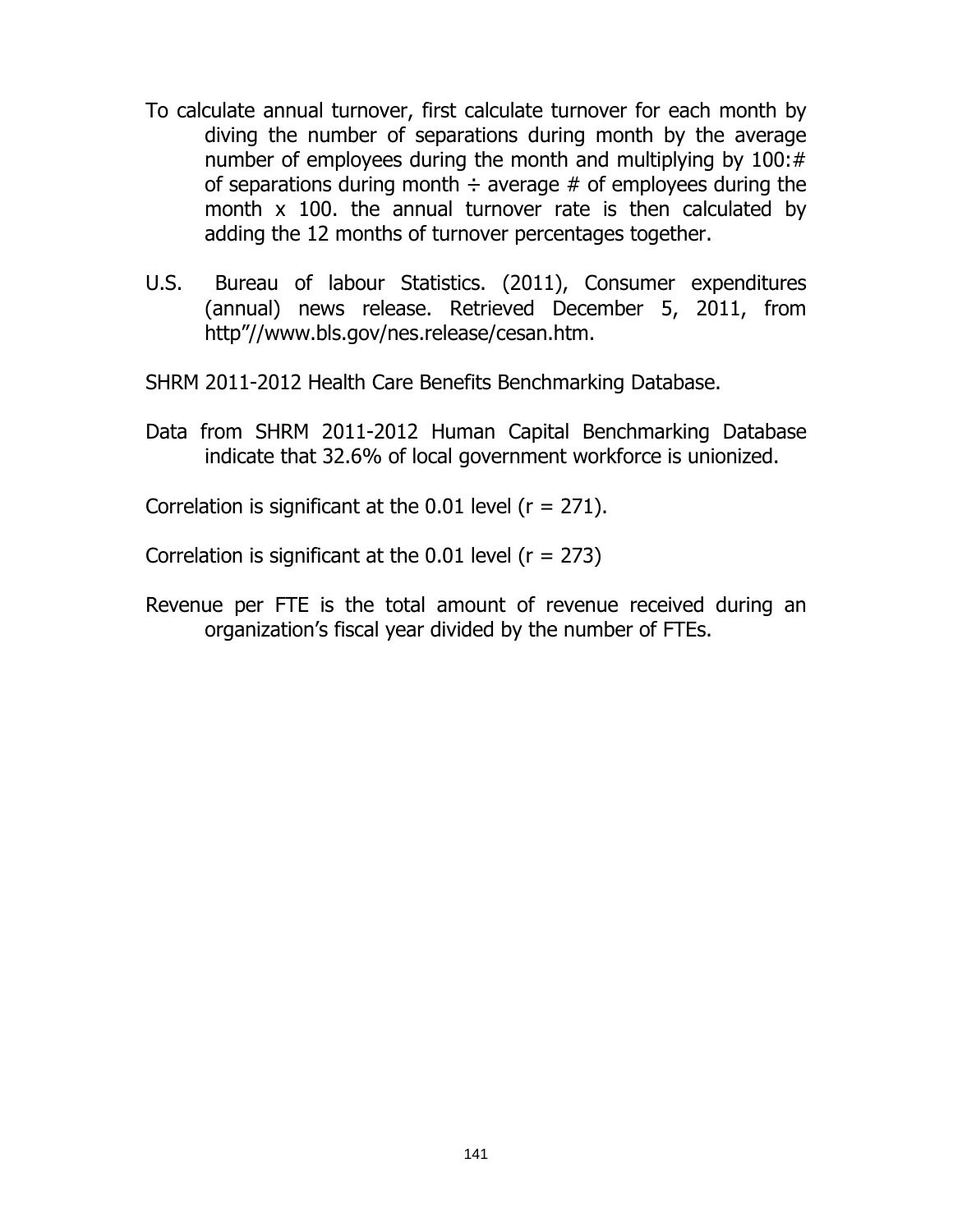To calculate annual turnover, first calculate turnover for each month by diving the number of separations during month by the average number of employees during the month and multiplying by 100:# of separations during month ÷ average # of employees during the month x 100. the annual turnover rate is then calculated by adding the 12 months of turnover percentages together.

U.S. Bureau of labour Statistics. (2011), Consumer expenditures (annual) news release. Retrieved December 5, 2011, from http"//www.bls.gov/nes.release/cesan.htm.

SHRM 2011-2012 Health Care Benefits Benchmarking Database.

Data from SHRM 2011-2012 Human Capital Benchmarking Database indicate that 32.6% of local government workforce is unionized.

Correlation is significant at the 0.01 level (r = 271).

Correlation is significant at the 0.01 level (r = 273)

Revenue per FTE is the total amount of revenue received during an organization's fiscal year divided by the number of FTEs.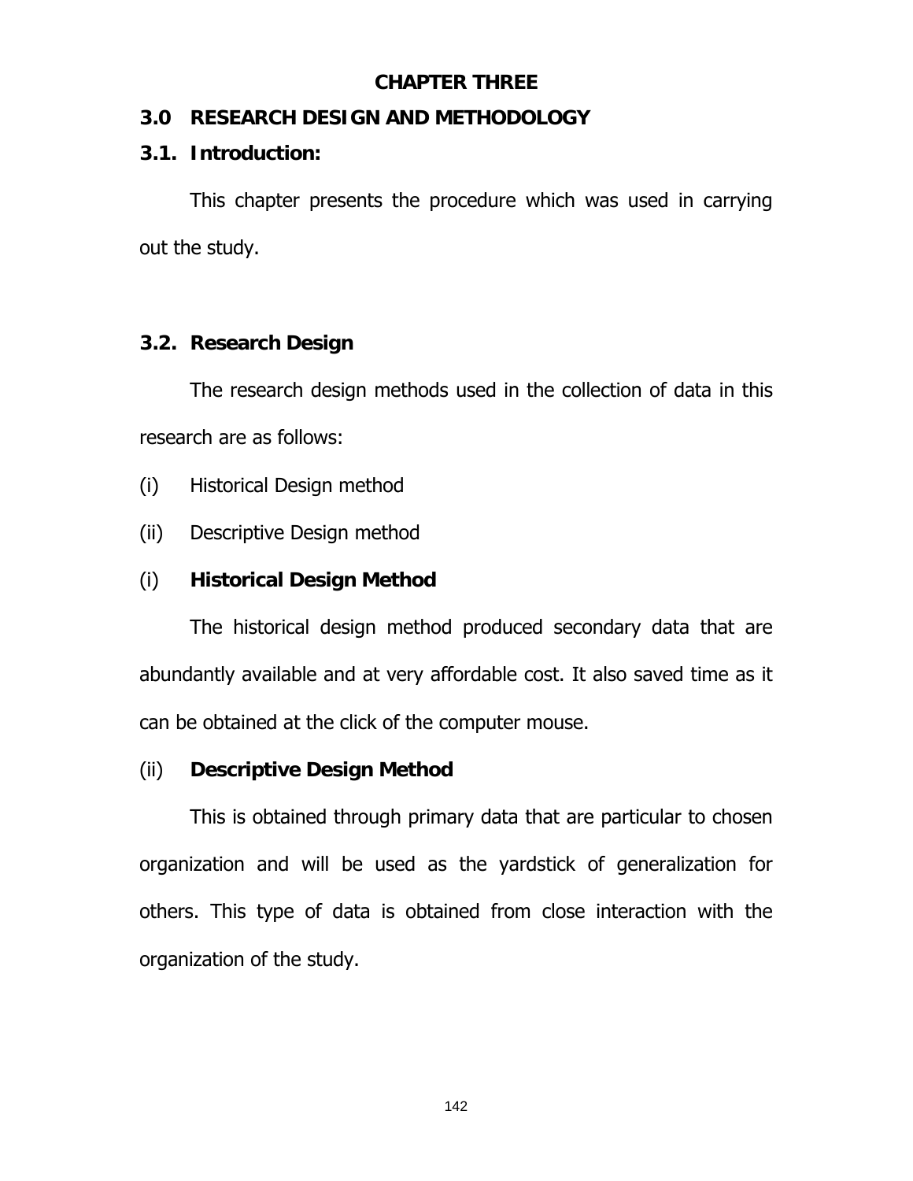# CHAPTER THREE

## 3.0 RESEARCH DESIGN AND METHODOLOGY

### 3.1. Introduction:

This chapter presents the procedure which was used in carrying out the study.

### 3.2. Research Design

The research design methods used in the collection of data in this research are as follows:

(i) Historical Design method

(ii) Descriptive Design method

(i) **Historical Design Method**

The historical design method produced secondary data that are abundantly available and at very affordable cost. It also saved time as it can be obtained at the click of the computer mouse.

(ii) **Descriptive Design Method**

This is obtained through primary data that are particular to chosen organization and will be used as the yardstick of generalization for others. This type of data is obtained from close interaction with the organization of the study.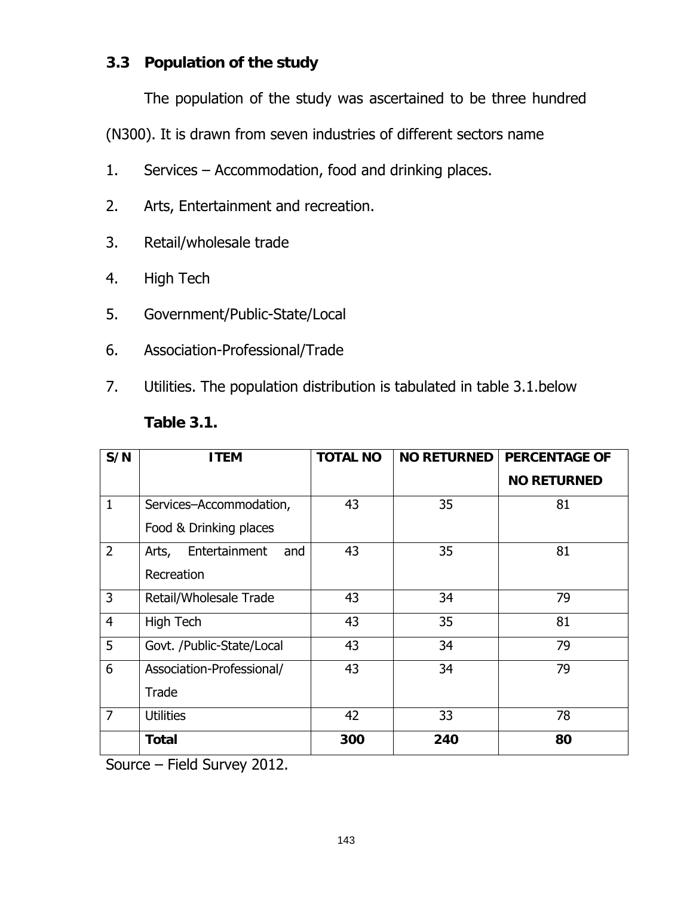## 3.3 Population of the study

The population of the study was ascertained to be three hundred (N300). It is drawn from seven industries of different sectors name

1. Services – Accommodation, food and drinking places.
2. Arts, Entertainment and recreation.
3. Retail/wholesale trade
4. High Tech
5. Government/Public-State/Local
6. Association-Professional/Trade
7. Utilities. The population distribution is tabulated in table 3.1.below

**Table 3.1.**

| S/N | ITEM | TOTAL NO | NO RETURNED | PERCENTAGE OF NO RETURNED |
|---|---|---|---|---|
| 1 | Services–Accommodation, Food & Drinking places | 43 | 35 | 81 |
| 2 | Arts, Entertainment and Recreation | 43 | 35 | 81 |
| 3 | Retail/Wholesale Trade | 43 | 34 | 79 |
| 4 | High Tech | 43 | 35 | 81 |
| 5 | Govt. /Public-State/Local | 43 | 34 | 79 |
| 6 | Association-Professional/ Trade | 43 | 34 | 79 |
| 7 | Utilities | 42 | 33 | 78 |
| | **Total** | **300** | **240** | **80** |

Source – Field Survey 2012.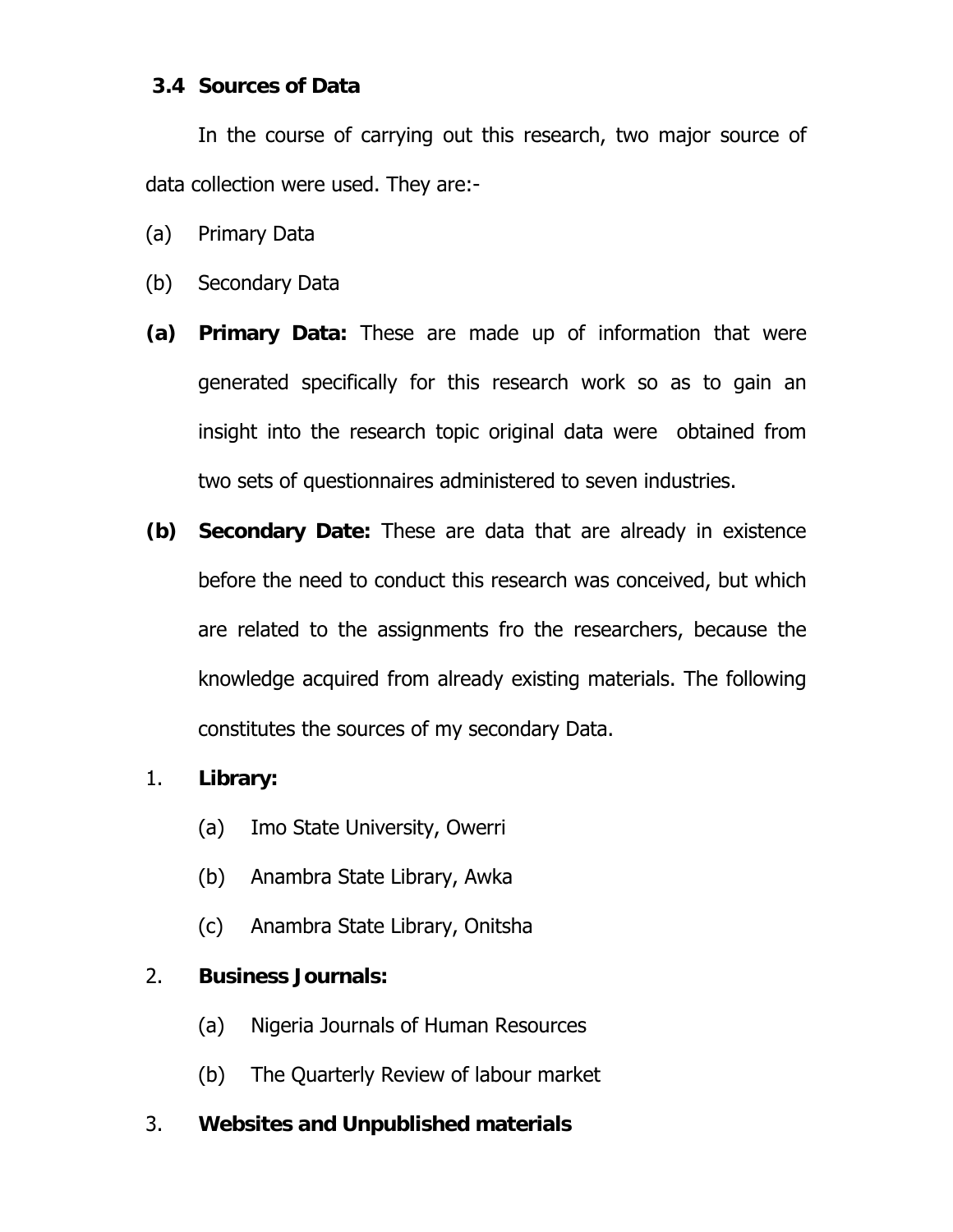### 3.4 Sources of Data

In the course of carrying out this research, two major source of data collection were used. They are:-

(a) Primary Data

(b) Secondary Data

**(a) Primary Data:** These are made up of information that were generated specifically for this research work so as to gain an insight into the research topic original data were obtained from two sets of questionnaires administered to seven industries.

**(b) Secondary Date:** These are data that are already in existence before the need to conduct this research was conceived, but which are related to the assignments fro the researchers, because the knowledge acquired from already existing materials. The following constitutes the sources of my secondary Data.

1. **Library:**
    - (a) Imo State University, Owerri
    - (b) Anambra State Library, Awka
    - (c) Anambra State Library, Onitsha
2. **Business Journals:**
    - (a) Nigeria Journals of Human Resources
    - (b) The Quarterly Review of labour market
3. **Websites and Unpublished materials**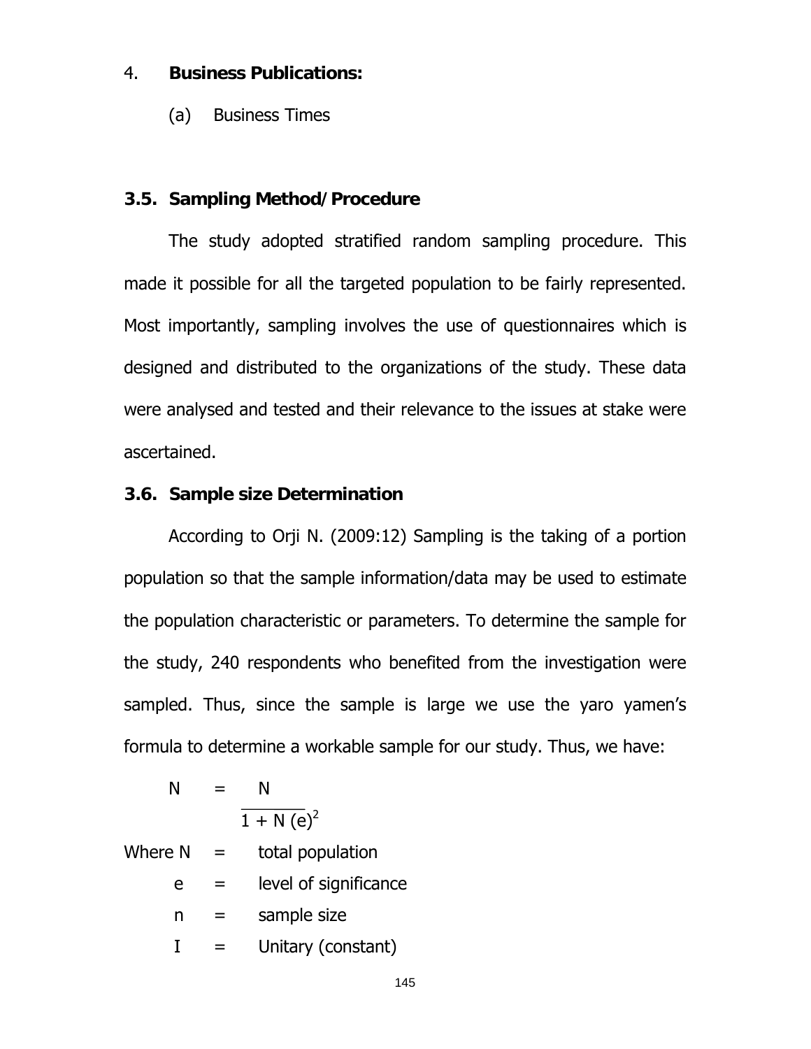4. **Business Publications:**

   (a) Business Times

### 3.5. Sampling Method/Procedure

The study adopted stratified random sampling procedure. This made it possible for all the targeted population to be fairly represented. Most importantly, sampling involves the use of questionnaires which is designed and distributed to the organizations of the study. These data were analysed and tested and their relevance to the issues at stake were ascertained.

### 3.6. Sample size Determination

According to Orji N. (2009:12) Sampling is the taking of a portion population so that the sample information/data may be used to estimate the population characteristic or parameters. To determine the sample for the study, 240 respondents who benefited from the investigation were sampled. Thus, since the sample is large we use the yaro yamen's formula to determine a workable sample for our study. Thus, we have:

$$N = \frac{N}{1 + N(e)^2}$$

Where N = total population

e = level of significance

n = sample size

I = Unitary (constant)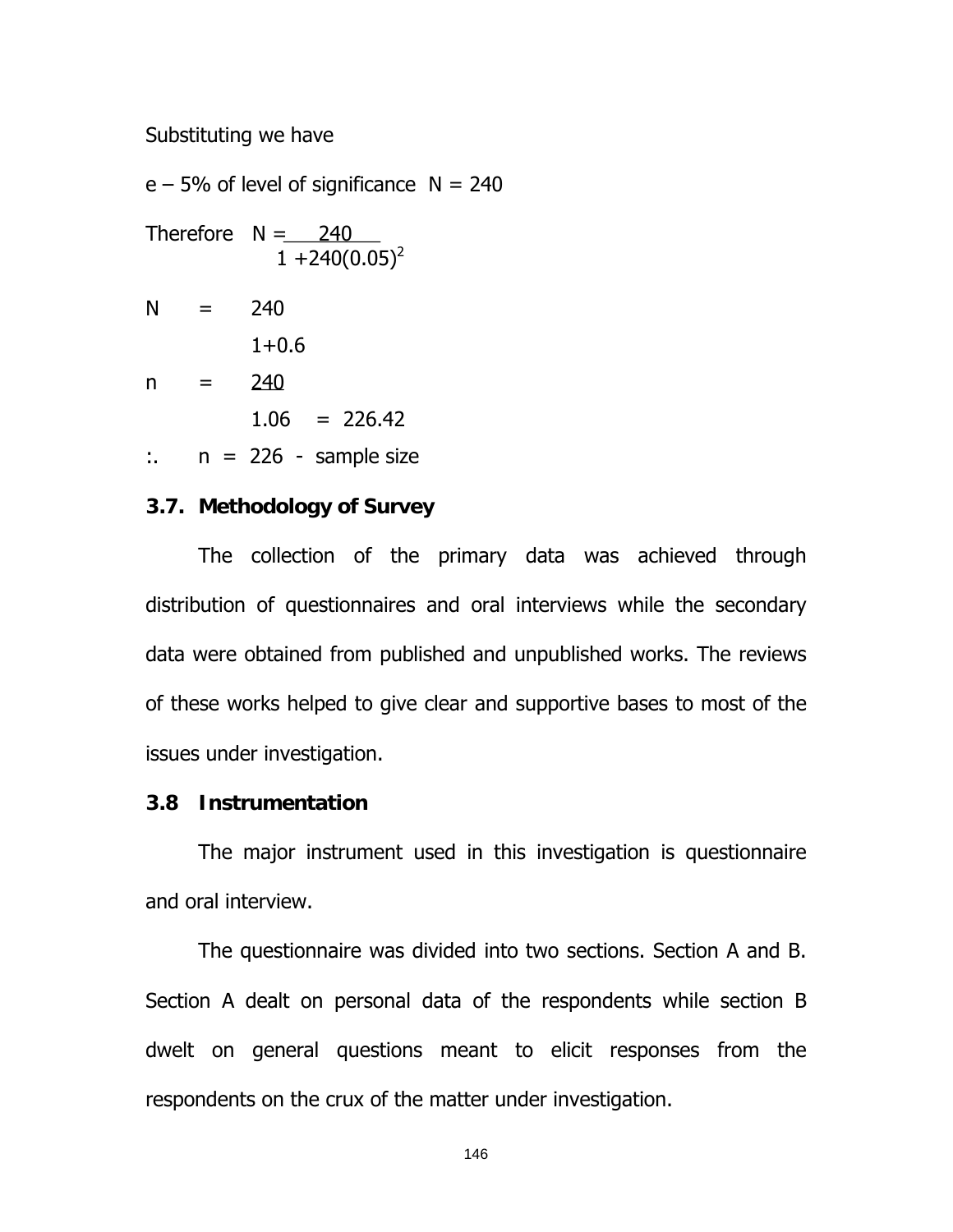Substituting we have

e – 5% of level of significance N = 240

Therefore $N = \frac{240}{1 + 240(0.05)^2}$

$N = \frac{240}{1+0.6}$

$n = \frac{240}{1.06} = 226.42$

:. n = 226 - sample size

### 3.7. Methodology of Survey

The collection of the primary data was achieved through distribution of questionnaires and oral interviews while the secondary data were obtained from published and unpublished works. The reviews of these works helped to give clear and supportive bases to most of the issues under investigation.

### 3.8 Instrumentation

The major instrument used in this investigation is questionnaire and oral interview.

The questionnaire was divided into two sections. Section A and B. Section A dealt on personal data of the respondents while section B dwelt on general questions meant to elicit responses from the respondents on the crux of the matter under investigation.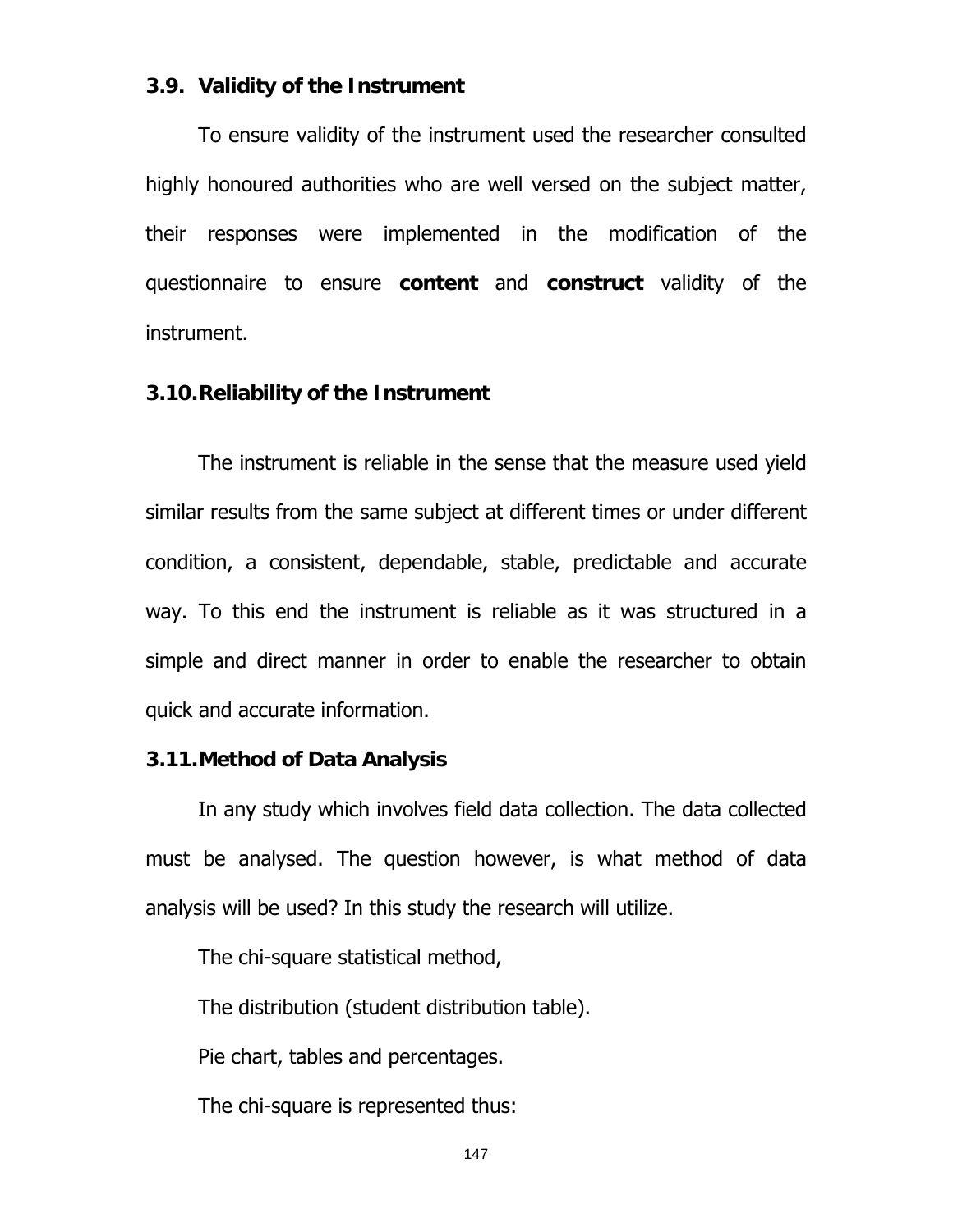### 3.9. Validity of the Instrument

To ensure validity of the instrument used the researcher consulted highly honoured authorities who are well versed on the subject matter, their responses were implemented in the modification of the questionnaire to ensure **content** and **construct** validity of the instrument.

### 3.10. Reliability of the Instrument

The instrument is reliable in the sense that the measure used yield similar results from the same subject at different times or under different condition, a consistent, dependable, stable, predictable and accurate way. To this end the instrument is reliable as it was structured in a simple and direct manner in order to enable the researcher to obtain quick and accurate information.

### 3.11. Method of Data Analysis

In any study which involves field data collection. The data collected must be analysed. The question however, is what method of data analysis will be used? In this study the research will utilize.

The chi-square statistical method,

The distribution (student distribution table).

Pie chart, tables and percentages.

The chi-square is represented thus: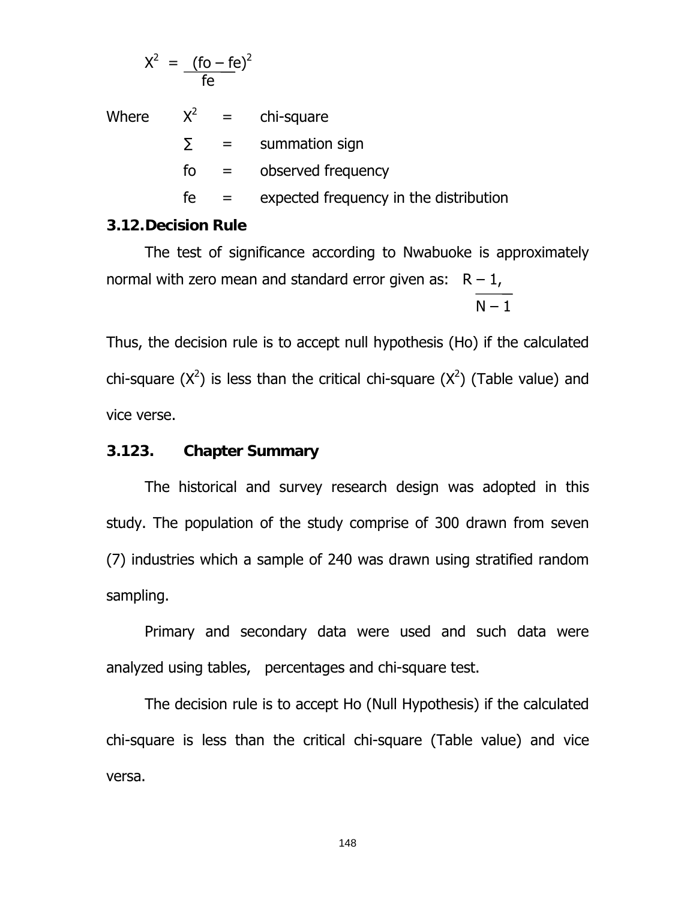$$X^2 = \frac{(fo - fe)^2}{fe}$$

Where $X^2$ = chi-square

$\Sigma$ = summation sign

fo = observed frequency

fe = expected frequency in the distribution

### 3.12. Decision Rule

The test of significance according to Nwabuoke is approximately normal with zero mean and standard error given as: $\frac{R - 1,}{N - 1}$

Thus, the decision rule is to accept null hypothesis (Ho) if the calculated chi-square ($X^2$) is less than the critical chi-square ($X^2$) (Table value) and vice verse.

### 3.123. Chapter Summary

The historical and survey research design was adopted in this study. The population of the study comprise of 300 drawn from seven (7) industries which a sample of 240 was drawn using stratified random sampling.

Primary and secondary data were used and such data were analyzed using tables, percentages and chi-square test.

The decision rule is to accept Ho (Null Hypothesis) if the calculated chi-square is less than the critical chi-square (Table value) and vice versa.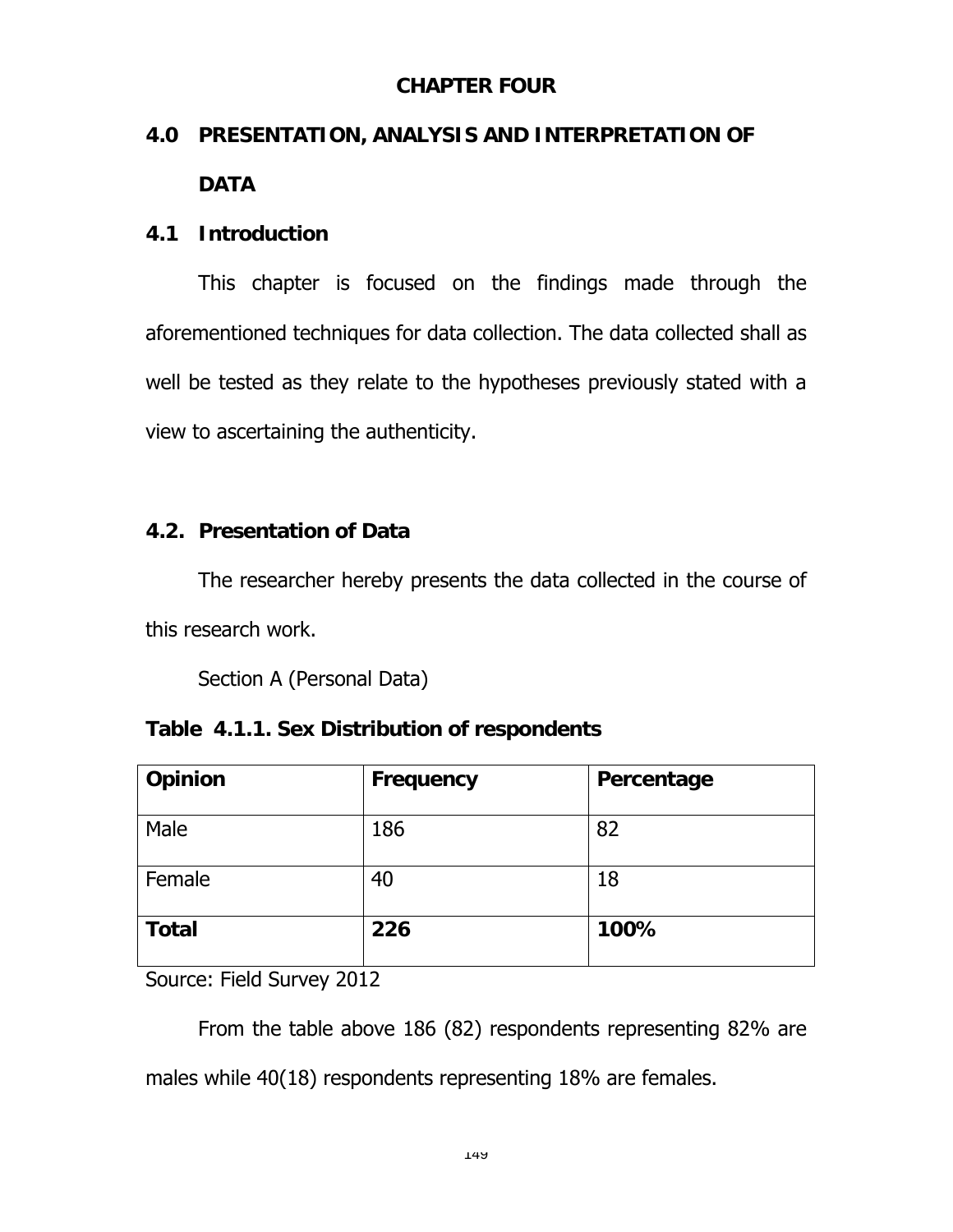## CHAPTER FOUR

## 4.0 PRESENTATION, ANALYSIS AND INTERPRETATION OF DATA

### 4.1 Introduction

This chapter is focused on the findings made through the aforementioned techniques for data collection. The data collected shall as well be tested as they relate to the hypotheses previously stated with a view to ascertaining the authenticity.

### 4.2. Presentation of Data

The researcher hereby presents the data collected in the course of this research work.

Section A (Personal Data)

**Table 4.1.1. Sex Distribution of respondents**

| Opinion | Frequency | Percentage |
|---|---|---|
| Male | 186 | 82 |
| Female | 40 | 18 |
| **Total** | **226** | **100%** |

Source: Field Survey 2012

From the table above 186 (82) respondents representing 82% are males while 40(18) respondents representing 18% are females.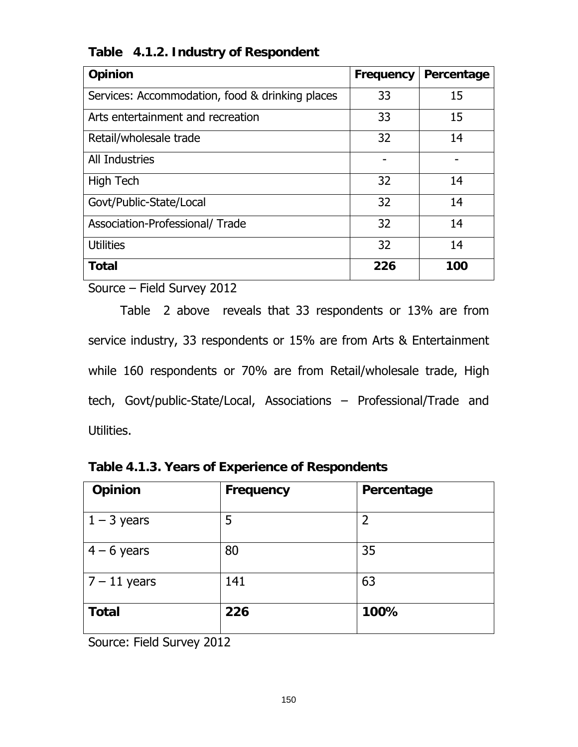**Table 4.1.2. Industry of Respondent**

| Opinion | Frequency | Percentage |
|---|---|---|
| Services: Accommodation, food & drinking places | 33 | 15 |
| Arts entertainment and recreation | 33 | 15 |
| Retail/wholesale trade | 32 | 14 |
| All Industries | - | - |
| High Tech | 32 | 14 |
| Govt/Public-State/Local | 32 | 14 |
| Association-Professional/ Trade | 32 | 14 |
| Utilities | 32 | 14 |
| **Total** | **226** | **100** |

Source – Field Survey 2012

Table 2 above reveals that 33 respondents or 13% are from service industry, 33 respondents or 15% are from Arts & Entertainment while 160 respondents or 70% are from Retail/wholesale trade, High tech, Govt/public-State/Local, Associations – Professional/Trade and Utilities.

**Table 4.1.3. Years of Experience of Respondents**

| Opinion | Frequency | Percentage |
|---|---|---|
| 1 – 3 years | 5 | 2 |
| 4 – 6 years | 80 | 35 |
| 7 – 11 years | 141 | 63 |
| **Total** | **226** | **100%** |

Source: Field Survey 2012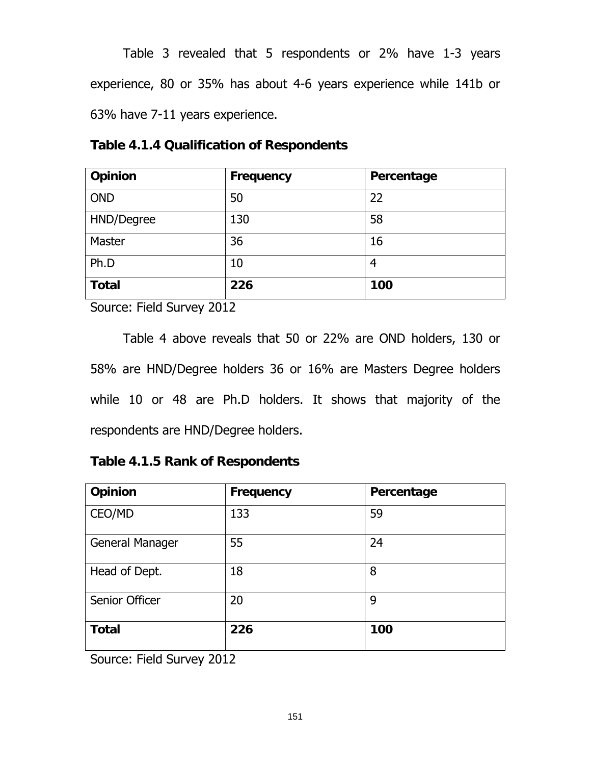Table 3 revealed that 5 respondents or 2% have 1-3 years experience, 80 or 35% has about 4-6 years experience while 141b or 63% have 7-11 years experience.

**Table 4.1.4 Qualification of Respondents**

| Opinion | Frequency | Percentage |
|---|---|---|
| OND | 50 | 22 |
| HND/Degree | 130 | 58 |
| Master | 36 | 16 |
| Ph.D | 10 | 4 |
| **Total** | **226** | **100** |

Source: Field Survey 2012

Table 4 above reveals that 50 or 22% are OND holders, 130 or 58% are HND/Degree holders 36 or 16% are Masters Degree holders while 10 or 48 are Ph.D holders. It shows that majority of the respondents are HND/Degree holders.

**Table 4.1.5 Rank of Respondents**

| Opinion | Frequency | Percentage |
|---|---|---|
| CEO/MD | 133 | 59 |
| General Manager | 55 | 24 |
| Head of Dept. | 18 | 8 |
| Senior Officer | 20 | 9 |
| **Total** | **226** | **100** |

Source: Field Survey 2012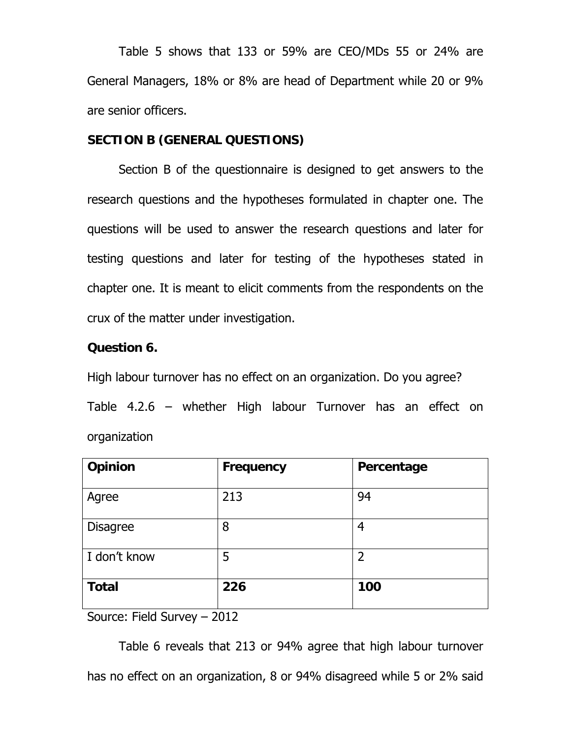Table 5 shows that 133 or 59% are CEO/MDs 55 or 24% are General Managers, 18% or 8% are head of Department while 20 or 9% are senior officers.

**SECTION B (GENERAL QUESTIONS)**

Section B of the questionnaire is designed to get answers to the research questions and the hypotheses formulated in chapter one. The questions will be used to answer the research questions and later for testing questions and later for testing of the hypotheses stated in chapter one. It is meant to elicit comments from the respondents on the crux of the matter under investigation.

**Question 6.**

High labour turnover has no effect on an organization. Do you agree?

Table 4.2.6 – whether High labour Turnover has an effect on organization

| **Opinion** | **Frequency** | **Percentage** |
|---|---|---|
| Agree | 213 | 94 |
| Disagree | 8 | 4 |
| I don't know | 5 | 2 |
| **Total** | **226** | **100** |

Source: Field Survey – 2012

Table 6 reveals that 213 or 94% agree that high labour turnover has no effect on an organization, 8 or 94% disagreed while 5 or 2% said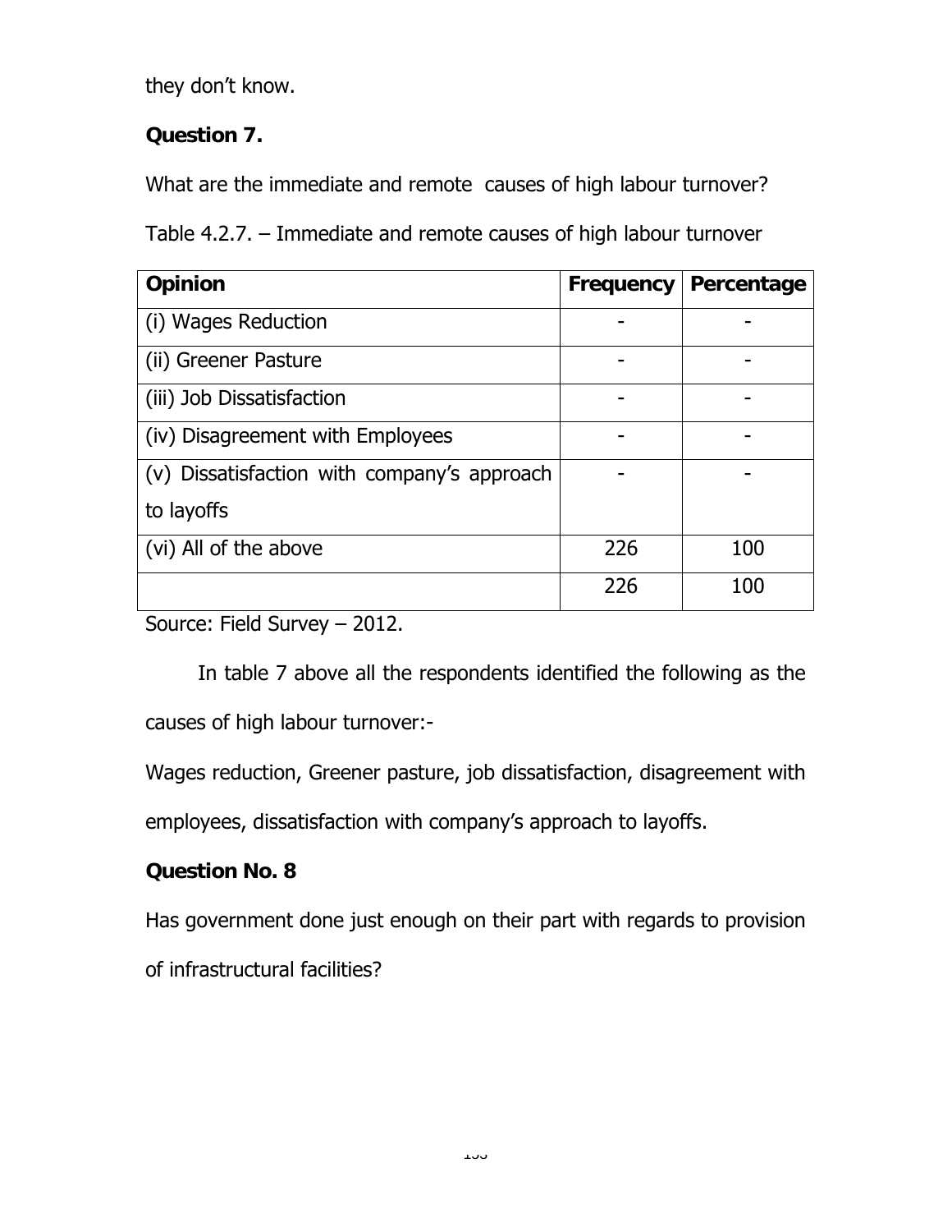they don't know.

**Question 7.**

What are the immediate and remote causes of high labour turnover?

Table 4.2.7. – Immediate and remote causes of high labour turnover

| Opinion | Frequency | Percentage |
|---|---|---|
| (i) Wages Reduction | - | - |
| (ii) Greener Pasture | - | - |
| (iii) Job Dissatisfaction | - | - |
| (iv) Disagreement with Employees | - | - |
| (v) Dissatisfaction with company's approach to layoffs | - | - |
| (vi) All of the above | 226 | 100 |
| | 226 | 100 |

Source: Field Survey – 2012.

In table 7 above all the respondents identified the following as the causes of high labour turnover:-

Wages reduction, Greener pasture, job dissatisfaction, disagreement with employees, dissatisfaction with company's approach to layoffs.

**Question No. 8**

Has government done just enough on their part with regards to provision of infrastructural facilities?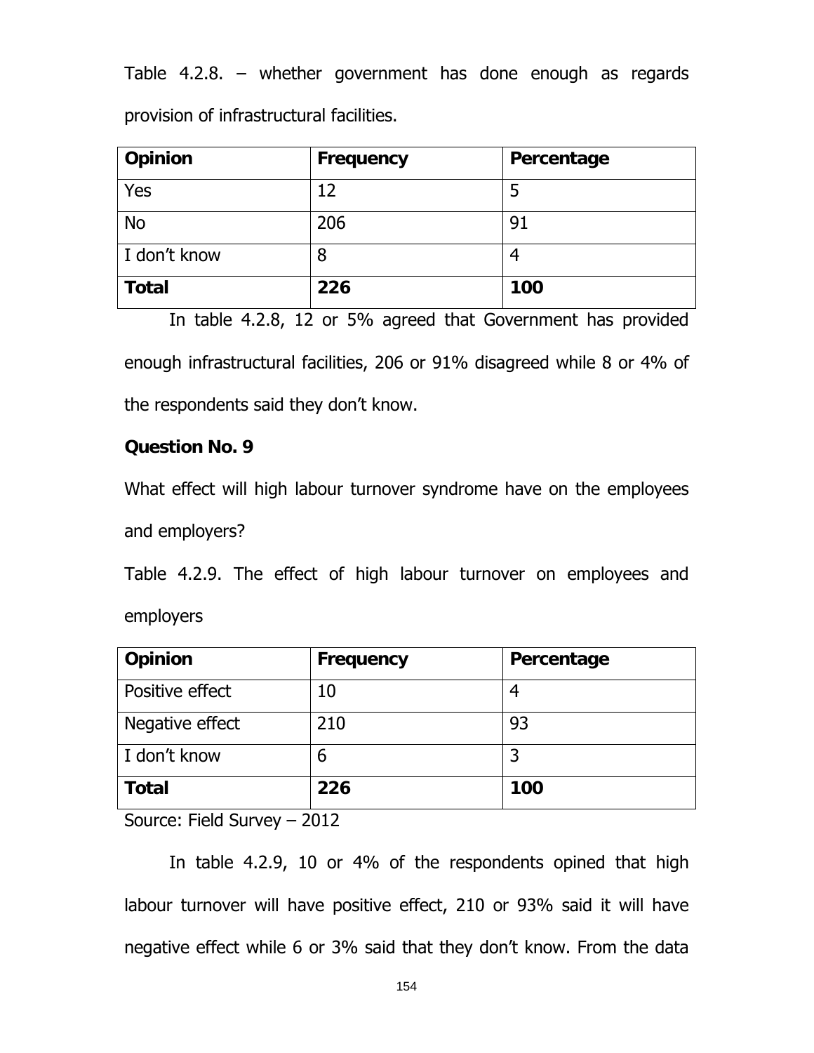Table 4.2.8. – whether government has done enough as regards provision of infrastructural facilities.

| **Opinion** | **Frequency** | **Percentage** |
|---|---|---|
| Yes | 12 | 5 |
| No | 206 | 91 |
| I don't know | 8 | 4 |
| **Total** | **226** | **100** |

In table 4.2.8, 12 or 5% agreed that Government has provided enough infrastructural facilities, 206 or 91% disagreed while 8 or 4% of the respondents said they don't know.

**Question No. 9**

What effect will high labour turnover syndrome have on the employees and employers?

Table 4.2.9. The effect of high labour turnover on employees and employers

| **Opinion** | **Frequency** | **Percentage** |
|---|---|---|
| Positive effect | 10 | 4 |
| Negative effect | 210 | 93 |
| I don't know | 6 | 3 |
| **Total** | **226** | **100** |

Source: Field Survey – 2012

In table 4.2.9, 10 or 4% of the respondents opined that high labour turnover will have positive effect, 210 or 93% said it will have negative effect while 6 or 3% said that they don't know. From the data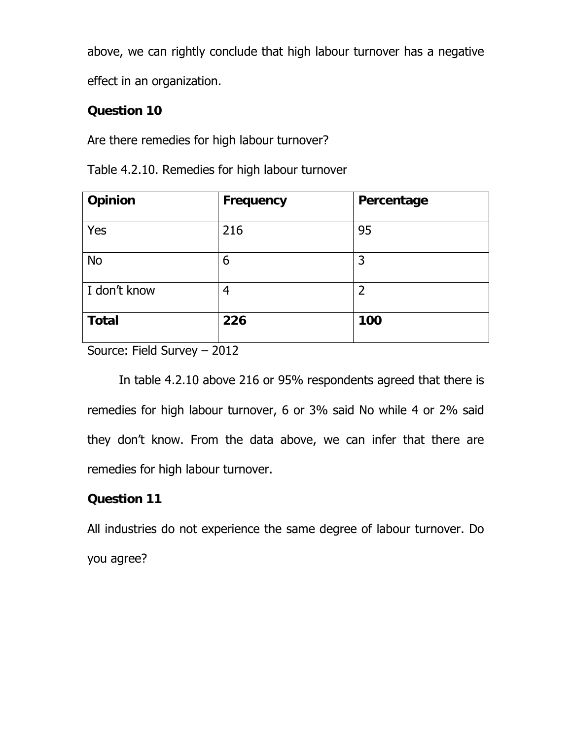above, we can rightly conclude that high labour turnover has a negative effect in an organization.

**Question 10**

Are there remedies for high labour turnover?

Table 4.2.10. Remedies for high labour turnover

| **Opinion** | **Frequency** | **Percentage** |
|---|---|---|
| Yes | 216 | 95 |
| No | 6 | 3 |
| I don't know | 4 | 2 |
| **Total** | **226** | **100** |

Source: Field Survey – 2012

In table 4.2.10 above 216 or 95% respondents agreed that there is remedies for high labour turnover, 6 or 3% said No while 4 or 2% said they don't know. From the data above, we can infer that there are remedies for high labour turnover.

**Question 11**

All industries do not experience the same degree of labour turnover. Do you agree?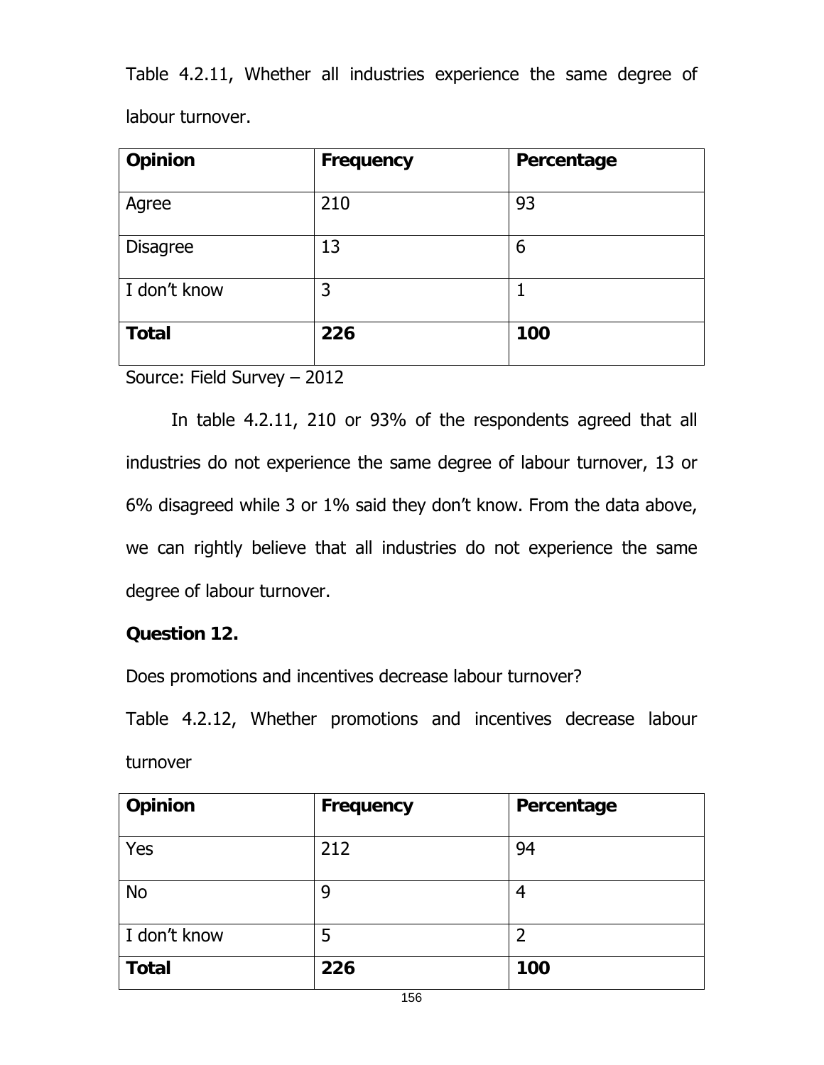Table 4.2.11, Whether all industries experience the same degree of labour turnover.

| **Opinion** | **Frequency** | **Percentage** |
|---|---|---|
| Agree | 210 | 93 |
| Disagree | 13 | 6 |
| I don't know | 3 | 1 |
| **Total** | **226** | **100** |

Source: Field Survey – 2012

In table 4.2.11, 210 or 93% of the respondents agreed that all industries do not experience the same degree of labour turnover, 13 or 6% disagreed while 3 or 1% said they don't know. From the data above, we can rightly believe that all industries do not experience the same degree of labour turnover.

**Question 12.**

Does promotions and incentives decrease labour turnover?

Table 4.2.12, Whether promotions and incentives decrease labour turnover

| **Opinion** | **Frequency** | **Percentage** |
|---|---|---|
| Yes | 212 | 94 |
| No | 9 | 4 |
| I don't know | 5 | 2 |
| **Total** | **226** | **100** |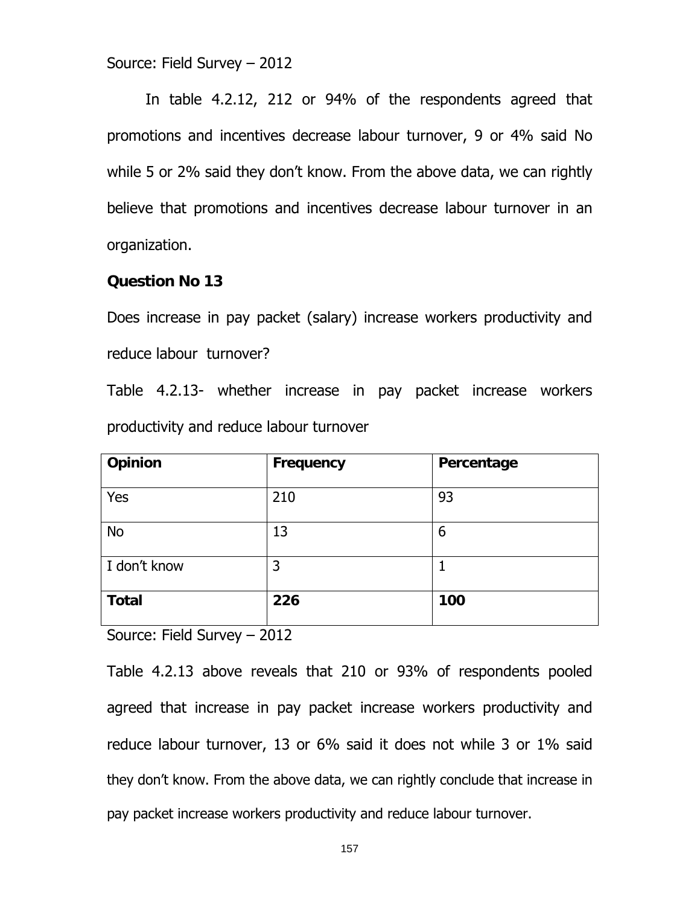Source: Field Survey – 2012

In table 4.2.12, 212 or 94% of the respondents agreed that promotions and incentives decrease labour turnover, 9 or 4% said No while 5 or 2% said they don't know. From the above data, we can rightly believe that promotions and incentives decrease labour turnover in an organization.

**Question No 13**

Does increase in pay packet (salary) increase workers productivity and reduce labour turnover?

Table 4.2.13- whether increase in pay packet increase workers productivity and reduce labour turnover

| **Opinion** | **Frequency** | **Percentage** |
|---|---|---|
| Yes | 210 | 93 |
| No | 13 | 6 |
| I don't know | 3 | 1 |
| **Total** | **226** | **100** |

Source: Field Survey – 2012

Table 4.2.13 above reveals that 210 or 93% of respondents pooled agreed that increase in pay packet increase workers productivity and reduce labour turnover, 13 or 6% said it does not while 3 or 1% said they don't know. From the above data, we can rightly conclude that increase in pay packet increase workers productivity and reduce labour turnover.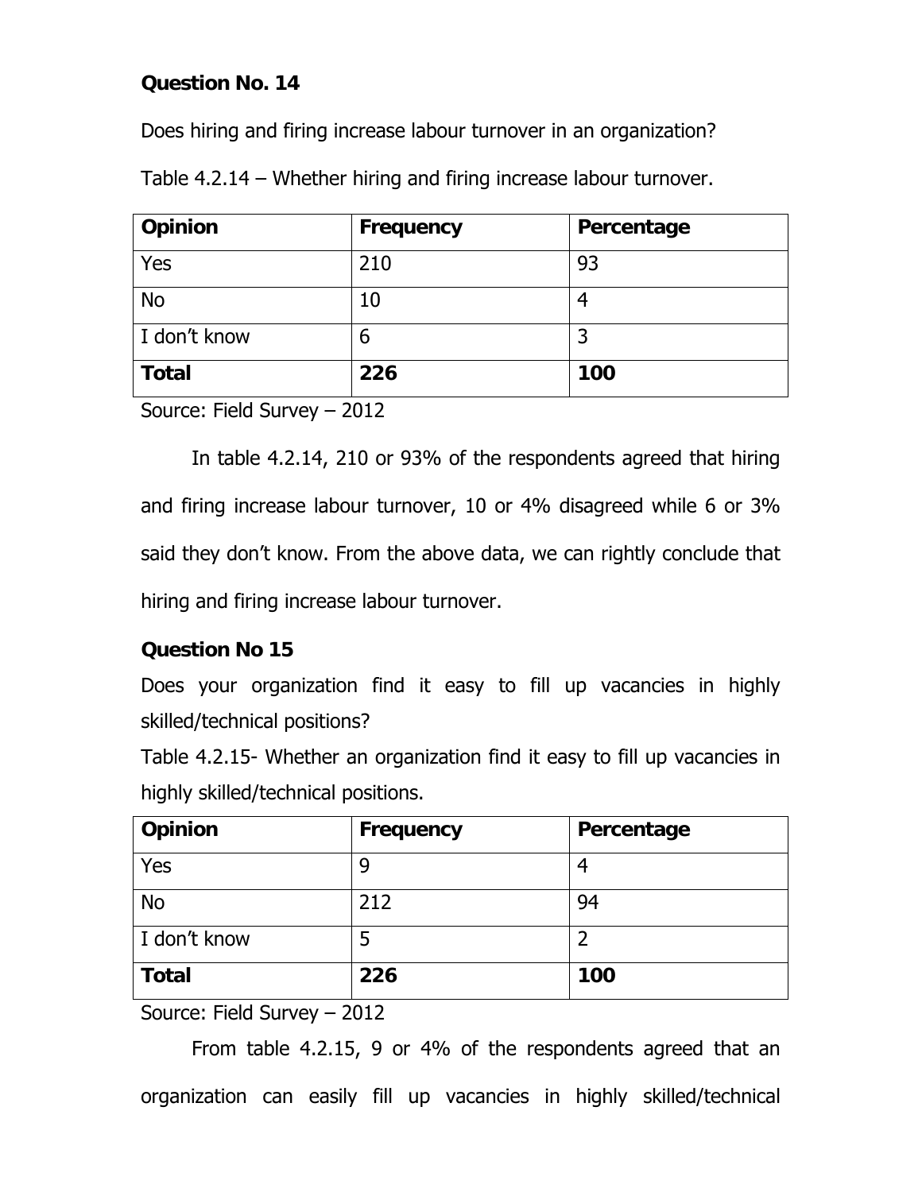**Question No. 14**

Does hiring and firing increase labour turnover in an organization?

Table 4.2.14 – Whether hiring and firing increase labour turnover.

| Opinion | Frequency | Percentage |
|---|---|---|
| Yes | 210 | 93 |
| No | 10 | 4 |
| I don't know | 6 | 3 |
| **Total** | **226** | **100** |

Source: Field Survey – 2012

In table 4.2.14, 210 or 93% of the respondents agreed that hiring and firing increase labour turnover, 10 or 4% disagreed while 6 or 3% said they don't know. From the above data, we can rightly conclude that hiring and firing increase labour turnover.

**Question No 15**

Does your organization find it easy to fill up vacancies in highly skilled/technical positions?

Table 4.2.15- Whether an organization find it easy to fill up vacancies in highly skilled/technical positions.

| Opinion | Frequency | Percentage |
|---|---|---|
| Yes | 9 | 4 |
| No | 212 | 94 |
| I don't know | 5 | 2 |
| **Total** | **226** | **100** |

Source: Field Survey – 2012

From table 4.2.15, 9 or 4% of the respondents agreed that an organization can easily fill up vacancies in highly skilled/technical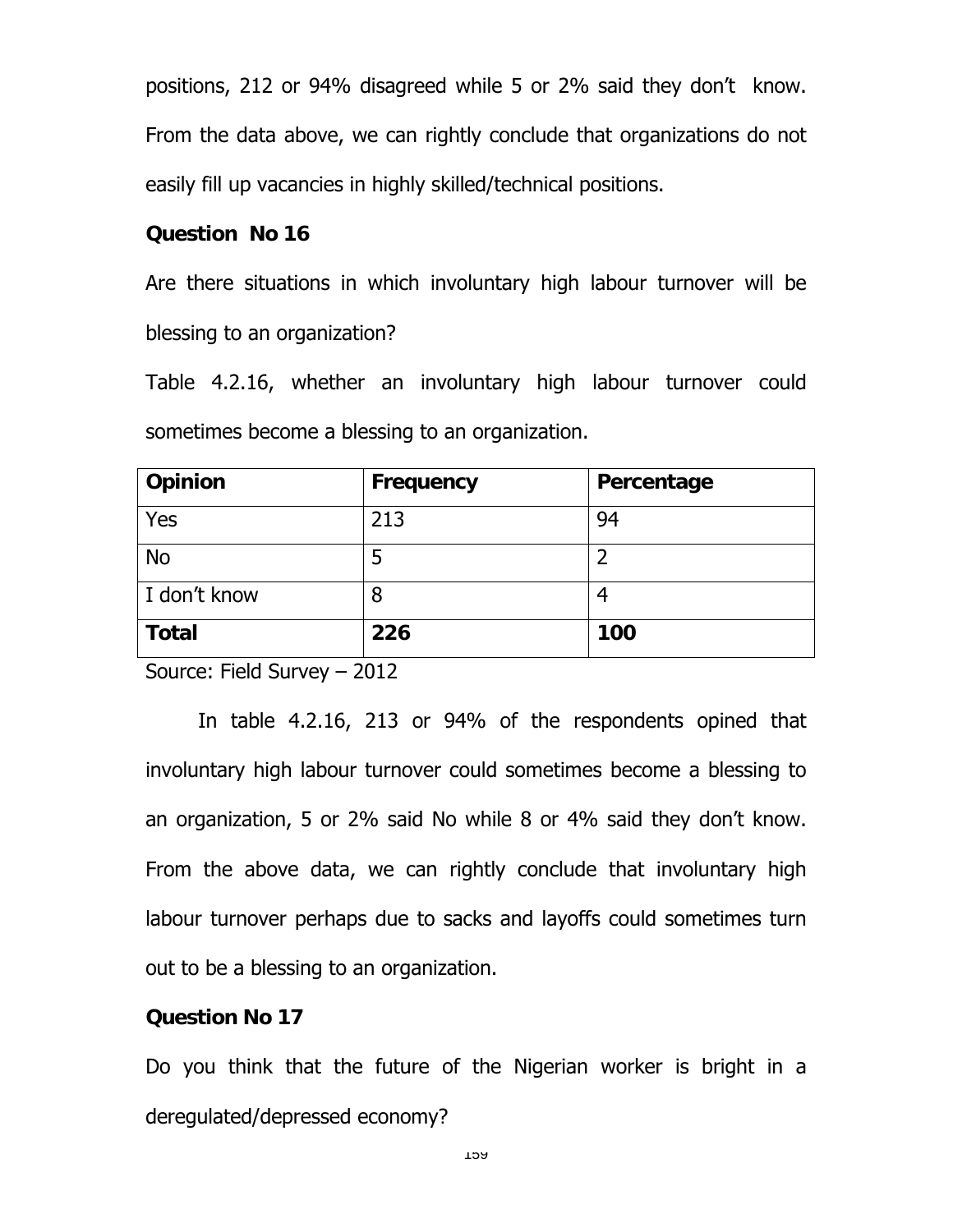positions, 212 or 94% disagreed while 5 or 2% said they don't know. From the data above, we can rightly conclude that organizations do not easily fill up vacancies in highly skilled/technical positions.

**Question No 16**

Are there situations in which involuntary high labour turnover will be blessing to an organization?

Table 4.2.16, whether an involuntary high labour turnover could sometimes become a blessing to an organization.

| **Opinion** | **Frequency** | **Percentage** |
|---|---|---|
| Yes | 213 | 94 |
| No | 5 | 2 |
| I don't know | 8 | 4 |
| **Total** | **226** | **100** |

Source: Field Survey – 2012

In table 4.2.16, 213 or 94% of the respondents opined that involuntary high labour turnover could sometimes become a blessing to an organization, 5 or 2% said No while 8 or 4% said they don't know. From the above data, we can rightly conclude that involuntary high labour turnover perhaps due to sacks and layoffs could sometimes turn out to be a blessing to an organization.

**Question No 17**

Do you think that the future of the Nigerian worker is bright in a deregulated/depressed economy?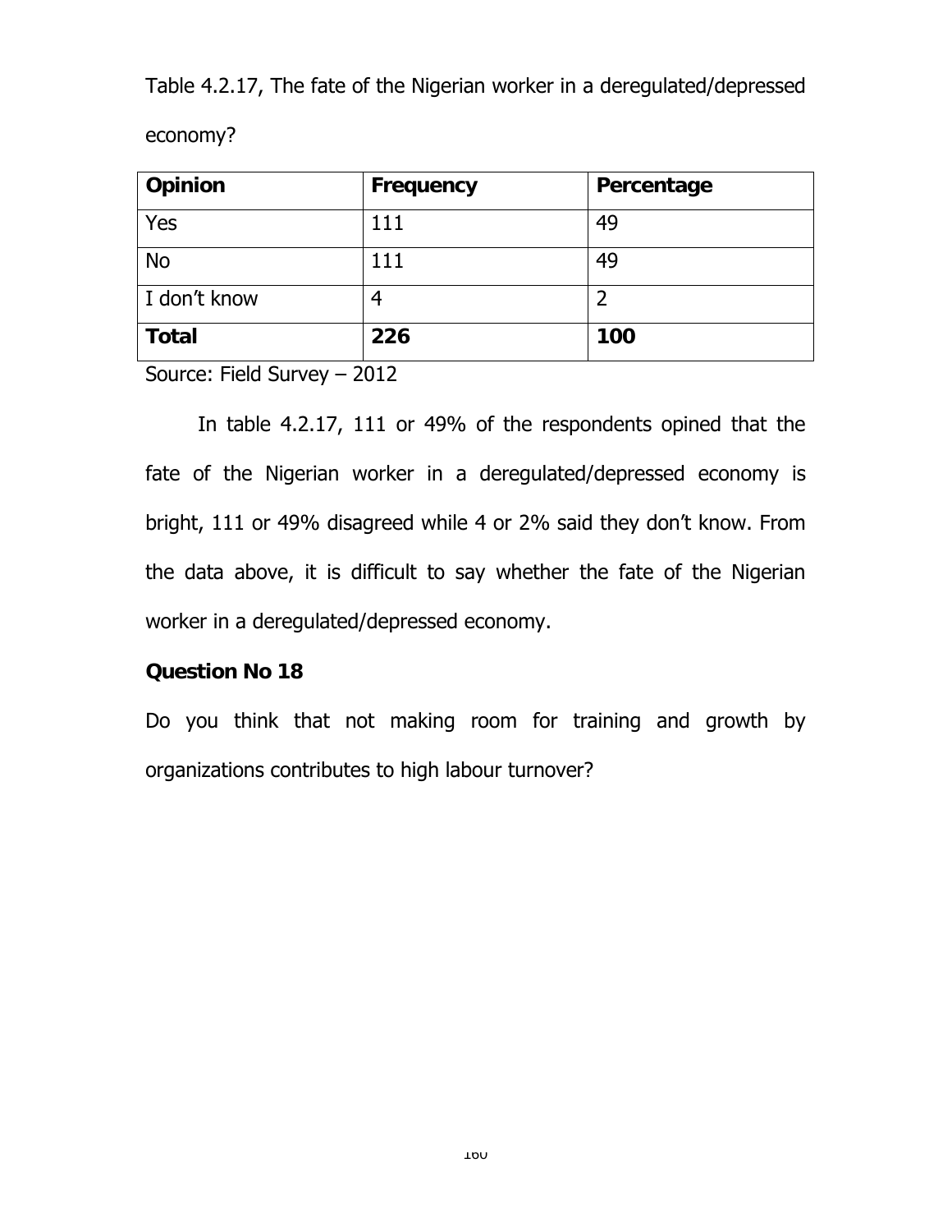Table 4.2.17, The fate of the Nigerian worker in a deregulated/depressed economy?

| **Opinion** | **Frequency** | **Percentage** |
|---|---|---|
| Yes | 111 | 49 |
| No | 111 | 49 |
| I don't know | 4 | 2 |
| **Total** | **226** | **100** |

Source: Field Survey – 2012

In table 4.2.17, 111 or 49% of the respondents opined that the fate of the Nigerian worker in a deregulated/depressed economy is bright, 111 or 49% disagreed while 4 or 2% said they don't know. From the data above, it is difficult to say whether the fate of the Nigerian worker in a deregulated/depressed economy.

**Question No 18**

Do you think that not making room for training and growth by organizations contributes to high labour turnover?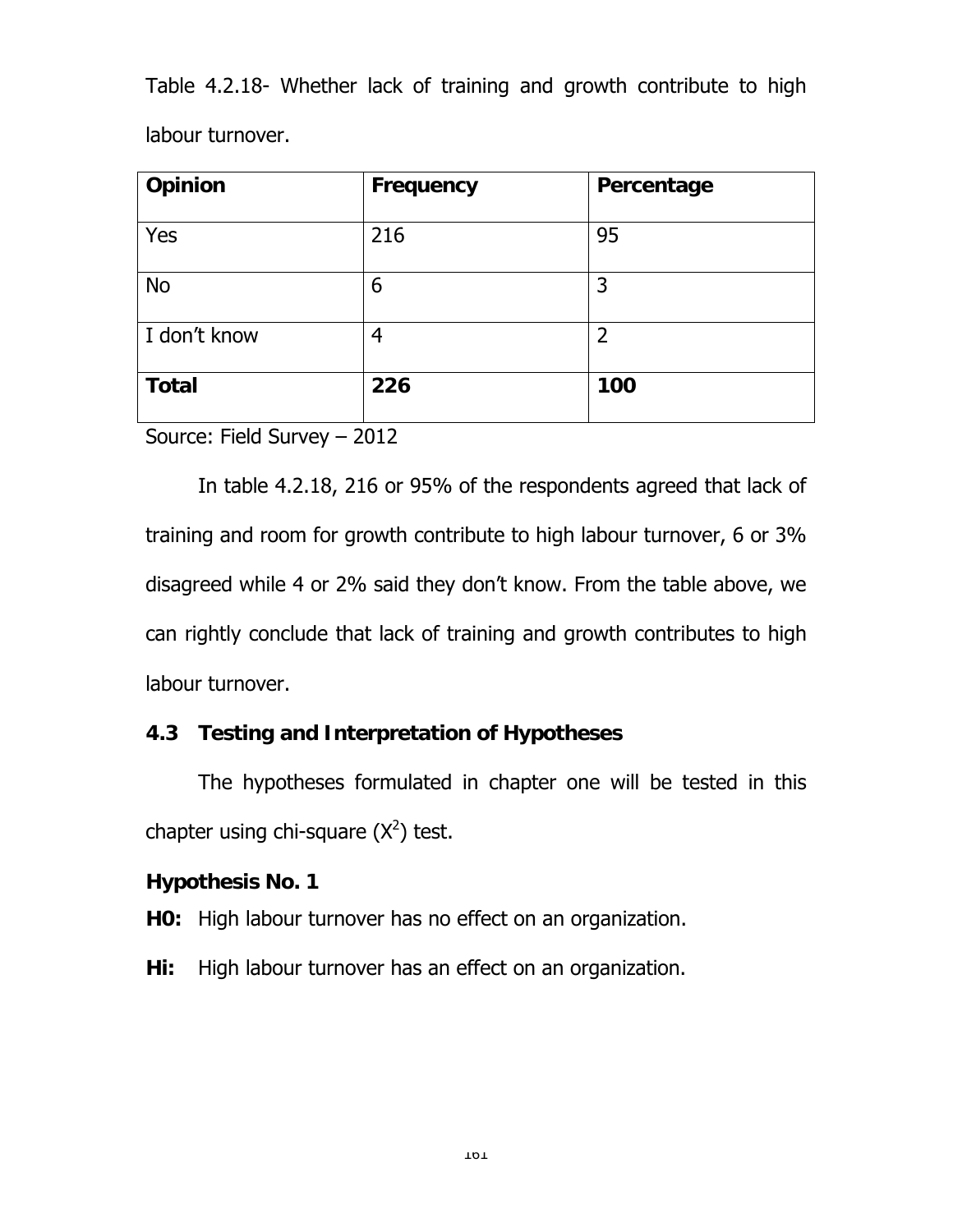Table 4.2.18- Whether lack of training and growth contribute to high labour turnover.

| **Opinion** | **Frequency** | **Percentage** |
|---|---|---|
| Yes | 216 | 95 |
| No | 6 | 3 |
| I don't know | 4 | 2 |
| **Total** | **226** | **100** |

Source: Field Survey – 2012

In table 4.2.18, 216 or 95% of the respondents agreed that lack of training and room for growth contribute to high labour turnover, 6 or 3% disagreed while 4 or 2% said they don't know. From the table above, we can rightly conclude that lack of training and growth contributes to high labour turnover.

### 4.3 Testing and Interpretation of Hypotheses

The hypotheses formulated in chapter one will be tested in this chapter using chi-square ($X^2$) test.

**Hypothesis No. 1**

**H0:** High labour turnover has no effect on an organization.

**Hi:** High labour turnover has an effect on an organization.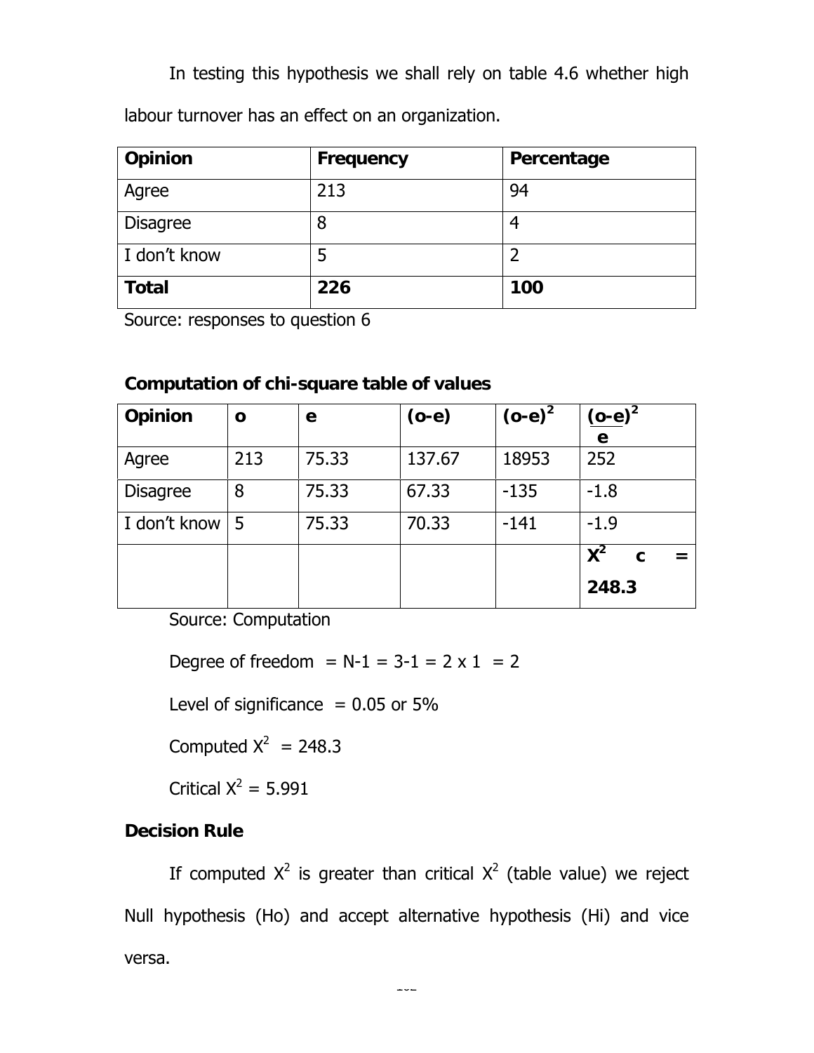In testing this hypothesis we shall rely on table 4.6 whether high labour turnover has an effect on an organization.

| **Opinion** | **Frequency** | **Percentage** |
|---|---|---|
| Agree | 213 | 94 |
| Disagree | 8 | 4 |
| I don't know | 5 | 2 |
| **Total** | **226** | **100** |

Source: responses to question 6

**Computation of chi-square table of values**

| **Opinion** | **o** | **e** | **(o-e)** | $\mathbf{(o-e)^2}$ | $\mathbf{\frac{(o-e)^2}{e}}$ |
|---|---|---|---|---|---|
| Agree | 213 | 75.33 | 137.67 | 18953 | 252 |
| Disagree | 8 | 75.33 | 67.33 | -135 | -1.8 |
| I don't know | 5 | 75.33 | 70.33 | -141 | -1.9 |
| | | | | | $\mathbf{X^2\ c = 248.3}$ |

Source: Computation

Degree of freedom = N-1 = 3-1 = 2 x 1 = 2

Level of significance = 0.05 or 5%

Computed $X^2$ = 248.3

Critical $X^2$ = 5.991

**Decision Rule**

If computed $X^2$ is greater than critical $X^2$ (table value) we reject Null hypothesis (Ho) and accept alternative hypothesis (Hi) and vice versa.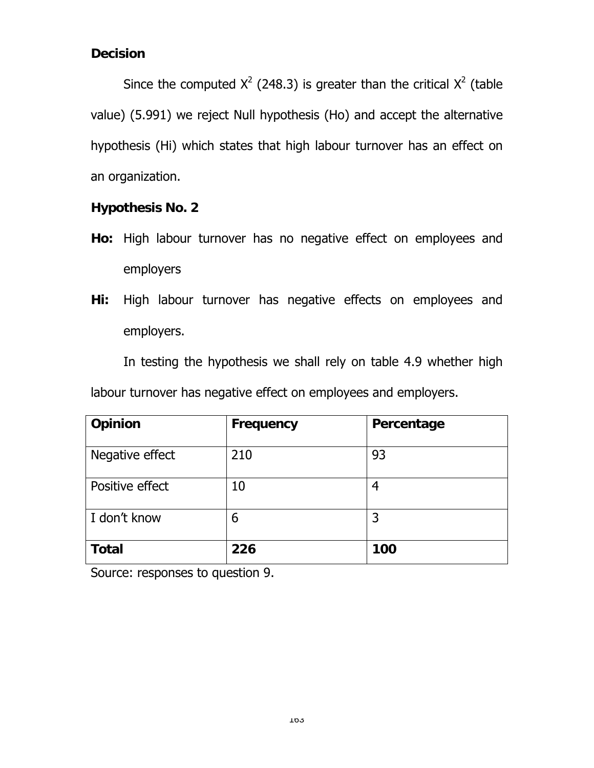**Decision**

Since the computed $X^2$ (248.3) is greater than the critical $X^2$ (table value) (5.991) we reject Null hypothesis (Ho) and accept the alternative hypothesis (Hi) which states that high labour turnover has an effect on an organization.

**Hypothesis No. 2**

**Ho:** High labour turnover has no negative effect on employees and employers

**Hi:** High labour turnover has negative effects on employees and employers.

In testing the hypothesis we shall rely on table 4.9 whether high labour turnover has negative effect on employees and employers.

| **Opinion** | **Frequency** | **Percentage** |
|---|---|---|
| Negative effect | 210 | 93 |
| Positive effect | 10 | 4 |
| I don't know | 6 | 3 |
| **Total** | **226** | **100** |

Source: responses to question 9.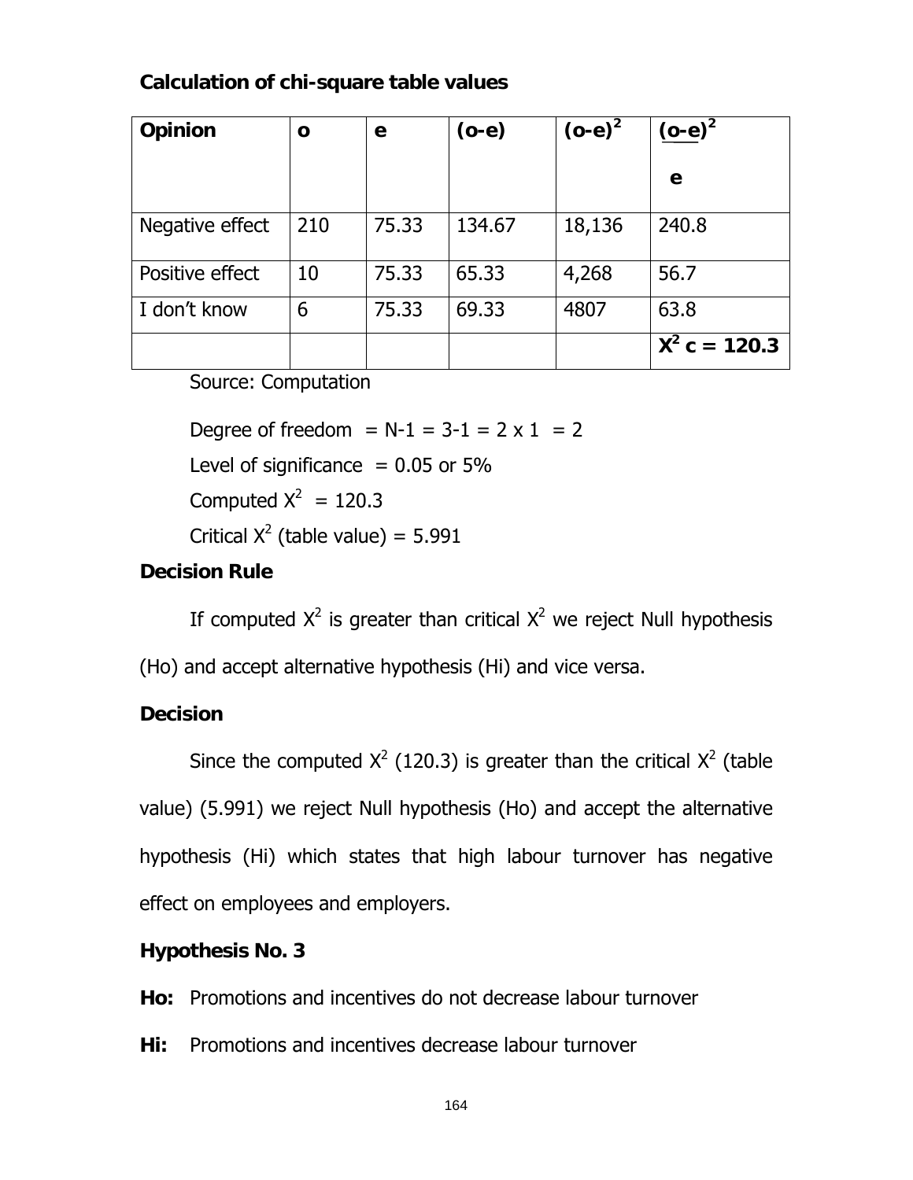**Calculation of chi-square table values**

| Opinion | o | e | (o-e) | $(o-e)^2$ | $\frac{(o-e)^2}{e}$ |
|---|---|---|---|---|---|
| Negative effect | 210 | 75.33 | 134.67 | 18,136 | 240.8 |
| Positive effect | 10 | 75.33 | 65.33 | 4,268 | 56.7 |
| I don't know | 6 | 75.33 | 69.33 | 4807 | 63.8 |
| | | | | | **$X^2$ c = 120.3** |

Source: Computation

Degree of freedom = N-1 = 3-1 = 2 x 1 = 2

Level of significance = 0.05 or 5%

Computed $X^2$ = 120.3

Critical $X^2$ (table value) = 5.991

**Decision Rule**

If computed $X^2$ is greater than critical $X^2$ we reject Null hypothesis (Ho) and accept alternative hypothesis (Hi) and vice versa.

**Decision**

Since the computed $X^2$ (120.3) is greater than the critical $X^2$ (table value) (5.991) we reject Null hypothesis (Ho) and accept the alternative hypothesis (Hi) which states that high labour turnover has negative effect on employees and employers.

**Hypothesis No. 3**

**Ho:** Promotions and incentives do not decrease labour turnover

**Hi:** Promotions and incentives decrease labour turnover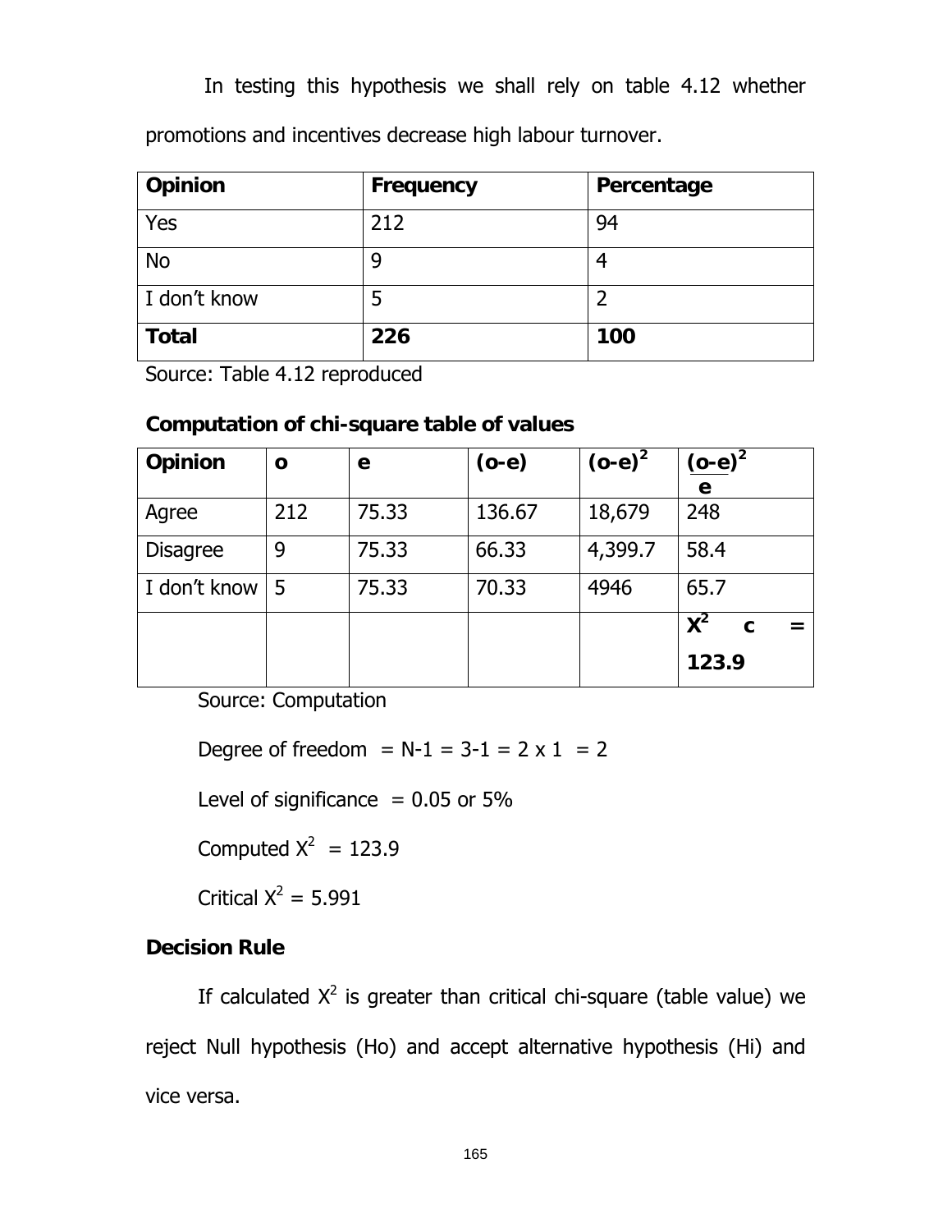In testing this hypothesis we shall rely on table 4.12 whether promotions and incentives decrease high labour turnover.

| **Opinion** | **Frequency** | **Percentage** |
|---|---|---|
| Yes | 212 | 94 |
| No | 9 | 4 |
| I don't know | 5 | 2 |
| **Total** | **226** | **100** |

Source: Table 4.12 reproduced

**Computation of chi-square table of values**

| **Opinion** | **o** | **e** | **(o-e)** | **$(o-e)^2$** | **$\frac{(o-e)^2}{e}$** |
|---|---|---|---|---|---|
| Agree | 212 | 75.33 | 136.67 | 18,679 | 248 |
| Disagree | 9 | 75.33 | 66.33 | 4,399.7 | 58.4 |
| I don't know | 5 | 75.33 | 70.33 | 4946 | 65.7 |
| | | | | | **$X^2$ c = 123.9** |

Source: Computation

Degree of freedom = N-1 = 3-1 = 2 x 1 = 2

Level of significance = 0.05 or 5%

Computed $X^2$ = 123.9

Critical $X^2$ = 5.991

**Decision Rule**

If calculated $X^2$ is greater than critical chi-square (table value) we reject Null hypothesis (Ho) and accept alternative hypothesis (Hi) and vice versa.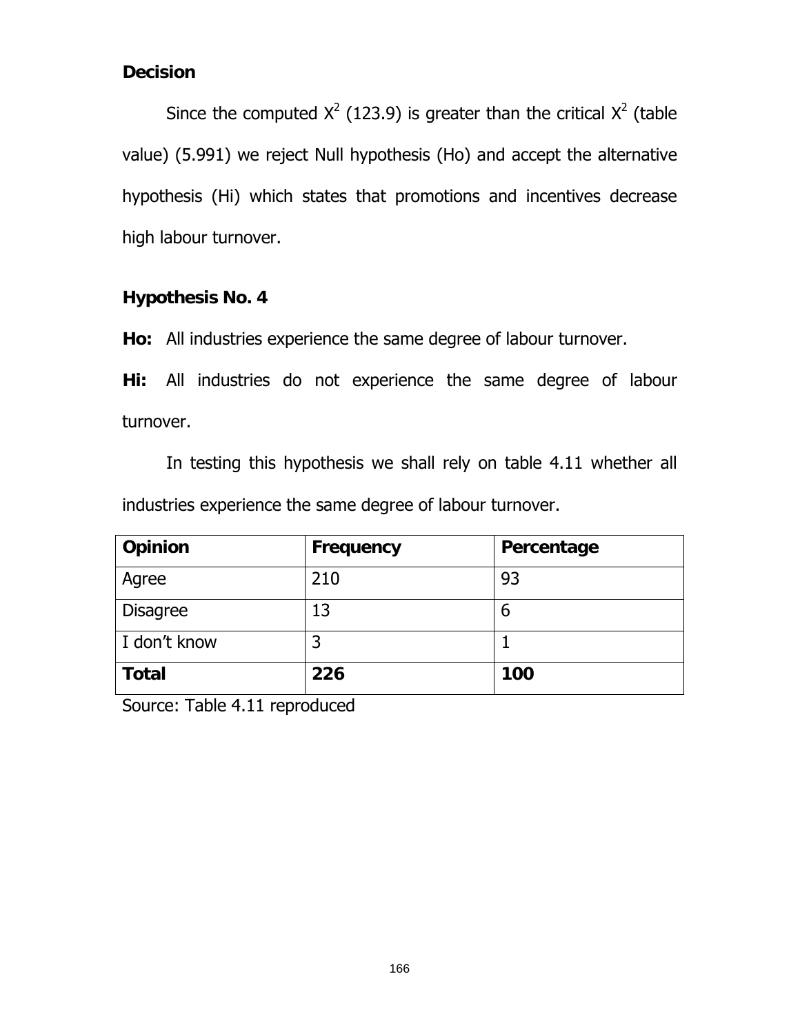**Decision**

Since the computed $X^2$ (123.9) is greater than the critical $X^2$ (table value) (5.991) we reject Null hypothesis (Ho) and accept the alternative hypothesis (Hi) which states that promotions and incentives decrease high labour turnover.

**Hypothesis No. 4**

**Ho:** All industries experience the same degree of labour turnover.

**Hi:** All industries do not experience the same degree of labour turnover.

In testing this hypothesis we shall rely on table 4.11 whether all industries experience the same degree of labour turnover.

| Opinion | Frequency | Percentage |
|---|---|---|
| Agree | 210 | 93 |
| Disagree | 13 | 6 |
| I don't know | 3 | 1 |
| **Total** | **226** | **100** |

Source: Table 4.11 reproduced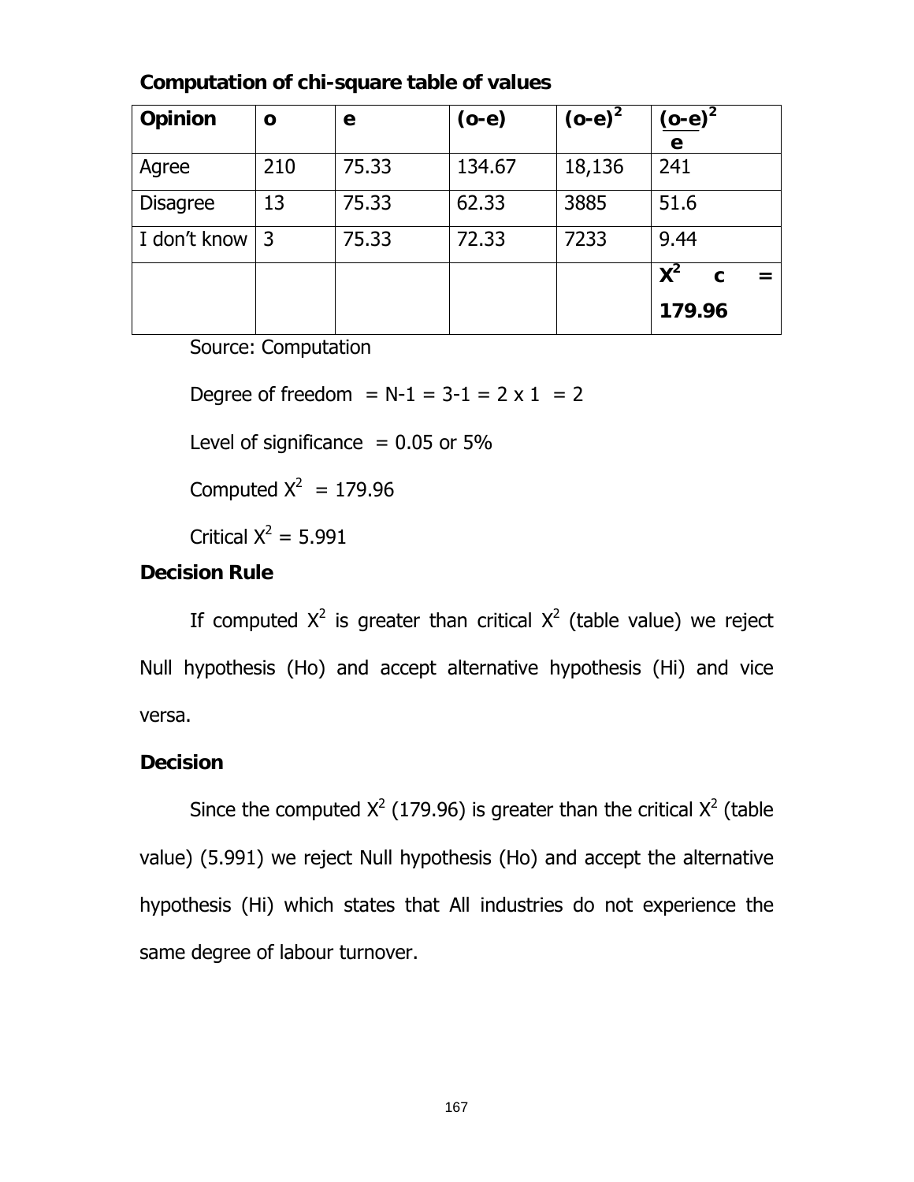**Computation of chi-square table of values**

| Opinion | o | e | (o-e) | $(o-e)^2$ | $\frac{(o-e)^2}{e}$ |
|---|---|---|---|---|---|
| Agree | 210 | 75.33 | 134.67 | 18,136 | 241 |
| Disagree | 13 | 75.33 | 62.33 | 3885 | 51.6 |
| I don't know | 3 | 75.33 | 72.33 | 7233 | 9.44 |
| | | | | | $X^2$ c = 179.96 |

Source: Computation

Degree of freedom = N-1 = 3-1 = 2 x 1 = 2

Level of significance = 0.05 or 5%

Computed $X^2$ = 179.96

Critical $X^2$ = 5.991

**Decision Rule**

If computed $X^2$ is greater than critical $X^2$ (table value) we reject Null hypothesis (Ho) and accept alternative hypothesis (Hi) and vice versa.

**Decision**

Since the computed $X^2$ (179.96) is greater than the critical $X^2$ (table value) (5.991) we reject Null hypothesis (Ho) and accept the alternative hypothesis (Hi) which states that All industries do not experience the same degree of labour turnover.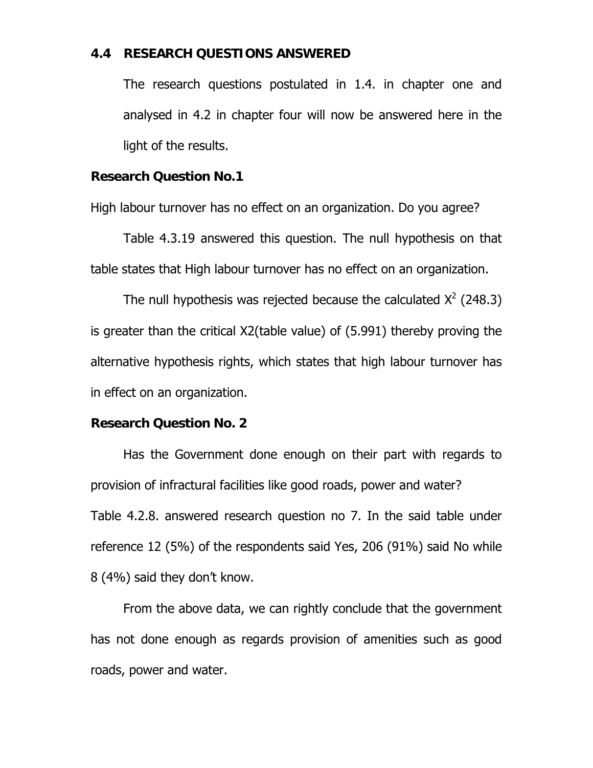### 4.4 RESEARCH QUESTIONS ANSWERED

The research questions postulated in 1.4. in chapter one and analysed in 4.2 in chapter four will now be answered here in the light of the results.

**Research Question No.1**

High labour turnover has no effect on an organization. Do you agree?

Table 4.3.19 answered this question. The null hypothesis on that table states that High labour turnover has no effect on an organization.

The null hypothesis was rejected because the calculated $X^2$ (248.3) is greater than the critical X2(table value) of (5.991) thereby proving the alternative hypothesis rights, which states that high labour turnover has in effect on an organization.

**Research Question No. 2**

Has the Government done enough on their part with regards to provision of infractural facilities like good roads, power and water?

Table 4.2.8. answered research question no 7. In the said table under reference 12 (5%) of the respondents said Yes, 206 (91%) said No while 8 (4%) said they don't know.

From the above data, we can rightly conclude that the government has not done enough as regards provision of amenities such as good roads, power and water.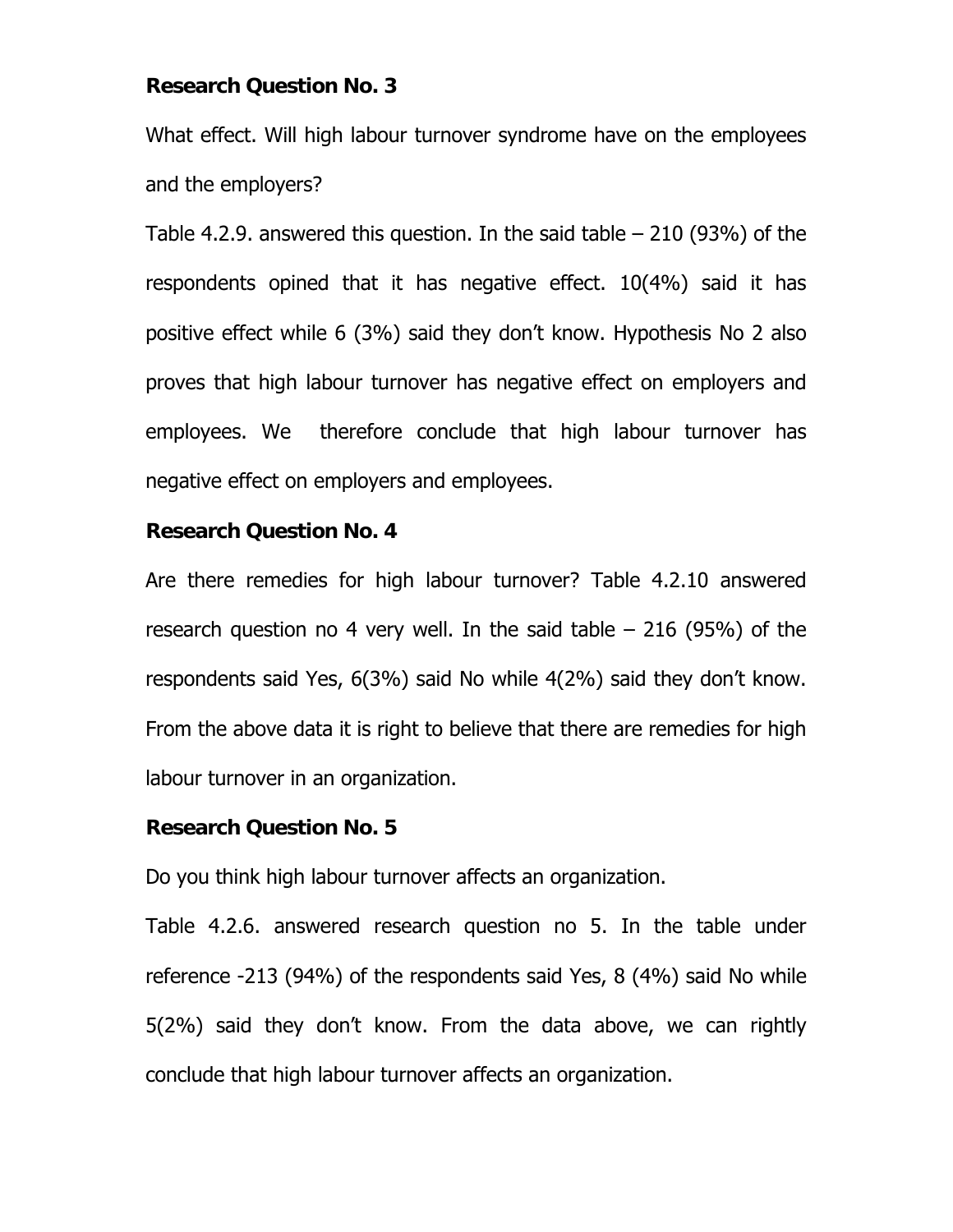**Research Question No. 3**

What effect. Will high labour turnover syndrome have on the employees and the employers?

Table 4.2.9. answered this question. In the said table – 210 (93%) of the respondents opined that it has negative effect. 10(4%) said it has positive effect while 6 (3%) said they don't know. Hypothesis No 2 also proves that high labour turnover has negative effect on employers and employees. We therefore conclude that high labour turnover has negative effect on employers and employees.

**Research Question No. 4**

Are there remedies for high labour turnover? Table 4.2.10 answered research question no 4 very well. In the said table – 216 (95%) of the respondents said Yes, 6(3%) said No while 4(2%) said they don't know. From the above data it is right to believe that there are remedies for high labour turnover in an organization.

**Research Question No. 5**

Do you think high labour turnover affects an organization.

Table 4.2.6. answered research question no 5. In the table under reference -213 (94%) of the respondents said Yes, 8 (4%) said No while 5(2%) said they don't know. From the data above, we can rightly conclude that high labour turnover affects an organization.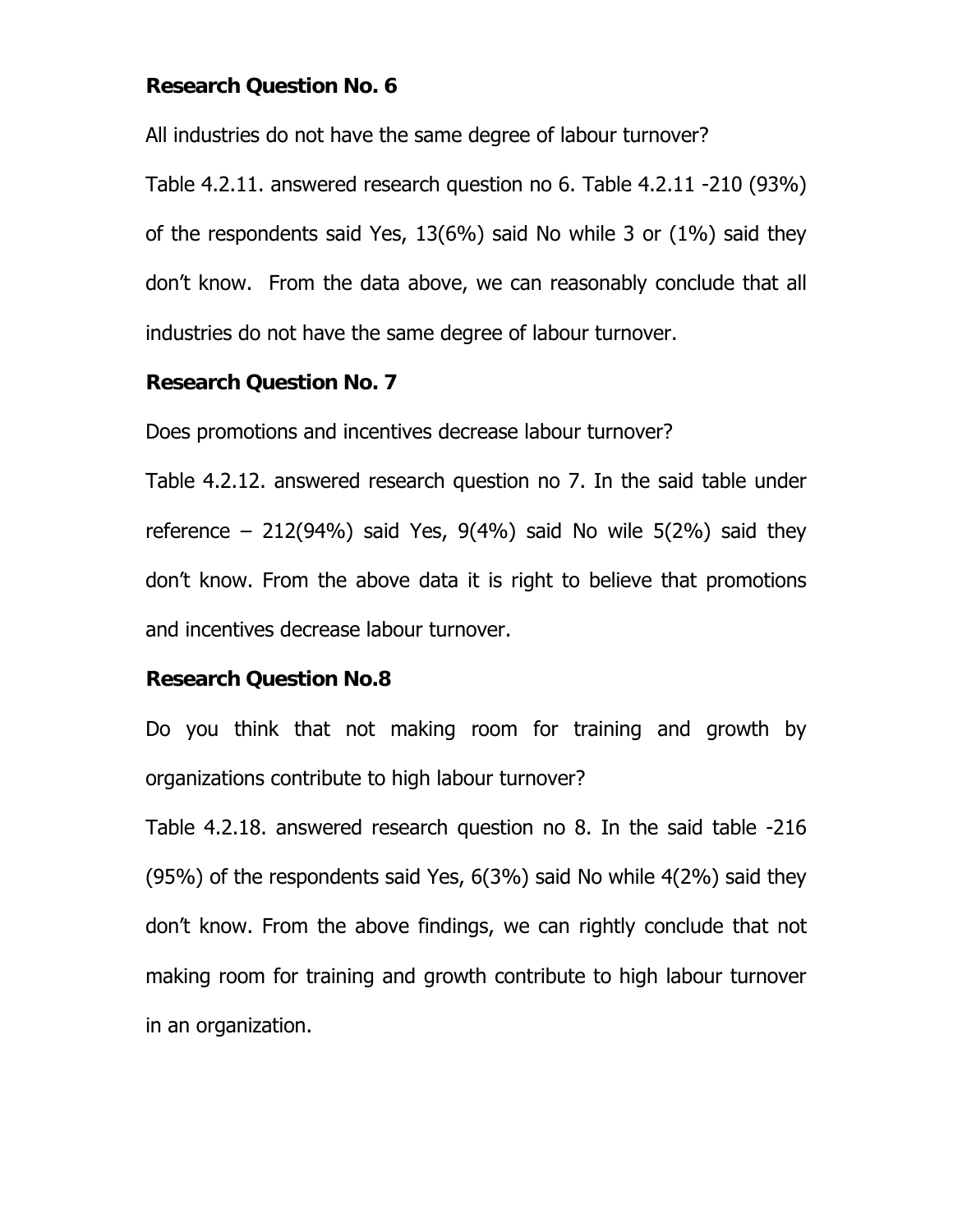**Research Question No. 6**

All industries do not have the same degree of labour turnover?

Table 4.2.11. answered research question no 6. Table 4.2.11 -210 (93%) of the respondents said Yes, 13(6%) said No while 3 or (1%) said they don't know. From the data above, we can reasonably conclude that all industries do not have the same degree of labour turnover.

**Research Question No. 7**

Does promotions and incentives decrease labour turnover?

Table 4.2.12. answered research question no 7. In the said table under reference – 212(94%) said Yes, 9(4%) said No wile 5(2%) said they don't know. From the above data it is right to believe that promotions and incentives decrease labour turnover.

**Research Question No.8**

Do you think that not making room for training and growth by organizations contribute to high labour turnover?

Table 4.2.18. answered research question no 8. In the said table -216 (95%) of the respondents said Yes, 6(3%) said No while 4(2%) said they don't know. From the above findings, we can rightly conclude that not making room for training and growth contribute to high labour turnover in an organization.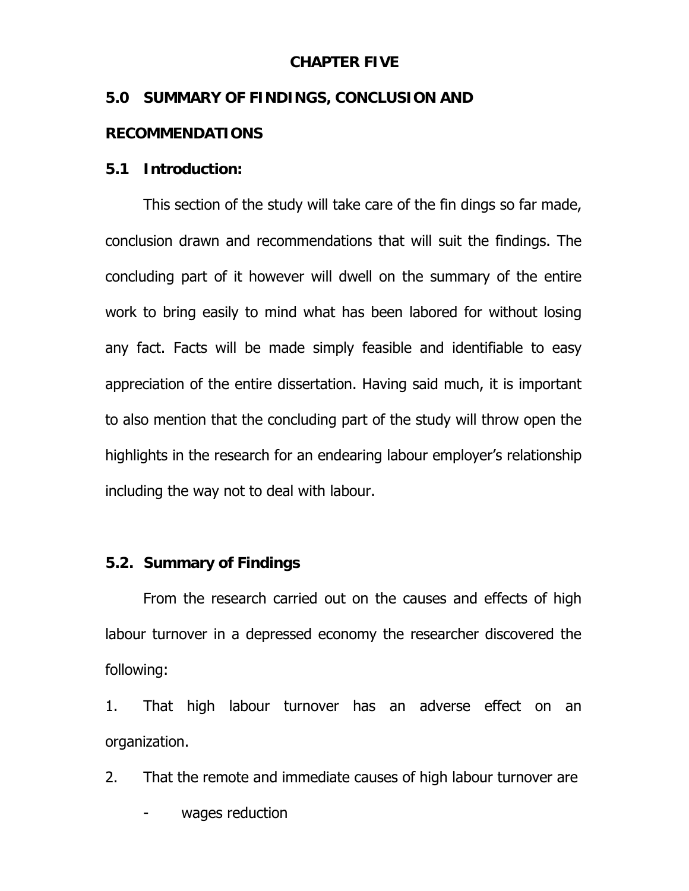**CHAPTER FIVE**

## 5.0 SUMMARY OF FINDINGS, CONCLUSION AND RECOMMENDATIONS

### 5.1 Introduction:

This section of the study will take care of the fin dings so far made, conclusion drawn and recommendations that will suit the findings. The concluding part of it however will dwell on the summary of the entire work to bring easily to mind what has been labored for without losing any fact. Facts will be made simply feasible and identifiable to easy appreciation of the entire dissertation. Having said much, it is important to also mention that the concluding part of the study will throw open the highlights in the research for an endearing labour employer's relationship including the way not to deal with labour.

### 5.2. Summary of Findings

From the research carried out on the causes and effects of high labour turnover in a depressed economy the researcher discovered the following:

1. That high labour turnover has an adverse effect on an organization.
2. That the remote and immediate causes of high labour turnover are
   - wages reduction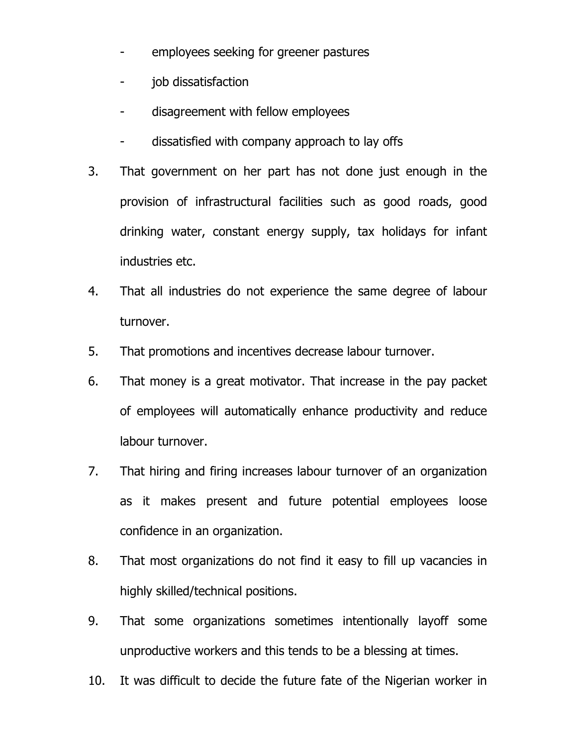- employees seeking for greener pastures
- job dissatisfaction
- disagreement with fellow employees
- dissatisfied with company approach to lay offs

3. That government on her part has not done just enough in the provision of infrastructural facilities such as good roads, good drinking water, constant energy supply, tax holidays for infant industries etc.
4. That all industries do not experience the same degree of labour turnover.
5. That promotions and incentives decrease labour turnover.
6. That money is a great motivator. That increase in the pay packet of employees will automatically enhance productivity and reduce labour turnover.
7. That hiring and firing increases labour turnover of an organization as it makes present and future potential employees loose confidence in an organization.
8. That most organizations do not find it easy to fill up vacancies in highly skilled/technical positions.
9. That some organizations sometimes intentionally layoff some unproductive workers and this tends to be a blessing at times.
10. It was difficult to decide the future fate of the Nigerian worker in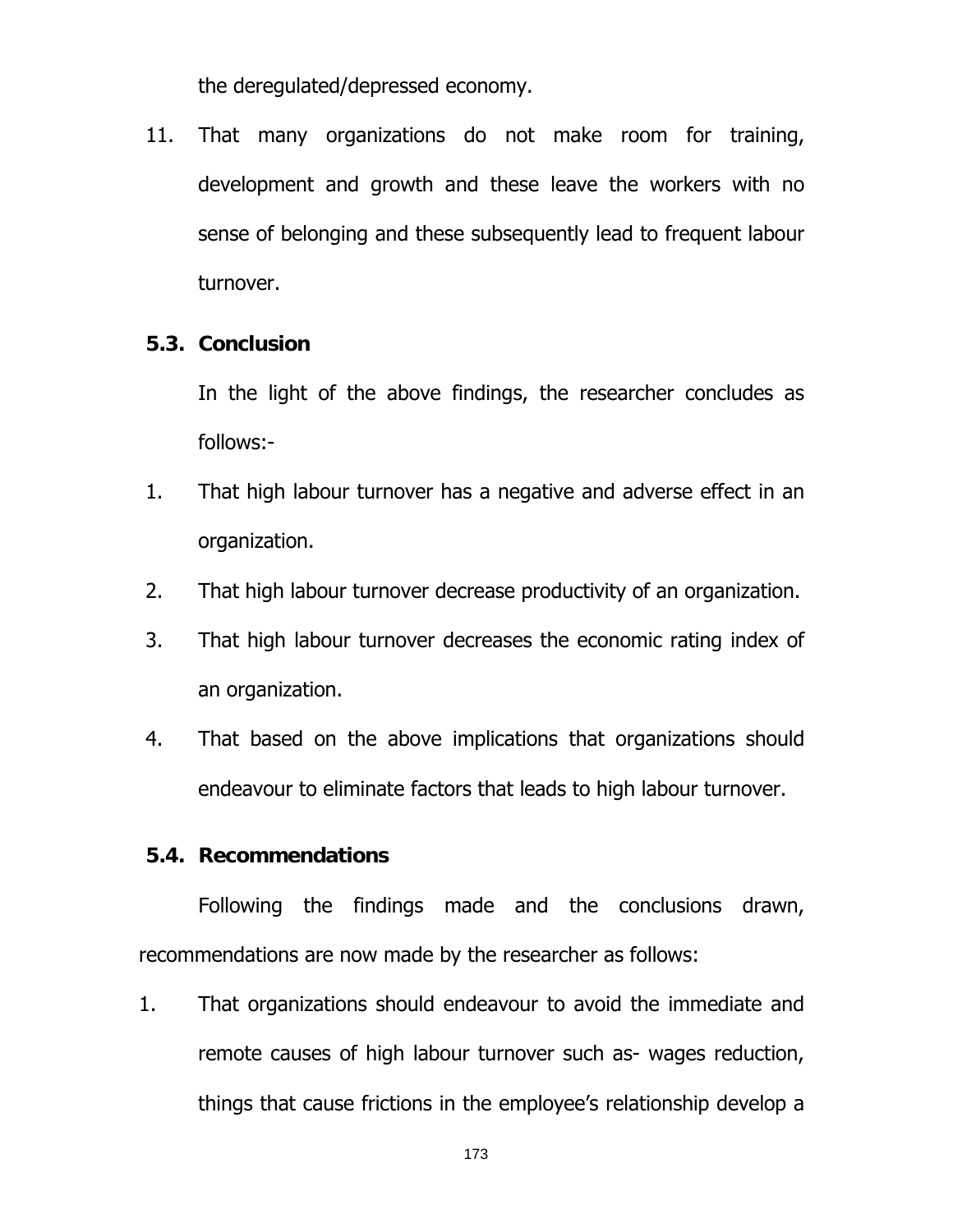the deregulated/depressed economy.

11. That many organizations do not make room for training, development and growth and these leave the workers with no sense of belonging and these subsequently lead to frequent labour turnover.

## 5.3. Conclusion

In the light of the above findings, the researcher concludes as follows:-

1. That high labour turnover has a negative and adverse effect in an organization.
2. That high labour turnover decrease productivity of an organization.
3. That high labour turnover decreases the economic rating index of an organization.
4. That based on the above implications that organizations should endeavour to eliminate factors that leads to high labour turnover.

## 5.4. Recommendations

Following the findings made and the conclusions drawn, recommendations are now made by the researcher as follows:

1. That organizations should endeavour to avoid the immediate and remote causes of high labour turnover such as- wages reduction, things that cause frictions in the employee's relationship develop a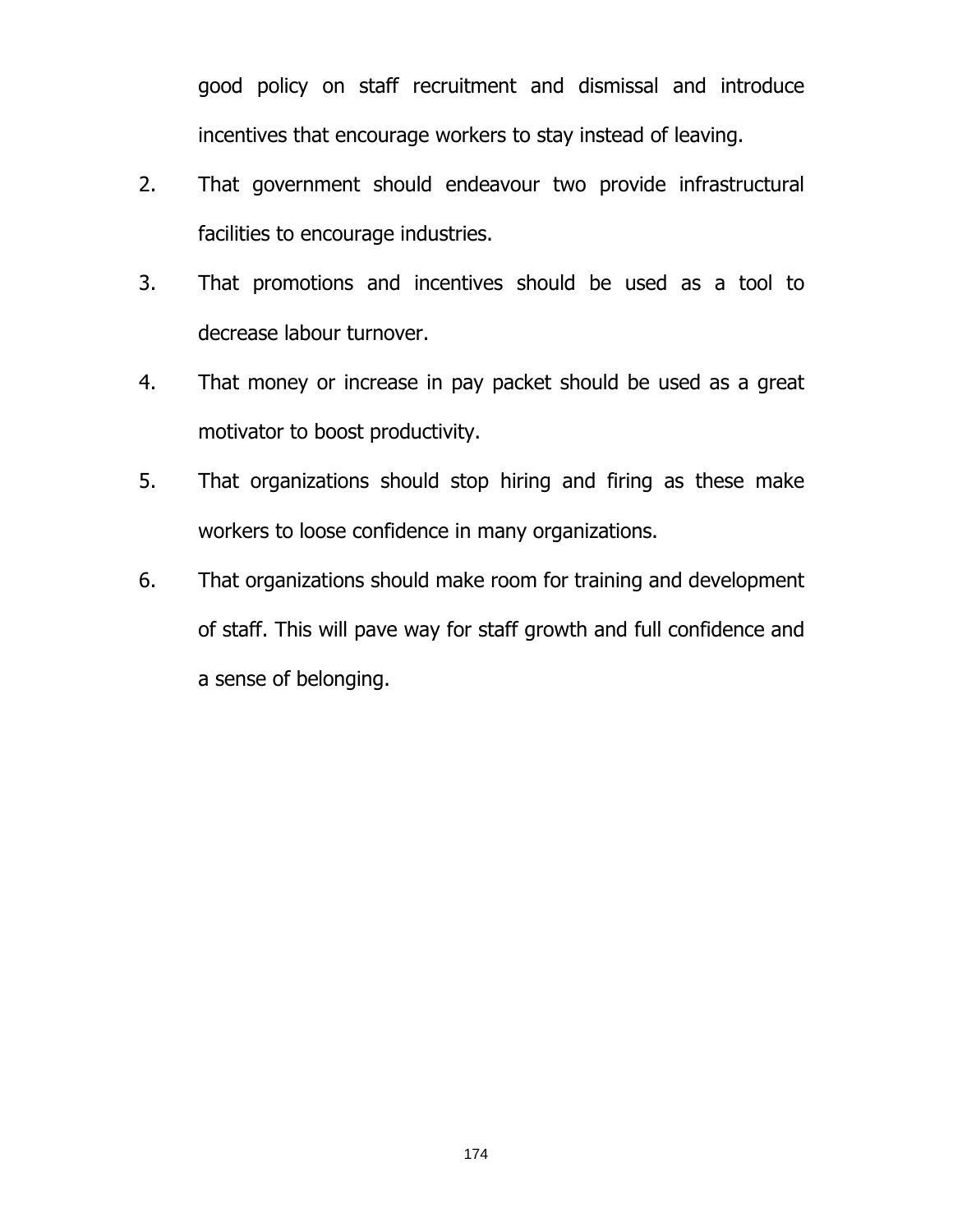good policy on staff recruitment and dismissal and introduce incentives that encourage workers to stay instead of leaving.

2. That government should endeavour two provide infrastructural facilities to encourage industries.
3. That promotions and incentives should be used as a tool to decrease labour turnover.
4. That money or increase in pay packet should be used as a great motivator to boost productivity.
5. That organizations should stop hiring and firing as these make workers to loose confidence in many organizations.
6. That organizations should make room for training and development of staff. This will pave way for staff growth and full confidence and a sense of belonging.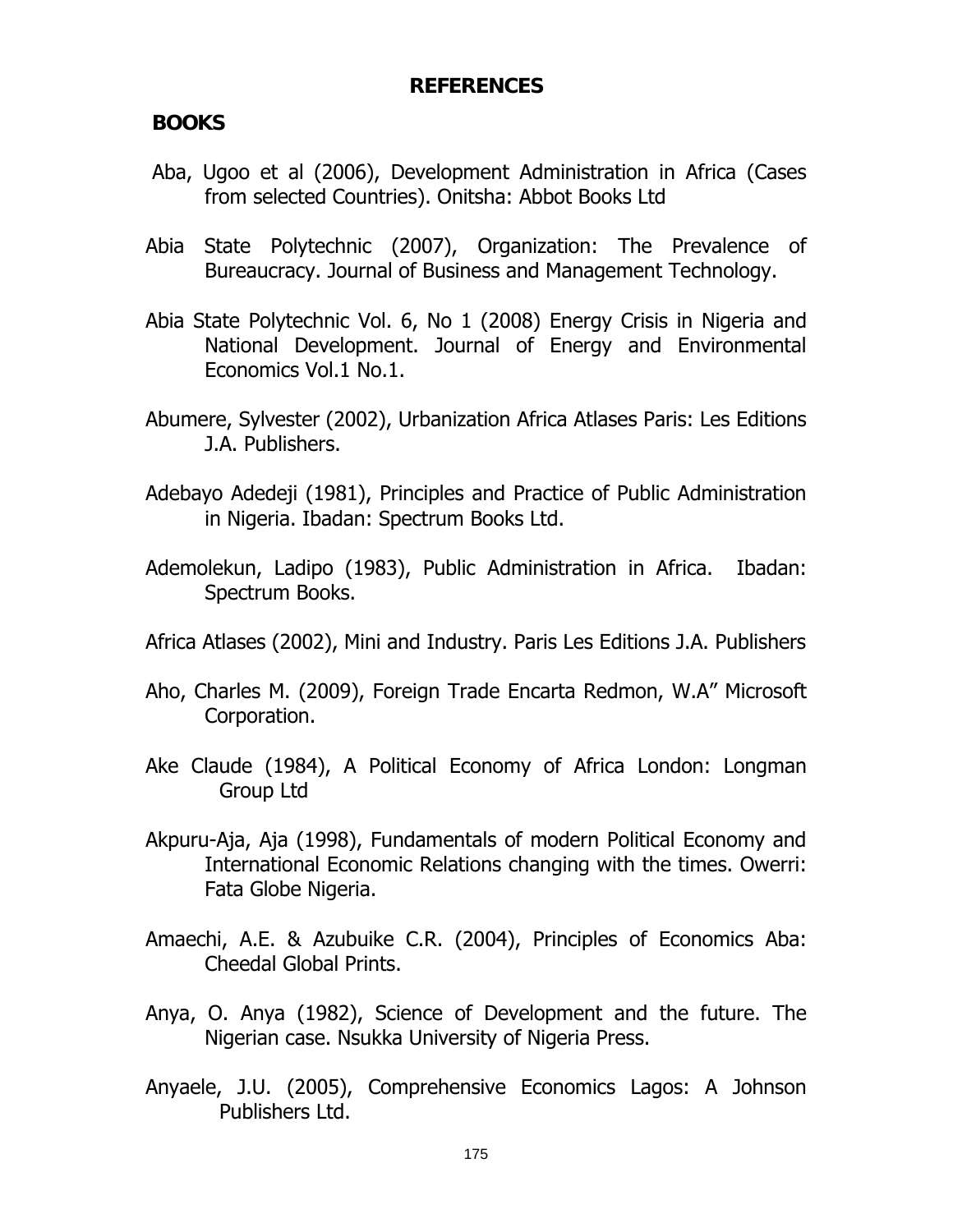## REFERENCES

### BOOKS

Aba, Ugoo et al (2006), Development Administration in Africa (Cases from selected Countries). Onitsha: Abbot Books Ltd

Abia State Polytechnic (2007), Organization: The Prevalence of Bureaucracy. Journal of Business and Management Technology.

Abia State Polytechnic Vol. 6, No 1 (2008) Energy Crisis in Nigeria and National Development. Journal of Energy and Environmental Economics Vol.1 No.1.

Abumere, Sylvester (2002), Urbanization Africa Atlases Paris: Les Editions J.A. Publishers.

Adebayo Adedeji (1981), Principles and Practice of Public Administration in Nigeria. Ibadan: Spectrum Books Ltd.

Ademolekun, Ladipo (1983), Public Administration in Africa. Ibadan: Spectrum Books.

Africa Atlases (2002), Mini and Industry. Paris Les Editions J.A. Publishers

Aho, Charles M. (2009), Foreign Trade Encarta Redmon, W.A" Microsoft Corporation.

Ake Claude (1984), A Political Economy of Africa London: Longman Group Ltd

Akpuru-Aja, Aja (1998), Fundamentals of modern Political Economy and International Economic Relations changing with the times. Owerri: Fata Globe Nigeria.

Amaechi, A.E. & Azubuike C.R. (2004), Principles of Economics Aba: Cheedal Global Prints.

Anya, O. Anya (1982), Science of Development and the future. The Nigerian case. Nsukka University of Nigeria Press.

Anyaele, J.U. (2005), Comprehensive Economics Lagos: A Johnson Publishers Ltd.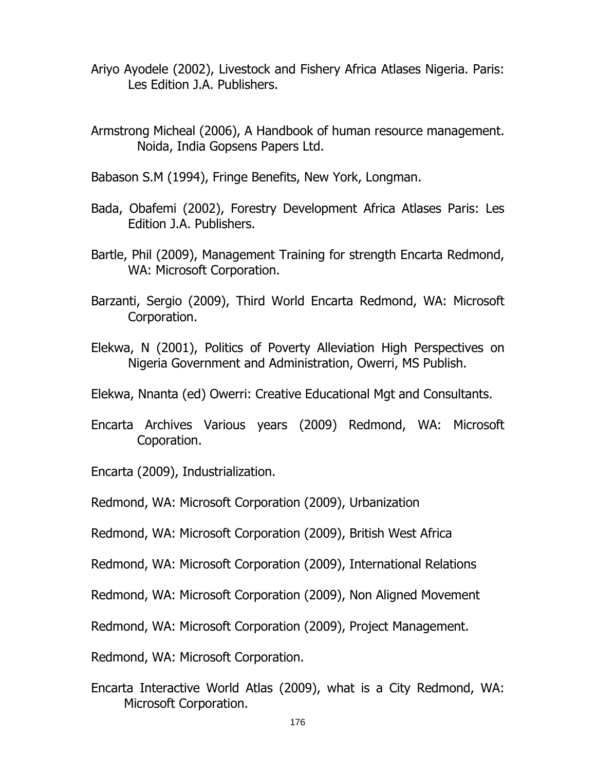Ariyo Ayodele (2002), Livestock and Fishery Africa Atlases Nigeria. Paris: Les Edition J.A. Publishers.

Armstrong Micheal (2006), A Handbook of human resource management. Noida, India Gopsens Papers Ltd.

Babason S.M (1994), Fringe Benefits, New York, Longman.

Bada, Obafemi (2002), Forestry Development Africa Atlases Paris: Les Edition J.A. Publishers.

Bartle, Phil (2009), Management Training for strength Encarta Redmond, WA: Microsoft Corporation.

Barzanti, Sergio (2009), Third World Encarta Redmond, WA: Microsoft Corporation.

Elekwa, N (2001), Politics of Poverty Alleviation High Perspectives on Nigeria Government and Administration, Owerri, MS Publish.

Elekwa, Nnanta (ed) Owerri: Creative Educational Mgt and Consultants.

Encarta Archives Various years (2009) Redmond, WA: Microsoft Coporation.

Encarta (2009), Industrialization.

Redmond, WA: Microsoft Corporation (2009), Urbanization

Redmond, WA: Microsoft Corporation (2009), British West Africa

Redmond, WA: Microsoft Corporation (2009), International Relations

Redmond, WA: Microsoft Corporation (2009), Non Aligned Movement

Redmond, WA: Microsoft Corporation (2009), Project Management.

Redmond, WA: Microsoft Corporation.

Encarta Interactive World Atlas (2009), what is a City Redmond, WA: Microsoft Corporation.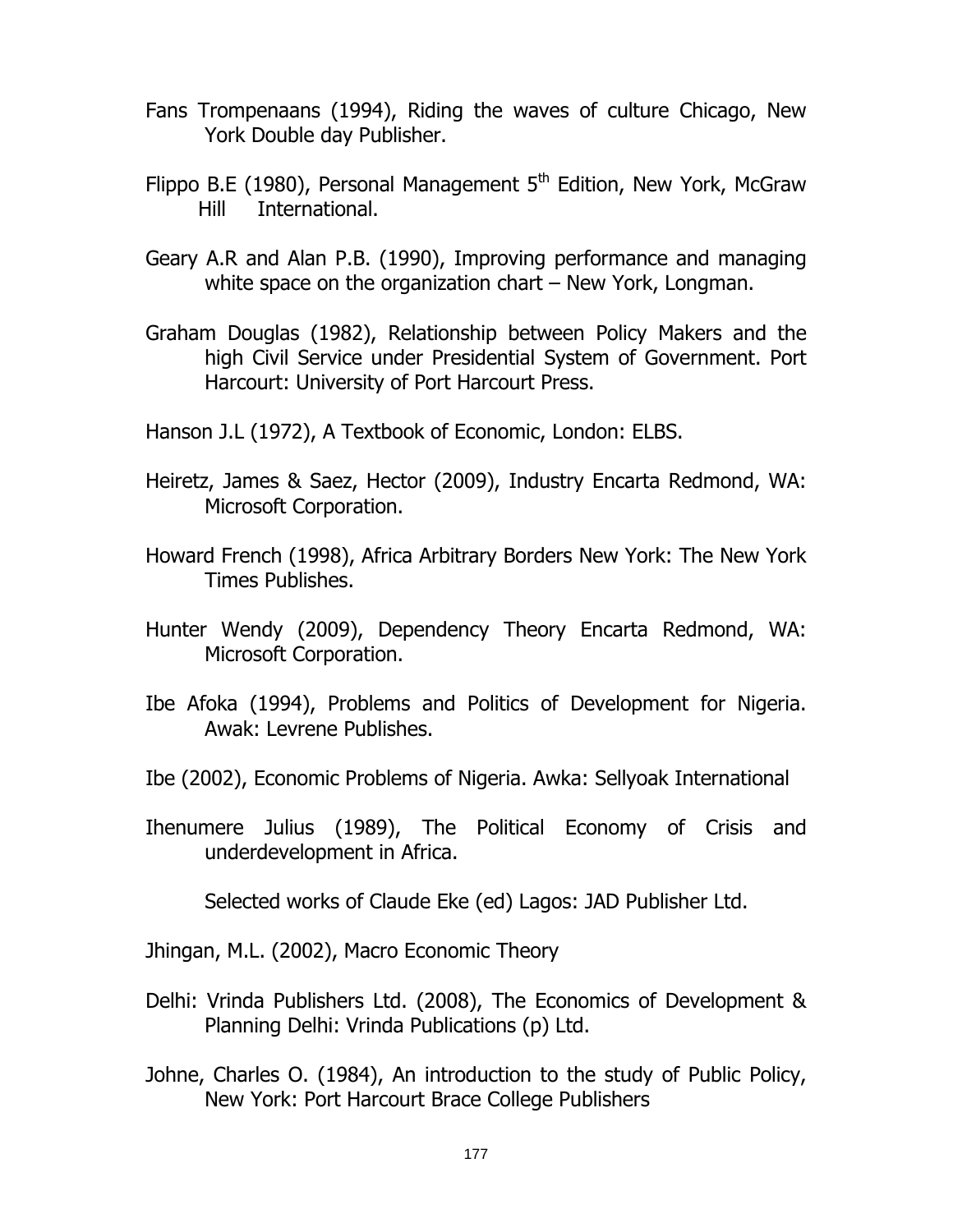Fans Trompenaans (1994), Riding the waves of culture Chicago, New York Double day Publisher.

Flippo B.E (1980), Personal Management 5th Edition, New York, McGraw Hill International.

Geary A.R and Alan P.B. (1990), Improving performance and managing white space on the organization chart – New York, Longman.

Graham Douglas (1982), Relationship between Policy Makers and the high Civil Service under Presidential System of Government. Port Harcourt: University of Port Harcourt Press.

Hanson J.L (1972), A Textbook of Economic, London: ELBS.

Heiretz, James & Saez, Hector (2009), Industry Encarta Redmond, WA: Microsoft Corporation.

Howard French (1998), Africa Arbitrary Borders New York: The New York Times Publishes.

Hunter Wendy (2009), Dependency Theory Encarta Redmond, WA: Microsoft Corporation.

Ibe Afoka (1994), Problems and Politics of Development for Nigeria. Awak: Levrene Publishes.

Ibe (2002), Economic Problems of Nigeria. Awka: Sellyoak International

Ihenumere Julius (1989), The Political Economy of Crisis and underdevelopment in Africa.

Selected works of Claude Eke (ed) Lagos: JAD Publisher Ltd.

Jhingan, M.L. (2002), Macro Economic Theory

Delhi: Vrinda Publishers Ltd. (2008), The Economics of Development & Planning Delhi: Vrinda Publications (p) Ltd.

Johne, Charles O. (1984), An introduction to the study of Public Policy, New York: Port Harcourt Brace College Publishers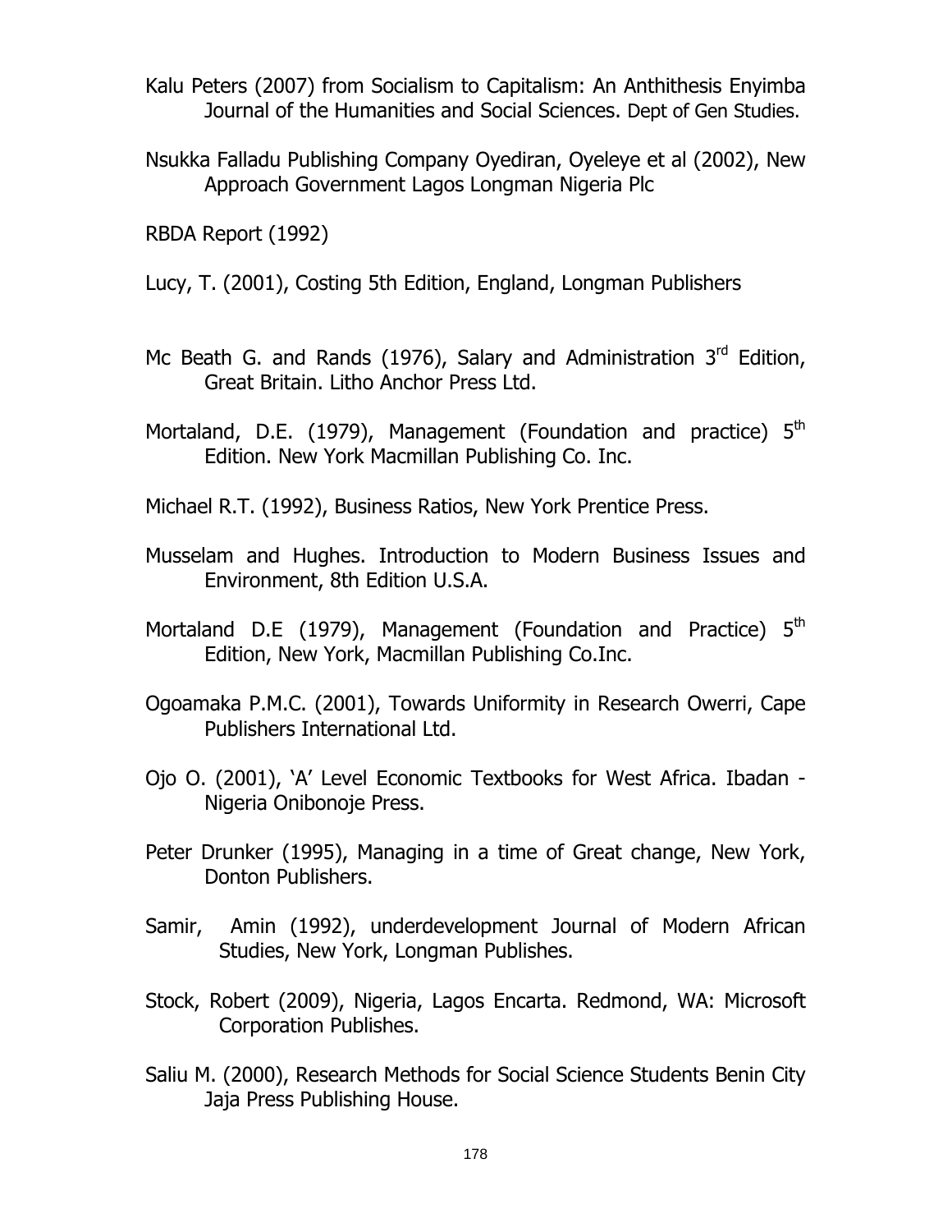Kalu Peters (2007) from Socialism to Capitalism: An Anthithesis Enyimba Journal of the Humanities and Social Sciences. Dept of Gen Studies.

Nsukka Falladu Publishing Company Oyediran, Oyeleye et al (2002), New Approach Government Lagos Longman Nigeria Plc

RBDA Report (1992)

Lucy, T. (2001), Costing 5th Edition, England, Longman Publishers

Mc Beath G. and Rands (1976), Salary and Administration 3rd Edition, Great Britain. Litho Anchor Press Ltd.

Mortaland, D.E. (1979), Management (Foundation and practice) 5th Edition. New York Macmillan Publishing Co. Inc.

Michael R.T. (1992), Business Ratios, New York Prentice Press.

Musselam and Hughes. Introduction to Modern Business Issues and Environment, 8th Edition U.S.A.

Mortaland D.E (1979), Management (Foundation and Practice) 5th Edition, New York, Macmillan Publishing Co.Inc.

Ogoamaka P.M.C. (2001), Towards Uniformity in Research Owerri, Cape Publishers International Ltd.

Ojo O. (2001), 'A' Level Economic Textbooks for West Africa. Ibadan - Nigeria Onibonoje Press.

Peter Drunker (1995), Managing in a time of Great change, New York, Donton Publishers.

Samir, Amin (1992), underdevelopment Journal of Modern African Studies, New York, Longman Publishes.

Stock, Robert (2009), Nigeria, Lagos Encarta. Redmond, WA: Microsoft Corporation Publishes.

Saliu M. (2000), Research Methods for Social Science Students Benin City Jaja Press Publishing House.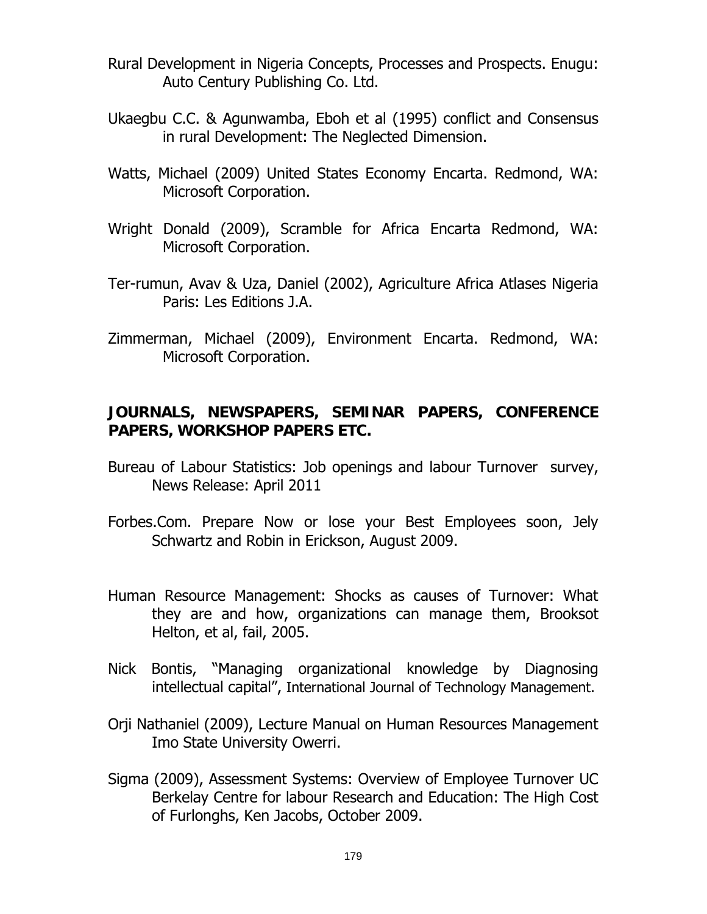Rural Development in Nigeria Concepts, Processes and Prospects. Enugu: Auto Century Publishing Co. Ltd.

Ukaegbu C.C. & Agunwamba, Eboh et al (1995) conflict and Consensus in rural Development: The Neglected Dimension.

Watts, Michael (2009) United States Economy Encarta. Redmond, WA: Microsoft Corporation.

Wright Donald (2009), Scramble for Africa Encarta Redmond, WA: Microsoft Corporation.

Ter-rumun, Avav & Uza, Daniel (2002), Agriculture Africa Atlases Nigeria Paris: Les Editions J.A.

Zimmerman, Michael (2009), Environment Encarta. Redmond, WA: Microsoft Corporation.

**JOURNALS, NEWSPAPERS, SEMINAR PAPERS, CONFERENCE PAPERS, WORKSHOP PAPERS ETC.**

Bureau of Labour Statistics: Job openings and labour Turnover survey, News Release: April 2011

Forbes.Com. Prepare Now or lose your Best Employees soon, Jely Schwartz and Robin in Erickson, August 2009.

Human Resource Management: Shocks as causes of Turnover: What they are and how, organizations can manage them, Brooksot Helton, et al, fail, 2005.

Nick Bontis, "Managing organizational knowledge by Diagnosing intellectual capital", International Journal of Technology Management.

Orji Nathaniel (2009), Lecture Manual on Human Resources Management Imo State University Owerri.

Sigma (2009), Assessment Systems: Overview of Employee Turnover UC Berkelay Centre for labour Research and Education: The High Cost of Furlonghs, Ken Jacobs, October 2009.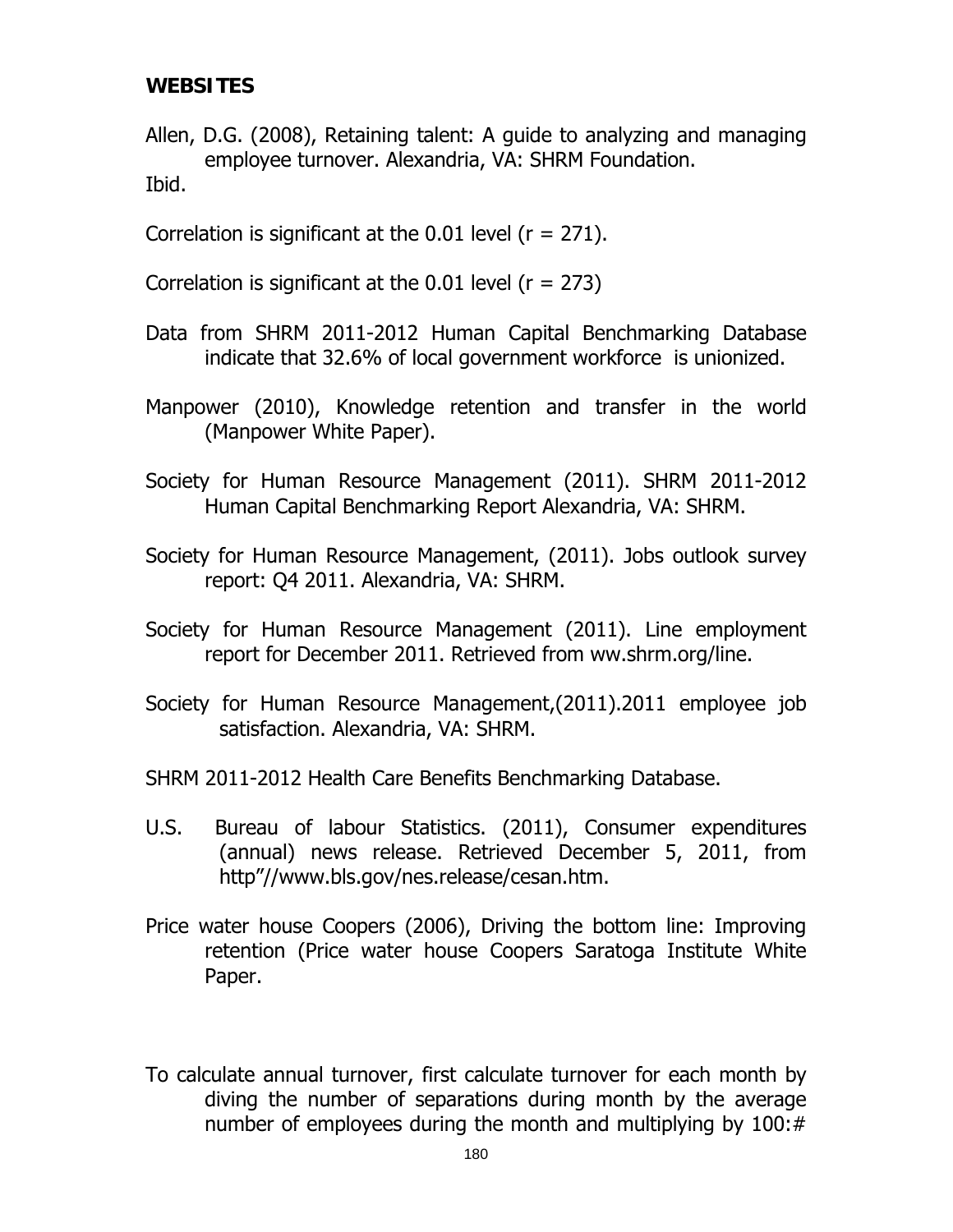**WEBSITES**

Allen, D.G. (2008), Retaining talent: A guide to analyzing and managing employee turnover. Alexandria, VA: SHRM Foundation.
Ibid.

Correlation is significant at the 0.01 level (r = 271).

Correlation is significant at the 0.01 level (r = 273)

Data from SHRM 2011-2012 Human Capital Benchmarking Database indicate that 32.6% of local government workforce is unionized.

Manpower (2010), Knowledge retention and transfer in the world (Manpower White Paper).

Society for Human Resource Management (2011). SHRM 2011-2012 Human Capital Benchmarking Report Alexandria, VA: SHRM.

Society for Human Resource Management, (2011). Jobs outlook survey report: Q4 2011. Alexandria, VA: SHRM.

Society for Human Resource Management (2011). Line employment report for December 2011. Retrieved from ww.shrm.org/line.

Society for Human Resource Management,(2011).2011 employee job satisfaction. Alexandria, VA: SHRM.

SHRM 2011-2012 Health Care Benefits Benchmarking Database.

U.S. Bureau of labour Statistics. (2011), Consumer expenditures (annual) news release. Retrieved December 5, 2011, from http"//www.bls.gov/nes.release/cesan.htm.

Price water house Coopers (2006), Driving the bottom line: Improving retention (Price water house Coopers Saratoga Institute White Paper.

To calculate annual turnover, first calculate turnover for each month by diving the number of separations during month by the average number of employees during the month and multiplying by 100:#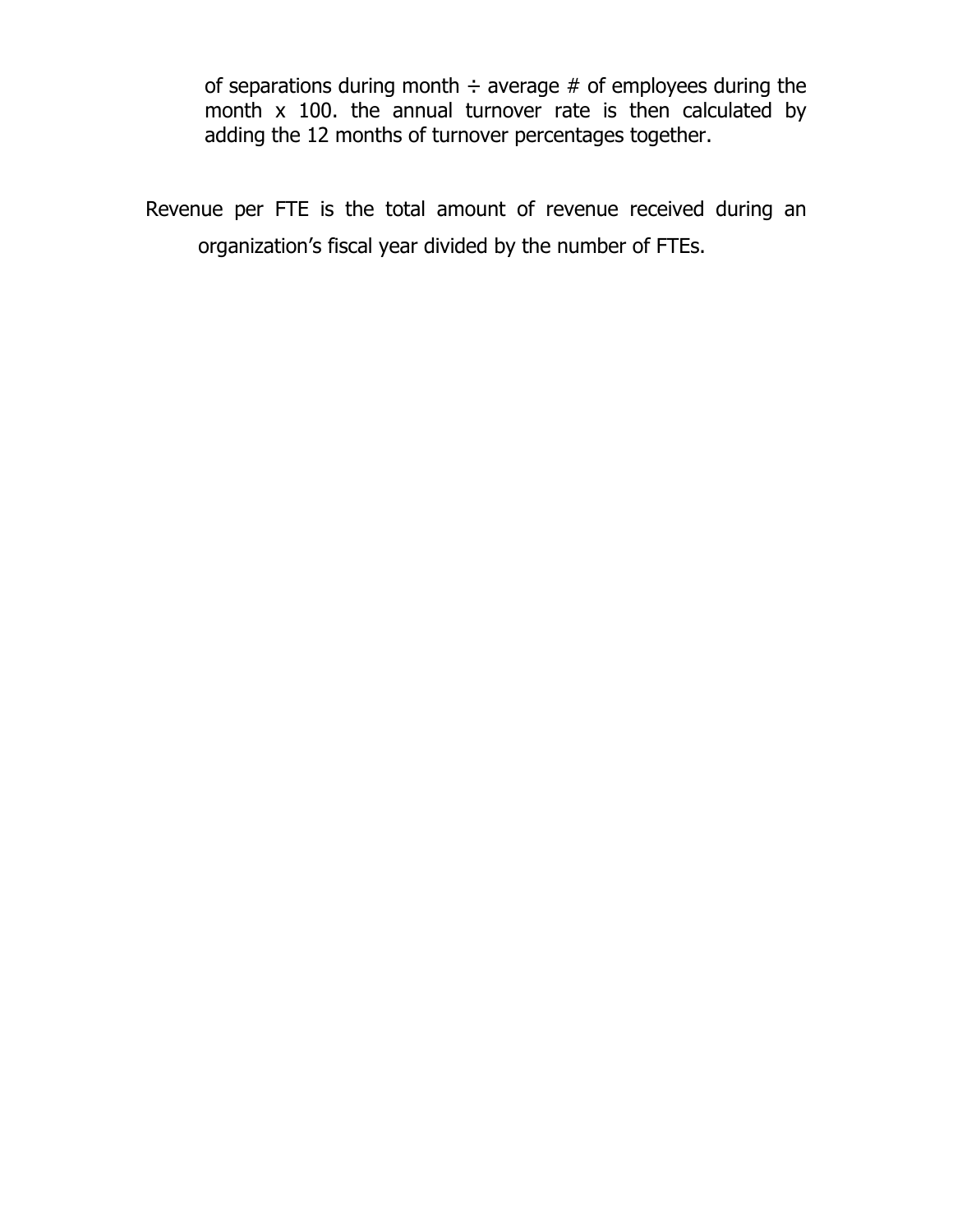of separations during month ÷ average # of employees during the month x 100. the annual turnover rate is then calculated by adding the 12 months of turnover percentages together.

Revenue per FTE is the total amount of revenue received during an organization's fiscal year divided by the number of FTEs.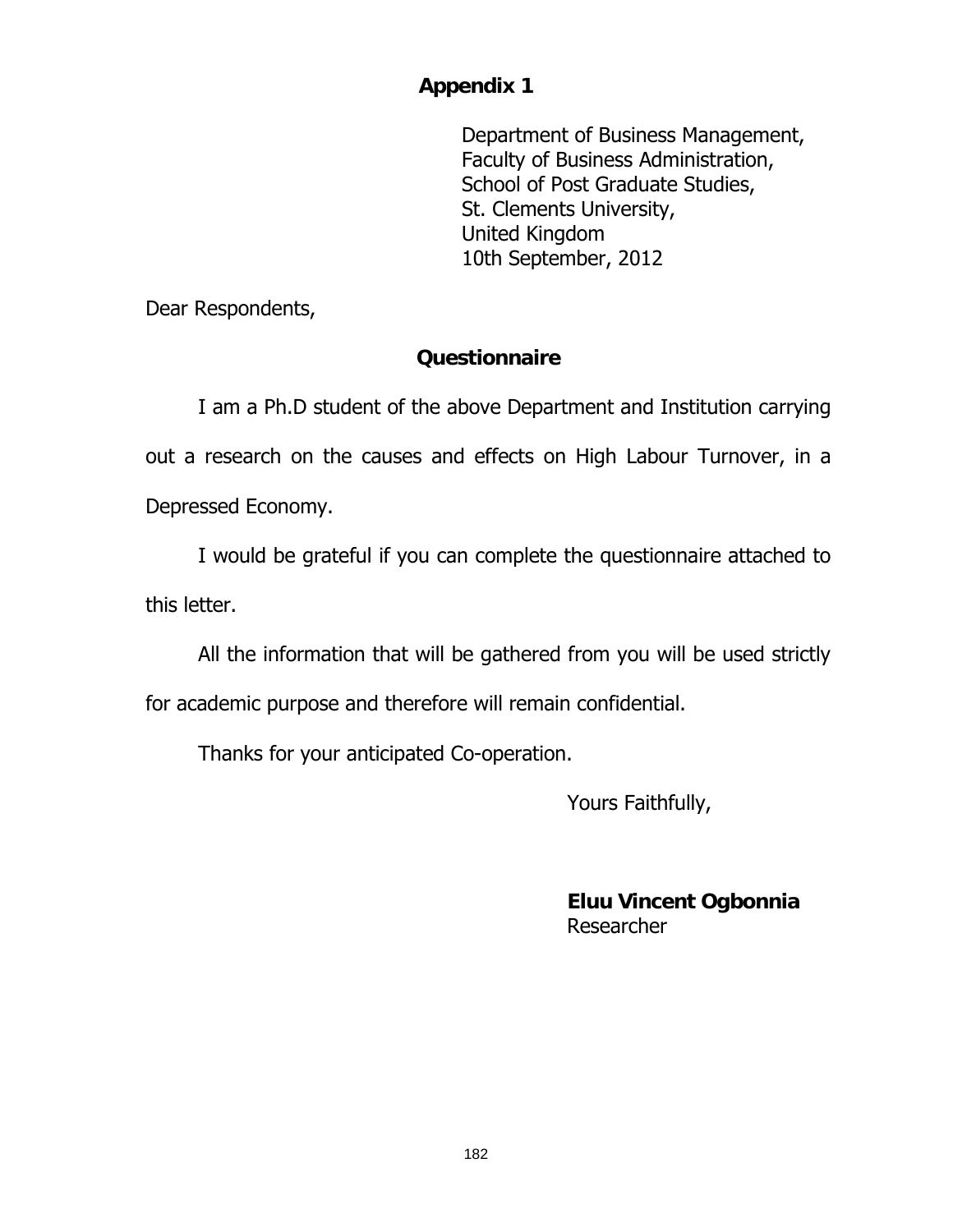## Appendix 1

Department of Business Management,
Faculty of Business Administration,
School of Post Graduate Studies,
St. Clements University,
United Kingdom
10th September, 2012

Dear Respondents,

### Questionnaire

I am a Ph.D student of the above Department and Institution carrying out a research on the causes and effects on High Labour Turnover, in a Depressed Economy.

I would be grateful if you can complete the questionnaire attached to this letter.

All the information that will be gathered from you will be used strictly for academic purpose and therefore will remain confidential.

Thanks for your anticipated Co-operation.

Yours Faithfully,

**Eluu Vincent Ogbonnia**
Researcher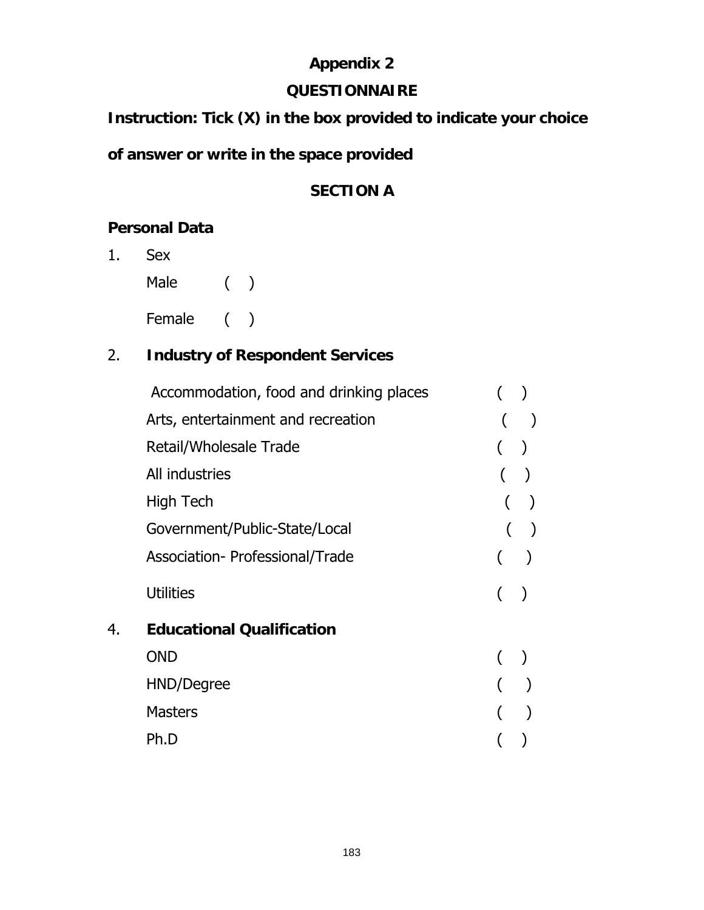# Appendix 2

## QUESTIONNAIRE

**Instruction: Tick (X) in the box provided to indicate your choice of answer or write in the space provided**

## SECTION A

**Personal Data**

1. Sex

   Male ( )

   Female ( )

2. **Industry of Respondent Services**

   Accommodation, food and drinking places ( )

   Arts, entertainment and recreation ( )

   Retail/Wholesale Trade ( )

   All industries ( )

   High Tech ( )

   Government/Public-State/Local ( )

   Association- Professional/Trade ( )

   Utilities ( )

4. **Educational Qualification**

   OND ( )

   HND/Degree ( )

   Masters ( )

   Ph.D ( )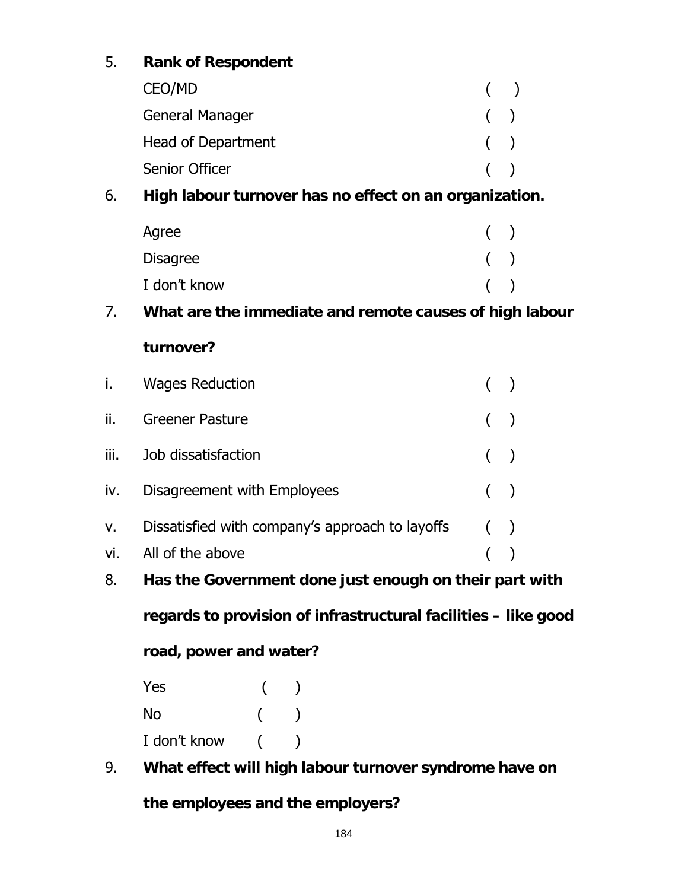5. **Rank of Respondent**

   CEO/MD ( )

   General Manager ( )

   Head of Department ( )

   Senior Officer ( )

6. **High labour turnover has no effect on an organization.**

   Agree ( )

   Disagree ( )

   I don't know ( )

7. **What are the immediate and remote causes of high labour turnover?**

   i. Wages Reduction ( )

   ii. Greener Pasture ( )

   iii. Job dissatisfaction ( )

   iv. Disagreement with Employees ( )

   v. Dissatisfied with company's approach to layoffs ( )

   vi. All of the above ( )

8. **Has the Government done just enough on their part with regards to provision of infrastructural facilities – like good road, power and water?**

   Yes ( )

   No ( )

   I don't know ( )

9. **What effect will high labour turnover syndrome have on the employees and the employers?**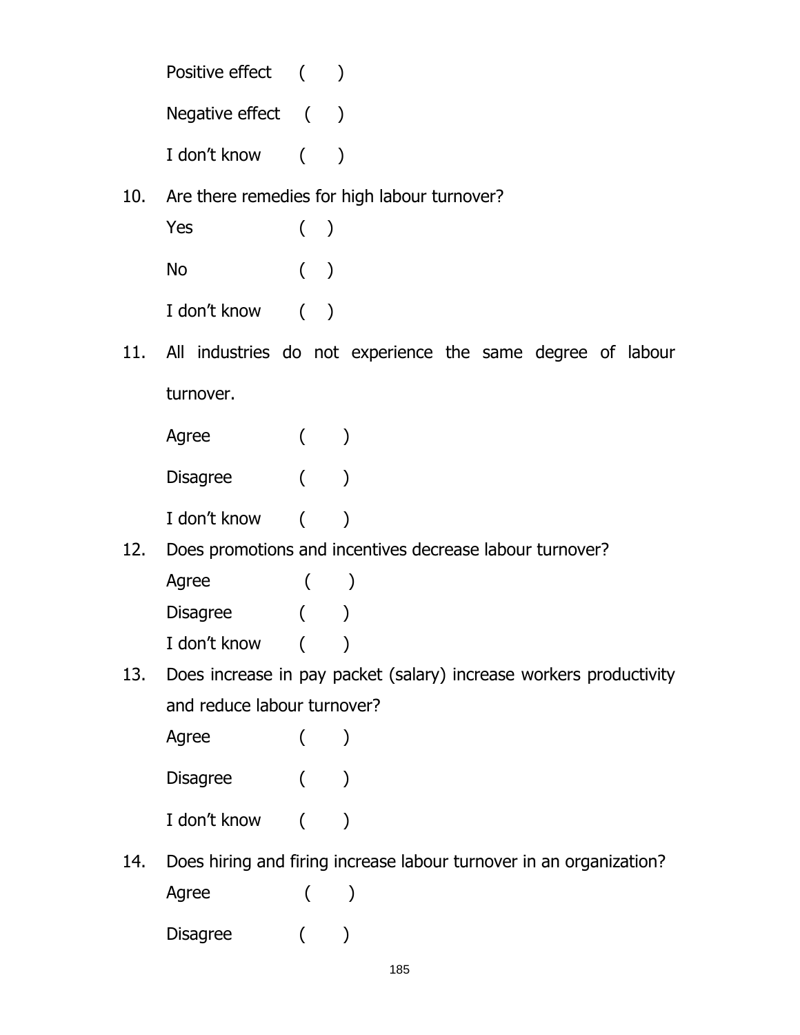Positive effect ( )

Negative effect ( )

I don't know ( )

10. Are there remedies for high labour turnover?

    Yes ( )

    No ( )

    I don't know ( )

11. All industries do not experience the same degree of labour turnover.

    Agree ( )

    Disagree ( )

    I don't know ( )

12. Does promotions and incentives decrease labour turnover?

    Agree ( )

    Disagree ( )

    I don't know ( )

13. Does increase in pay packet (salary) increase workers productivity and reduce labour turnover?

    Agree ( )

    Disagree ( )

    I don't know ( )

14. Does hiring and firing increase labour turnover in an organization?

    Agree ( )

    Disagree ( )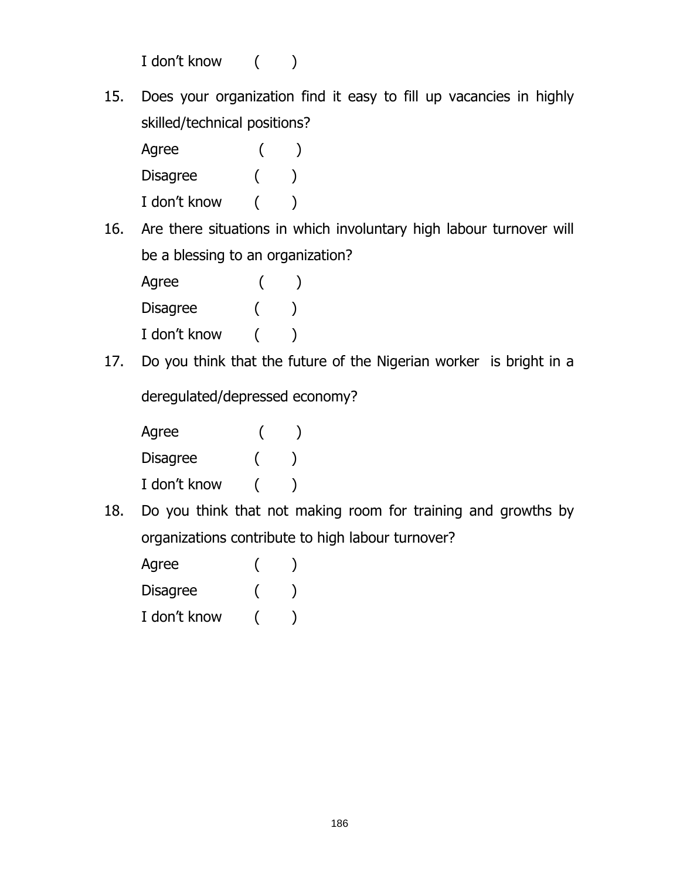I don’t know ( )

15. Does your organization find it easy to fill up vacancies in highly skilled/technical positions?

    Agree ( )

    Disagree ( )

    I don’t know ( )

16. Are there situations in which involuntary high labour turnover will be a blessing to an organization?

    Agree ( )

    Disagree ( )

    I don’t know ( )

17. Do you think that the future of the Nigerian worker is bright in a deregulated/depressed economy?

    Agree ( )

    Disagree ( )

    I don’t know ( )

18. Do you think that not making room for training and growths by organizations contribute to high labour turnover?

    Agree ( )

    Disagree ( )

    I don’t know ( )